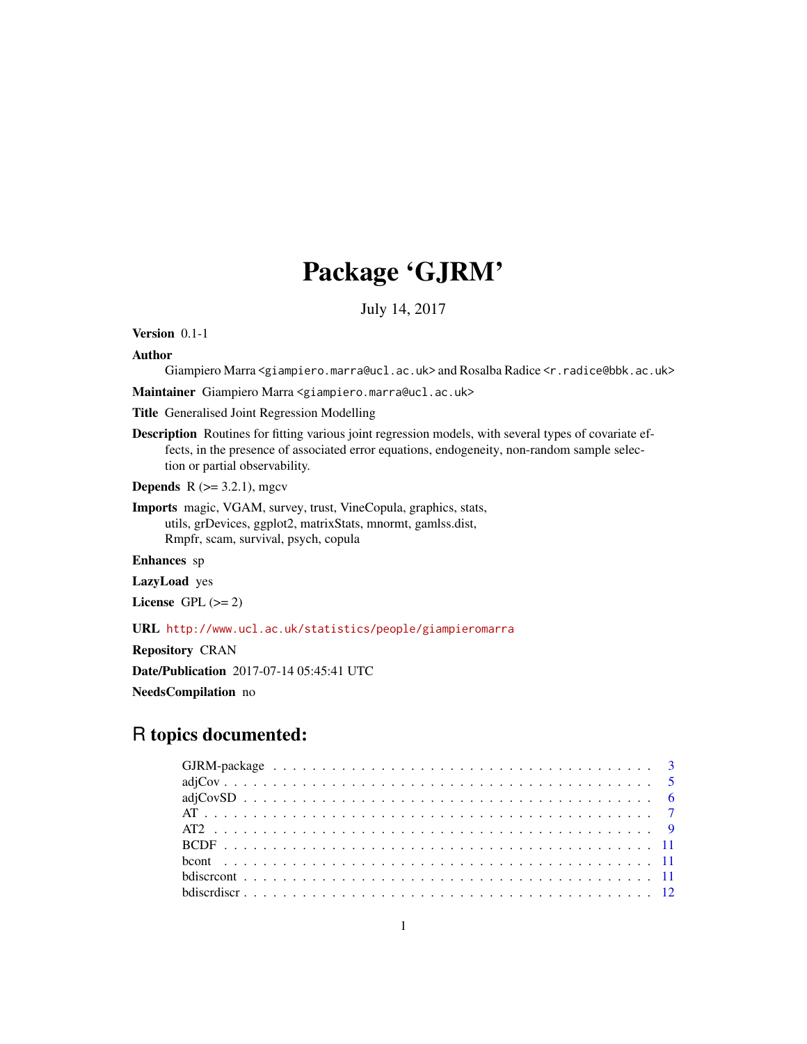# Package 'GJRM'

July 14, 2017

**Version** 0.1-1

**Author** Giampiero Marra <giampiero.marra@ucl.ac.uk> and Rosalba Radice <r.radice@bbk.ac.uk>

**Maintainer** Giampiero Marra <giampiero.marra@ucl.ac.uk>

**Title** Generalised Joint Regression Modelling

**Description** Routines for fitting various joint regression models, with several types of covariate effects, in the presence of associated error equations, endogeneity, non-random sample selection or partial observability.

**Depends** R (>= 3.2.1), mgcv

**Imports** magic, VGAM, survey, trust, VineCopula, graphics, stats, utils, grDevices, ggplot2, matrixStats, mnormt, gamlss.dist, Rmpfr, scam, survival, psych, copula

**Enhances** sp

**LazyLoad** yes

**License** GPL (>= 2)

**URL** http://www.ucl.ac.uk/statistics/people/giampieromarra

**Repository** CRAN

**Date/Publication** 2017-07-14 05:45:41 UTC

**NeedsCompilation** no

## R topics documented:

| | |
|---|---|
| GJRM-package | 3 |
| adjCov | 5 |
| adjCovSD | 6 |
| AT | 7 |
| AT2 | 9 |
| BCDF | 11 |
| bcont | 11 |
| bdiscrcont | 11 |
| bdiscrdiscr | 12 |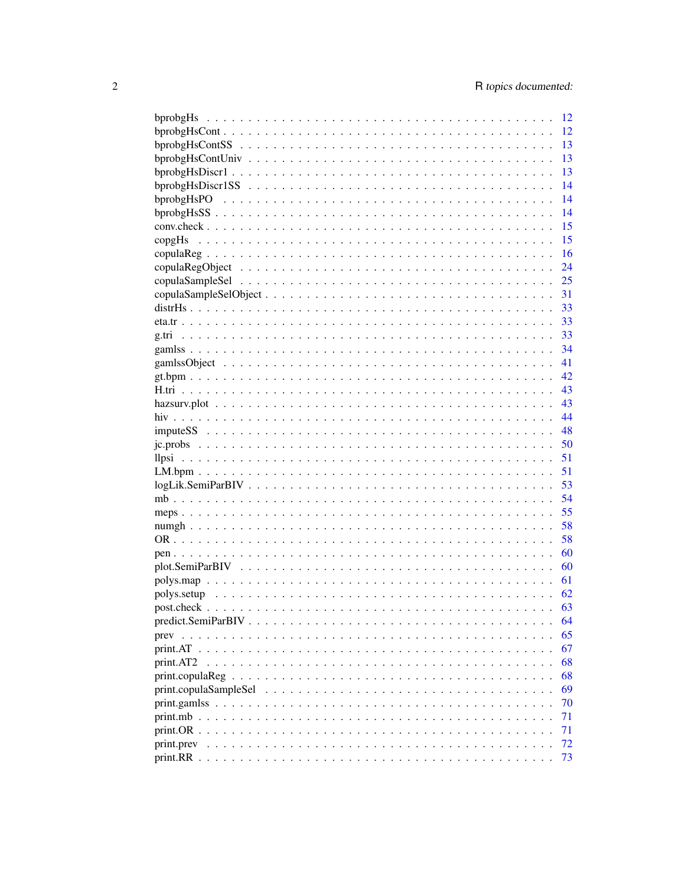| | |
|---|---|
| bprobgHs | 12 |
| bprobgHsCont | 12 |
| bprobgHsContSS | 13 |
| bprobgHsContUniv | 13 |
| bprobgHsDiscr1 | 13 |
| bprobgHsDiscr1SS | 14 |
| bprobgHsPO | 14 |
| bprobgHsSS | 14 |
| conv.check | 15 |
| copgHs | 15 |
| copulaReg | 16 |
| copulaRegObject | 24 |
| copulaSampleSel | 25 |
| copulaSampleSelObject | 31 |
| distrHs | 33 |
| eta.tr | 33 |
| g.tri | 33 |
| gamlss | 34 |
| gamlssObject | 41 |
| gt.bpm | 42 |
| H.tri | 43 |
| hazsurv.plot | 43 |
| hiv | 44 |
| imputeSS | 48 |
| jc.probs | 50 |
| llpsi | 51 |
| LM.bpm | 51 |
| logLik.SemiParBIV | 53 |
| mb | 54 |
| meps | 55 |
| numgh | 58 |
| OR | 58 |
| pen | 60 |
| plot.SemiParBIV | 60 |
| polys.map | 61 |
| polys.setup | 62 |
| post.check | 63 |
| predict.SemiParBIV | 64 |
| prev | 65 |
| print.AT | 67 |
| print.AT2 | 68 |
| print.copulaReg | 68 |
| print.copulaSampleSel | 69 |
| print.gamlss | 70 |
| print.mb | 71 |
| print.OR | 71 |
| print.prev | 72 |
| print.RR | 73 |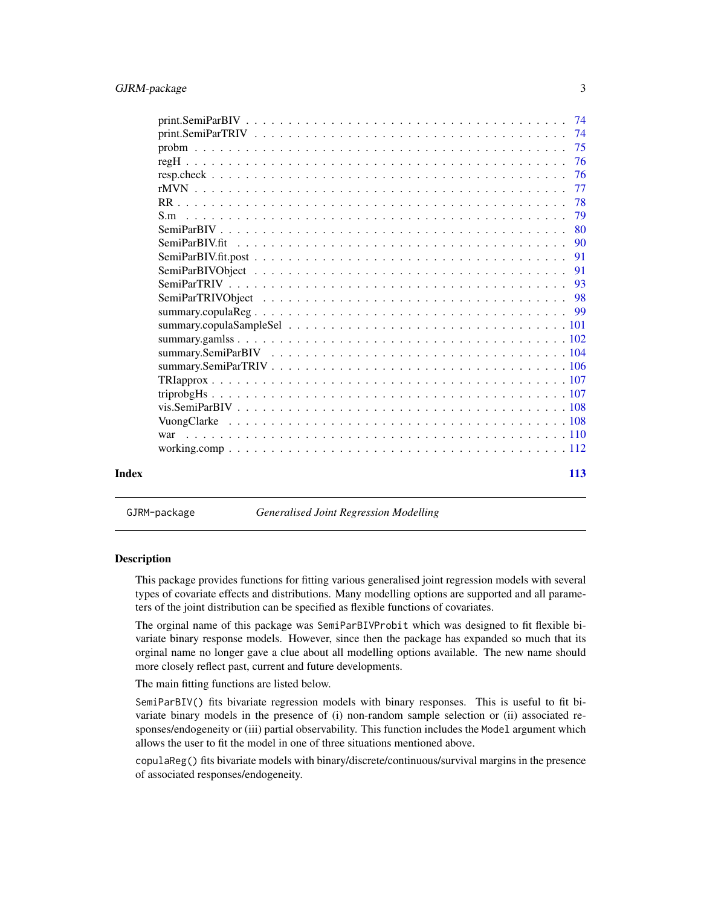| | |
|---|---|
| print.SemiParBIV | 74 |
| print.SemiParTRIV | 74 |
| probm | 75 |
| regH | 76 |
| resp.check | 76 |
| rMVN | 77 |
| RR | 78 |
| S.m | 79 |
| SemiParBIV | 80 |
| SemiParBIV.fit | 90 |
| SemiParBIV.fit.post | 91 |
| SemiParBIVObject | 91 |
| SemiParTRIV | 93 |
| SemiParTRIVObject | 98 |
| summary.copulaReg | 99 |
| summary.copulaSampleSel | 101 |
| summary.gamlss | 102 |
| summary.SemiParBIV | 104 |
| summary.SemiParTRIV | 106 |
| TRIapprox | 107 |
| triprobgHs | 107 |
| vis.SemiParBIV | 108 |
| VuongClarke | 108 |
| war | 110 |
| working.comp | 112 |

**Index** **113**

---

GJRM-package *Generalised Joint Regression Modelling*

---

### Description

This package provides functions for fitting various generalised joint regression models with several types of covariate effects and distributions. Many modelling options are supported and all parameters of the joint distribution can be specified as flexible functions of covariates.

The orginal name of this package was `SemiParBIVProbit` which was designed to fit flexible bivariate binary response models. However, since then the package has expanded so much that its orginal name no longer gave a clue about all modelling options available. The new name should more closely reflect past, current and future developments.

The main fitting functions are listed below.

`SemiParBIV()` fits bivariate regression models with binary responses. This is useful to fit bivariate binary models in the presence of (i) non-random sample selection or (ii) associated responses/endogeneity or (iii) partial observability. This function includes the `Model` argument which allows the user to fit the model in one of three situations mentioned above.

`copulaReg()` fits bivariate models with binary/discrete/continuous/survival margins in the presence of associated responses/endogeneity.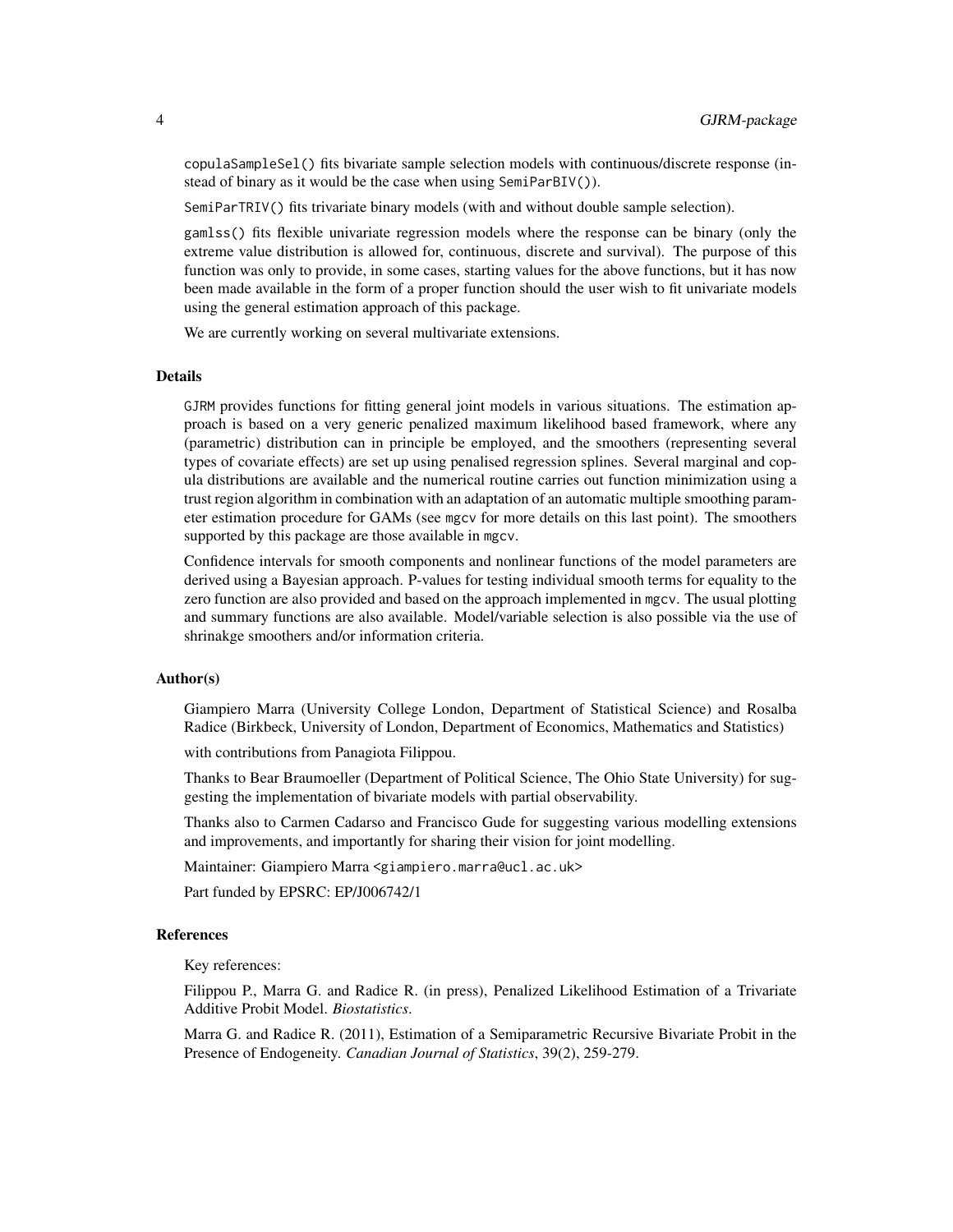`copulaSampleSel()` fits bivariate sample selection models with continuous/discrete response (instead of binary as it would be the case when using `SemiParBIV()`).

`SemiParTRIV()` fits trivariate binary models (with and without double sample selection).

`gamlss()` fits flexible univariate regression models where the response can be binary (only the extreme value distribution is allowed for, continuous, discrete and survival). The purpose of this function was only to provide, in some cases, starting values for the above functions, but it has now been made available in the form of a proper function should the user wish to fit univariate models using the general estimation approach of this package.

We are currently working on several multivariate extensions.

### Details

`GJRM` provides functions for fitting general joint models in various situations. The estimation approach is based on a very generic penalized maximum likelihood based framework, where any (parametric) distribution can in principle be employed, and the smoothers (representing several types of covariate effects) are set up using penalised regression splines. Several marginal and copula distributions are available and the numerical routine carries out function minimization using a trust region algorithm in combination with an adaptation of an automatic multiple smoothing parameter estimation procedure for GAMs (see `mgcv` for more details on this last point). The smoothers supported by this package are those available in `mgcv`.

Confidence intervals for smooth components and nonlinear functions of the model parameters are derived using a Bayesian approach. P-values for testing individual smooth terms for equality to the zero function are also provided and based on the approach implemented in `mgcv`. The usual plotting and summary functions are also available. Model/variable selection is also possible via the use of shrinakge smoothers and/or information criteria.

### Author(s)

Giampiero Marra (University College London, Department of Statistical Science) and Rosalba Radice (Birkbeck, University of London, Department of Economics, Mathematics and Statistics)

with contributions from Panagiota Filippou.

Thanks to Bear Braumoeller (Department of Political Science, The Ohio State University) for suggesting the implementation of bivariate models with partial observability.

Thanks also to Carmen Cadarso and Francisco Gude for suggesting various modelling extensions and improvements, and importantly for sharing their vision for joint modelling.

Maintainer: Giampiero Marra <giampiero.marra@ucl.ac.uk>

Part funded by EPSRC: EP/J006742/1

### References

Key references:

Filippou P., Marra G. and Radice R. (in press), Penalized Likelihood Estimation of a Trivariate Additive Probit Model. *Biostatistics*.

Marra G. and Radice R. (2011), Estimation of a Semiparametric Recursive Bivariate Probit in the Presence of Endogeneity. *Canadian Journal of Statistics*, 39(2), 259-279.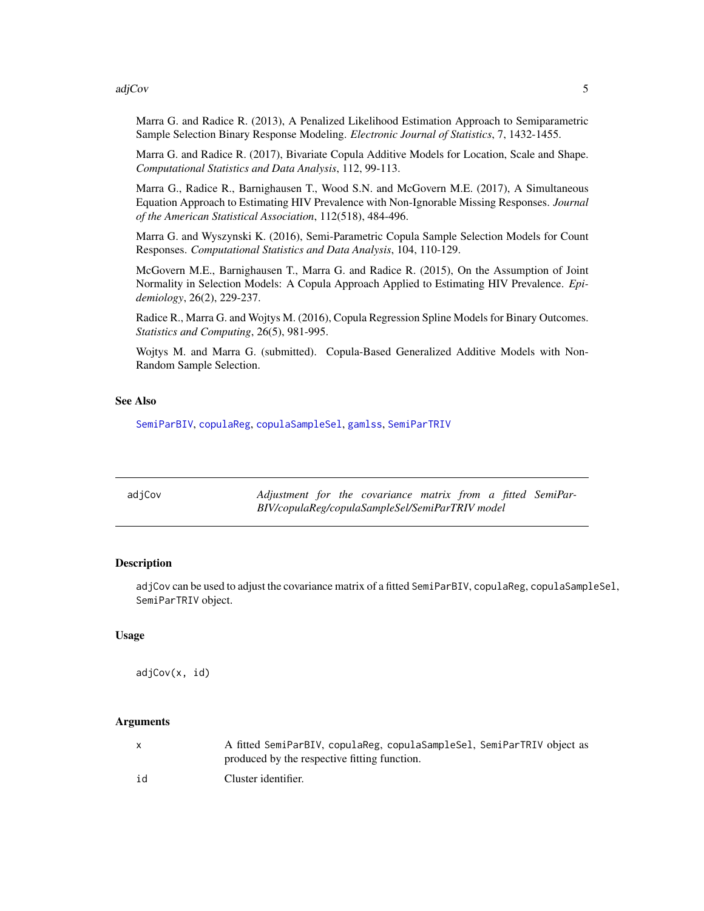Marra G. and Radice R. (2013), A Penalized Likelihood Estimation Approach to Semiparametric Sample Selection Binary Response Modeling. *Electronic Journal of Statistics*, 7, 1432-1455.

Marra G. and Radice R. (2017), Bivariate Copula Additive Models for Location, Scale and Shape. *Computational Statistics and Data Analysis*, 112, 99-113.

Marra G., Radice R., Barnighausen T., Wood S.N. and McGovern M.E. (2017), A Simultaneous Equation Approach to Estimating HIV Prevalence with Non-Ignorable Missing Responses. *Journal of the American Statistical Association*, 112(518), 484-496.

Marra G. and Wyszynski K. (2016), Semi-Parametric Copula Sample Selection Models for Count Responses. *Computational Statistics and Data Analysis*, 104, 110-129.

McGovern M.E., Barnighausen T., Marra G. and Radice R. (2015), On the Assumption of Joint Normality in Selection Models: A Copula Approach Applied to Estimating HIV Prevalence. *Epidemiology*, 26(2), 229-237.

Radice R., Marra G. and Wojtys M. (2016), Copula Regression Spline Models for Binary Outcomes. *Statistics and Computing*, 26(5), 981-995.

Wojtys M. and Marra G. (submitted). Copula-Based Generalized Additive Models with Non-Random Sample Selection.

## See Also

SemiParBIV, copulaReg, copulaSampleSel, gamlss, SemiParTRIV

---

# adjCov — *Adjustment for the covariance matrix from a fitted SemiParBIV/copulaReg/copulaSampleSel/SemiParTRIV model*

## Description

adjCov can be used to adjust the covariance matrix of a fitted SemiParBIV, copulaReg, copulaSampleSel, SemiParTRIV object.

## Usage

```
adjCov(x, id)
```

## Arguments

| | |
|---|---|
| x | A fitted SemiParBIV, copulaReg, copulaSampleSel, SemiParTRIV object as produced by the respective fitting function. |
| id | Cluster identifier. |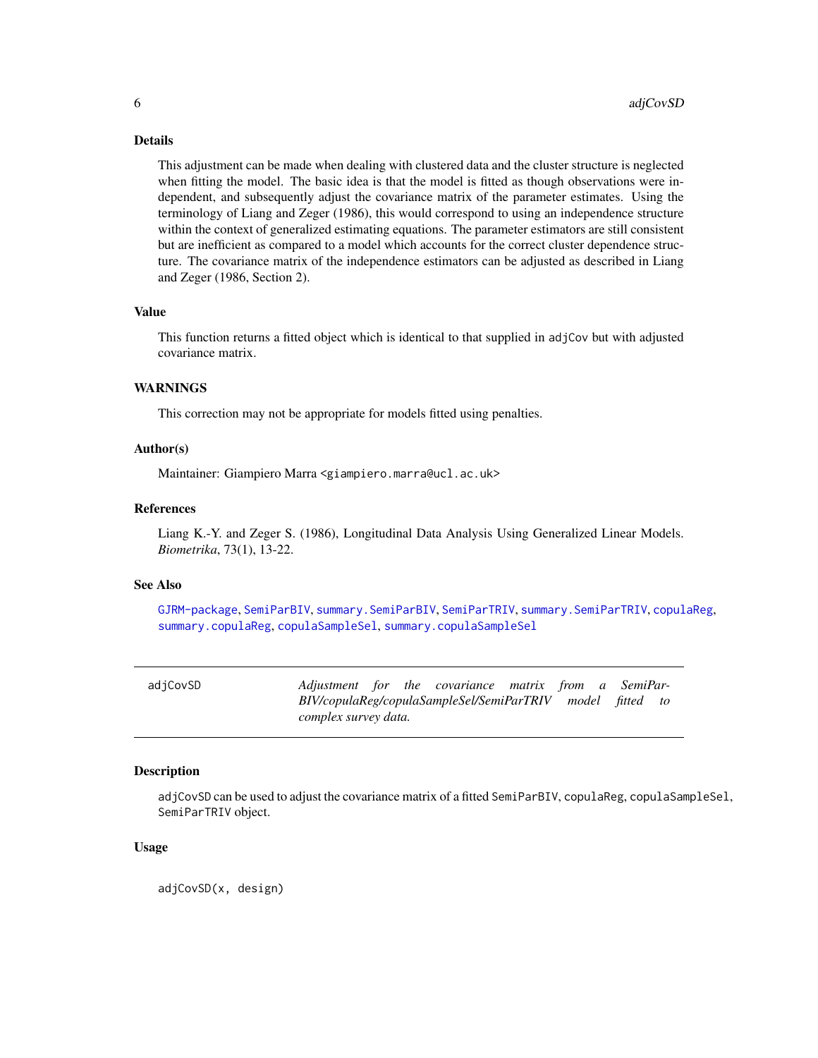## Details

This adjustment can be made when dealing with clustered data and the cluster structure is neglected when fitting the model. The basic idea is that the model is fitted as though observations were independent, and subsequently adjust the covariance matrix of the parameter estimates. Using the terminology of Liang and Zeger (1986), this would correspond to using an independence structure within the context of generalized estimating equations. The parameter estimators are still consistent but are inefficient as compared to a model which accounts for the correct cluster dependence structure. The covariance matrix of the independence estimators can be adjusted as described in Liang and Zeger (1986, Section 2).

## Value

This function returns a fitted object which is identical to that supplied in `adjCov` but with adjusted covariance matrix.

## WARNINGS

This correction may not be appropriate for models fitted using penalties.

## Author(s)

Maintainer: Giampiero Marra <giampiero.marra@ucl.ac.uk>

## References

Liang K.-Y. and Zeger S. (1986), Longitudinal Data Analysis Using Generalized Linear Models. *Biometrika*, 73(1), 13-22.

## See Also

GJRM-package, SemiParBIV, summary.SemiParBIV, SemiParTRIV, summary.SemiParTRIV, copulaReg, summary.copulaReg, copulaSampleSel, summary.copulaSampleSel

---

# adjCovSD — *Adjustment for the covariance matrix from a SemiParBIV/copulaReg/copulaSampleSel/SemiParTRIV model fitted to complex survey data.*

---

## Description

`adjCovSD` can be used to adjust the covariance matrix of a fitted `SemiParBIV`, `copulaReg`, `copulaSampleSel`, `SemiParTRIV` object.

## Usage

```
adjCovSD(x, design)
```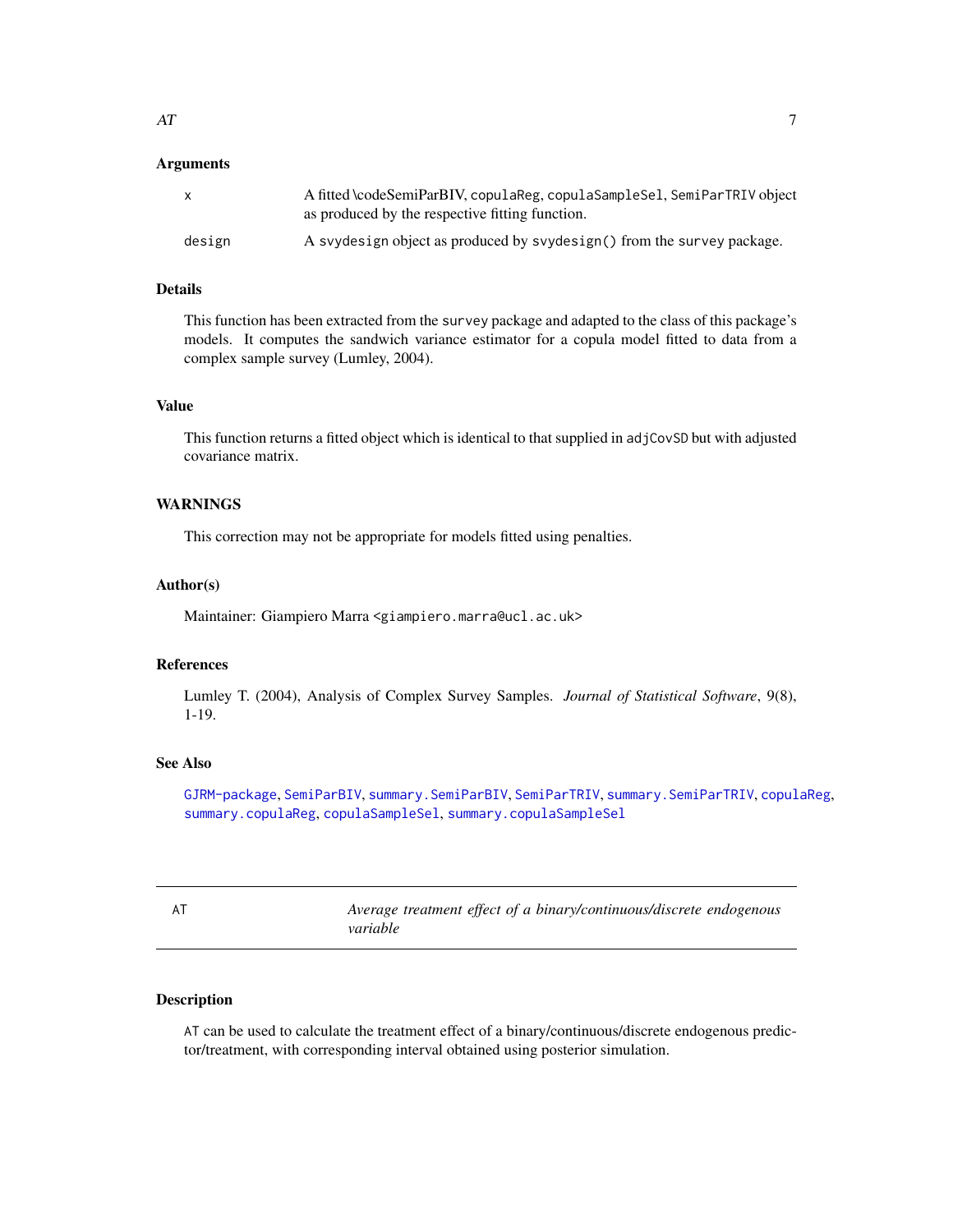### Arguments

| | |
|---|---|
| x | A fitted \codeSemiParBIV, copulaReg, copulaSampleSel, SemiParTRIV object as produced by the respective fitting function. |
| design | A svydesign object as produced by svydesign() from the survey package. |

### Details

This function has been extracted from the survey package and adapted to the class of this package's models. It computes the sandwich variance estimator for a copula model fitted to data from a complex sample survey (Lumley, 2004).

### Value

This function returns a fitted object which is identical to that supplied in adjCovSD but with adjusted covariance matrix.

### WARNINGS

This correction may not be appropriate for models fitted using penalties.

### Author(s)

Maintainer: Giampiero Marra <giampiero.marra@ucl.ac.uk>

### References

Lumley T. (2004), Analysis of Complex Survey Samples. *Journal of Statistical Software*, 9(8), 1-19.

### See Also

GJRM-package, SemiParBIV, summary.SemiParBIV, SemiParTRIV, summary.SemiParTRIV, copulaReg, summary.copulaReg, copulaSampleSel, summary.copulaSampleSel

---

## AT — *Average treatment effect of a binary/continuous/discrete endogenous variable*

---

### Description

AT can be used to calculate the treatment effect of a binary/continuous/discrete endogenous predictor/treatment, with corresponding interval obtained using posterior simulation.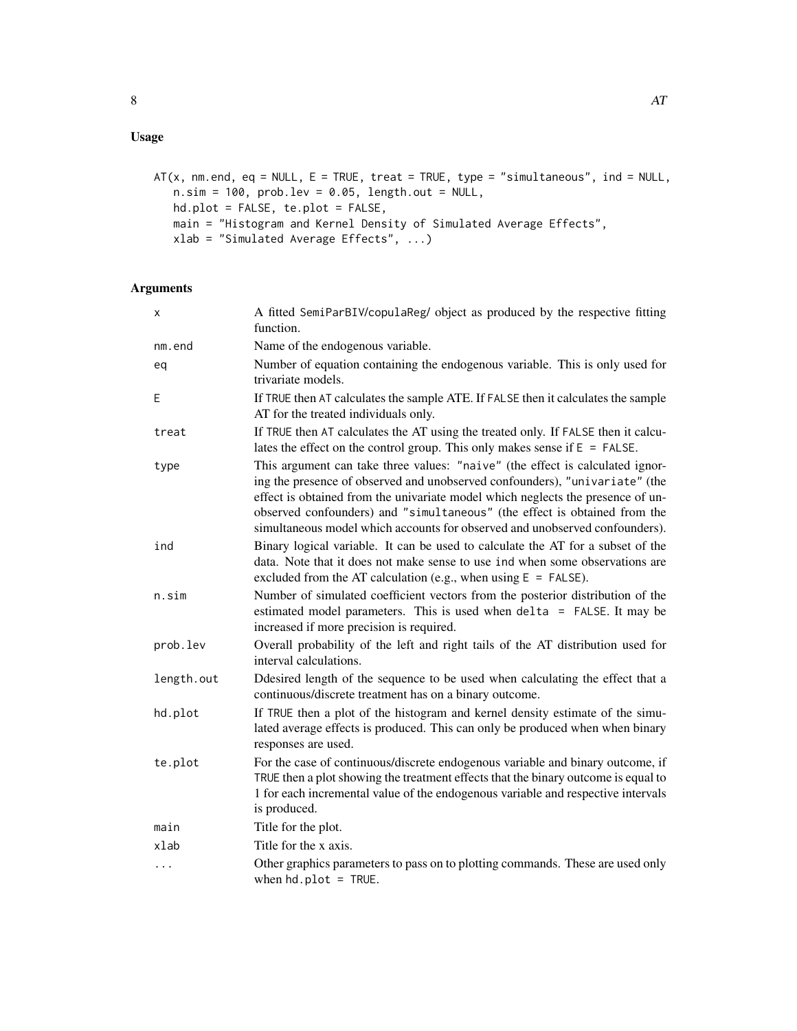## Usage

```
AT(x, nm.end, eq = NULL, E = TRUE, treat = TRUE, type = "simultaneous", ind = NULL,
   n.sim = 100, prob.lev = 0.05, length.out = NULL,
   hd.plot = FALSE, te.plot = FALSE,
   main = "Histogram and Kernel Density of Simulated Average Effects",
   xlab = "Simulated Average Effects", ...)
```

## Arguments

| | |
|---|---|
| x | A fitted SemiParBIV/copulaReg/ object as produced by the respective fitting function. |
| nm.end | Name of the endogenous variable. |
| eq | Number of equation containing the endogenous variable. This is only used for trivariate models. |
| E | If TRUE then AT calculates the sample ATE. If FALSE then it calculates the sample AT for the treated individuals only. |
| treat | If TRUE then AT calculates the AT using the treated only. If FALSE then it calculates the effect on the control group. This only makes sense if E = FALSE. |
| type | This argument can take three values: "naive" (the effect is calculated ignoring the presence of observed and unobserved confounders), "univariate" (the effect is obtained from the univariate model which neglects the presence of unobserved confounders) and "simultaneous" (the effect is obtained from the simultaneous model which accounts for observed and unobserved confounders). |
| ind | Binary logical variable. It can be used to calculate the AT for a subset of the data. Note that it does not make sense to use ind when some observations are excluded from the AT calculation (e.g., when using E = FALSE). |
| n.sim | Number of simulated coefficient vectors from the posterior distribution of the estimated model parameters. This is used when delta = FALSE. It may be increased if more precision is required. |
| prob.lev | Overall probability of the left and right tails of the AT distribution used for interval calculations. |
| length.out | Ddesired length of the sequence to be used when calculating the effect that a continuous/discrete treatment has on a binary outcome. |
| hd.plot | If TRUE then a plot of the histogram and kernel density estimate of the simulated average effects is produced. This can only be produced when when binary responses are used. |
| te.plot | For the case of continuous/discrete endogenous variable and binary outcome, if TRUE then a plot showing the treatment effects that the binary outcome is equal to 1 for each incremental value of the endogenous variable and respective intervals is produced. |
| main | Title for the plot. |
| xlab | Title for the x axis. |
| ... | Other graphics parameters to pass on to plotting commands. These are used only when hd.plot = TRUE. |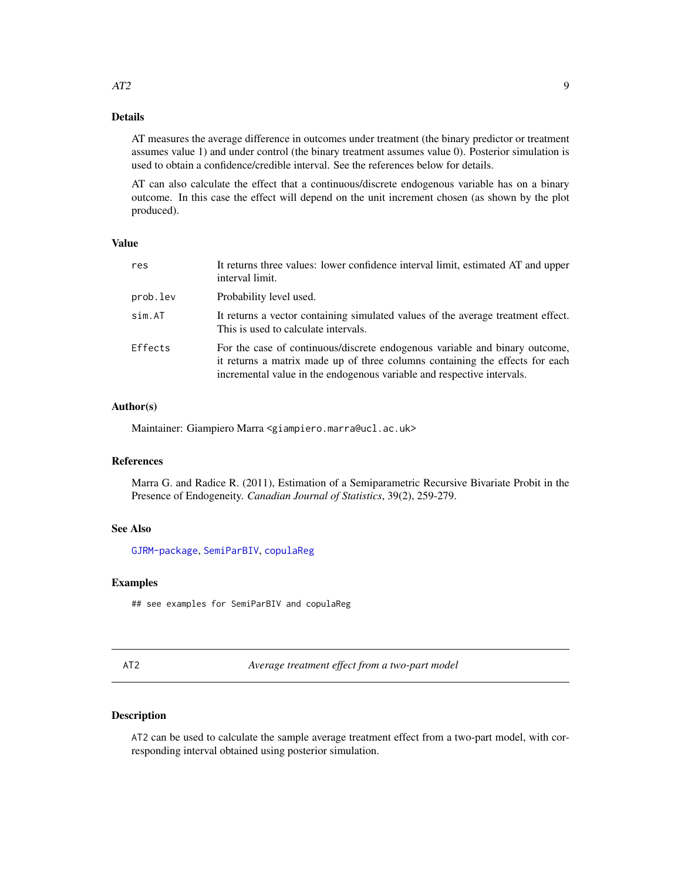## Details

AT measures the average difference in outcomes under treatment (the binary predictor or treatment assumes value 1) and under control (the binary treatment assumes value 0). Posterior simulation is used to obtain a confidence/credible interval. See the references below for details.

AT can also calculate the effect that a continuous/discrete endogenous variable has on a binary outcome. In this case the effect will depend on the unit increment chosen (as shown by the plot produced).

## Value

| | |
|---|---|
| `res` | It returns three values: lower confidence interval limit, estimated AT and upper interval limit. |
| `prob.lev` | Probability level used. |
| `sim.AT` | It returns a vector containing simulated values of the average treatment effect. This is used to calculate intervals. |
| `Effects` | For the case of continuous/discrete endogenous variable and binary outcome, it returns a matrix made up of three columns containing the effects for each incremental value in the endogenous variable and respective intervals. |

## Author(s)

Maintainer: Giampiero Marra <giampiero.marra@ucl.ac.uk>

## References

Marra G. and Radice R. (2011), Estimation of a Semiparametric Recursive Bivariate Probit in the Presence of Endogeneity. *Canadian Journal of Statistics*, 39(2), 259-279.

## See Also

GJRM-package, SemiParBIV, copulaReg

## Examples

```
## see examples for SemiParBIV and copulaReg
```

---

# AT2 — *Average treatment effect from a two-part model*

---

## Description

AT2 can be used to calculate the sample average treatment effect from a two-part model, with corresponding interval obtained using posterior simulation.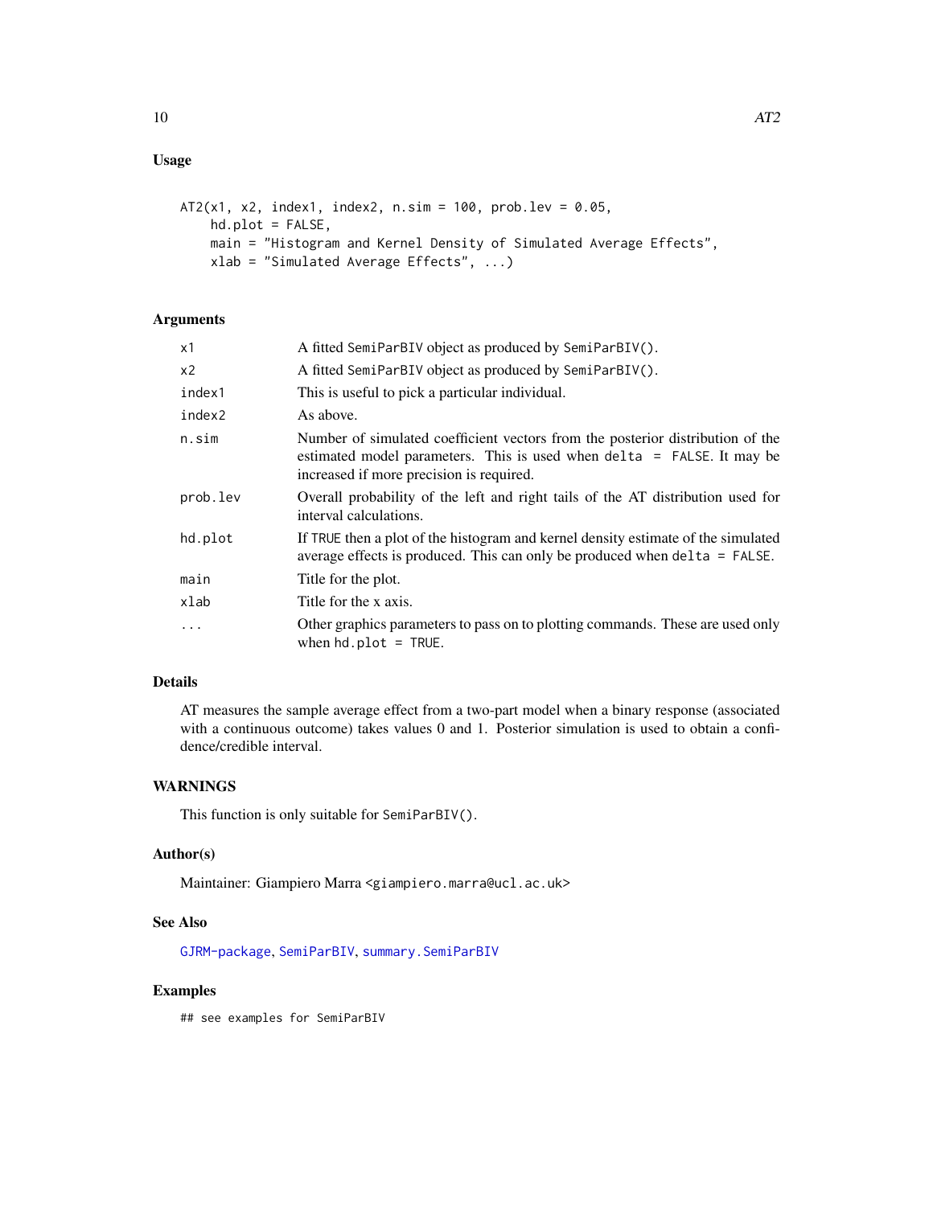## Usage

```
AT2(x1, x2, index1, index2, n.sim = 100, prob.lev = 0.05,
    hd.plot = FALSE,
    main = "Histogram and Kernel Density of Simulated Average Effects",
    xlab = "Simulated Average Effects", ...)
```

## Arguments

| | |
|---|---|
| x1 | A fitted SemiParBIV object as produced by SemiParBIV(). |
| x2 | A fitted SemiParBIV object as produced by SemiParBIV(). |
| index1 | This is useful to pick a particular individual. |
| index2 | As above. |
| n.sim | Number of simulated coefficient vectors from the posterior distribution of the estimated model parameters. This is used when delta = FALSE. It may be increased if more precision is required. |
| prob.lev | Overall probability of the left and right tails of the AT distribution used for interval calculations. |
| hd.plot | If TRUE then a plot of the histogram and kernel density estimate of the simulated average effects is produced. This can only be produced when delta = FALSE. |
| main | Title for the plot. |
| xlab | Title for the x axis. |
| ... | Other graphics parameters to pass on to plotting commands. These are used only when hd.plot = TRUE. |

## Details

AT measures the sample average effect from a two-part model when a binary response (associated with a continuous outcome) takes values 0 and 1. Posterior simulation is used to obtain a confidence/credible interval.

## WARNINGS

This function is only suitable for SemiParBIV().

## Author(s)

Maintainer: Giampiero Marra <giampiero.marra@ucl.ac.uk>

## See Also

GJRM-package, SemiParBIV, summary.SemiParBIV

## Examples

```
## see examples for SemiParBIV
```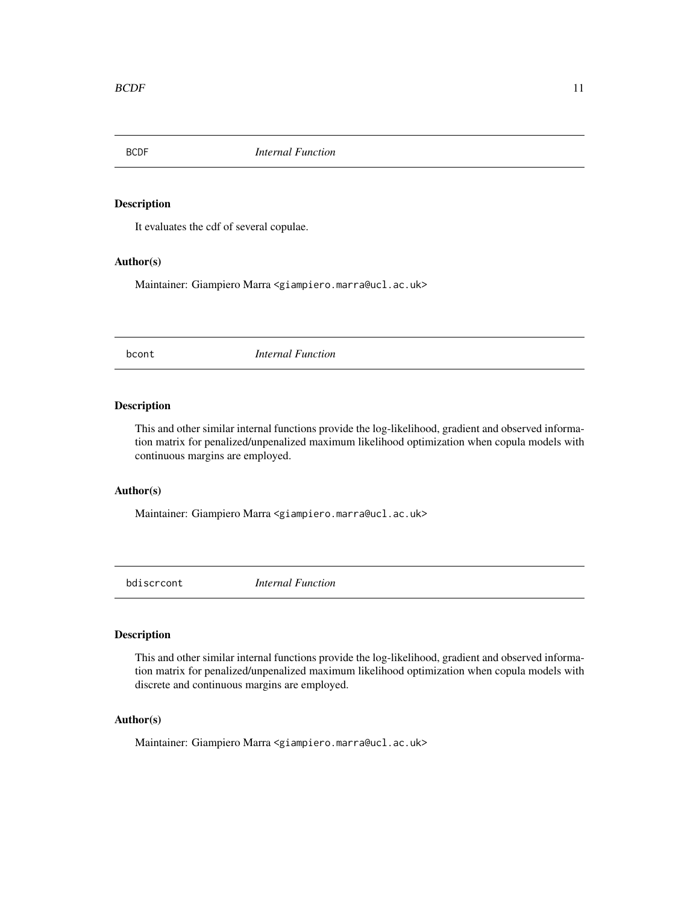## BCDF *Internal Function*

### Description

It evaluates the cdf of several copulae.

### Author(s)

Maintainer: Giampiero Marra <giampiero.marra@ucl.ac.uk>

## bcont *Internal Function*

### Description

This and other similar internal functions provide the log-likelihood, gradient and observed information matrix for penalized/unpenalized maximum likelihood optimization when copula models with continuous margins are employed.

### Author(s)

Maintainer: Giampiero Marra <giampiero.marra@ucl.ac.uk>

## bdiscrcont *Internal Function*

### Description

This and other similar internal functions provide the log-likelihood, gradient and observed information matrix for penalized/unpenalized maximum likelihood optimization when copula models with discrete and continuous margins are employed.

### Author(s)

Maintainer: Giampiero Marra <giampiero.marra@ucl.ac.uk>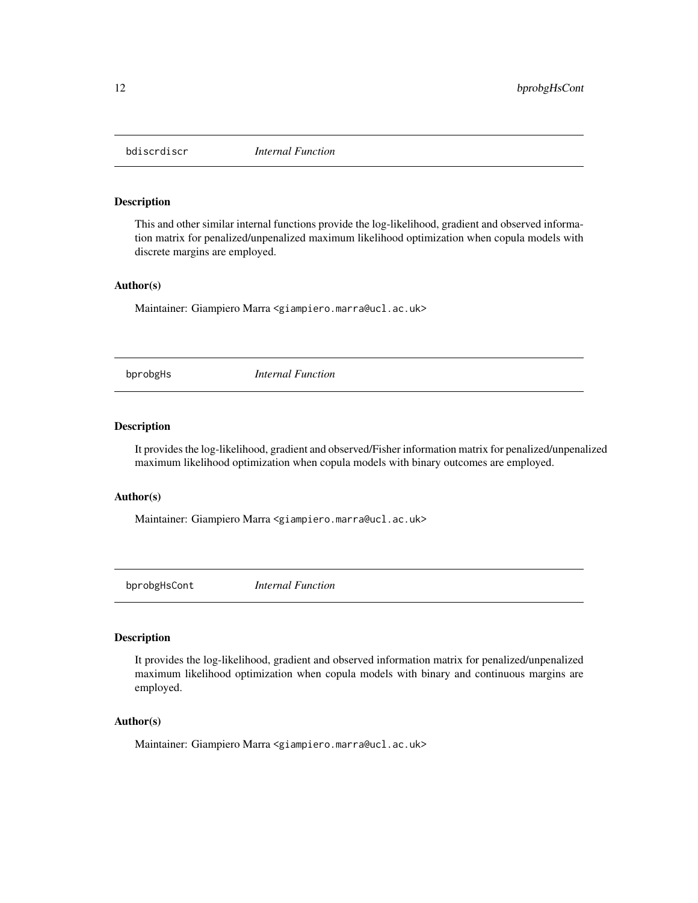## bdiscrdiscr *Internal Function*

### Description

This and other similar internal functions provide the log-likelihood, gradient and observed information matrix for penalized/unpenalized maximum likelihood optimization when copula models with discrete margins are employed.

### Author(s)

Maintainer: Giampiero Marra <giampiero.marra@ucl.ac.uk>

## bprobgHs *Internal Function*

### Description

It provides the log-likelihood, gradient and observed/Fisher information matrix for penalized/unpenalized maximum likelihood optimization when copula models with binary outcomes are employed.

### Author(s)

Maintainer: Giampiero Marra <giampiero.marra@ucl.ac.uk>

## bprobgHsCont *Internal Function*

### Description

It provides the log-likelihood, gradient and observed information matrix for penalized/unpenalized maximum likelihood optimization when copula models with binary and continuous margins are employed.

### Author(s)

Maintainer: Giampiero Marra <giampiero.marra@ucl.ac.uk>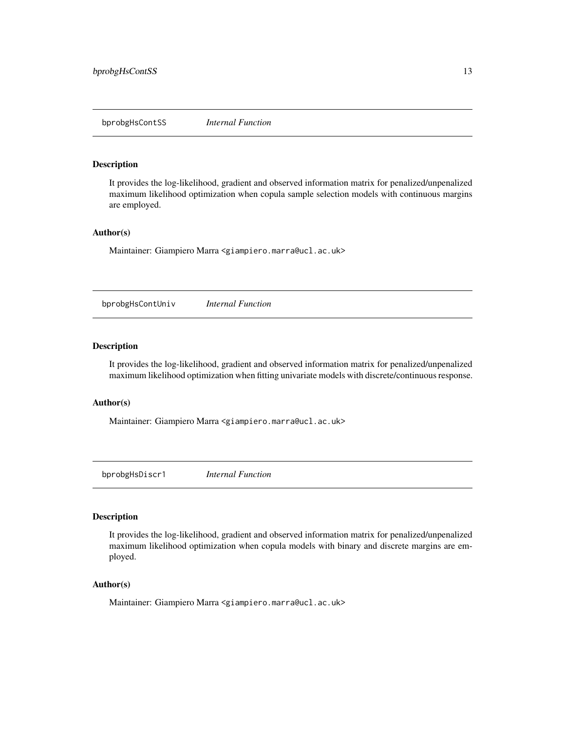## bprobgHsContSS *Internal Function*

### Description

It provides the log-likelihood, gradient and observed information matrix for penalized/unpenalized maximum likelihood optimization when copula sample selection models with continuous margins are employed.

### Author(s)

Maintainer: Giampiero Marra <giampiero.marra@ucl.ac.uk>

## bprobgHsContUniv *Internal Function*

### Description

It provides the log-likelihood, gradient and observed information matrix for penalized/unpenalized maximum likelihood optimization when fitting univariate models with discrete/continuous response.

### Author(s)

Maintainer: Giampiero Marra <giampiero.marra@ucl.ac.uk>

## bprobgHsDiscr1 *Internal Function*

### Description

It provides the log-likelihood, gradient and observed information matrix for penalized/unpenalized maximum likelihood optimization when copula models with binary and discrete margins are employed.

### Author(s)

Maintainer: Giampiero Marra <giampiero.marra@ucl.ac.uk>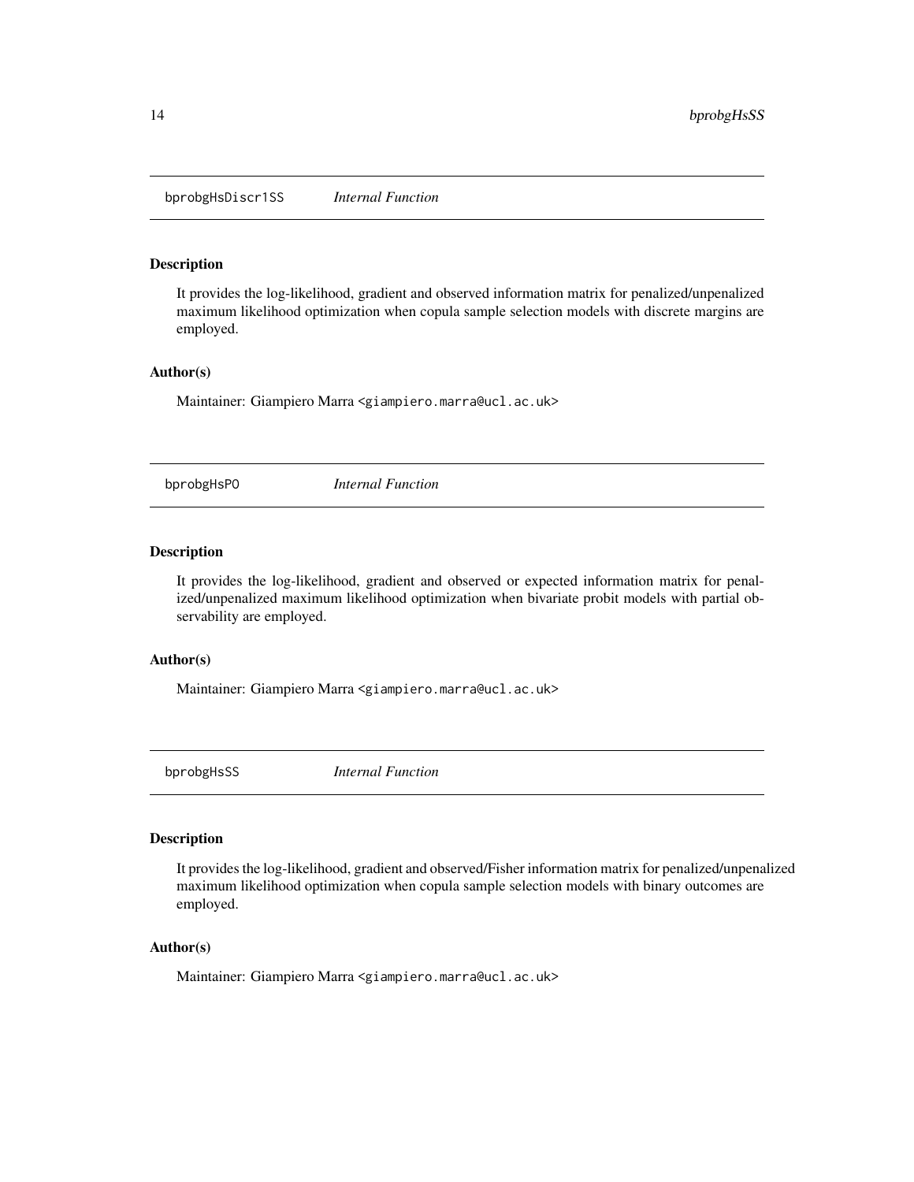## bprobgHsDiscr1SS *Internal Function*

### Description

It provides the log-likelihood, gradient and observed information matrix for penalized/unpenalized maximum likelihood optimization when copula sample selection models with discrete margins are employed.

### Author(s)

Maintainer: Giampiero Marra <giampiero.marra@ucl.ac.uk>

## bprobgHsPO *Internal Function*

### Description

It provides the log-likelihood, gradient and observed or expected information matrix for penalized/unpenalized maximum likelihood optimization when bivariate probit models with partial observability are employed.

### Author(s)

Maintainer: Giampiero Marra <giampiero.marra@ucl.ac.uk>

## bprobgHsSS *Internal Function*

### Description

It provides the log-likelihood, gradient and observed/Fisher information matrix for penalized/unpenalized maximum likelihood optimization when copula sample selection models with binary outcomes are employed.

### Author(s)

Maintainer: Giampiero Marra <giampiero.marra@ucl.ac.uk>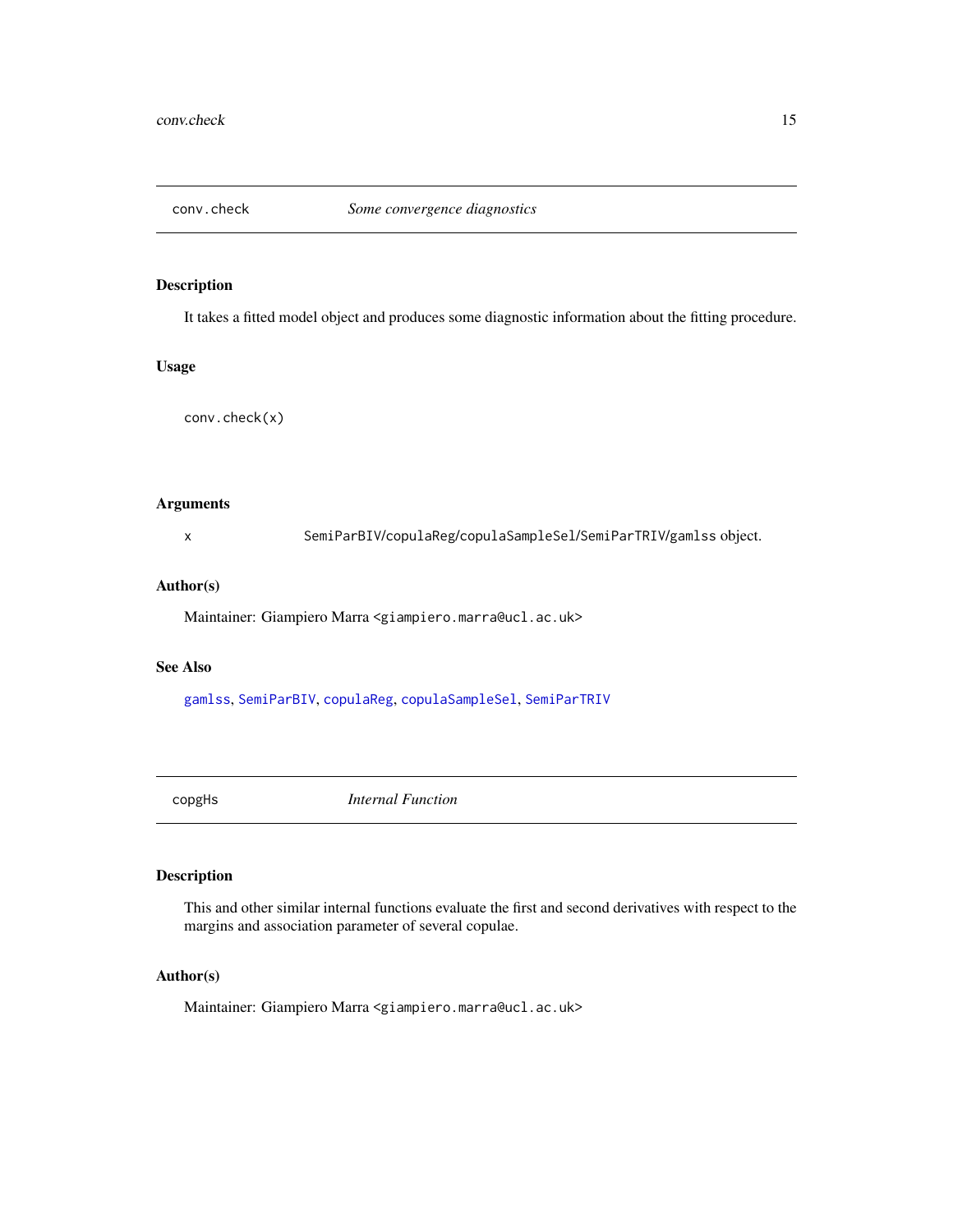## conv.check *Some convergence diagnostics*

### Description

It takes a fitted model object and produces some diagnostic information about the fitting procedure.

### Usage

```
conv.check(x)
```

### Arguments

| | |
|---|---|
| x | SemiParBIV/copulaReg/copulaSampleSel/SemiParTRIV/gamlss object. |

### Author(s)

Maintainer: Giampiero Marra <giampiero.marra@ucl.ac.uk>

### See Also

gamlss, SemiParBIV, copulaReg, copulaSampleSel, SemiParTRIV

## copgHs *Internal Function*

### Description

This and other similar internal functions evaluate the first and second derivatives with respect to the margins and association parameter of several copulae.

### Author(s)

Maintainer: Giampiero Marra <giampiero.marra@ucl.ac.uk>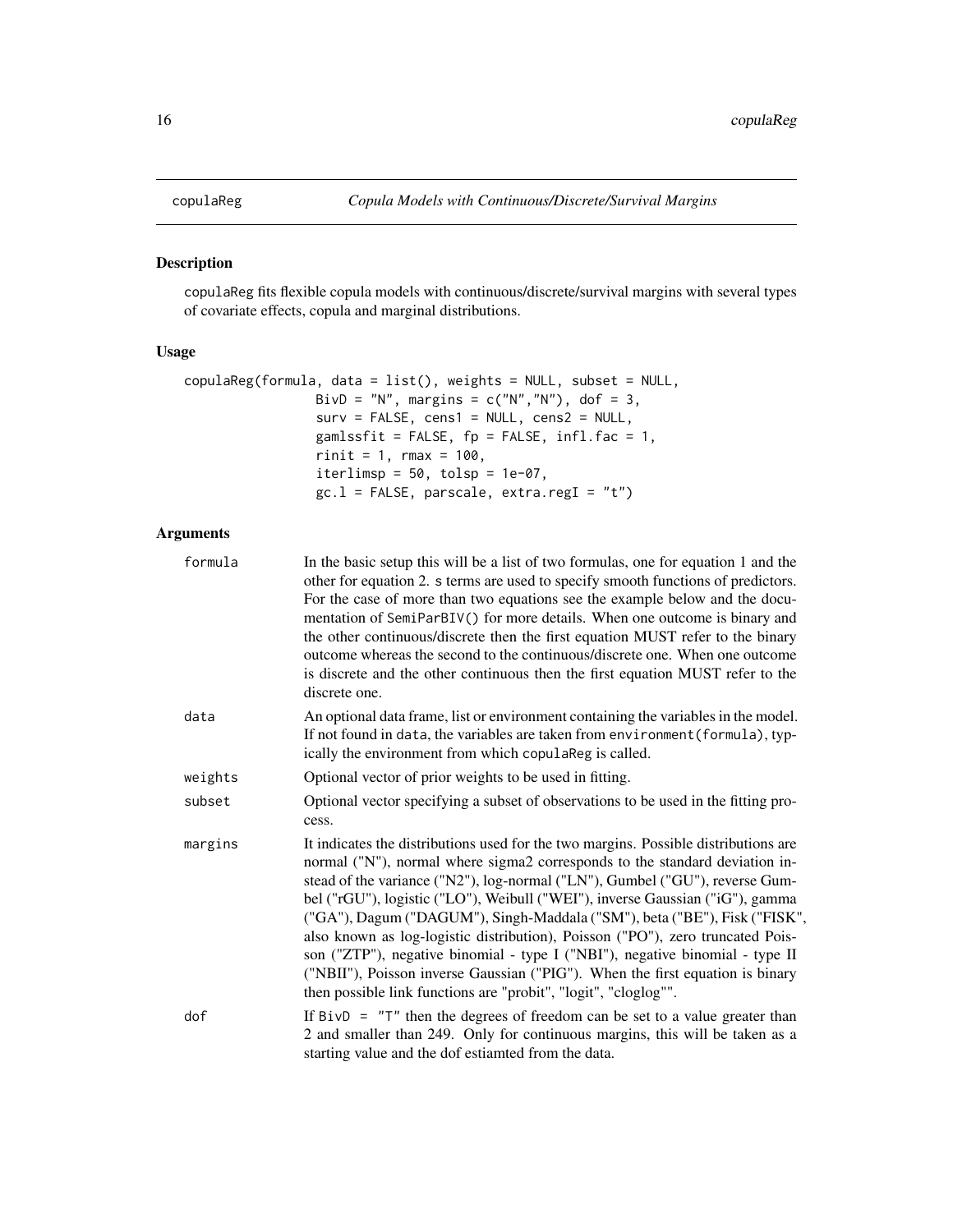copulaReg *Copula Models with Continuous/Discrete/Survival Margins*

## Description

copulaReg fits flexible copula models with continuous/discrete/survival margins with several types of covariate effects, copula and marginal distributions.

## Usage

```
copulaReg(formula, data = list(), weights = NULL, subset = NULL,
                 BivD = "N", margins = c("N","N"), dof = 3,
                 surv = FALSE, cens1 = NULL, cens2 = NULL,
                 gamlssfit = FALSE, fp = FALSE, infl.fac = 1,
                 rinit = 1, rmax = 100,
                 iterlimsp = 50, tolsp = 1e-07,
                 gc.l = FALSE, parscale, extra.regI = "t")
```

## Arguments

| | |
|---|---|
| formula | In the basic setup this will be a list of two formulas, one for equation 1 and the other for equation 2. s terms are used to specify smooth functions of predictors. For the case of more than two equations see the example below and the documentation of SemiParBIV() for more details. When one outcome is binary and the other continuous/discrete then the first equation MUST refer to the binary outcome whereas the second to the continuous/discrete one. When one outcome is discrete and the other continuous then the first equation MUST refer to the discrete one. |
| data | An optional data frame, list or environment containing the variables in the model. If not found in data, the variables are taken from environment(formula), typically the environment from which copulaReg is called. |
| weights | Optional vector of prior weights to be used in fitting. |
| subset | Optional vector specifying a subset of observations to be used in the fitting process. |
| margins | It indicates the distributions used for the two margins. Possible distributions are normal ("N"), normal where sigma2 corresponds to the standard deviation instead of the variance ("N2"), log-normal ("LN"), Gumbel ("GU"), reverse Gumbel ("rGU"), logistic ("LO"), Weibull ("WEI"), inverse Gaussian ("iG"), gamma ("GA"), Dagum ("DAGUM"), Singh-Maddala ("SM"), beta ("BE"), Fisk ("FISK", also known as log-logistic distribution), Poisson ("PO"), zero truncated Poisson ("ZTP"), negative binomial - type I ("NBI"), negative binomial - type II ("NBII"), Poisson inverse Gaussian ("PIG"). When the first equation is binary then possible link functions are "probit", "logit", "cloglog"". |
| dof | If BivD = "T" then the degrees of freedom can be set to a value greater than 2 and smaller than 249. Only for continuous margins, this will be taken as a starting value and the dof estiamted from the data. |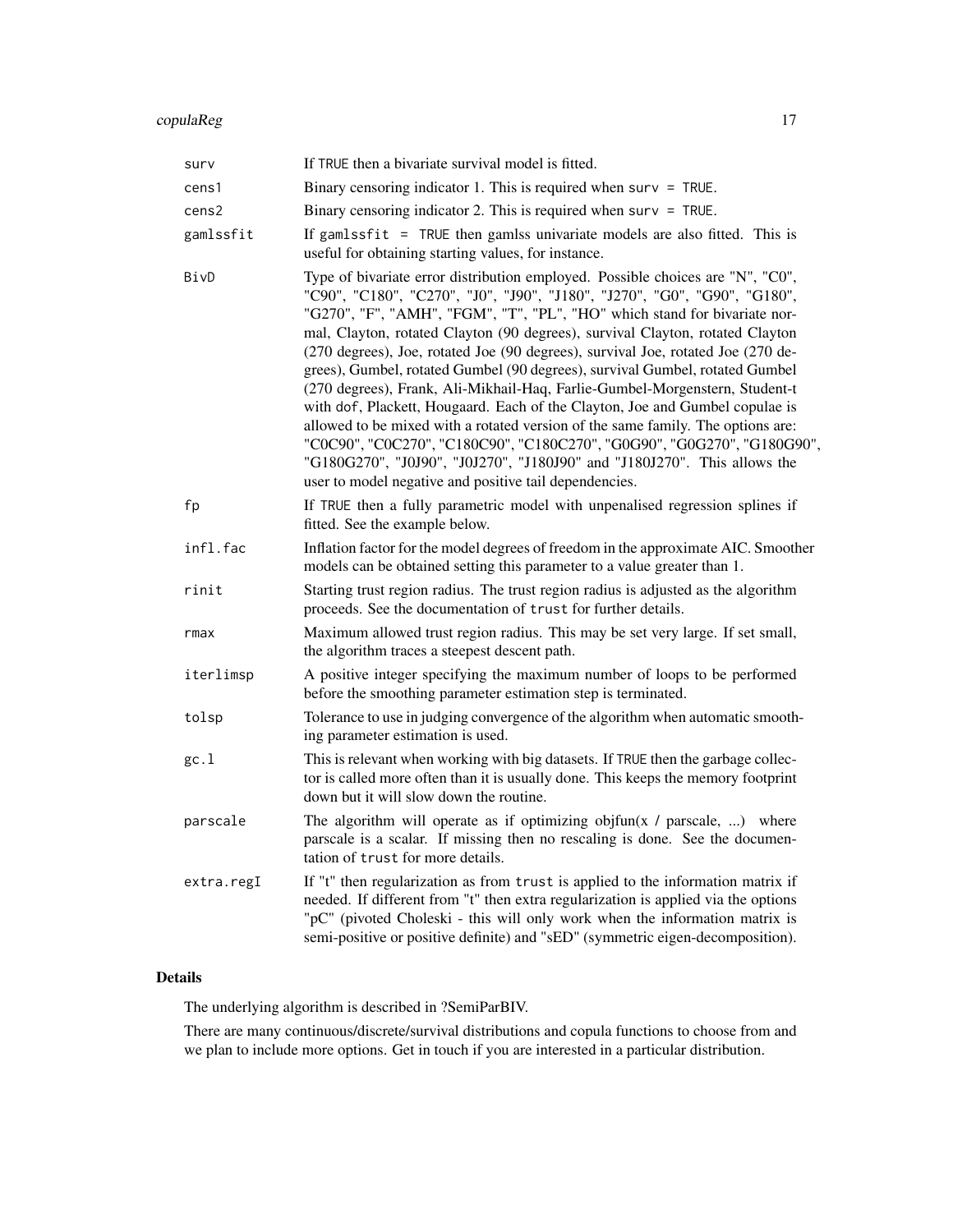| | |
|---|---|
| `surv` | If `TRUE` then a bivariate survival model is fitted. |
| `cens1` | Binary censoring indicator 1. This is required when `surv = TRUE`. |
| `cens2` | Binary censoring indicator 2. This is required when `surv = TRUE`. |
| `gamlssfit` | If `gamlssfit = TRUE` then gamlss univariate models are also fitted. This is useful for obtaining starting values, for instance. |
| `BivD` | Type of bivariate error distribution employed. Possible choices are "N", "C0", "C90", "C180", "C270", "J0", "J90", "J180", "J270", "G0", "G90", "G180", "G270", "F", "AMH", "FGM", "T", "PL", "HO" which stand for bivariate normal, Clayton, rotated Clayton (90 degrees), survival Clayton, rotated Clayton (270 degrees), Joe, rotated Joe (90 degrees), survival Joe, rotated Joe (270 degrees), Gumbel, rotated Gumbel (90 degrees), survival Gumbel, rotated Gumbel (270 degrees), Frank, Ali-Mikhail-Haq, Farlie-Gumbel-Morgenstern, Student-t with `dof`, Plackett, Hougaard. Each of the Clayton, Joe and Gumbel copulae is allowed to be mixed with a rotated version of the same family. The options are: "C0C90", "C0C270", "C180C90", "C180C270", "G0G90", "G0G270", "G180G90", "G180G270", "J0J90", "J0J270", "J180J90" and "J180J270". This allows the user to model negative and positive tail dependencies. |
| `fp` | If `TRUE` then a fully parametric model with unpenalised regression splines if fitted. See the example below. |
| `infl.fac` | Inflation factor for the model degrees of freedom in the approximate AIC. Smoother models can be obtained setting this parameter to a value greater than 1. |
| `rinit` | Starting trust region radius. The trust region radius is adjusted as the algorithm proceeds. See the documentation of `trust` for further details. |
| `rmax` | Maximum allowed trust region radius. This may be set very large. If set small, the algorithm traces a steepest descent path. |
| `iterlimsp` | A positive integer specifying the maximum number of loops to be performed before the smoothing parameter estimation step is terminated. |
| `tolsp` | Tolerance to use in judging convergence of the algorithm when automatic smoothing parameter estimation is used. |
| `gc.l` | This is relevant when working with big datasets. If `TRUE` then the garbage collector is called more often than it is usually done. This keeps the memory footprint down but it will slow down the routine. |
| `parscale` | The algorithm will operate as if optimizing objfun(x / parscale, ...) where parscale is a scalar. If missing then no rescaling is done. See the documentation of `trust` for more details. |
| `extra.regI` | If "t" then regularization as from `trust` is applied to the information matrix if needed. If different from "t" then extra regularization is applied via the options "pC" (pivoted Choleski - this will only work when the information matrix is semi-positive or positive definite) and "sED" (symmetric eigen-decomposition). |

## Details

The underlying algorithm is described in ?SemiParBIV.

There are many continuous/discrete/survival distributions and copula functions to choose from and we plan to include more options. Get in touch if you are interested in a particular distribution.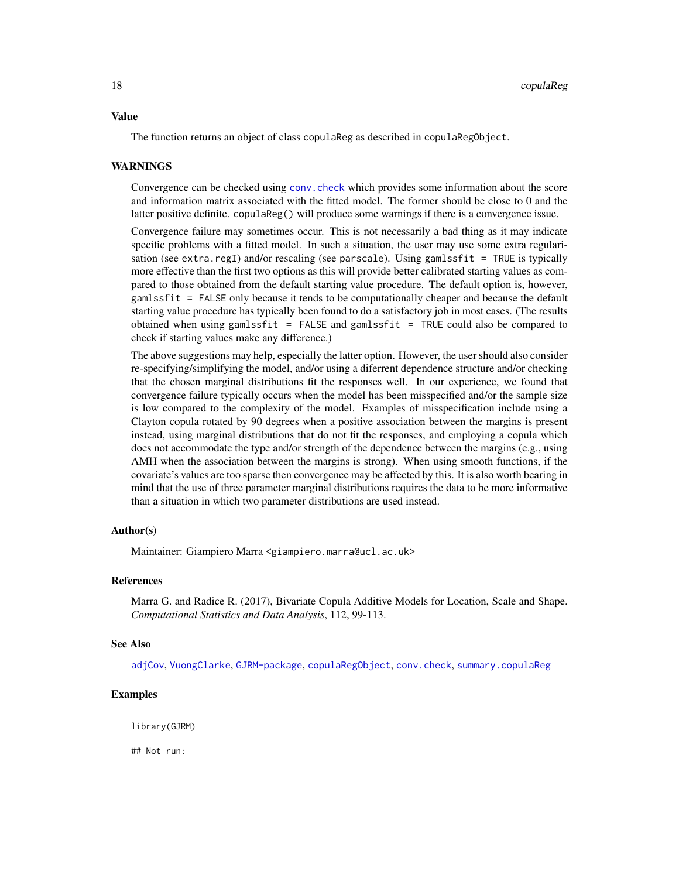## Value

The function returns an object of class copulaReg as described in copulaRegObject.

## WARNINGS

Convergence can be checked using conv.check which provides some information about the score and information matrix associated with the fitted model. The former should be close to 0 and the latter positive definite. copulaReg() will produce some warnings if there is a convergence issue.

Convergence failure may sometimes occur. This is not necessarily a bad thing as it may indicate specific problems with a fitted model. In such a situation, the user may use some extra regularisation (see extra.regI) and/or rescaling (see parscale). Using gamlssfit = TRUE is typically more effective than the first two options as this will provide better calibrated starting values as compared to those obtained from the default starting value procedure. The default option is, however, gamlssfit = FALSE only because it tends to be computationally cheaper and because the default starting value procedure has typically been found to do a satisfactory job in most cases. (The results obtained when using gamlssfit = FALSE and gamlssfit = TRUE could also be compared to check if starting values make any difference.)

The above suggestions may help, especially the latter option. However, the user should also consider re-specifying/simplifying the model, and/or using a diferrent dependence structure and/or checking that the chosen marginal distributions fit the responses well. In our experience, we found that convergence failure typically occurs when the model has been misspecified and/or the sample size is low compared to the complexity of the model. Examples of misspecification include using a Clayton copula rotated by 90 degrees when a positive association between the margins is present instead, using marginal distributions that do not fit the responses, and employing a copula which does not accommodate the type and/or strength of the dependence between the margins (e.g., using AMH when the association between the margins is strong). When using smooth functions, if the covariate's values are too sparse then convergence may be affected by this. It is also worth bearing in mind that the use of three parameter marginal distributions requires the data to be more informative than a situation in which two parameter distributions are used instead.

## Author(s)

Maintainer: Giampiero Marra <giampiero.marra@ucl.ac.uk>

## References

Marra G. and Radice R. (2017), Bivariate Copula Additive Models for Location, Scale and Shape. *Computational Statistics and Data Analysis*, 112, 99-113.

## See Also

adjCov, VuongClarke, GJRM-package, copulaRegObject, conv.check, summary.copulaReg

## Examples

```
library(GJRM)

## Not run:
```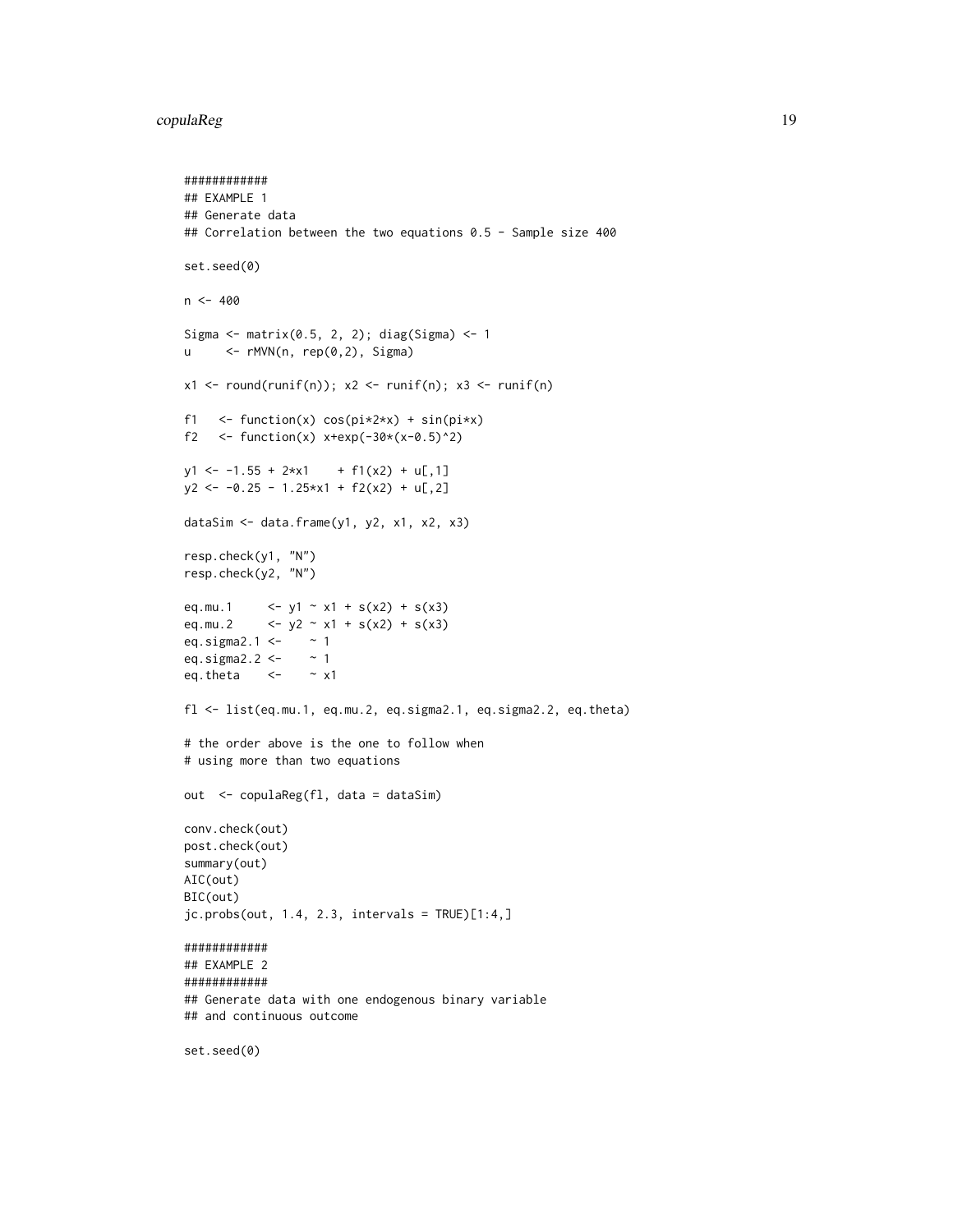```
############
## EXAMPLE 1
## Generate data
## Correlation between the two equations 0.5 - Sample size 400

set.seed(0)

n <- 400

Sigma <- matrix(0.5, 2, 2); diag(Sigma) <- 1
u     <- rMVN(n, rep(0,2), Sigma)

x1 <- round(runif(n)); x2 <- runif(n); x3 <- runif(n)

f1   <- function(x) cos(pi*2*x) + sin(pi*x)
f2   <- function(x) x+exp(-30*(x-0.5)^2)

y1 <- -1.55 + 2*x1    + f1(x2) + u[,1]
y2 <- -0.25 - 1.25*x1 + f2(x2) + u[,2]

dataSim <- data.frame(y1, y2, x1, x2, x3)

resp.check(y1, "N")
resp.check(y2, "N")

eq.mu.1     <- y1 ~ x1 + s(x2) + s(x3)
eq.mu.2     <- y2 ~ x1 + s(x2) + s(x3)
eq.sigma2.1 <-    ~ 1
eq.sigma2.2 <-    ~ 1
eq.theta    <-    ~ x1

fl <- list(eq.mu.1, eq.mu.2, eq.sigma2.1, eq.sigma2.2, eq.theta)

# the order above is the one to follow when
# using more than two equations

out  <- copulaReg(fl, data = dataSim)

conv.check(out)
post.check(out)
summary(out)
AIC(out)
BIC(out)
jc.probs(out, 1.4, 2.3, intervals = TRUE)[1:4,]

############
## EXAMPLE 2
############
## Generate data with one endogenous binary variable
## and continuous outcome

set.seed(0)
```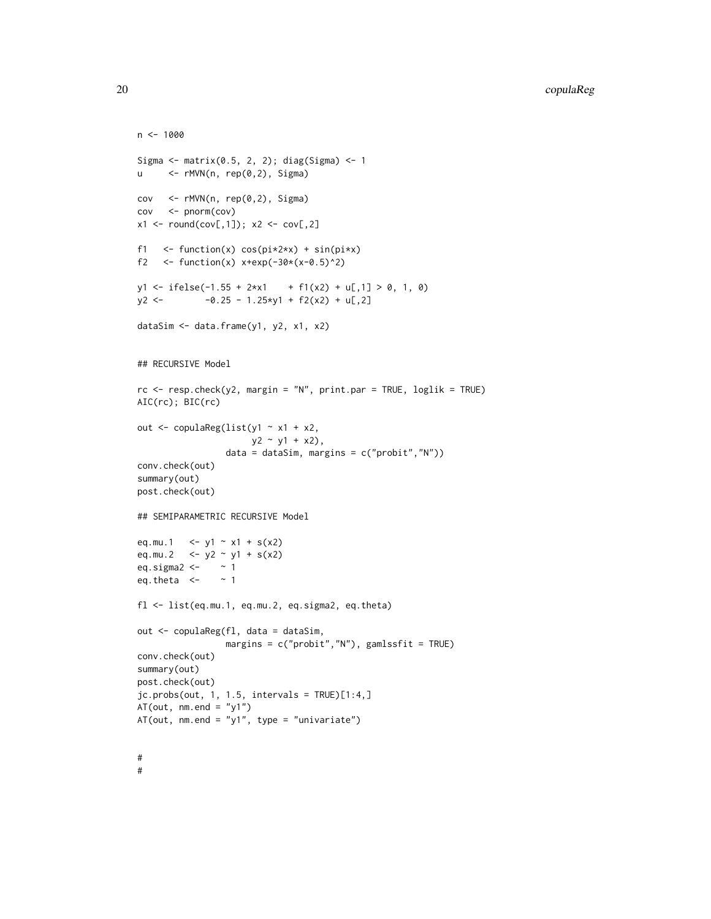```
n <- 1000

Sigma <- matrix(0.5, 2, 2); diag(Sigma) <- 1
u     <- rMVN(n, rep(0,2), Sigma)

cov   <- rMVN(n, rep(0,2), Sigma)
cov   <- pnorm(cov)
x1 <- round(cov[,1]); x2 <- cov[,2]

f1   <- function(x) cos(pi*2*x) + sin(pi*x)
f2   <- function(x) x+exp(-30*(x-0.5)^2)

y1 <- ifelse(-1.55 + 2*x1    + f1(x2) + u[,1] > 0, 1, 0)
y2 <-        -0.25 - 1.25*y1 + f2(x2) + u[,2]

dataSim <- data.frame(y1, y2, x1, x2)


## RECURSIVE Model

rc <- resp.check(y2, margin = "N", print.par = TRUE, loglik = TRUE)
AIC(rc); BIC(rc)

out <- copulaReg(list(y1 ~ x1 + x2,
                      y2 ~ y1 + x2),
                 data = dataSim, margins = c("probit","N"))
conv.check(out)
summary(out)
post.check(out)

## SEMIPARAMETRIC RECURSIVE Model

eq.mu.1   <- y1 ~ x1 + s(x2)
eq.mu.2   <- y2 ~ y1 + s(x2)
eq.sigma2 <-    ~ 1
eq.theta  <-    ~ 1

fl <- list(eq.mu.1, eq.mu.2, eq.sigma2, eq.theta)

out <- copulaReg(fl, data = dataSim,
                 margins = c("probit","N"), gamlssfit = TRUE)
conv.check(out)
summary(out)
post.check(out)
jc.probs(out, 1, 1.5, intervals = TRUE)[1:4,]
AT(out, nm.end = "y1")
AT(out, nm.end = "y1", type = "univariate")


#
#
```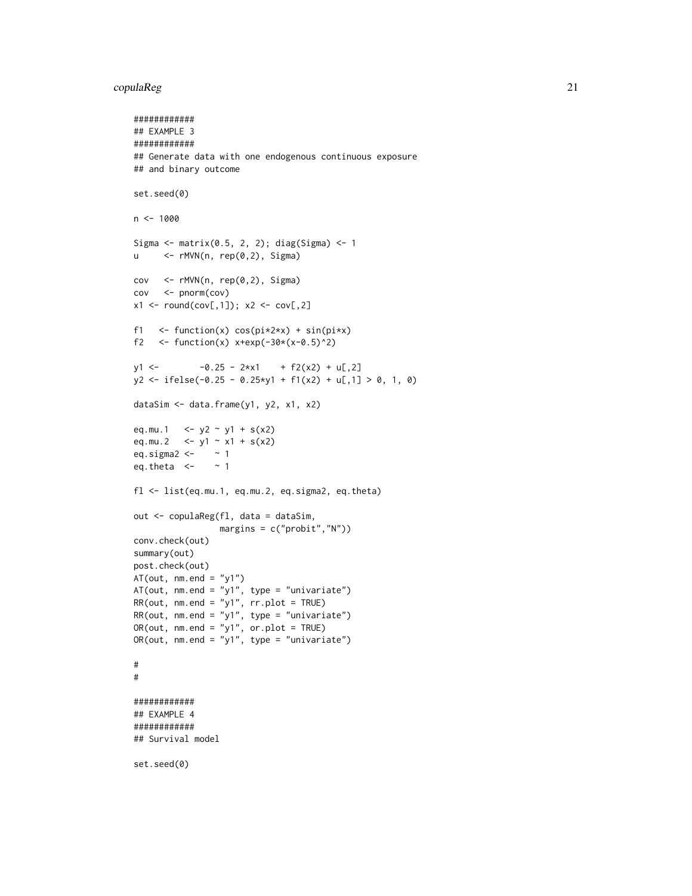```
############
## EXAMPLE 3
############
## Generate data with one endogenous continuous exposure
## and binary outcome

set.seed(0)

n <- 1000

Sigma <- matrix(0.5, 2, 2); diag(Sigma) <- 1
u     <- rMVN(n, rep(0,2), Sigma)

cov   <- rMVN(n, rep(0,2), Sigma)
cov   <- pnorm(cov)
x1 <- round(cov[,1]); x2 <- cov[,2]

f1   <- function(x) cos(pi*2*x) + sin(pi*x)
f2   <- function(x) x+exp(-30*(x-0.5)^2)

y1 <-        -0.25 - 2*x1    + f2(x2) + u[,2]
y2 <- ifelse(-0.25 - 0.25*y1 + f1(x2) + u[,1] > 0, 1, 0)

dataSim <- data.frame(y1, y2, x1, x2)

eq.mu.1   <- y2 ~ y1 + s(x2)
eq.mu.2   <- y1 ~ x1 + s(x2)
eq.sigma2 <-    ~ 1
eq.theta  <-    ~ 1

fl <- list(eq.mu.1, eq.mu.2, eq.sigma2, eq.theta)

out <- copulaReg(fl, data = dataSim,
                 margins = c("probit","N"))
conv.check(out)
summary(out)
post.check(out)
AT(out, nm.end = "y1")
AT(out, nm.end = "y1", type = "univariate")
RR(out, nm.end = "y1", rr.plot = TRUE)
RR(out, nm.end = "y1", type = "univariate")
OR(out, nm.end = "y1", or.plot = TRUE)
OR(out, nm.end = "y1", type = "univariate")

#
#

############
## EXAMPLE 4
############
## Survival model

set.seed(0)
```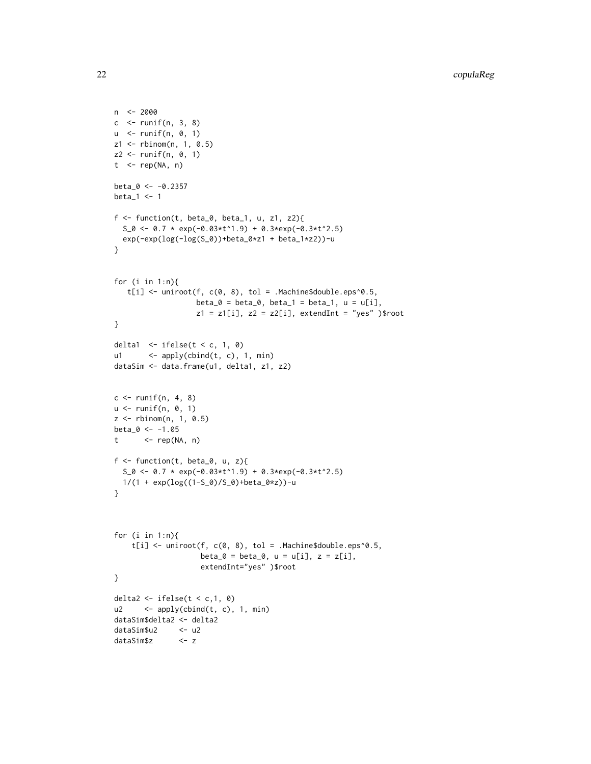```
n  <- 2000
c  <- runif(n, 3, 8)
u  <- runif(n, 0, 1)
z1 <- rbinom(n, 1, 0.5)
z2 <- runif(n, 0, 1)
t  <- rep(NA, n)

beta_0 <- -0.2357
beta_1 <- 1

f <- function(t, beta_0, beta_1, u, z1, z2){
  S_0 <- 0.7 * exp(-0.03*t^1.9) + 0.3*exp(-0.3*t^2.5)
  exp(-exp(log(-log(S_0))+beta_0*z1 + beta_1*z2))-u
}


for (i in 1:n){
   t[i] <- uniroot(f, c(0, 8), tol = .Machine$double.eps^0.5,
                  beta_0 = beta_0, beta_1 = beta_1, u = u[i],
                  z1 = z1[i], z2 = z2[i], extendInt = "yes" )$root
}

delta1  <- ifelse(t < c, 1, 0)
u1      <- apply(cbind(t, c), 1, min)
dataSim <- data.frame(u1, delta1, z1, z2)


c <- runif(n, 4, 8)
u <- runif(n, 0, 1)
z <- rbinom(n, 1, 0.5)
beta_0 <- -1.05
t      <- rep(NA, n)

f <- function(t, beta_0, u, z){
  S_0 <- 0.7 * exp(-0.03*t^1.9) + 0.3*exp(-0.3*t^2.5)
  1/(1 + exp(log((1-S_0)/S_0)+beta_0*z))-u
}



for (i in 1:n){
    t[i] <- uniroot(f, c(0, 8), tol = .Machine$double.eps^0.5,
                   beta_0 = beta_0, u = u[i], z = z[i],
                   extendInt="yes" )$root
}

delta2 <- ifelse(t < c,1, 0)
u2     <- apply(cbind(t, c), 1, min)
dataSim$delta2 <- delta2
dataSim$u2     <- u2
dataSim$z      <- z
```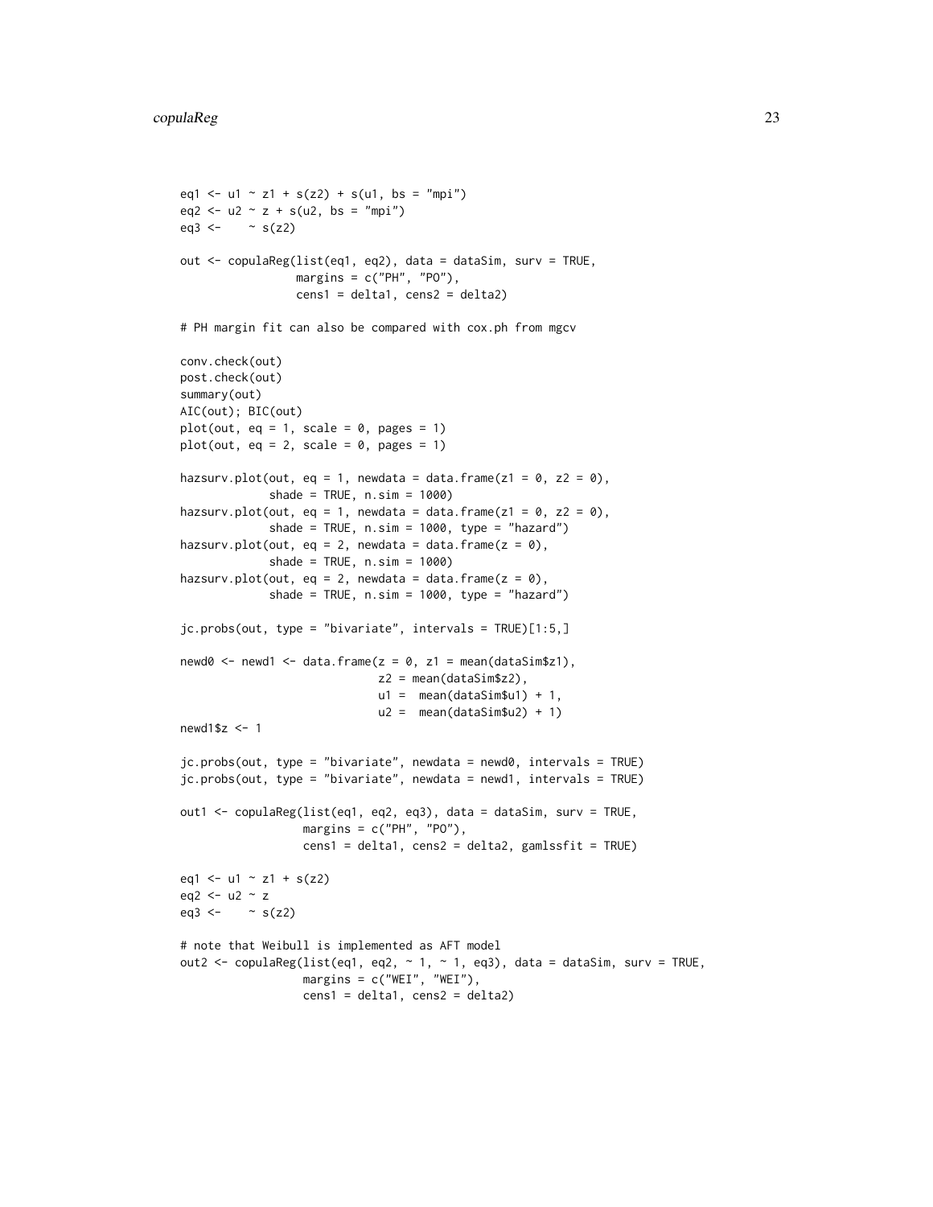```
eq1 <- u1 ~ z1 + s(z2) + s(u1, bs = "mpi")
eq2 <- u2 ~ z + s(u2, bs = "mpi")
eq3 <-    ~ s(z2)

out <- copulaReg(list(eq1, eq2), data = dataSim, surv = TRUE,
                 margins = c("PH", "PO"),
                 cens1 = delta1, cens2 = delta2)

# PH margin fit can also be compared with cox.ph from mgcv

conv.check(out)
post.check(out)
summary(out)
AIC(out); BIC(out)
plot(out, eq = 1, scale = 0, pages = 1)
plot(out, eq = 2, scale = 0, pages = 1)

hazsurv.plot(out, eq = 1, newdata = data.frame(z1 = 0, z2 = 0),
             shade = TRUE, n.sim = 1000)
hazsurv.plot(out, eq = 1, newdata = data.frame(z1 = 0, z2 = 0),
             shade = TRUE, n.sim = 1000, type = "hazard")
hazsurv.plot(out, eq = 2, newdata = data.frame(z = 0),
             shade = TRUE, n.sim = 1000)
hazsurv.plot(out, eq = 2, newdata = data.frame(z = 0),
             shade = TRUE, n.sim = 1000, type = "hazard")

jc.probs(out, type = "bivariate", intervals = TRUE)[1:5,]

newd0 <- newd1 <- data.frame(z = 0, z1 = mean(dataSim$z1),
                             z2 = mean(dataSim$z2),
                             u1 =  mean(dataSim$u1) + 1,
                             u2 =  mean(dataSim$u2) + 1)
newd1$z <- 1

jc.probs(out, type = "bivariate", newdata = newd0, intervals = TRUE)
jc.probs(out, type = "bivariate", newdata = newd1, intervals = TRUE)

out1 <- copulaReg(list(eq1, eq2, eq3), data = dataSim, surv = TRUE,
                  margins = c("PH", "PO"),
                  cens1 = delta1, cens2 = delta2, gamlssfit = TRUE)

eq1 <- u1 ~ z1 + s(z2)
eq2 <- u2 ~ z
eq3 <-    ~ s(z2)

# note that Weibull is implemented as AFT model
out2 <- copulaReg(list(eq1, eq2, ~ 1, ~ 1, eq3), data = dataSim, surv = TRUE,
                  margins = c("WEI", "WEI"),
                  cens1 = delta1, cens2 = delta2)
```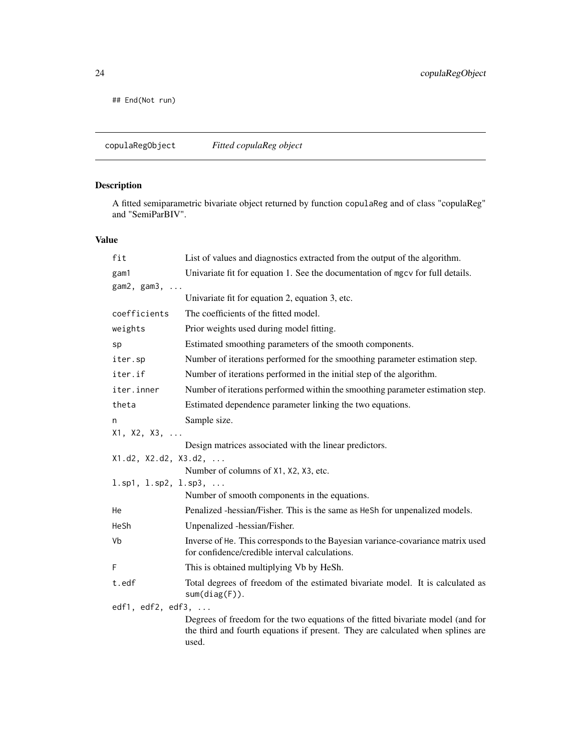```
## End(Not run)
```

## copulaRegObject *Fitted copulaReg object*

### Description

A fitted semiparametric bivariate object returned by function copulaReg and of class "copulaReg" and "SemiParBIV".

### Value

| | |
|---|---|
| fit | List of values and diagnostics extracted from the output of the algorithm. |
| gam1 | Univariate fit for equation 1. See the documentation of mgcv for full details. |
| gam2, gam3, ... | Univariate fit for equation 2, equation 3, etc. |
| coefficients | The coefficients of the fitted model. |
| weights | Prior weights used during model fitting. |
| sp | Estimated smoothing parameters of the smooth components. |
| iter.sp | Number of iterations performed for the smoothing parameter estimation step. |
| iter.if | Number of iterations performed in the initial step of the algorithm. |
| iter.inner | Number of iterations performed within the smoothing parameter estimation step. |
| theta | Estimated dependence parameter linking the two equations. |
| n | Sample size. |
| X1, X2, X3, ... | Design matrices associated with the linear predictors. |
| X1.d2, X2.d2, X3.d2, ... | Number of columns of X1, X2, X3, etc. |
| l.sp1, l.sp2, l.sp3, ... | Number of smooth components in the equations. |
| He | Penalized -hessian/Fisher. This is the same as HeSh for unpenalized models. |
| HeSh | Unpenalized -hessian/Fisher. |
| Vb | Inverse of He. This corresponds to the Bayesian variance-covariance matrix used for confidence/credible interval calculations. |
| F | This is obtained multiplying Vb by HeSh. |
| t.edf | Total degrees of freedom of the estimated bivariate model. It is calculated as sum(diag(F)). |
| edf1, edf2, edf3, ... | Degrees of freedom for the two equations of the fitted bivariate model (and for the third and fourth equations if present. They are calculated when splines are used. |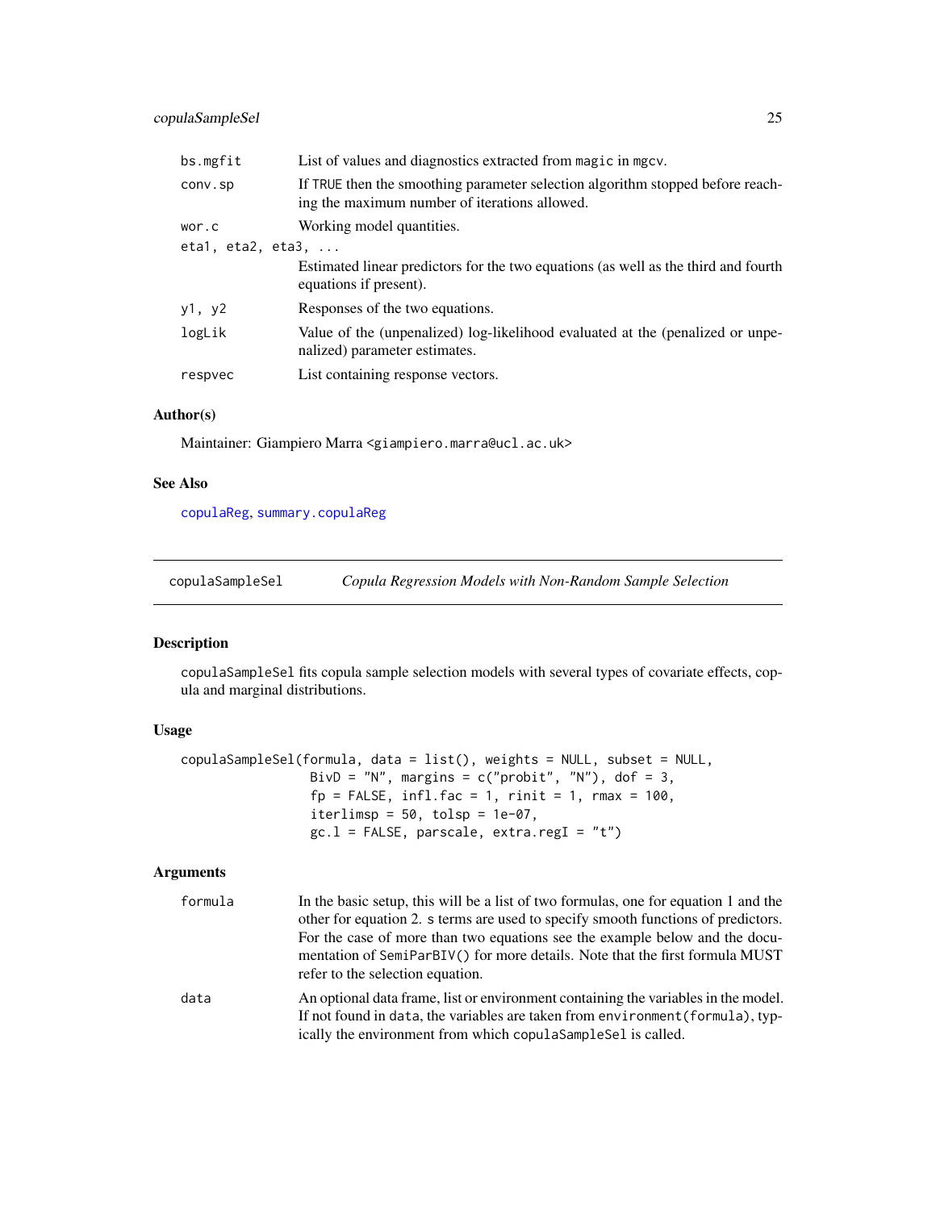| | |
|---|---|
| bs.mgfit | List of values and diagnostics extracted from magic in mgcv. |
| conv.sp | If TRUE then the smoothing parameter selection algorithm stopped before reaching the maximum number of iterations allowed. |
| wor.c | Working model quantities. |
| eta1, eta2, eta3, ... | Estimated linear predictors for the two equations (as well as the third and fourth equations if present). |
| y1, y2 | Responses of the two equations. |
| logLik | Value of the (unpenalized) log-likelihood evaluated at the (penalized or unpenalized) parameter estimates. |
| respvec | List containing response vectors. |

### Author(s)

Maintainer: Giampiero Marra <giampiero.marra@ucl.ac.uk>

### See Also

copulaReg, summary.copulaReg

---

## copulaSampleSel — *Copula Regression Models with Non-Random Sample Selection*

### Description

copulaSampleSel fits copula sample selection models with several types of covariate effects, copula and marginal distributions.

### Usage

```
copulaSampleSel(formula, data = list(), weights = NULL, subset = NULL,
                BivD = "N", margins = c("probit", "N"), dof = 3,
                fp = FALSE, infl.fac = 1, rinit = 1, rmax = 100,
                iterlimsp = 50, tolsp = 1e-07,
                gc.l = FALSE, parscale, extra.regI = "t")
```

### Arguments

| | |
|---|---|
| formula | In the basic setup, this will be a list of two formulas, one for equation 1 and the other for equation 2. s terms are used to specify smooth functions of predictors. For the case of more than two equations see the example below and the documentation of SemiParBIV() for more details. Note that the first formula MUST refer to the selection equation. |
| data | An optional data frame, list or environment containing the variables in the model. If not found in data, the variables are taken from environment(formula), typically the environment from which copulaSampleSel is called. |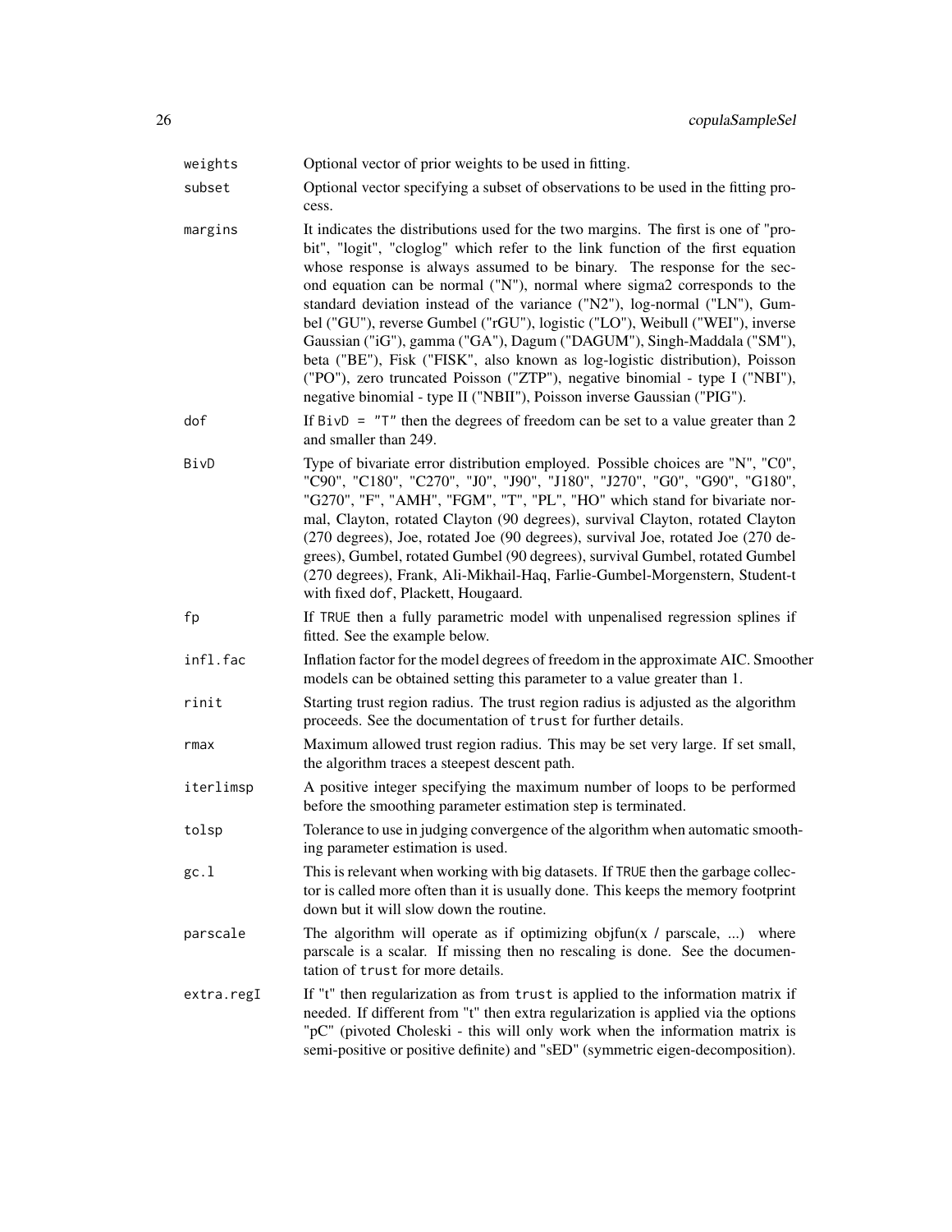| | |
|---|---|
| `weights` | Optional vector of prior weights to be used in fitting. |
| `subset` | Optional vector specifying a subset of observations to be used in the fitting process. |
| `margins` | It indicates the distributions used for the two margins. The first is one of "probit", "logit", "cloglog" which refer to the link function of the first equation whose response is always assumed to be binary. The response for the second equation can be normal ("N"), normal where sigma2 corresponds to the standard deviation instead of the variance ("N2"), log-normal ("LN"), Gumbel ("GU"), reverse Gumbel ("rGU"), logistic ("LO"), Weibull ("WEI"), inverse Gaussian ("iG"), gamma ("GA"), Dagum ("DAGUM"), Singh-Maddala ("SM"), beta ("BE"), Fisk ("FISK", also known as log-logistic distribution), Poisson ("PO"), zero truncated Poisson ("ZTP"), negative binomial - type I ("NBI"), negative binomial - type II ("NBII"), Poisson inverse Gaussian ("PIG"). |
| `dof` | If `BivD = "T"` then the degrees of freedom can be set to a value greater than 2 and smaller than 249. |
| `BivD` | Type of bivariate error distribution employed. Possible choices are "N", "C0", "C90", "C180", "C270", "J0", "J90", "J180", "J270", "G0", "G90", "G180", "G270", "F", "AMH", "FGM", "T", "PL", "HO" which stand for bivariate normal, Clayton, rotated Clayton (90 degrees), survival Clayton, rotated Clayton (270 degrees), Joe, rotated Joe (90 degrees), survival Joe, rotated Joe (270 degrees), Gumbel, rotated Gumbel (90 degrees), survival Gumbel, rotated Gumbel (270 degrees), Frank, Ali-Mikhail-Haq, Farlie-Gumbel-Morgenstern, Student-t with fixed `dof`, Plackett, Hougaard. |
| `fp` | If `TRUE` then a fully parametric model with unpenalised regression splines if fitted. See the example below. |
| `infl.fac` | Inflation factor for the model degrees of freedom in the approximate AIC. Smoother models can be obtained setting this parameter to a value greater than 1. |
| `rinit` | Starting trust region radius. The trust region radius is adjusted as the algorithm proceeds. See the documentation of `trust` for further details. |
| `rmax` | Maximum allowed trust region radius. This may be set very large. If set small, the algorithm traces a steepest descent path. |
| `iterlimsp` | A positive integer specifying the maximum number of loops to be performed before the smoothing parameter estimation step is terminated. |
| `tolsp` | Tolerance to use in judging convergence of the algorithm when automatic smoothing parameter estimation is used. |
| `gc.l` | This is relevant when working with big datasets. If `TRUE` then the garbage collector is called more often than it is usually done. This keeps the memory footprint down but it will slow down the routine. |
| `parscale` | The algorithm will operate as if optimizing objfun(x / parscale, ...) where parscale is a scalar. If missing then no rescaling is done. See the documentation of `trust` for more details. |
| `extra.regI` | If "t" then regularization as from `trust` is applied to the information matrix if needed. If different from "t" then extra regularization is applied via the options "pC" (pivoted Choleski - this will only work when the information matrix is semi-positive or positive definite) and "sED" (symmetric eigen-decomposition). |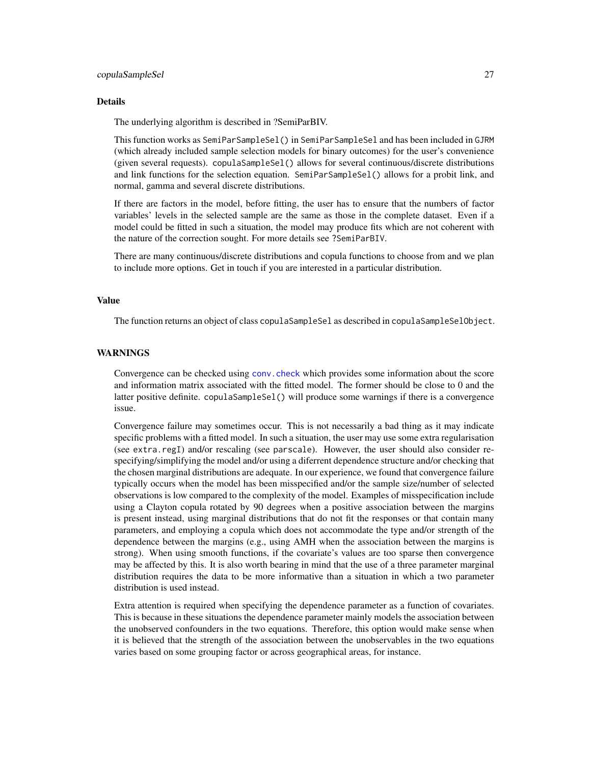## Details

The underlying algorithm is described in ?SemiParBIV.

This function works as `SemiParSampleSel()` in `SemiParSampleSel` and has been included in `GJRM` (which already included sample selection models for binary outcomes) for the user's convenience (given several requests). `copulaSampleSel()` allows for several continuous/discrete distributions and link functions for the selection equation. `SemiParSampleSel()` allows for a probit link, and normal, gamma and several discrete distributions.

If there are factors in the model, before fitting, the user has to ensure that the numbers of factor variables' levels in the selected sample are the same as those in the complete dataset. Even if a model could be fitted in such a situation, the model may produce fits which are not coherent with the nature of the correction sought. For more details see `?SemiParBIV`.

There are many continuous/discrete distributions and copula functions to choose from and we plan to include more options. Get in touch if you are interested in a particular distribution.

## Value

The function returns an object of class `copulaSampleSel` as described in `copulaSampleSelObject`.

## WARNINGS

Convergence can be checked using `conv.check` which provides some information about the score and information matrix associated with the fitted model. The former should be close to 0 and the latter positive definite. `copulaSampleSel()` will produce some warnings if there is a convergence issue.

Convergence failure may sometimes occur. This is not necessarily a bad thing as it may indicate specific problems with a fitted model. In such a situation, the user may use some extra regularisation (see `extra.regI`) and/or rescaling (see `parscale`). However, the user should also consider re-specifying/simplifying the model and/or using a diferrent dependence structure and/or checking that the chosen marginal distributions are adequate. In our experience, we found that convergence failure typically occurs when the model has been misspecified and/or the sample size/number of selected observations is low compared to the complexity of the model. Examples of misspecification include using a Clayton copula rotated by 90 degrees when a positive association between the margins is present instead, using marginal distributions that do not fit the responses or that contain many parameters, and employing a copula which does not accommodate the type and/or strength of the dependence between the margins (e.g., using AMH when the association between the margins is strong). When using smooth functions, if the covariate's values are too sparse then convergence may be affected by this. It is also worth bearing in mind that the use of a three parameter marginal distribution requires the data to be more informative than a situation in which a two parameter distribution is used instead.

Extra attention is required when specifying the dependence parameter as a function of covariates. This is because in these situations the dependence parameter mainly models the association between the unobserved confounders in the two equations. Therefore, this option would make sense when it is believed that the strength of the association between the unobservables in the two equations varies based on some grouping factor or across geographical areas, for instance.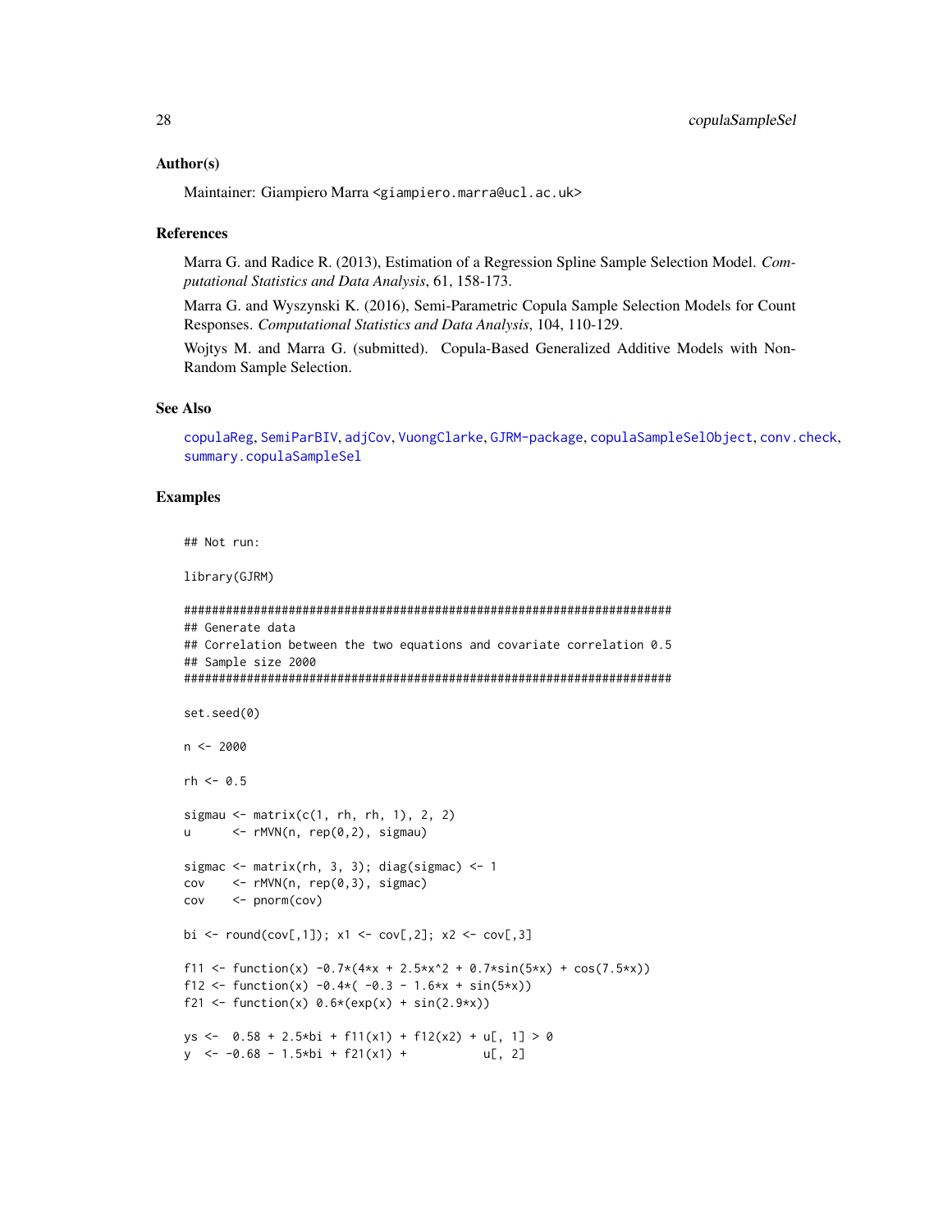### Author(s)

Maintainer: Giampiero Marra <giampiero.marra@ucl.ac.uk>

### References

Marra G. and Radice R. (2013), Estimation of a Regression Spline Sample Selection Model. *Computational Statistics and Data Analysis*, 61, 158-173.

Marra G. and Wyszynski K. (2016), Semi-Parametric Copula Sample Selection Models for Count Responses. *Computational Statistics and Data Analysis*, 104, 110-129.

Wojtys M. and Marra G. (submitted). Copula-Based Generalized Additive Models with Non-Random Sample Selection.

### See Also

copulaReg, SemiParBIV, adjCov, VuongClarke, GJRM-package, copulaSampleSelObject, conv.check, summary.copulaSampleSel

### Examples

```
## Not run:

library(GJRM)

######################################################################
## Generate data
## Correlation between the two equations and covariate correlation 0.5
## Sample size 2000
######################################################################

set.seed(0)

n <- 2000

rh <- 0.5

sigmau <- matrix(c(1, rh, rh, 1), 2, 2)
u      <- rMVN(n, rep(0,2), sigmau)

sigmac <- matrix(rh, 3, 3); diag(sigmac) <- 1
cov    <- rMVN(n, rep(0,3), sigmac)
cov    <- pnorm(cov)

bi <- round(cov[,1]); x1 <- cov[,2]; x2 <- cov[,3]

f11 <- function(x) -0.7*(4*x + 2.5*x^2 + 0.7*sin(5*x) + cos(7.5*x))
f12 <- function(x) -0.4*( -0.3 - 1.6*x + sin(5*x))
f21 <- function(x) 0.6*(exp(x) + sin(2.9*x))

ys <-  0.58 + 2.5*bi + f11(x1) + f12(x2) + u[, 1] > 0
y  <- -0.68 - 1.5*bi + f21(x1) +           u[, 2]
```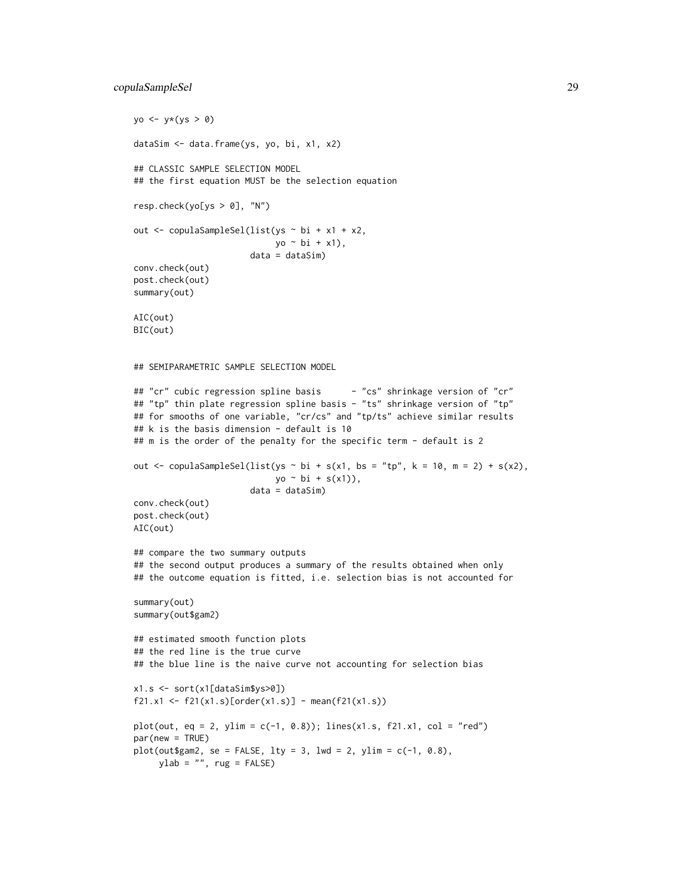```
yo <- y*(ys > 0)

dataSim <- data.frame(ys, yo, bi, x1, x2)

## CLASSIC SAMPLE SELECTION MODEL
## the first equation MUST be the selection equation

resp.check(yo[ys > 0], "N")

out <- copulaSampleSel(list(ys ~ bi + x1 + x2,
                            yo ~ bi + x1),
                       data = dataSim)
conv.check(out)
post.check(out)
summary(out)

AIC(out)
BIC(out)


## SEMIPARAMETRIC SAMPLE SELECTION MODEL

## "cr" cubic regression spline basis      - "cs" shrinkage version of "cr"
## "tp" thin plate regression spline basis - "ts" shrinkage version of "tp"
## for smooths of one variable, "cr/cs" and "tp/ts" achieve similar results
## k is the basis dimension - default is 10
## m is the order of the penalty for the specific term - default is 2

out <- copulaSampleSel(list(ys ~ bi + s(x1, bs = "tp", k = 10, m = 2) + s(x2),
                            yo ~ bi + s(x1)),
                       data = dataSim)
conv.check(out)
post.check(out)
AIC(out)

## compare the two summary outputs
## the second output produces a summary of the results obtained when only
## the outcome equation is fitted, i.e. selection bias is not accounted for

summary(out)
summary(out$gam2)

## estimated smooth function plots
## the red line is the true curve
## the blue line is the naive curve not accounting for selection bias

x1.s <- sort(x1[dataSim$ys>0])
f21.x1 <- f21(x1.s)[order(x1.s)] - mean(f21(x1.s))

plot(out, eq = 2, ylim = c(-1, 0.8)); lines(x1.s, f21.x1, col = "red")
par(new = TRUE)
plot(out$gam2, se = FALSE, lty = 3, lwd = 2, ylim = c(-1, 0.8),
     ylab = "", rug = FALSE)
```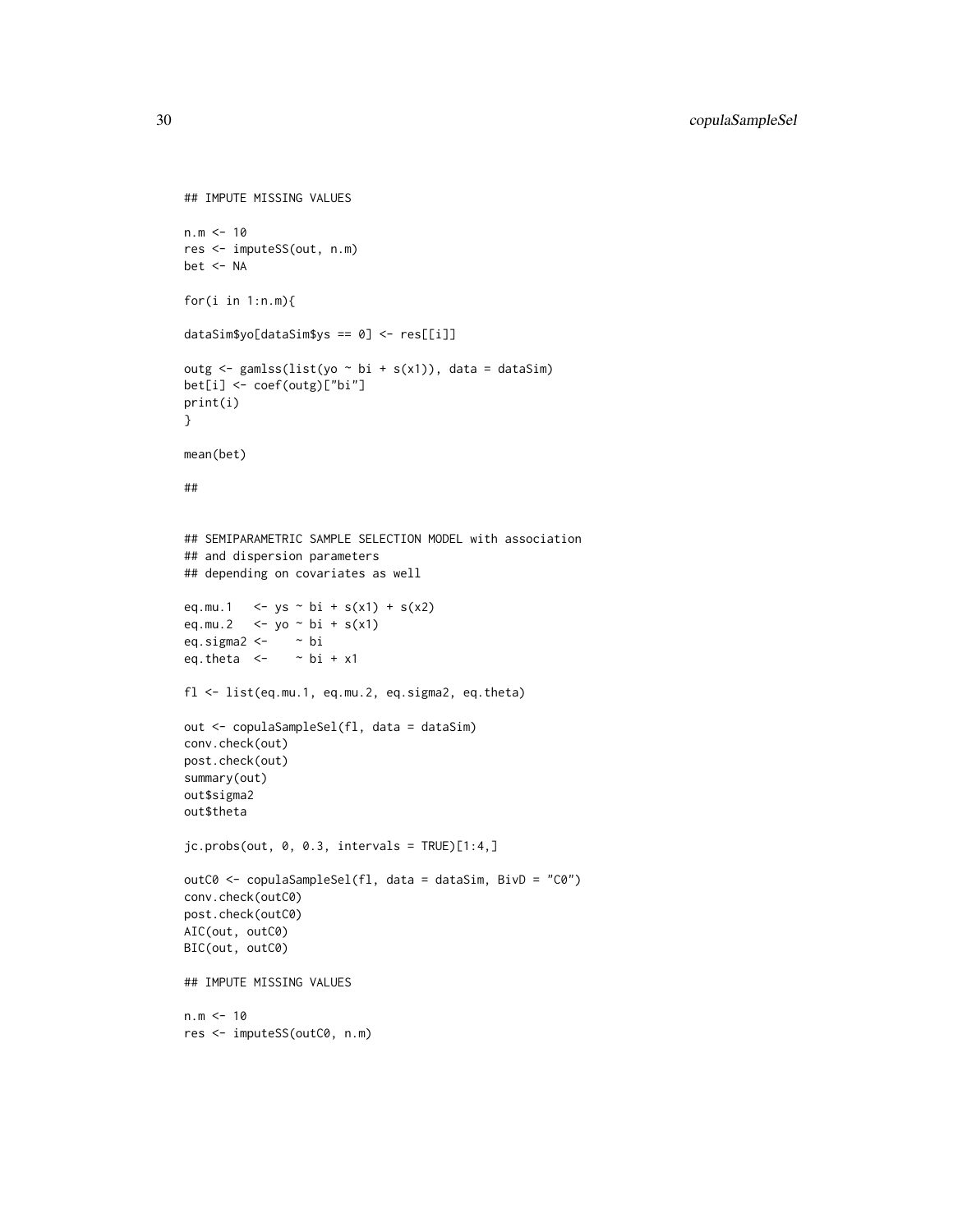```
## IMPUTE MISSING VALUES

n.m <- 10
res <- imputeSS(out, n.m)
bet <- NA

for(i in 1:n.m){

dataSim$yo[dataSim$ys == 0] <- res[[i]]

outg <- gamlss(list(yo ~ bi + s(x1)), data = dataSim)
bet[i] <- coef(outg)["bi"]
print(i)
}

mean(bet)

##


## SEMIPARAMETRIC SAMPLE SELECTION MODEL with association
## and dispersion parameters
## depending on covariates as well

eq.mu.1   <- ys ~ bi + s(x1) + s(x2)
eq.mu.2   <- yo ~ bi + s(x1)
eq.sigma2 <-    ~ bi
eq.theta  <-    ~ bi + x1

fl <- list(eq.mu.1, eq.mu.2, eq.sigma2, eq.theta)

out <- copulaSampleSel(fl, data = dataSim)
conv.check(out)
post.check(out)
summary(out)
out$sigma2
out$theta

jc.probs(out, 0, 0.3, intervals = TRUE)[1:4,]

outC0 <- copulaSampleSel(fl, data = dataSim, BivD = "C0")
conv.check(outC0)
post.check(outC0)
AIC(out, outC0)
BIC(out, outC0)

## IMPUTE MISSING VALUES

n.m <- 10
res <- imputeSS(outC0, n.m)
```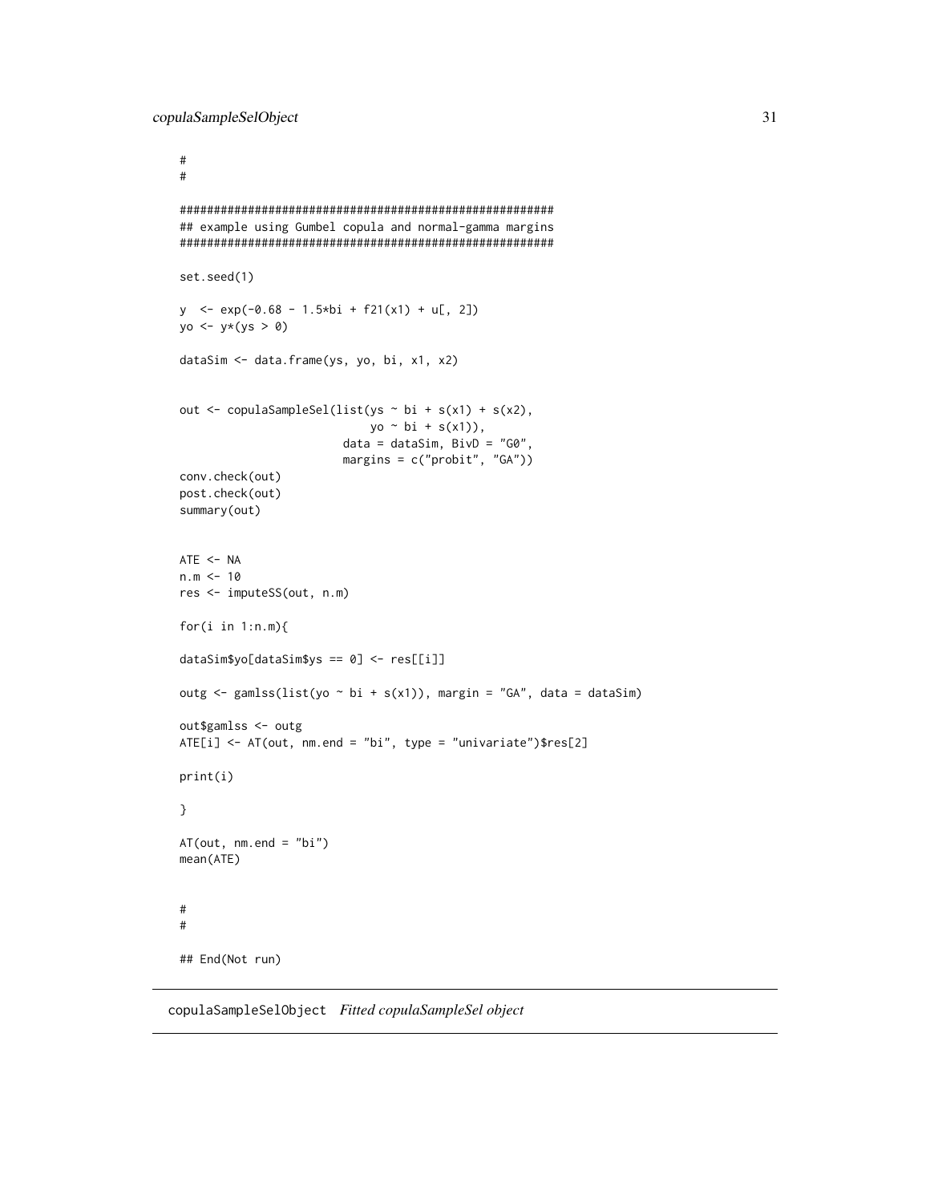```
#
#

#######################################################
## example using Gumbel copula and normal-gamma margins
#######################################################

set.seed(1)

y  <- exp(-0.68 - 1.5*bi + f21(x1) + u[, 2])
yo <- y*(ys > 0)

dataSim <- data.frame(ys, yo, bi, x1, x2)


out <- copulaSampleSel(list(ys ~ bi + s(x1) + s(x2),
                             yo ~ bi + s(x1)),
                        data = dataSim, BivD = "G0",
                        margins = c("probit", "GA"))
conv.check(out)
post.check(out)
summary(out)


ATE <- NA
n.m <- 10
res <- imputeSS(out, n.m)

for(i in 1:n.m){

dataSim$yo[dataSim$ys == 0] <- res[[i]]

outg <- gamlss(list(yo ~ bi + s(x1)), margin = "GA", data = dataSim)

out$gamlss <- outg
ATE[i] <- AT(out, nm.end = "bi", type = "univariate")$res[2]

print(i)

}

AT(out, nm.end = "bi")
mean(ATE)


#
#

## End(Not run)
```

---

copulaSampleSelObject    *Fitted copulaSampleSel object*

---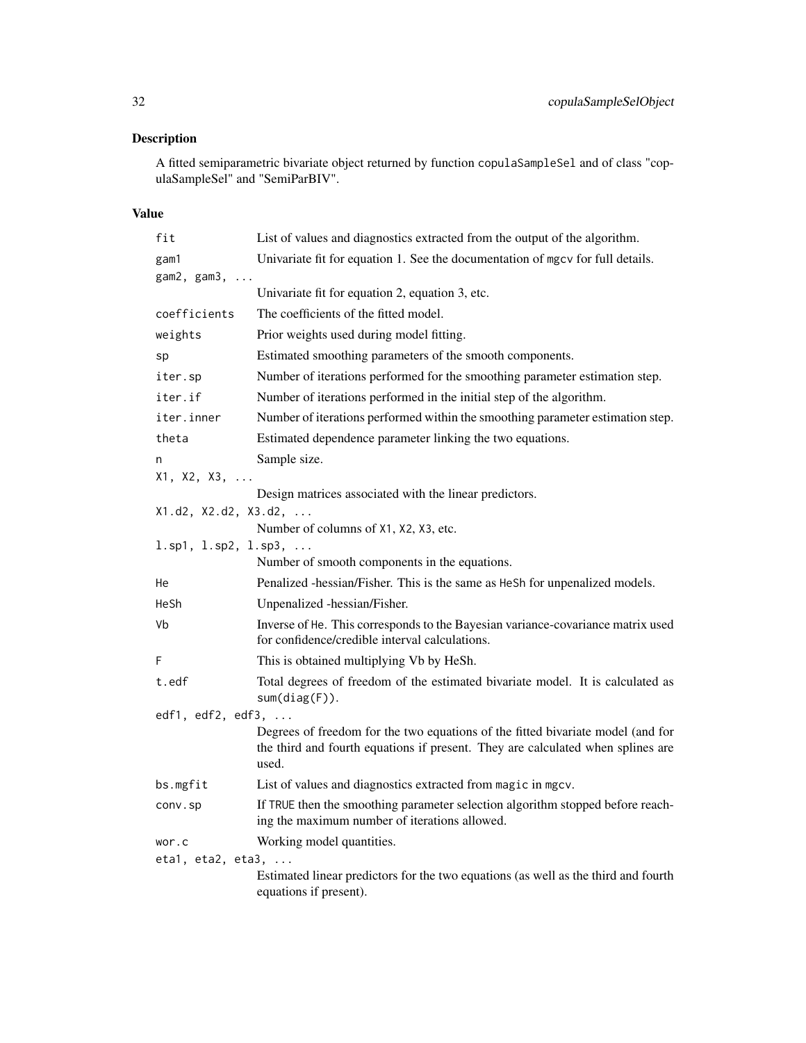## Description

A fitted semiparametric bivariate object returned by function `copulaSampleSel` and of class "copulaSampleSel" and "SemiParBIV".

## Value

`fit` List of values and diagnostics extracted from the output of the algorithm.

`gam1` Univariate fit for equation 1. See the documentation of `mgcv` for full details.

`gam2, gam3, ...` Univariate fit for equation 2, equation 3, etc.

`coefficients` The coefficients of the fitted model.

`weights` Prior weights used during model fitting.

`sp` Estimated smoothing parameters of the smooth components.

`iter.sp` Number of iterations performed for the smoothing parameter estimation step.

`iter.if` Number of iterations performed in the initial step of the algorithm.

`iter.inner` Number of iterations performed within the smoothing parameter estimation step.

`theta` Estimated dependence parameter linking the two equations.

`n` Sample size.

`X1, X2, X3, ...` Design matrices associated with the linear predictors.

`X1.d2, X2.d2, X3.d2, ...` Number of columns of `X1`, `X2`, `X3`, etc.

`l.sp1, l.sp2, l.sp3, ...` Number of smooth components in the equations.

`He` Penalized -hessian/Fisher. This is the same as `HeSh` for unpenalized models.

`HeSh` Unpenalized -hessian/Fisher.

`Vb` Inverse of `He`. This corresponds to the Bayesian variance-covariance matrix used for confidence/credible interval calculations.

`F` This is obtained multiplying Vb by HeSh.

`t.edf` Total degrees of freedom of the estimated bivariate model. It is calculated as `sum(diag(F))`.

`edf1, edf2, edf3, ...` Degrees of freedom for the two equations of the fitted bivariate model (and for the third and fourth equations if present. They are calculated when splines are used.

`bs.mgfit` List of values and diagnostics extracted from `magic` in `mgcv`.

`conv.sp` If `TRUE` then the smoothing parameter selection algorithm stopped before reaching the maximum number of iterations allowed.

`wor.c` Working model quantities.

`eta1, eta2, eta3, ...` Estimated linear predictors for the two equations (as well as the third and fourth equations if present).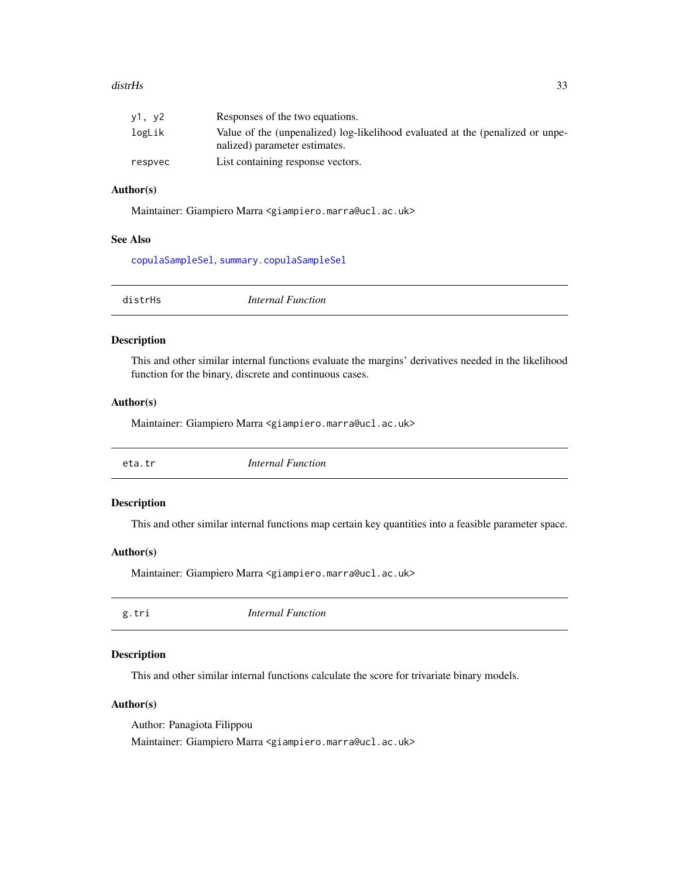| | |
|---|---|
| y1, y2 | Responses of the two equations. |
| logLik | Value of the (unpenalized) log-likelihood evaluated at the (penalized or unpenalized) parameter estimates. |
| respvec | List containing response vectors. |

### Author(s)

Maintainer: Giampiero Marra <giampiero.marra@ucl.ac.uk>

### See Also

copulaSampleSel, summary.copulaSampleSel

---

## distrHs *Internal Function*

---

### Description

This and other similar internal functions evaluate the margins' derivatives needed in the likelihood function for the binary, discrete and continuous cases.

### Author(s)

Maintainer: Giampiero Marra <giampiero.marra@ucl.ac.uk>

---

## eta.tr *Internal Function*

---

### Description

This and other similar internal functions map certain key quantities into a feasible parameter space.

### Author(s)

Maintainer: Giampiero Marra <giampiero.marra@ucl.ac.uk>

---

## g.tri *Internal Function*

---

### Description

This and other similar internal functions calculate the score for trivariate binary models.

### Author(s)

Author: Panagiota Filippou

Maintainer: Giampiero Marra <giampiero.marra@ucl.ac.uk>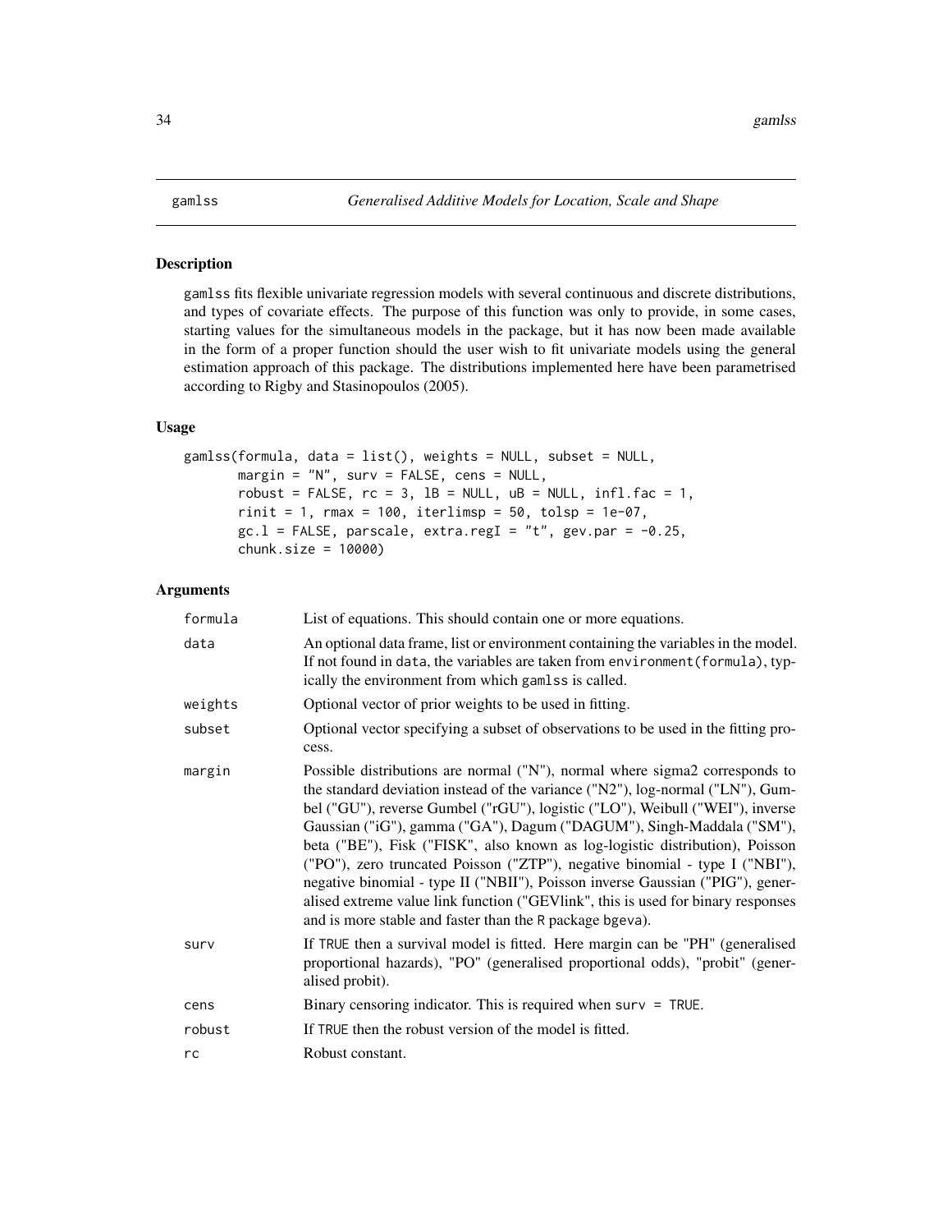# gamlss — *Generalised Additive Models for Location, Scale and Shape*

## Description

gamlss fits flexible univariate regression models with several continuous and discrete distributions, and types of covariate effects. The purpose of this function was only to provide, in some cases, starting values for the simultaneous models in the package, but it has now been made available in the form of a proper function should the user wish to fit univariate models using the general estimation approach of this package. The distributions implemented here have been parametrised according to Rigby and Stasinopoulos (2005).

## Usage

```
gamlss(formula, data = list(), weights = NULL, subset = NULL,
       margin = "N", surv = FALSE, cens = NULL,
       robust = FALSE, rc = 3, lB = NULL, uB = NULL, infl.fac = 1,
       rinit = 1, rmax = 100, iterlimsp = 50, tolsp = 1e-07,
       gc.l = FALSE, parscale, extra.regI = "t", gev.par = -0.25,
       chunk.size = 10000)
```

## Arguments

| | |
|---|---|
| formula | List of equations. This should contain one or more equations. |
| data | An optional data frame, list or environment containing the variables in the model. If not found in data, the variables are taken from environment(formula), typically the environment from which gamlss is called. |
| weights | Optional vector of prior weights to be used in fitting. |
| subset | Optional vector specifying a subset of observations to be used in the fitting process. |
| margin | Possible distributions are normal ("N"), normal where sigma2 corresponds to the standard deviation instead of the variance ("N2"), log-normal ("LN"), Gumbel ("GU"), reverse Gumbel ("rGU"), logistic ("LO"), Weibull ("WEI"), inverse Gaussian ("iG"), gamma ("GA"), Dagum ("DAGUM"), Singh-Maddala ("SM"), beta ("BE"), Fisk ("FISK", also known as log-logistic distribution), Poisson ("PO"), zero truncated Poisson ("ZTP"), negative binomial - type I ("NBI"), negative binomial - type II ("NBII"), Poisson inverse Gaussian ("PIG"), generalised extreme value link function ("GEVlink", this is used for binary responses and is more stable and faster than the R package bgeva). |
| surv | If TRUE then a survival model is fitted. Here margin can be "PH" (generalised proportional hazards), "PO" (generalised proportional odds), "probit" (generalised probit). |
| cens | Binary censoring indicator. This is required when surv = TRUE. |
| robust | If TRUE then the robust version of the model is fitted. |
| rc | Robust constant. |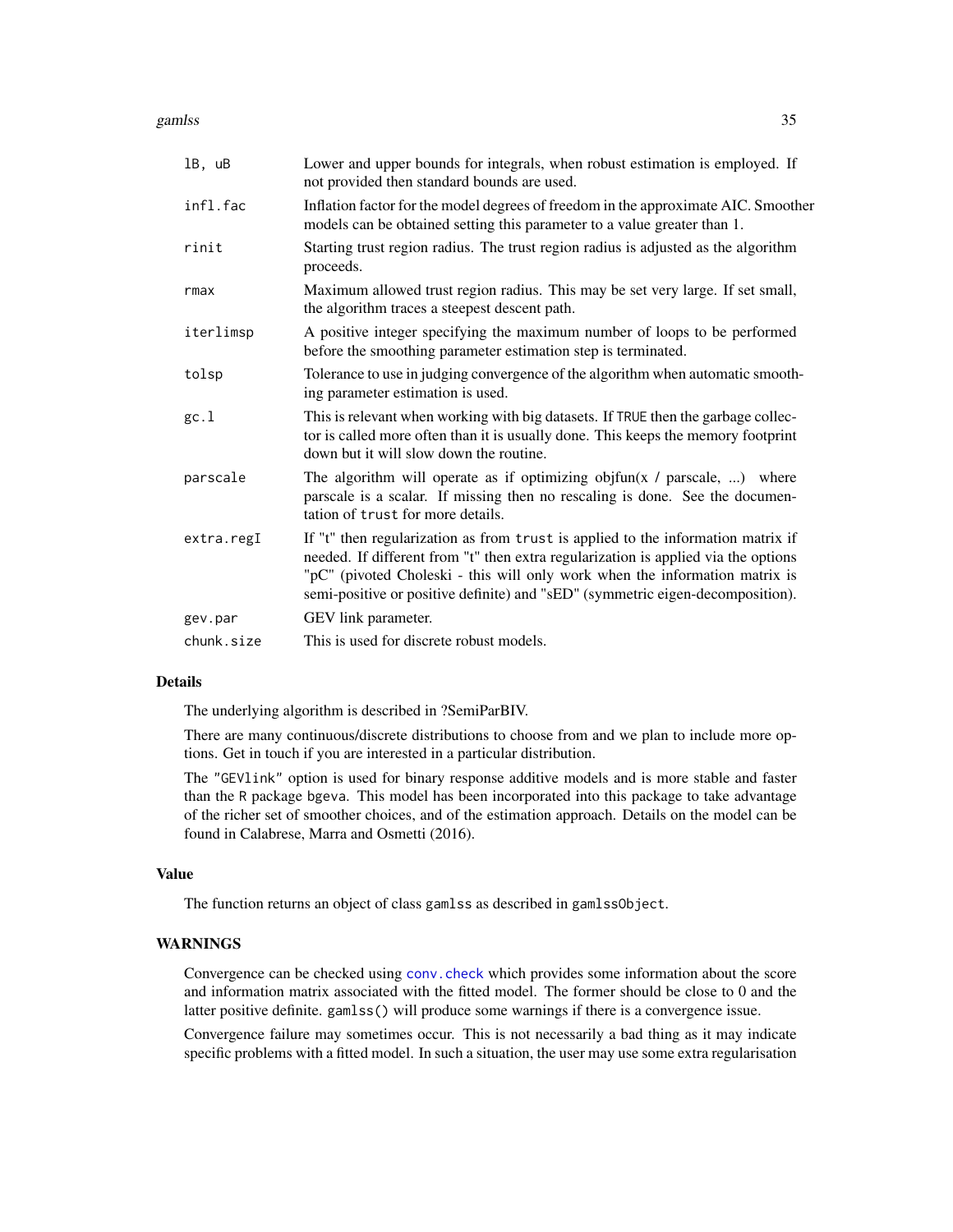| | |
|---|---|
| `lB, uB` | Lower and upper bounds for integrals, when robust estimation is employed. If not provided then standard bounds are used. |
| `infl.fac` | Inflation factor for the model degrees of freedom in the approximate AIC. Smoother models can be obtained setting this parameter to a value greater than 1. |
| `rinit` | Starting trust region radius. The trust region radius is adjusted as the algorithm proceeds. |
| `rmax` | Maximum allowed trust region radius. This may be set very large. If set small, the algorithm traces a steepest descent path. |
| `iterlimsp` | A positive integer specifying the maximum number of loops to be performed before the smoothing parameter estimation step is terminated. |
| `tolsp` | Tolerance to use in judging convergence of the algorithm when automatic smoothing parameter estimation is used. |
| `gc.l` | This is relevant when working with big datasets. If `TRUE` then the garbage collector is called more often than it is usually done. This keeps the memory footprint down but it will slow down the routine. |
| `parscale` | The algorithm will operate as if optimizing objfun(x / parscale, ...) where parscale is a scalar. If missing then no rescaling is done. See the documentation of `trust` for more details. |
| `extra.regI` | If "t" then regularization as from `trust` is applied to the information matrix if needed. If different from "t" then extra regularization is applied via the options "pC" (pivoted Choleski - this will only work when the information matrix is semi-positive or positive definite) and "sED" (symmetric eigen-decomposition). |
| `gev.par` | GEV link parameter. |
| `chunk.size` | This is used for discrete robust models. |

## Details

The underlying algorithm is described in ?SemiParBIV.

There are many continuous/discrete distributions to choose from and we plan to include more options. Get in touch if you are interested in a particular distribution.

The `"GEVlink"` option is used for binary response additive models and is more stable and faster than the `R` package `bgeva`. This model has been incorporated into this package to take advantage of the richer set of smoother choices, and of the estimation approach. Details on the model can be found in Calabrese, Marra and Osmetti (2016).

## Value

The function returns an object of class `gamlss` as described in `gamlssObject`.

## WARNINGS

Convergence can be checked using `conv.check` which provides some information about the score and information matrix associated with the fitted model. The former should be close to 0 and the latter positive definite. `gamlss()` will produce some warnings if there is a convergence issue.

Convergence failure may sometimes occur. This is not necessarily a bad thing as it may indicate specific problems with a fitted model. In such a situation, the user may use some extra regularisation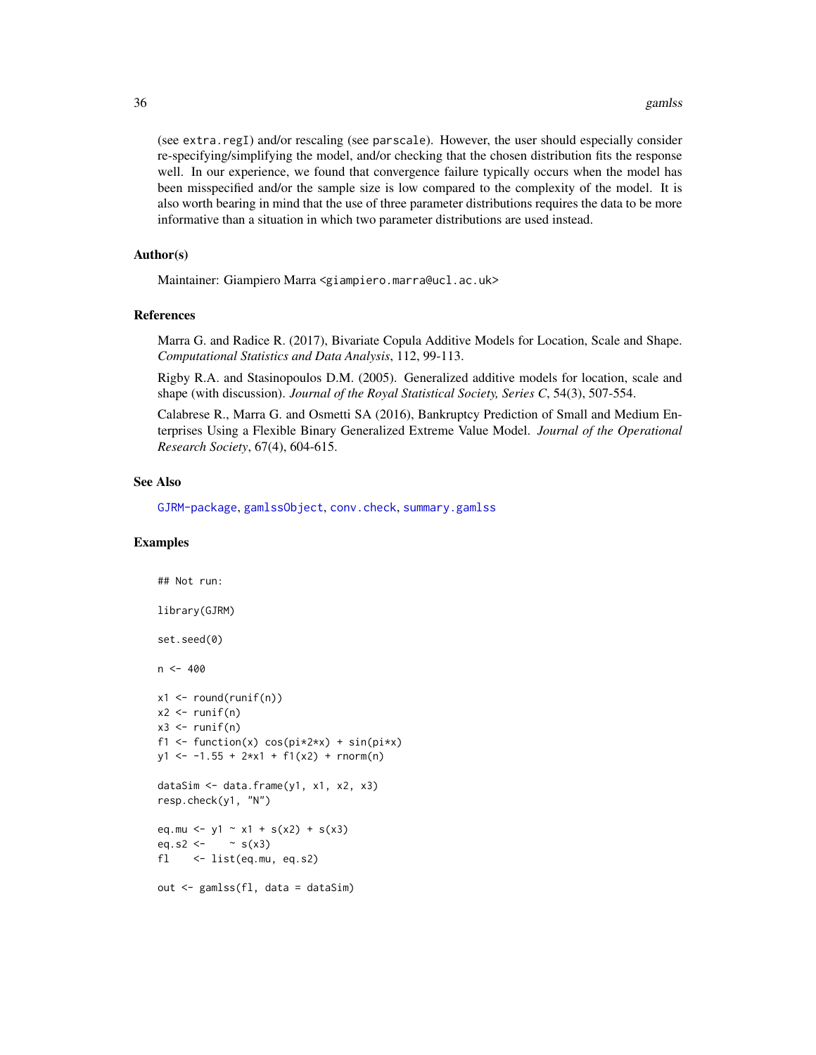(see `extra.regI`) and/or rescaling (see `parscale`). However, the user should especially consider re-specifying/simplifying the model, and/or checking that the chosen distribution fits the response well. In our experience, we found that convergence failure typically occurs when the model has been misspecified and/or the sample size is low compared to the complexity of the model. It is also worth bearing in mind that the use of three parameter distributions requires the data to be more informative than a situation in which two parameter distributions are used instead.

### Author(s)

Maintainer: Giampiero Marra <giampiero.marra@ucl.ac.uk>

### References

Marra G. and Radice R. (2017), Bivariate Copula Additive Models for Location, Scale and Shape. *Computational Statistics and Data Analysis*, 112, 99-113.

Rigby R.A. and Stasinopoulos D.M. (2005). Generalized additive models for location, scale and shape (with discussion). *Journal of the Royal Statistical Society, Series C*, 54(3), 507-554.

Calabrese R., Marra G. and Osmetti SA (2016), Bankruptcy Prediction of Small and Medium Enterprises Using a Flexible Binary Generalized Extreme Value Model. *Journal of the Operational Research Society*, 67(4), 604-615.

### See Also

GJRM-package, gamlssObject, conv.check, summary.gamlss

### Examples

```
## Not run:

library(GJRM)

set.seed(0)

n <- 400

x1 <- round(runif(n))
x2 <- runif(n)
x3 <- runif(n)
f1 <- function(x) cos(pi*2*x) + sin(pi*x)
y1 <- -1.55 + 2*x1 + f1(x2) + rnorm(n)

dataSim <- data.frame(y1, x1, x2, x3)
resp.check(y1, "N")

eq.mu <- y1 ~ x1 + s(x2) + s(x3)
eq.s2 <-    ~ s(x3)
fl    <- list(eq.mu, eq.s2)

out <- gamlss(fl, data = dataSim)
```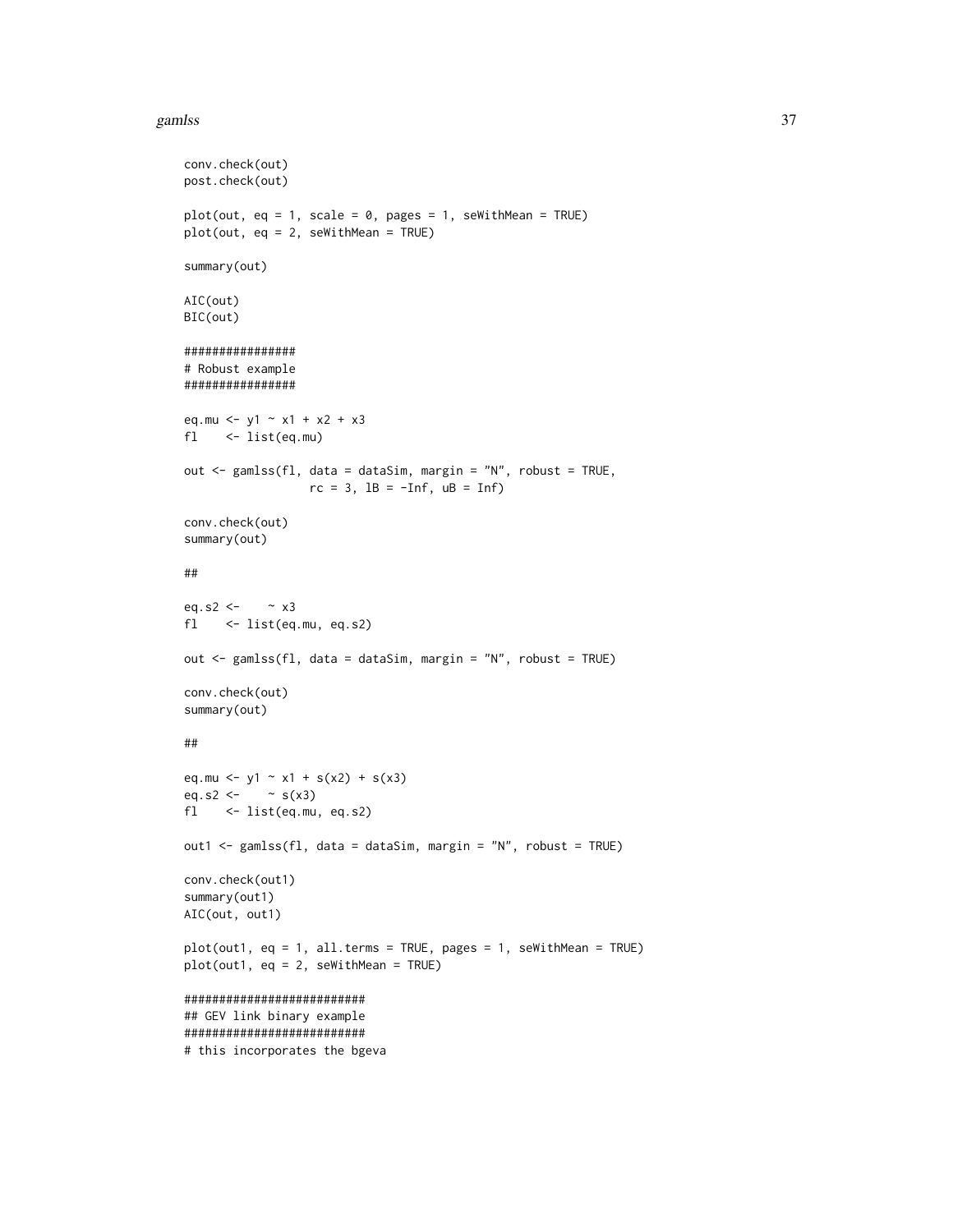```
conv.check(out)
post.check(out)

plot(out, eq = 1, scale = 0, pages = 1, seWithMean = TRUE)
plot(out, eq = 2, seWithMean = TRUE)

summary(out)

AIC(out)
BIC(out)

################
# Robust example
################

eq.mu <- y1 ~ x1 + x2 + x3
fl    <- list(eq.mu)

out <- gamlss(fl, data = dataSim, margin = "N", robust = TRUE,
                  rc = 3, lB = -Inf, uB = Inf)

conv.check(out)
summary(out)

##

eq.s2 <-    ~ x3
fl    <- list(eq.mu, eq.s2)

out <- gamlss(fl, data = dataSim, margin = "N", robust = TRUE)

conv.check(out)
summary(out)

##

eq.mu <- y1 ~ x1 + s(x2) + s(x3)
eq.s2 <-    ~ s(x3)
fl    <- list(eq.mu, eq.s2)

out1 <- gamlss(fl, data = dataSim, margin = "N", robust = TRUE)

conv.check(out1)
summary(out1)
AIC(out, out1)

plot(out1, eq = 1, all.terms = TRUE, pages = 1, seWithMean = TRUE)
plot(out1, eq = 2, seWithMean = TRUE)

##########################
## GEV link binary example
##########################
# this incorporates the bgeva
```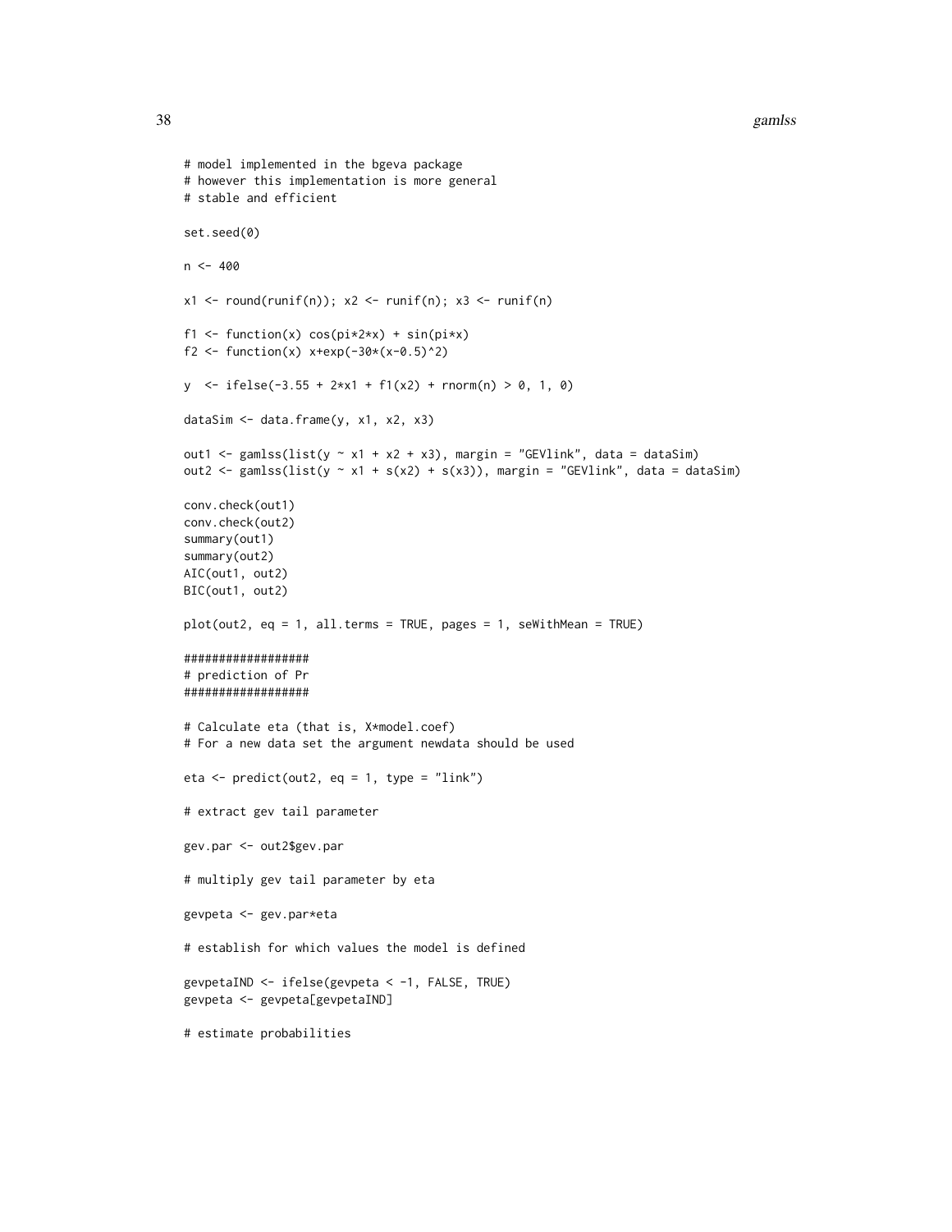```
# model implemented in the bgeva package
# however this implementation is more general
# stable and efficient

set.seed(0)

n <- 400

x1 <- round(runif(n)); x2 <- runif(n); x3 <- runif(n)

f1 <- function(x) cos(pi*2*x) + sin(pi*x)
f2 <- function(x) x+exp(-30*(x-0.5)^2)

y  <- ifelse(-3.55 + 2*x1 + f1(x2) + rnorm(n) > 0, 1, 0)

dataSim <- data.frame(y, x1, x2, x3)

out1 <- gamlss(list(y ~ x1 + x2 + x3), margin = "GEVlink", data = dataSim)
out2 <- gamlss(list(y ~ x1 + s(x2) + s(x3)), margin = "GEVlink", data = dataSim)

conv.check(out1)
conv.check(out2)
summary(out1)
summary(out2)
AIC(out1, out2)
BIC(out1, out2)

plot(out2, eq = 1, all.terms = TRUE, pages = 1, seWithMean = TRUE)

##################
# prediction of Pr
##################

# Calculate eta (that is, X*model.coef)
# For a new data set the argument newdata should be used

eta <- predict(out2, eq = 1, type = "link")

# extract gev tail parameter

gev.par <- out2$gev.par

# multiply gev tail parameter by eta

gevpeta <- gev.par*eta

# establish for which values the model is defined

gevpetaIND <- ifelse(gevpeta < -1, FALSE, TRUE)
gevpeta <- gevpeta[gevpetaIND]

# estimate probabilities
```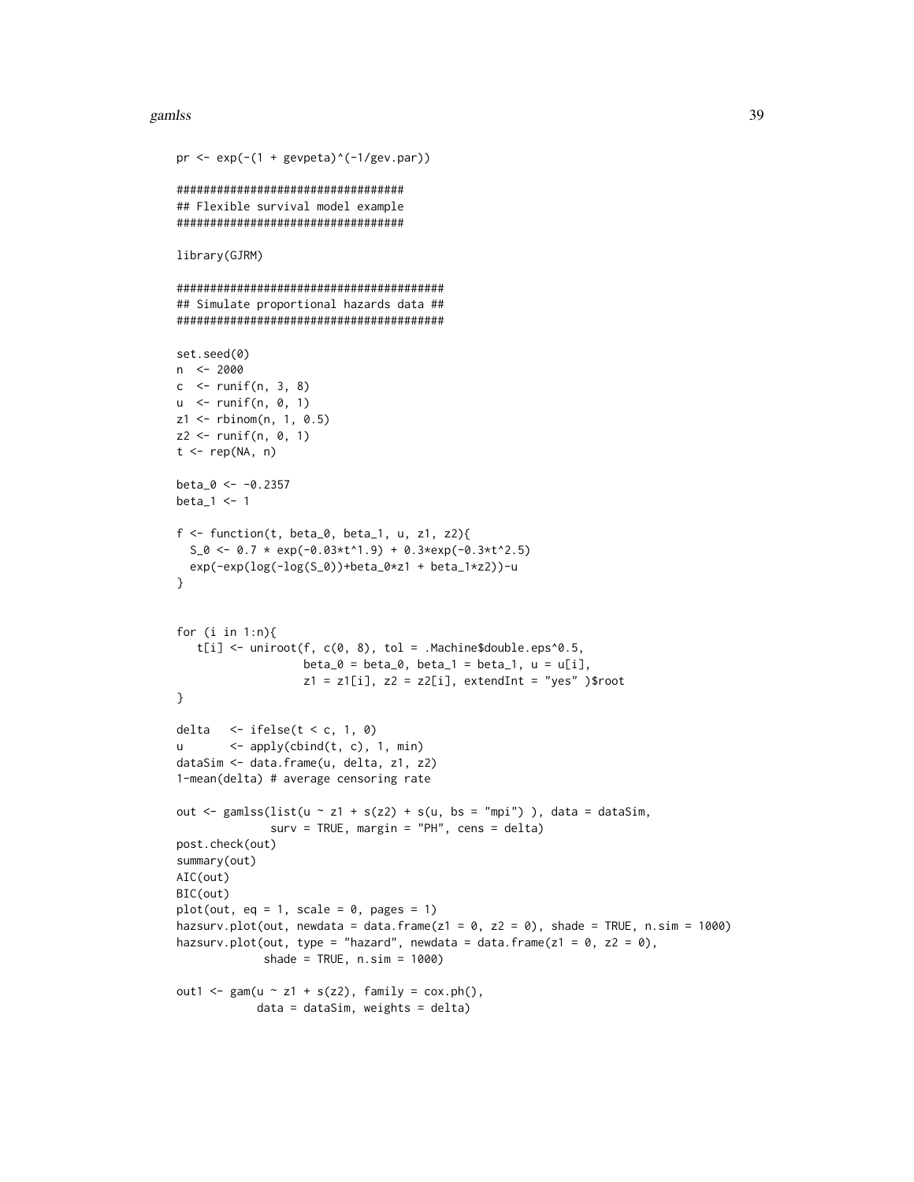```
pr <- exp(-(1 + gevpeta)^(-1/gev.par))

##################################
## Flexible survival model example
##################################

library(GJRM)

#######################################
## Simulate proportional hazards data ##
#######################################

set.seed(0)
n  <- 2000
c  <- runif(n, 3, 8)
u  <- runif(n, 0, 1)
z1 <- rbinom(n, 1, 0.5)
z2 <- runif(n, 0, 1)
t  <- rep(NA, n)

beta_0 <- -0.2357
beta_1 <- 1

f <- function(t, beta_0, beta_1, u, z1, z2){
  S_0 <- 0.7 * exp(-0.03*t^1.9) + 0.3*exp(-0.3*t^2.5)
  exp(-exp(log(-log(S_0))+beta_0*z1 + beta_1*z2))-u
}


for (i in 1:n){
   t[i] <- uniroot(f, c(0, 8), tol = .Machine$double.eps^0.5,
                   beta_0 = beta_0, beta_1 = beta_1, u = u[i],
                   z1 = z1[i], z2 = z2[i], extendInt = "yes" )$root
}

delta   <- ifelse(t < c, 1, 0)
u       <- apply(cbind(t, c), 1, min)
dataSim <- data.frame(u, delta, z1, z2)
1-mean(delta) # average censoring rate

out <- gamlss(list(u ~ z1 + s(z2) + s(u, bs = "mpi") ), data = dataSim,
              surv = TRUE, margin = "PH", cens = delta)
post.check(out)
summary(out)
AIC(out)
BIC(out)
plot(out, eq = 1, scale = 0, pages = 1)
hazsurv.plot(out, newdata = data.frame(z1 = 0, z2 = 0), shade = TRUE, n.sim = 1000)
hazsurv.plot(out, type = "hazard", newdata = data.frame(z1 = 0, z2 = 0),
             shade = TRUE, n.sim = 1000)

out1 <- gam(u ~ z1 + s(z2), family = cox.ph(),
            data = dataSim, weights = delta)
```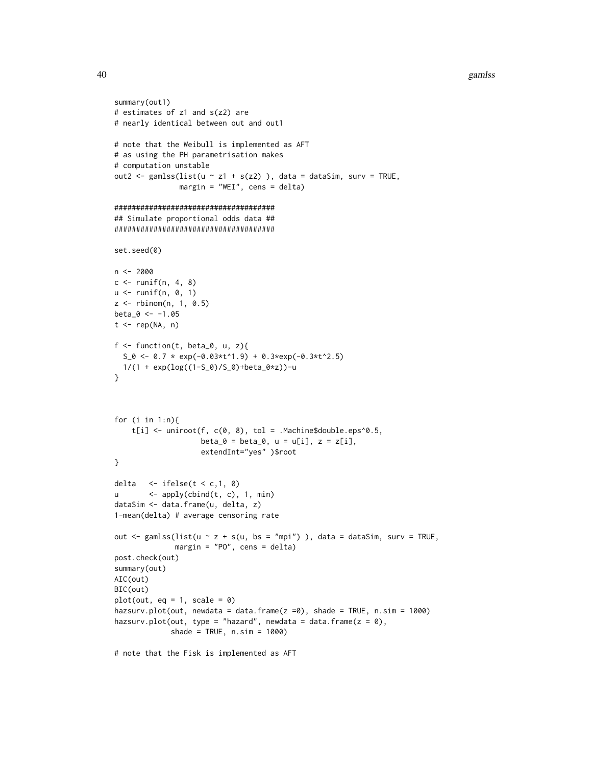```
summary(out1)
# estimates of z1 and s(z2) are
# nearly identical between out and out1

# note that the Weibull is implemented as AFT
# as using the PH parametrisation makes
# computation unstable
out2 <- gamlss(list(u ~ z1 + s(z2) ), data = dataSim, surv = TRUE,
               margin = "WEI", cens = delta)

#####################################
## Simulate proportional odds data ##
#####################################

set.seed(0)

n <- 2000
c <- runif(n, 4, 8)
u <- runif(n, 0, 1)
z <- rbinom(n, 1, 0.5)
beta_0 <- -1.05
t <- rep(NA, n)

f <- function(t, beta_0, u, z){
  S_0 <- 0.7 * exp(-0.03*t^1.9) + 0.3*exp(-0.3*t^2.5)
  1/(1 + exp(log((1-S_0)/S_0)+beta_0*z))-u
}



for (i in 1:n){
    t[i] <- uniroot(f, c(0, 8), tol = .Machine$double.eps^0.5,
                    beta_0 = beta_0, u = u[i], z = z[i],
                    extendInt="yes" )$root
}

delta   <- ifelse(t < c,1, 0)
u       <- apply(cbind(t, c), 1, min)
dataSim <- data.frame(u, delta, z)
1-mean(delta) # average censoring rate

out <- gamlss(list(u ~ z + s(u, bs = "mpi") ), data = dataSim, surv = TRUE,
              margin = "PO", cens = delta)
post.check(out)
summary(out)
AIC(out)
BIC(out)
plot(out, eq = 1, scale = 0)
hazsurv.plot(out, newdata = data.frame(z =0), shade = TRUE, n.sim = 1000)
hazsurv.plot(out, type = "hazard", newdata = data.frame(z = 0),
             shade = TRUE, n.sim = 1000)

# note that the Fisk is implemented as AFT
```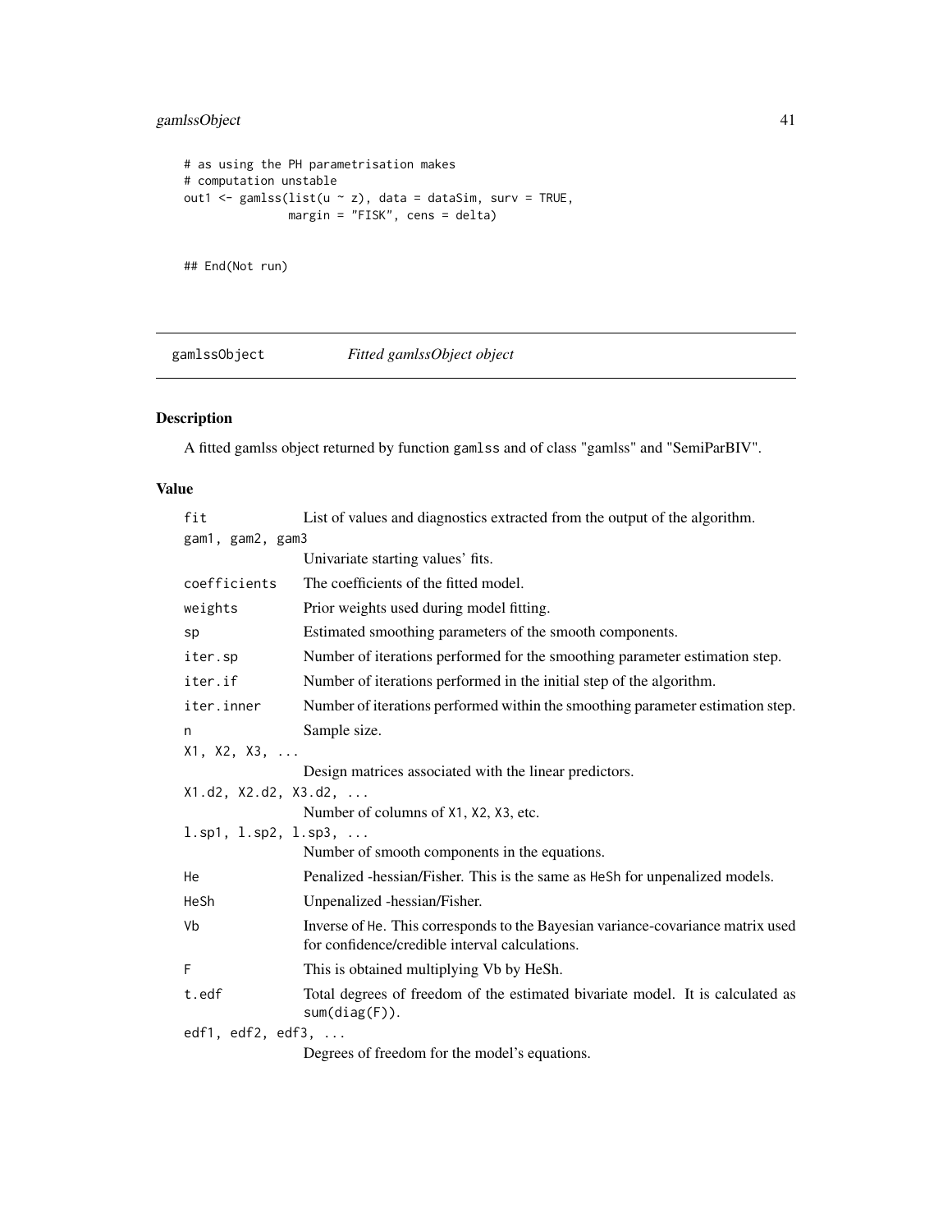```
# as using the PH parametrisation makes
# computation unstable
out1 <- gamlss(list(u ~ z), data = dataSim, surv = TRUE,
               margin = "FISK", cens = delta)


## End(Not run)
```

## gamlssObject — *Fitted gamlssObject object*

### Description

A fitted gamlss object returned by function `gamlss` and of class "gamlss" and "SemiParBIV".

### Value

- `fit` — List of values and diagnostics extracted from the output of the algorithm.
- `gam1, gam2, gam3` — Univariate starting values' fits.
- `coefficients` — The coefficients of the fitted model.
- `weights` — Prior weights used during model fitting.
- `sp` — Estimated smoothing parameters of the smooth components.
- `iter.sp` — Number of iterations performed for the smoothing parameter estimation step.
- `iter.if` — Number of iterations performed in the initial step of the algorithm.
- `iter.inner` — Number of iterations performed within the smoothing parameter estimation step.
- `n` — Sample size.
- `X1, X2, X3, ...` — Design matrices associated with the linear predictors.
- `X1.d2, X2.d2, X3.d2, ...` — Number of columns of `X1`, `X2`, `X3`, etc.
- `l.sp1, l.sp2, l.sp3, ...` — Number of smooth components in the equations.
- `He` — Penalized -hessian/Fisher. This is the same as `HeSh` for unpenalized models.
- `HeSh` — Unpenalized -hessian/Fisher.
- `Vb` — Inverse of `He`. This corresponds to the Bayesian variance-covariance matrix used for confidence/credible interval calculations.
- `F` — This is obtained multiplying Vb by HeSh.
- `t.edf` — Total degrees of freedom of the estimated bivariate model. It is calculated as `sum(diag(F))`.
- `edf1, edf2, edf3, ...` — Degrees of freedom for the model's equations.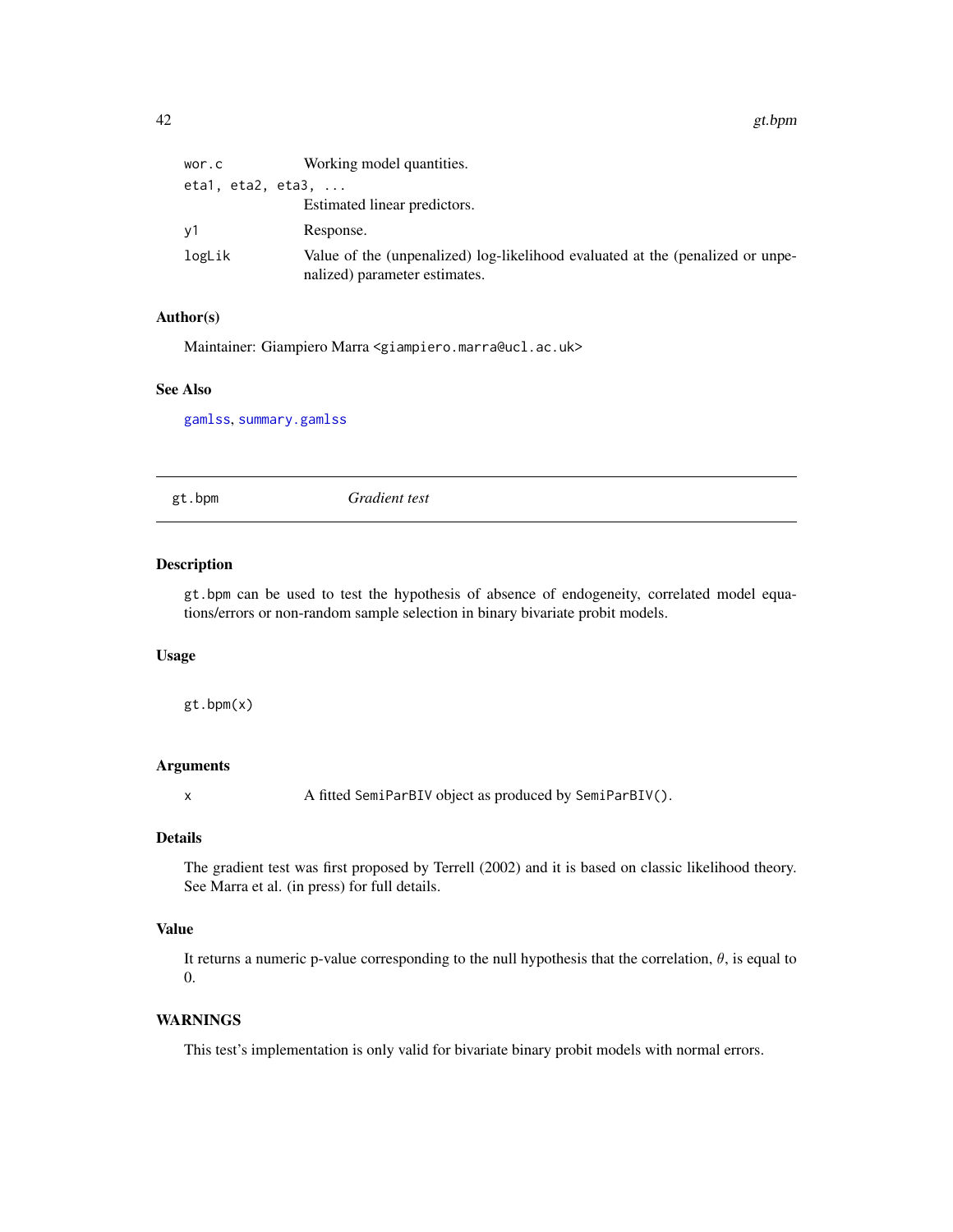| | |
|---|---|
| `wor.c` | Working model quantities. |
| `eta1, eta2, eta3, ...` | Estimated linear predictors. |
| `y1` | Response. |
| `logLik` | Value of the (unpenalized) log-likelihood evaluated at the (penalized or unpenalized) parameter estimates. |

### Author(s)

Maintainer: Giampiero Marra <giampiero.marra@ucl.ac.uk>

### See Also

gamlss, summary.gamlss

---

## gt.bpm    *Gradient test*

---

### Description

gt.bpm can be used to test the hypothesis of absence of endogeneity, correlated model equations/errors or non-random sample selection in binary bivariate probit models.

### Usage

```
gt.bpm(x)
```

### Arguments

| | |
|---|---|
| `x` | A fitted SemiParBIV object as produced by SemiParBIV(). |

### Details

The gradient test was first proposed by Terrell (2002) and it is based on classic likelihood theory. See Marra et al. (in press) for full details.

### Value

It returns a numeric p-value corresponding to the null hypothesis that the correlation, $\theta$, is equal to 0.

### WARNINGS

This test's implementation is only valid for bivariate binary probit models with normal errors.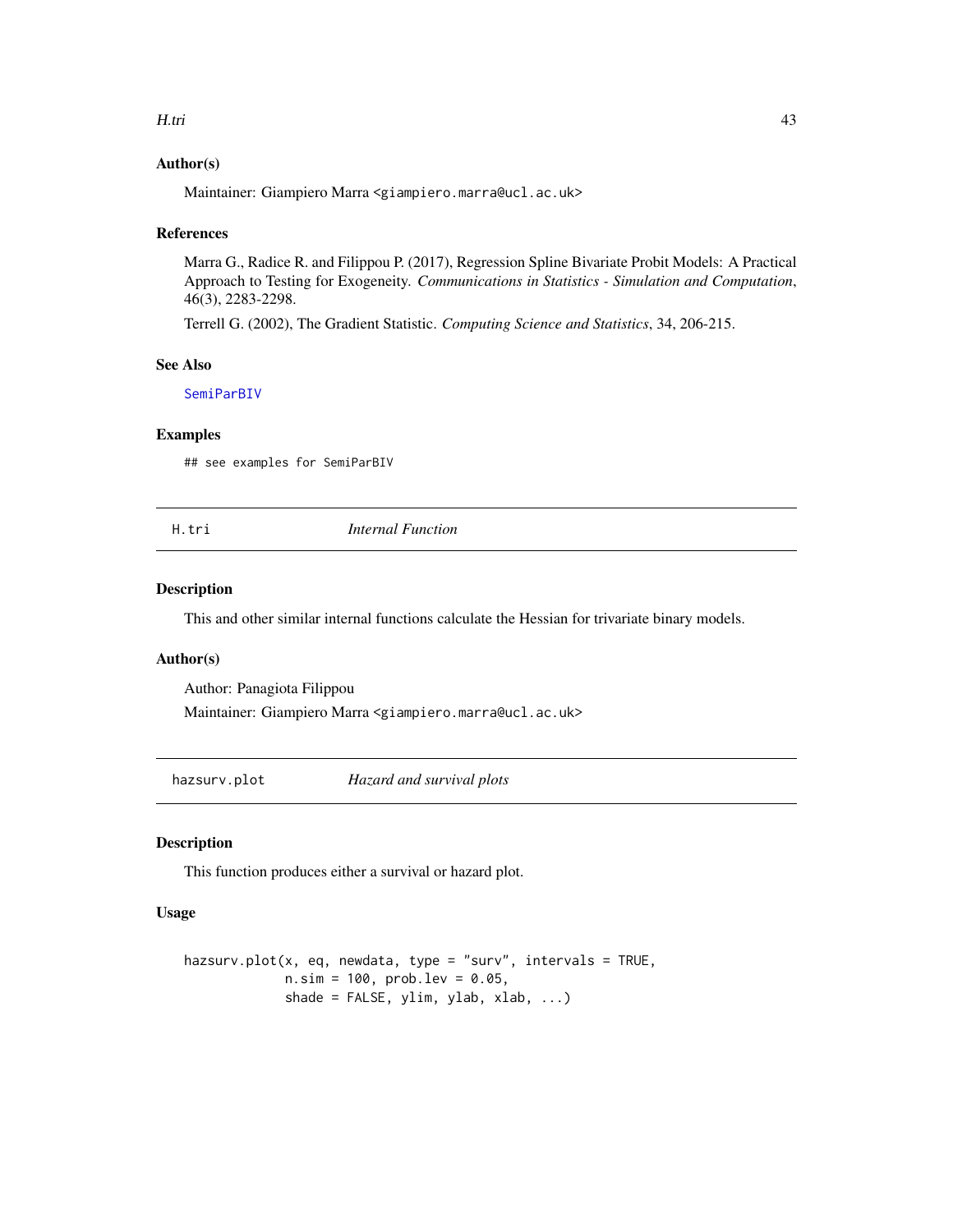### Author(s)

Maintainer: Giampiero Marra <giampiero.marra@ucl.ac.uk>

### References

Marra G., Radice R. and Filippou P. (2017), Regression Spline Bivariate Probit Models: A Practical Approach to Testing for Exogeneity. *Communications in Statistics - Simulation and Computation*, 46(3), 2283-2298.

Terrell G. (2002), The Gradient Statistic. *Computing Science and Statistics*, 34, 206-215.

### See Also

SemiParBIV

### Examples

```
## see examples for SemiParBIV
```

---

## H.tri *Internal Function*

### Description

This and other similar internal functions calculate the Hessian for trivariate binary models.

### Author(s)

Author: Panagiota Filippou

Maintainer: Giampiero Marra <giampiero.marra@ucl.ac.uk>

---

## hazsurv.plot *Hazard and survival plots*

### Description

This function produces either a survival or hazard plot.

### Usage

```
hazsurv.plot(x, eq, newdata, type = "surv", intervals = TRUE,
             n.sim = 100, prob.lev = 0.05,
             shade = FALSE, ylim, ylab, xlab, ...)
```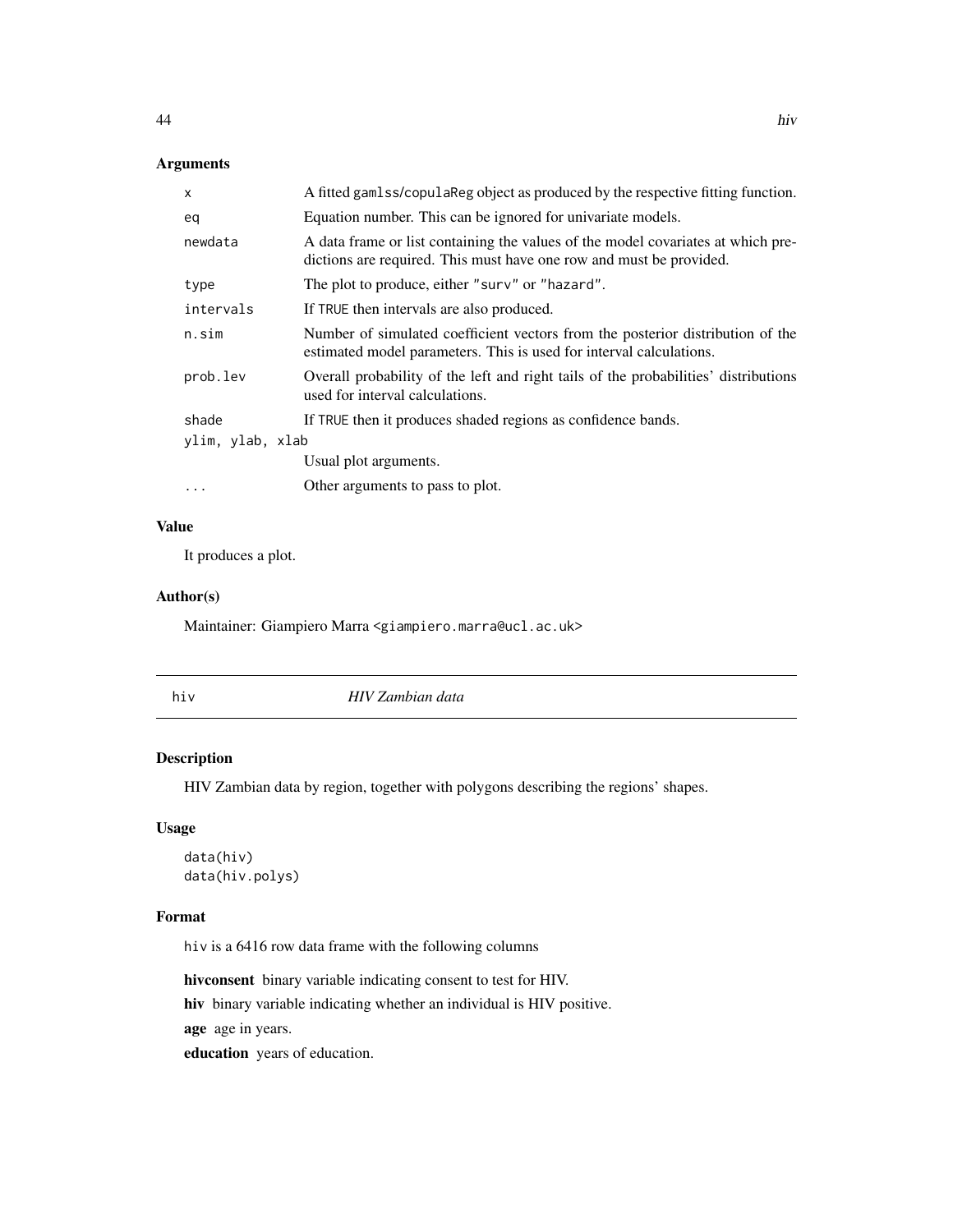## Arguments

| | |
|---|---|
| `x` | A fitted `gamlss/copulaReg` object as produced by the respective fitting function. |
| `eq` | Equation number. This can be ignored for univariate models. |
| `newdata` | A data frame or list containing the values of the model covariates at which predictions are required. This must have one row and must be provided. |
| `type` | The plot to produce, either `"surv"` or `"hazard"`. |
| `intervals` | If `TRUE` then intervals are also produced. |
| `n.sim` | Number of simulated coefficient vectors from the posterior distribution of the estimated model parameters. This is used for interval calculations. |
| `prob.lev` | Overall probability of the left and right tails of the probabilities' distributions used for interval calculations. |
| `shade` | If `TRUE` then it produces shaded regions as confidence bands. |
| `ylim, ylab, xlab` | Usual plot arguments. |
| `...` | Other arguments to pass to plot. |

## Value

It produces a plot.

## Author(s)

Maintainer: Giampiero Marra <giampiero.marra@ucl.ac.uk>

---

# hiv *HIV Zambian data*

## Description

HIV Zambian data by region, together with polygons describing the regions' shapes.

## Usage

```
data(hiv)
data(hiv.polys)
```

## Format

`hiv` is a 6416 row data frame with the following columns

**hivconsent** binary variable indicating consent to test for HIV.

**hiv** binary variable indicating whether an individual is HIV positive.

**age** age in years.

**education** years of education.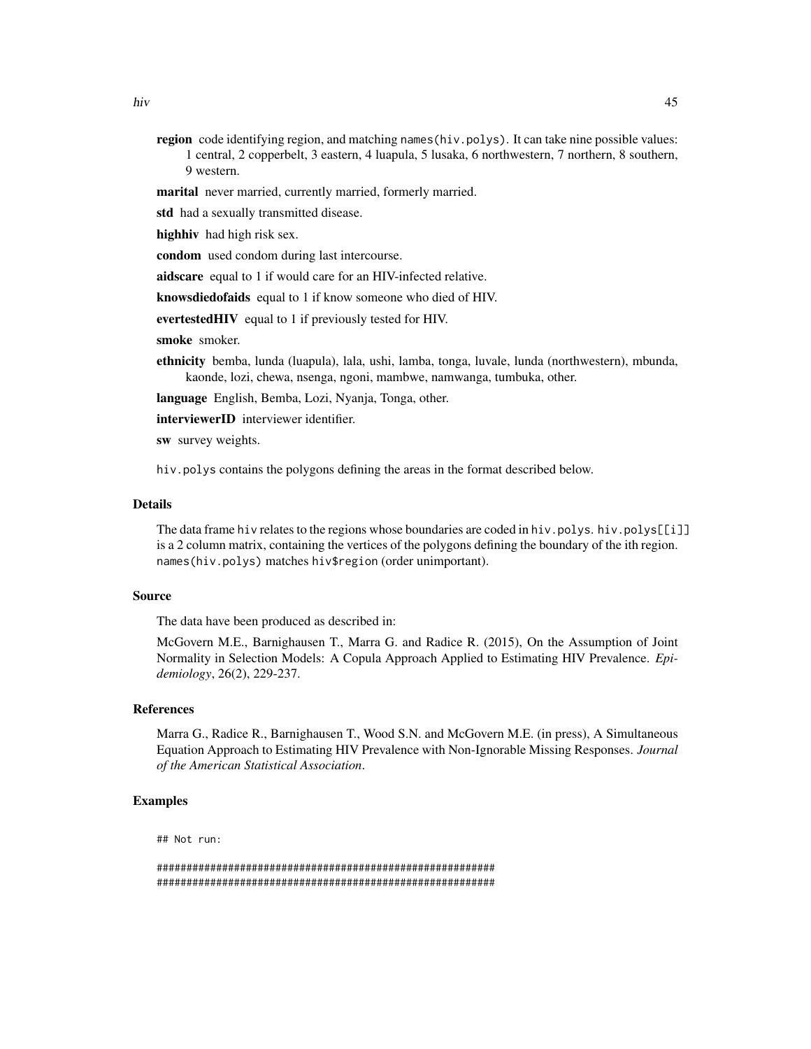**region** code identifying region, and matching `names(hiv.polys)`. It can take nine possible values: 1 central, 2 copperbelt, 3 eastern, 4 luapula, 5 lusaka, 6 northwestern, 7 northern, 8 southern, 9 western.

**marital** never married, currently married, formerly married.

**std** had a sexually transmitted disease.

**highhiv** had high risk sex.

**condom** used condom during last intercourse.

**aidscare** equal to 1 if would care for an HIV-infected relative.

**knowsdiedofaids** equal to 1 if know someone who died of HIV.

**evertestedHIV** equal to 1 if previously tested for HIV.

**smoke** smoker.

**ethnicity** bemba, lunda (luapula), lala, ushi, lamba, tonga, luvale, lunda (northwestern), mbunda, kaonde, lozi, chewa, nsenga, ngoni, mambwe, namwanga, tumbuka, other.

**language** English, Bemba, Lozi, Nyanja, Tonga, other.

**interviewerID** interviewer identifier.

**sw** survey weights.

`hiv.polys` contains the polygons defining the areas in the format described below.

## Details

The data frame `hiv` relates to the regions whose boundaries are coded in `hiv.polys`. `hiv.polys[[i]]` is a 2 column matrix, containing the vertices of the polygons defining the boundary of the ith region. `names(hiv.polys)` matches `hiv$region` (order unimportant).

## Source

The data have been produced as described in:

McGovern M.E., Barnighausen T., Marra G. and Radice R. (2015), On the Assumption of Joint Normality in Selection Models: A Copula Approach Applied to Estimating HIV Prevalence. *Epidemiology*, 26(2), 229-237.

## References

Marra G., Radice R., Barnighausen T., Wood S.N. and McGovern M.E. (in press), A Simultaneous Equation Approach to Estimating HIV Prevalence with Non-Ignorable Missing Responses. *Journal of the American Statistical Association*.

## Examples

```
## Not run:

#########################################################
#########################################################
```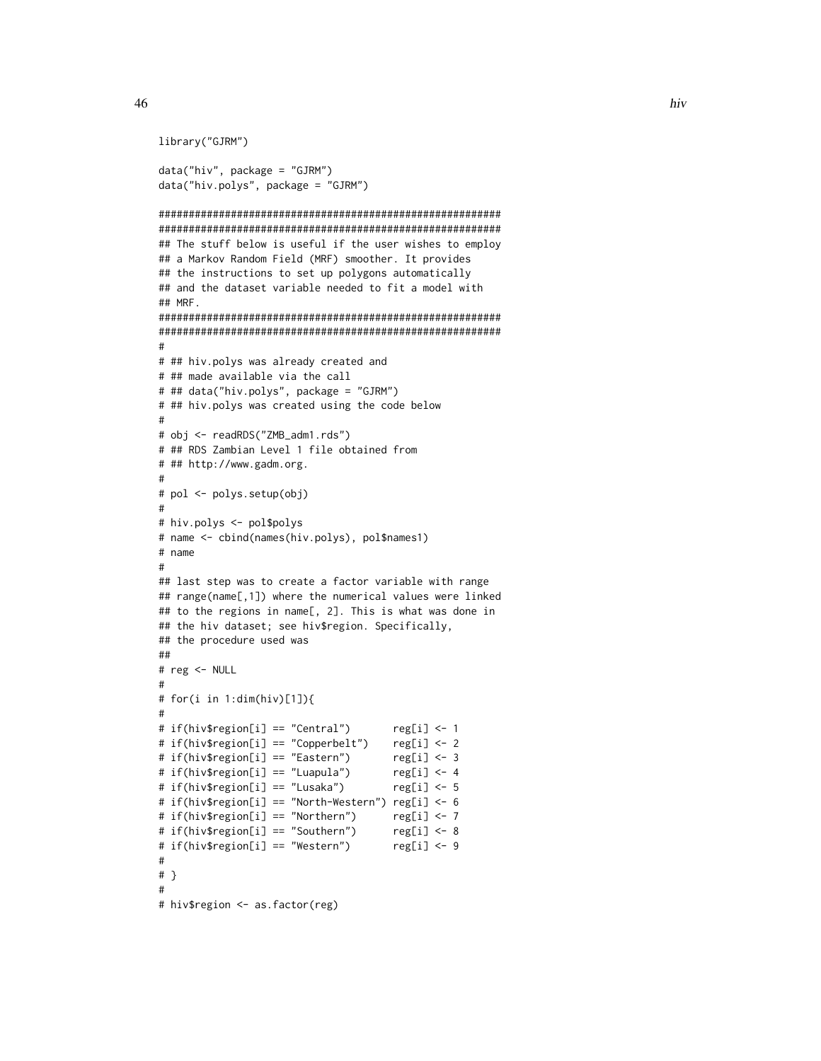```
library("GJRM")

data("hiv", package = "GJRM")
data("hiv.polys", package = "GJRM")

########################################################
########################################################
## The stuff below is useful if the user wishes to employ
## a Markov Random Field (MRF) smoother. It provides
## the instructions to set up polygons automatically
## and the dataset variable needed to fit a model with
## MRF.
########################################################
########################################################
#
# ## hiv.polys was already created and
# ## made available via the call
# ## data("hiv.polys", package = "GJRM")
# ## hiv.polys was created using the code below
#
# obj <- readRDS("ZMB_adm1.rds")
# ## RDS Zambian Level 1 file obtained from
# ## http://www.gadm.org.
#
# pol <- polys.setup(obj)
#
# hiv.polys <- pol$polys
# name <- cbind(names(hiv.polys), pol$names1)
# name
#
## last step was to create a factor variable with range
## range(name[,1]) where the numerical values were linked
## to the regions in name[, 2]. This is what was done in
## the hiv dataset; see hiv$region. Specifically,
## the procedure used was
##
# reg <- NULL
#
# for(i in 1:dim(hiv)[1]){
#
# if(hiv$region[i] == "Central")       reg[i] <- 1
# if(hiv$region[i] == "Copperbelt")    reg[i] <- 2
# if(hiv$region[i] == "Eastern")       reg[i] <- 3
# if(hiv$region[i] == "Luapula")       reg[i] <- 4
# if(hiv$region[i] == "Lusaka")        reg[i] <- 5
# if(hiv$region[i] == "North-Western") reg[i] <- 6
# if(hiv$region[i] == "Northern")      reg[i] <- 7
# if(hiv$region[i] == "Southern")      reg[i] <- 8
# if(hiv$region[i] == "Western")       reg[i] <- 9
#
# }
#
# hiv$region <- as.factor(reg)
```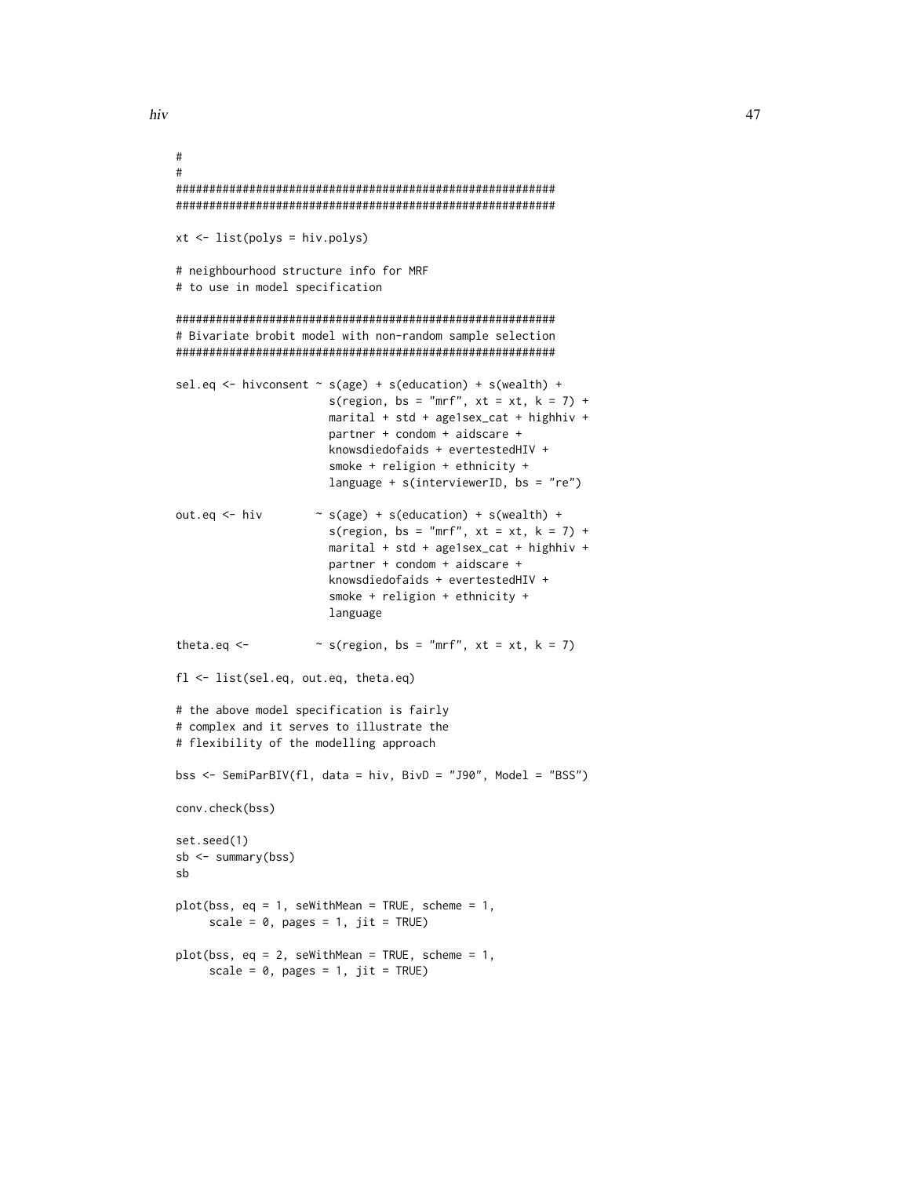```
#
#
########################################################
########################################################

xt <- list(polys = hiv.polys)

# neighbourhood structure info for MRF
# to use in model specification

########################################################
# Bivariate brobit model with non-random sample selection
########################################################

sel.eq <- hivconsent ~ s(age) + s(education) + s(wealth) +
                       s(region, bs = "mrf", xt = xt, k = 7) +
                       marital + std + age1sex_cat + highhiv +
                       partner + condom + aidscare +
                       knowsdiedofaids + evertestedHIV +
                       smoke + religion + ethnicity +
                       language + s(interviewerID, bs = "re")

out.eq <- hiv        ~ s(age) + s(education) + s(wealth) +
                       s(region, bs = "mrf", xt = xt, k = 7) +
                       marital + std + age1sex_cat + highhiv +
                       partner + condom + aidscare +
                       knowsdiedofaids + evertestedHIV +
                       smoke + religion + ethnicity +
                       language

theta.eq <-          ~ s(region, bs = "mrf", xt = xt, k = 7)

fl <- list(sel.eq, out.eq, theta.eq)

# the above model specification is fairly
# complex and it serves to illustrate the
# flexibility of the modelling approach

bss <- SemiParBIV(fl, data = hiv, BivD = "J90", Model = "BSS")

conv.check(bss)

set.seed(1)
sb <- summary(bss)
sb

plot(bss, eq = 1, seWithMean = TRUE, scheme = 1,
     scale = 0, pages = 1, jit = TRUE)

plot(bss, eq = 2, seWithMean = TRUE, scheme = 1,
     scale = 0, pages = 1, jit = TRUE)
```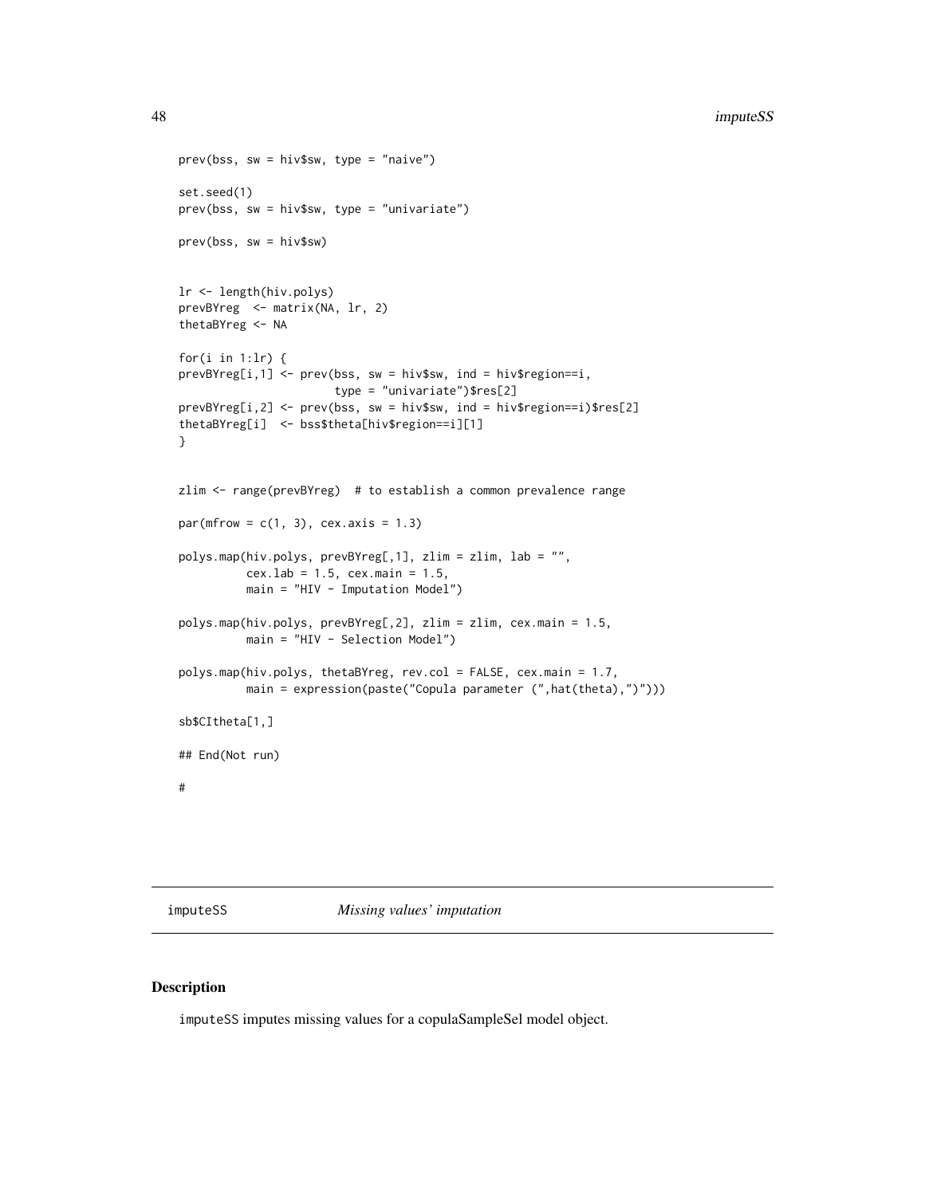```
prev(bss, sw = hiv$sw, type = "naive")

set.seed(1)
prev(bss, sw = hiv$sw, type = "univariate")

prev(bss, sw = hiv$sw)


lr <- length(hiv.polys)
prevBYreg  <- matrix(NA, lr, 2)
thetaBYreg <- NA

for(i in 1:lr) {
prevBYreg[i,1] <- prev(bss, sw = hiv$sw, ind = hiv$region==i,
                        type = "univariate")$res[2]
prevBYreg[i,2] <- prev(bss, sw = hiv$sw, ind = hiv$region==i)$res[2]
thetaBYreg[i]  <- bss$theta[hiv$region==i][1]
}


zlim <- range(prevBYreg)  # to establish a common prevalence range

par(mfrow = c(1, 3), cex.axis = 1.3)

polys.map(hiv.polys, prevBYreg[,1], zlim = zlim, lab = "",
          cex.lab = 1.5, cex.main = 1.5,
          main = "HIV - Imputation Model")

polys.map(hiv.polys, prevBYreg[,2], zlim = zlim, cex.main = 1.5,
          main = "HIV - Selection Model")

polys.map(hiv.polys, thetaBYreg, rev.col = FALSE, cex.main = 1.7,
          main = expression(paste("Copula parameter (",hat(theta),")")))

sb$CItheta[1,]

## End(Not run)

#
```

---

imputeSS &nbsp;&nbsp;&nbsp;&nbsp;&nbsp;&nbsp; *Missing values' imputation*

---

## Description

imputeSS imputes missing values for a copulaSampleSel model object.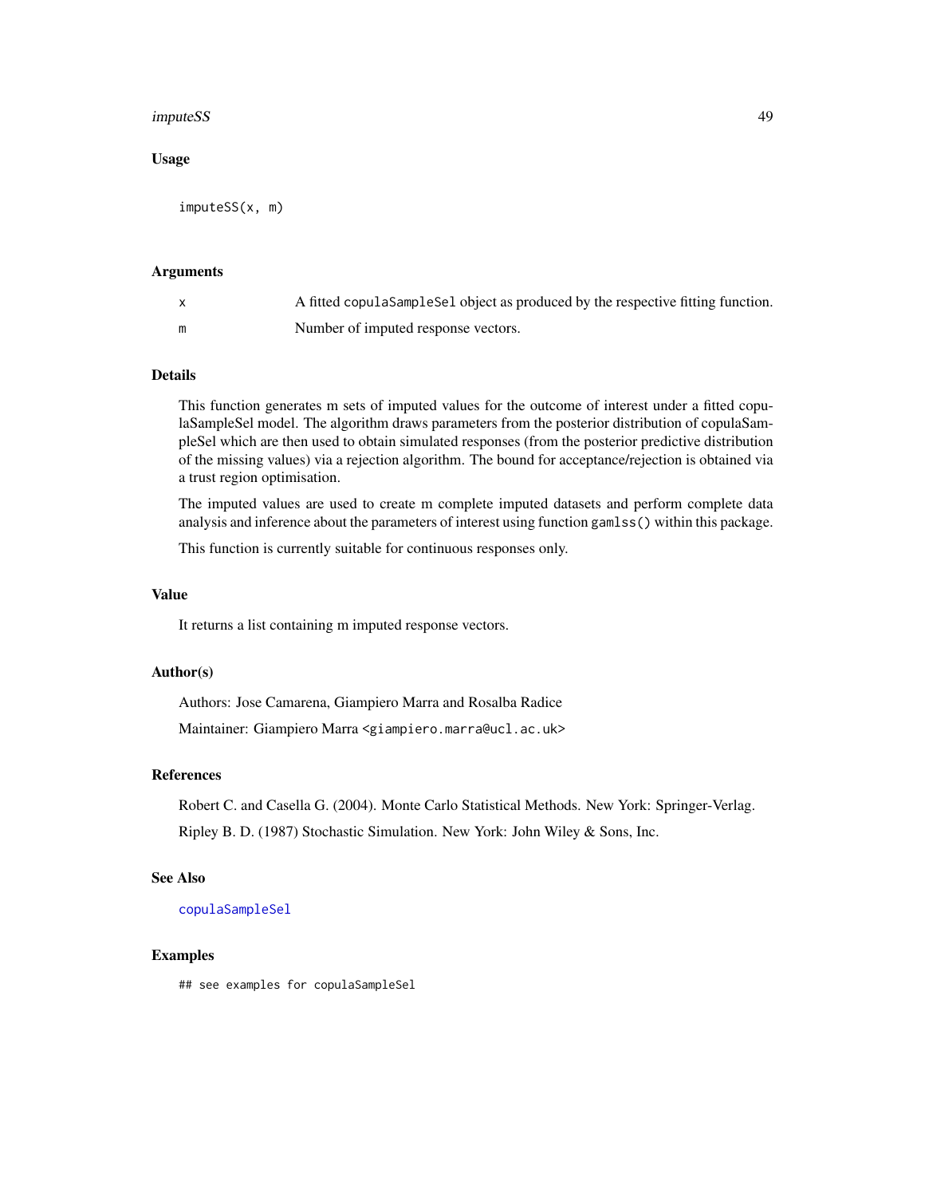## Usage

```
imputeSS(x, m)
```

## Arguments

| | |
|---|---|
| x | A fitted `copulaSampleSel` object as produced by the respective fitting function. |
| m | Number of imputed response vectors. |

## Details

This function generates m sets of imputed values for the outcome of interest under a fitted copulaSampleSel model. The algorithm draws parameters from the posterior distribution of copulaSampleSel which are then used to obtain simulated responses (from the posterior predictive distribution of the missing values) via a rejection algorithm. The bound for acceptance/rejection is obtained via a trust region optimisation.

The imputed values are used to create m complete imputed datasets and perform complete data analysis and inference about the parameters of interest using function `gamlss()` within this package.

This function is currently suitable for continuous responses only.

## Value

It returns a list containing m imputed response vectors.

## Author(s)

Authors: Jose Camarena, Giampiero Marra and Rosalba Radice

Maintainer: Giampiero Marra <giampiero.marra@ucl.ac.uk>

## References

Robert C. and Casella G. (2004). Monte Carlo Statistical Methods. New York: Springer-Verlag.

Ripley B. D. (1987) Stochastic Simulation. New York: John Wiley & Sons, Inc.

## See Also

`copulaSampleSel`

## Examples

```
## see examples for copulaSampleSel
```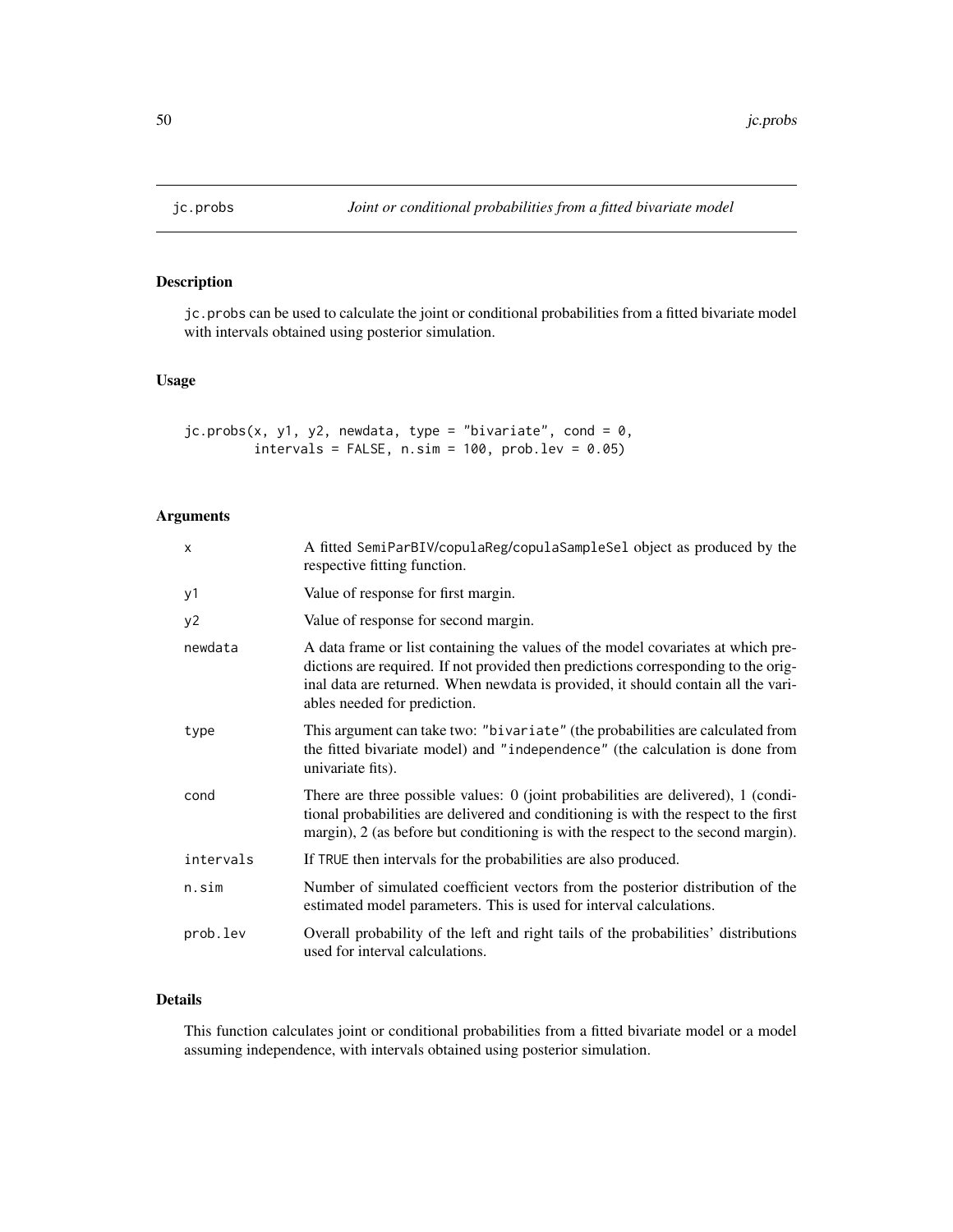# jc.probs — *Joint or conditional probabilities from a fitted bivariate model*

## Description

`jc.probs` can be used to calculate the joint or conditional probabilities from a fitted bivariate model with intervals obtained using posterior simulation.

## Usage

```
jc.probs(x, y1, y2, newdata, type = "bivariate", cond = 0,
         intervals = FALSE, n.sim = 100, prob.lev = 0.05)
```

## Arguments

| | |
|---|---|
| `x` | A fitted `SemiParBIV/copulaReg/copulaSampleSel` object as produced by the respective fitting function. |
| `y1` | Value of response for first margin. |
| `y2` | Value of response for second margin. |
| `newdata` | A data frame or list containing the values of the model covariates at which predictions are required. If not provided then predictions corresponding to the original data are returned. When newdata is provided, it should contain all the variables needed for prediction. |
| `type` | This argument can take two: `"bivariate"` (the probabilities are calculated from the fitted bivariate model) and `"independence"` (the calculation is done from univariate fits). |
| `cond` | There are three possible values: 0 (joint probabilities are delivered), 1 (conditional probabilities are delivered and conditioning is with the respect to the first margin), 2 (as before but conditioning is with the respect to the second margin). |
| `intervals` | If `TRUE` then intervals for the probabilities are also produced. |
| `n.sim` | Number of simulated coefficient vectors from the posterior distribution of the estimated model parameters. This is used for interval calculations. |
| `prob.lev` | Overall probability of the left and right tails of the probabilities' distributions used for interval calculations. |

## Details

This function calculates joint or conditional probabilities from a fitted bivariate model or a model assuming independence, with intervals obtained using posterior simulation.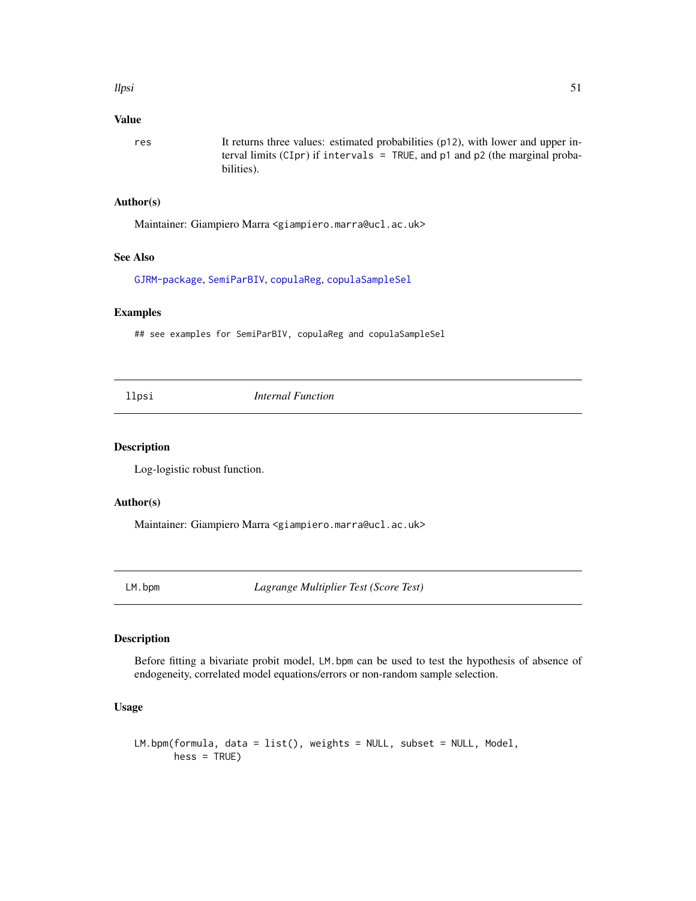## Value

res It returns three values: estimated probabilities (p12), with lower and upper interval limits (CIpr) if `intervals = TRUE`, and p1 and p2 (the marginal probabilities).

## Author(s)

Maintainer: Giampiero Marra <giampiero.marra@ucl.ac.uk>

## See Also

GJRM-package, SemiParBIV, copulaReg, copulaSampleSel

## Examples

```
## see examples for SemiParBIV, copulaReg and copulaSampleSel
```

---

# llpsi *Internal Function*

## Description

Log-logistic robust function.

## Author(s)

Maintainer: Giampiero Marra <giampiero.marra@ucl.ac.uk>

---

# LM.bpm *Lagrange Multiplier Test (Score Test)*

## Description

Before fitting a bivariate probit model, `LM.bpm` can be used to test the hypothesis of absence of endogeneity, correlated model equations/errors or non-random sample selection.

## Usage

```
LM.bpm(formula, data = list(), weights = NULL, subset = NULL, Model,
       hess = TRUE)
```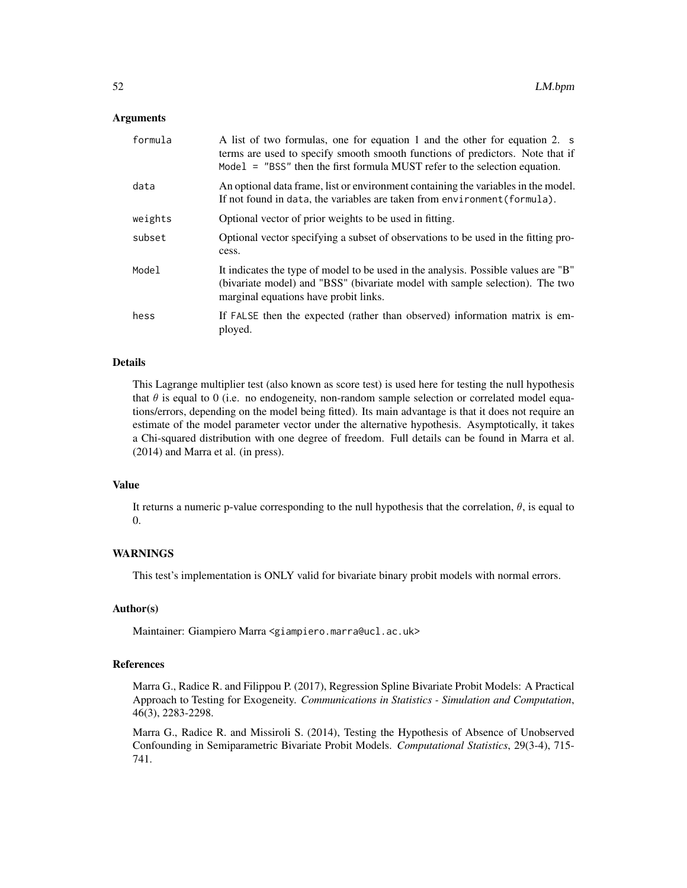## Arguments

| | |
|---|---|
| `formula` | A list of two formulas, one for equation 1 and the other for equation 2. `s` terms are used to specify smooth smooth functions of predictors. Note that if `Model = "BSS"` then the first formula MUST refer to the selection equation. |
| `data` | An optional data frame, list or environment containing the variables in the model. If not found in `data`, the variables are taken from `environment(formula)`. |
| `weights` | Optional vector of prior weights to be used in fitting. |
| `subset` | Optional vector specifying a subset of observations to be used in the fitting process. |
| `Model` | It indicates the type of model to be used in the analysis. Possible values are "B" (bivariate model) and "BSS" (bivariate model with sample selection). The two marginal equations have probit links. |
| `hess` | If `FALSE` then the expected (rather than observed) information matrix is employed. |

## Details

This Lagrange multiplier test (also known as score test) is used here for testing the null hypothesis that $\theta$ is equal to 0 (i.e. no endogeneity, non-random sample selection or correlated model equations/errors, depending on the model being fitted). Its main advantage is that it does not require an estimate of the model parameter vector under the alternative hypothesis. Asymptotically, it takes a Chi-squared distribution with one degree of freedom. Full details can be found in Marra et al. (2014) and Marra et al. (in press).

## Value

It returns a numeric p-value corresponding to the null hypothesis that the correlation, $\theta$, is equal to 0.

## WARNINGS

This test's implementation is ONLY valid for bivariate binary probit models with normal errors.

## Author(s)

Maintainer: Giampiero Marra <giampiero.marra@ucl.ac.uk>

## References

Marra G., Radice R. and Filippou P. (2017), Regression Spline Bivariate Probit Models: A Practical Approach to Testing for Exogeneity. *Communications in Statistics - Simulation and Computation*, 46(3), 2283-2298.

Marra G., Radice R. and Missiroli S. (2014), Testing the Hypothesis of Absence of Unobserved Confounding in Semiparametric Bivariate Probit Models. *Computational Statistics*, 29(3-4), 715-741.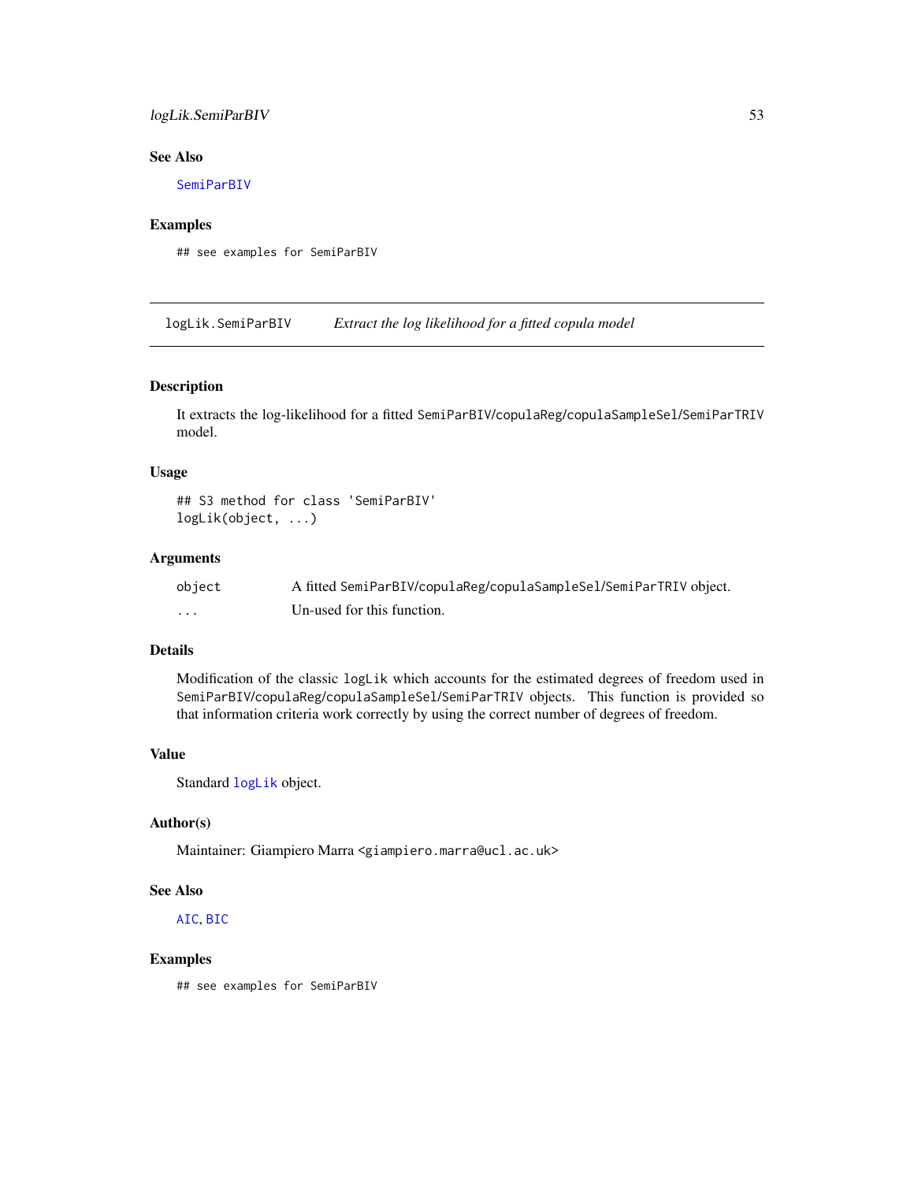## See Also

SemiParBIV

## Examples

```
## see examples for SemiParBIV
```

---

# logLik.SemiParBIV *Extract the log likelihood for a fitted copula model*

## Description

It extracts the log-likelihood for a fitted SemiParBIV/copulaReg/copulaSampleSel/SemiParTRIV model.

## Usage

```
## S3 method for class 'SemiParBIV'
logLik(object, ...)
```

## Arguments

| | |
|---|---|
| object | A fitted SemiParBIV/copulaReg/copulaSampleSel/SemiParTRIV object. |
| ... | Un-used for this function. |

## Details

Modification of the classic logLik which accounts for the estimated degrees of freedom used in SemiParBIV/copulaReg/copulaSampleSel/SemiParTRIV objects. This function is provided so that information criteria work correctly by using the correct number of degrees of freedom.

## Value

Standard logLik object.

## Author(s)

Maintainer: Giampiero Marra <giampiero.marra@ucl.ac.uk>

## See Also

AIC, BIC

## Examples

```
## see examples for SemiParBIV
```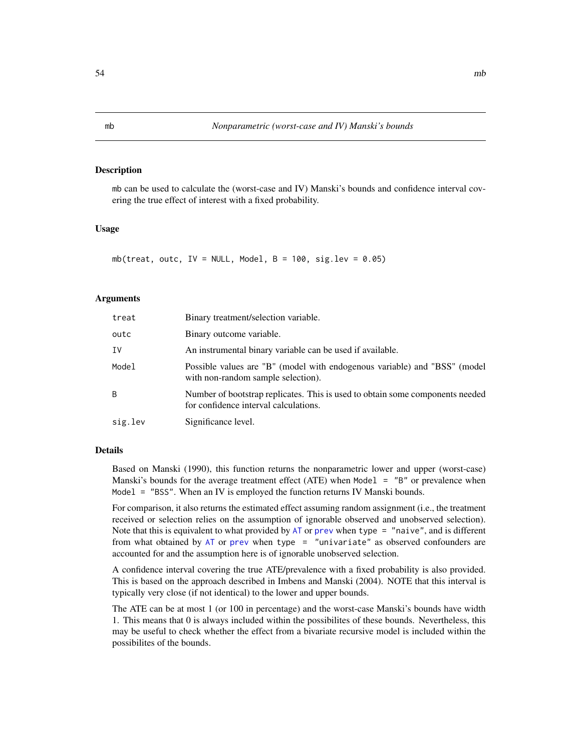# mb — *Nonparametric (worst-case and IV) Manski's bounds*

## Description

mb can be used to calculate the (worst-case and IV) Manski's bounds and confidence interval covering the true effect of interest with a fixed probability.

## Usage

```
mb(treat, outc, IV = NULL, Model, B = 100, sig.lev = 0.05)
```

## Arguments

| | |
|---|---|
| treat | Binary treatment/selection variable. |
| outc | Binary outcome variable. |
| IV | An instrumental binary variable can be used if available. |
| Model | Possible values are "B" (model with endogenous variable) and "BSS" (model with non-random sample selection). |
| B | Number of bootstrap replicates. This is used to obtain some components needed for confidence interval calculations. |
| sig.lev | Significance level. |

## Details

Based on Manski (1990), this function returns the nonparametric lower and upper (worst-case) Manski's bounds for the average treatment effect (ATE) when `Model = "B"` or prevalence when `Model = "BSS"`. When an IV is employed the function returns IV Manski bounds.

For comparison, it also returns the estimated effect assuming random assignment (i.e., the treatment received or selection relies on the assumption of ignorable observed and unobserved selection). Note that this is equivalent to what provided by `AT` or `prev` when `type = "naive"`, and is different from what obtained by `AT` or `prev` when `type = "univariate"` as observed confounders are accounted for and the assumption here is of ignorable unobserved selection.

A confidence interval covering the true ATE/prevalence with a fixed probability is also provided. This is based on the approach described in Imbens and Manski (2004). NOTE that this interval is typically very close (if not identical) to the lower and upper bounds.

The ATE can be at most 1 (or 100 in percentage) and the worst-case Manski's bounds have width 1. This means that 0 is always included within the possibilites of these bounds. Nevertheless, this may be useful to check whether the effect from a bivariate recursive model is included within the possibilites of the bounds.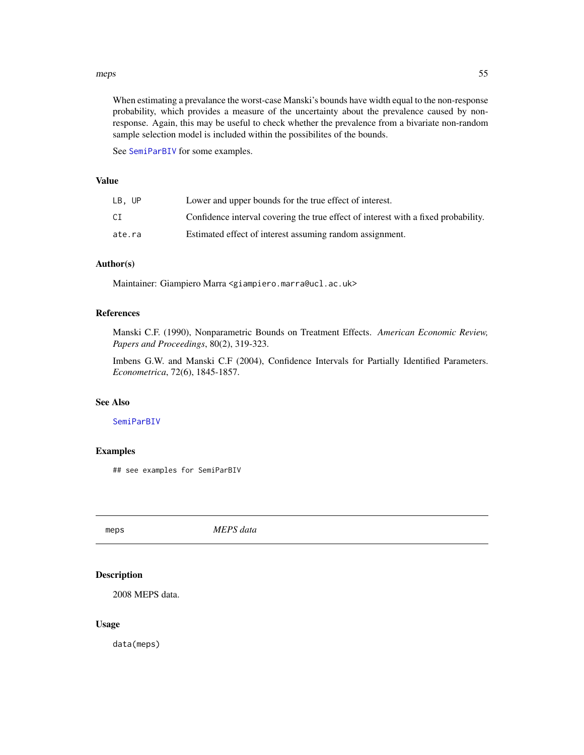When estimating a prevalance the worst-case Manski's bounds have width equal to the non-response probability, which provides a measure of the uncertainty about the prevalence caused by non-response. Again, this may be useful to check whether the prevalence from a bivariate non-random sample selection model is included within the possibilites of the bounds.

See SemiParBIV for some examples.

## Value

| | |
|---|---|
| LB, UP | Lower and upper bounds for the true effect of interest. |
| CI | Confidence interval covering the true effect of interest with a fixed probability. |
| ate.ra | Estimated effect of interest assuming random assignment. |

## Author(s)

Maintainer: Giampiero Marra <giampiero.marra@ucl.ac.uk>

## References

Manski C.F. (1990), Nonparametric Bounds on Treatment Effects. *American Economic Review, Papers and Proceedings*, 80(2), 319-323.

Imbens G.W. and Manski C.F (2004), Confidence Intervals for Partially Identified Parameters. *Econometrica*, 72(6), 1845-1857.

## See Also

SemiParBIV

## Examples

```
## see examples for SemiParBIV
```

---

# meps *MEPS data*

## Description

2008 MEPS data.

## Usage

```
data(meps)
```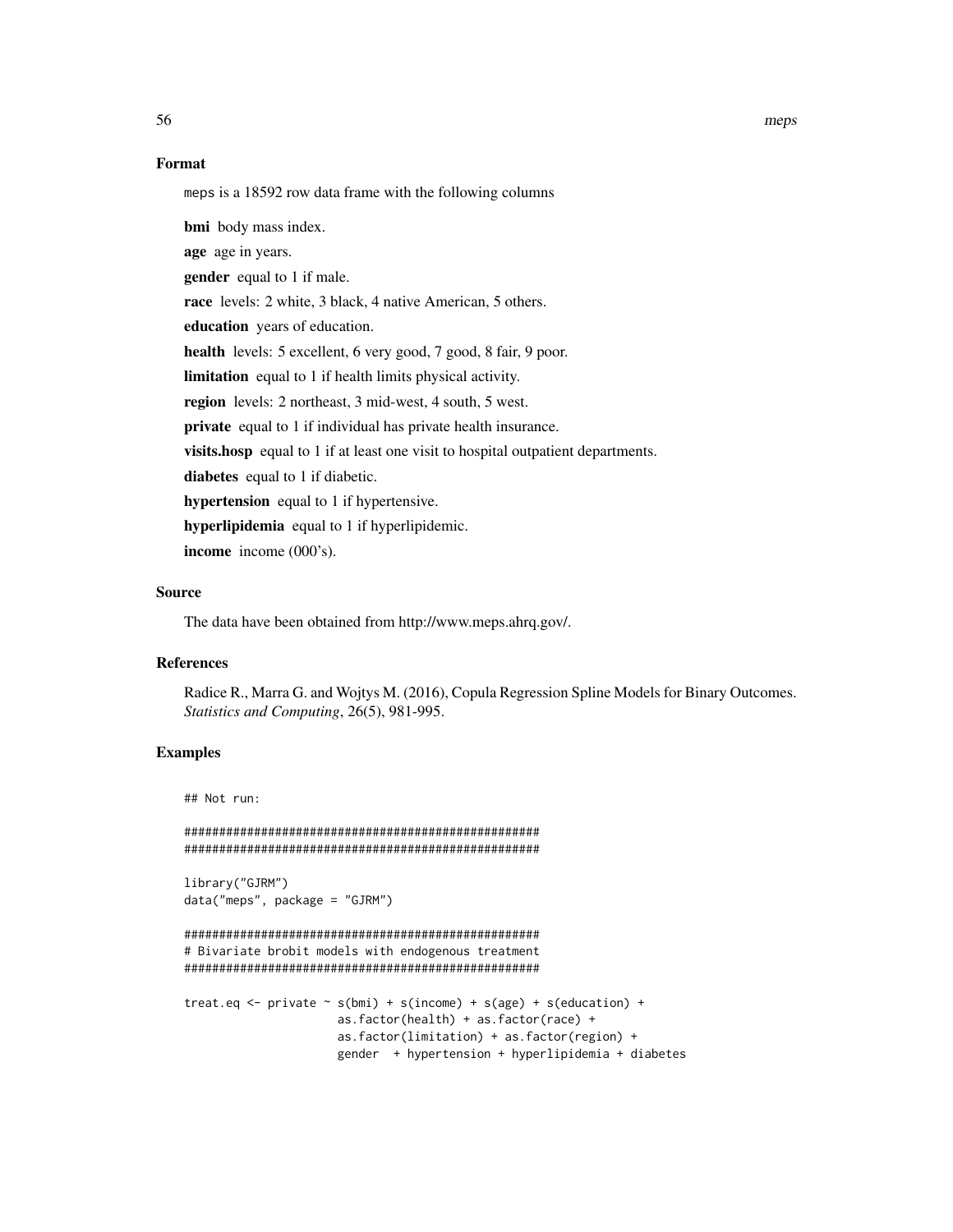### Format

meps is a 18592 row data frame with the following columns

**bmi** body mass index.

**age** age in years.

**gender** equal to 1 if male.

**race** levels: 2 white, 3 black, 4 native American, 5 others.

**education** years of education.

**health** levels: 5 excellent, 6 very good, 7 good, 8 fair, 9 poor.

**limitation** equal to 1 if health limits physical activity.

**region** levels: 2 northeast, 3 mid-west, 4 south, 5 west.

**private** equal to 1 if individual has private health insurance.

**visits.hosp** equal to 1 if at least one visit to hospital outpatient departments.

**diabetes** equal to 1 if diabetic.

**hypertension** equal to 1 if hypertensive.

**hyperlipidemia** equal to 1 if hyperlipidemic.

**income** income (000's).

### Source

The data have been obtained from http://www.meps.ahrq.gov/.

### References

Radice R., Marra G. and Wojtys M. (2016), Copula Regression Spline Models for Binary Outcomes. *Statistics and Computing*, 26(5), 981-995.

### Examples

```
## Not run:

###################################################
###################################################

library("GJRM")
data("meps", package = "GJRM")

###################################################
# Bivariate brobit models with endogenous treatment
###################################################

treat.eq <- private ~ s(bmi) + s(income) + s(age) + s(education) +
                      as.factor(health) + as.factor(race) +
                      as.factor(limitation) + as.factor(region) +
                      gender  + hypertension + hyperlipidemia + diabetes
```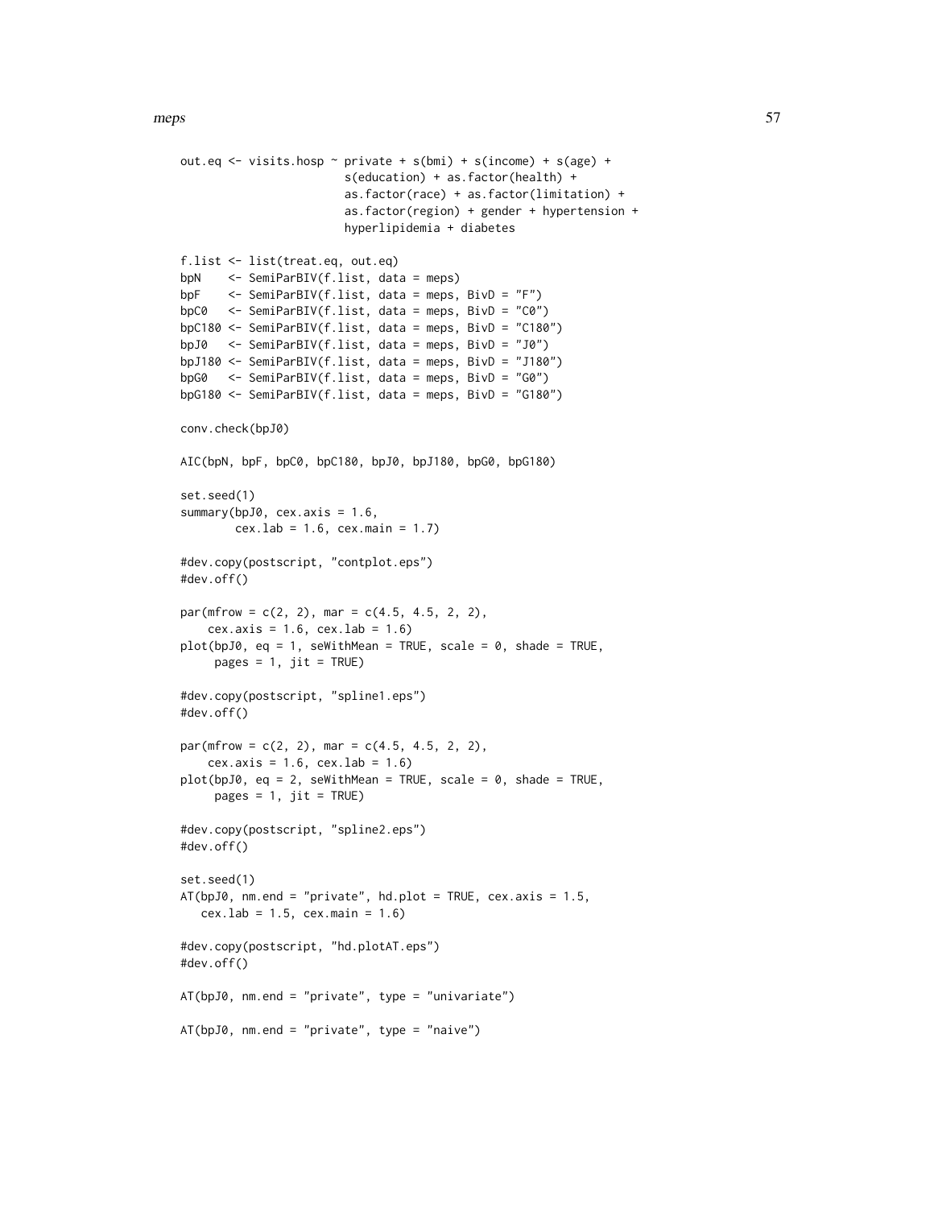```
out.eq <- visits.hosp ~ private + s(bmi) + s(income) + s(age) +
                        s(education) + as.factor(health) +
                        as.factor(race) + as.factor(limitation) +
                        as.factor(region) + gender + hypertension +
                        hyperlipidemia + diabetes

f.list <- list(treat.eq, out.eq)
bpN    <- SemiParBIV(f.list, data = meps)
bpF    <- SemiParBIV(f.list, data = meps, BivD = "F")
bpC0   <- SemiParBIV(f.list, data = meps, BivD = "C0")
bpC180 <- SemiParBIV(f.list, data = meps, BivD = "C180")
bpJ0   <- SemiParBIV(f.list, data = meps, BivD = "J0")
bpJ180 <- SemiParBIV(f.list, data = meps, BivD = "J180")
bpG0   <- SemiParBIV(f.list, data = meps, BivD = "G0")
bpG180 <- SemiParBIV(f.list, data = meps, BivD = "G180")

conv.check(bpJ0)

AIC(bpN, bpF, bpC0, bpC180, bpJ0, bpJ180, bpG0, bpG180)

set.seed(1)
summary(bpJ0, cex.axis = 1.6,
        cex.lab = 1.6, cex.main = 1.7)

#dev.copy(postscript, "contplot.eps")
#dev.off()

par(mfrow = c(2, 2), mar = c(4.5, 4.5, 2, 2),
    cex.axis = 1.6, cex.lab = 1.6)
plot(bpJ0, eq = 1, seWithMean = TRUE, scale = 0, shade = TRUE,
     pages = 1, jit = TRUE)

#dev.copy(postscript, "spline1.eps")
#dev.off()

par(mfrow = c(2, 2), mar = c(4.5, 4.5, 2, 2),
    cex.axis = 1.6, cex.lab = 1.6)
plot(bpJ0, eq = 2, seWithMean = TRUE, scale = 0, shade = TRUE,
     pages = 1, jit = TRUE)

#dev.copy(postscript, "spline2.eps")
#dev.off()

set.seed(1)
AT(bpJ0, nm.end = "private", hd.plot = TRUE, cex.axis = 1.5,
   cex.lab = 1.5, cex.main = 1.6)

#dev.copy(postscript, "hd.plotAT.eps")
#dev.off()

AT(bpJ0, nm.end = "private", type = "univariate")

AT(bpJ0, nm.end = "private", type = "naive")
```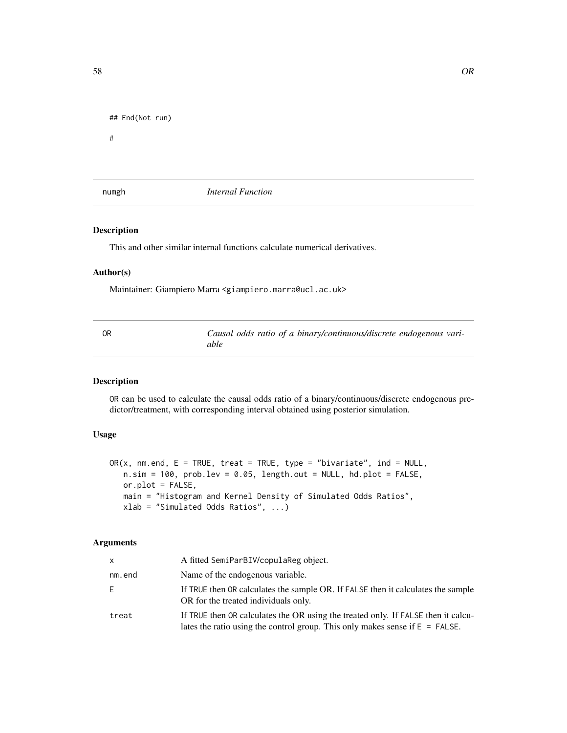```
## End(Not run)

#
```

## numgh *Internal Function*

### Description

This and other similar internal functions calculate numerical derivatives.

### Author(s)

Maintainer: Giampiero Marra <giampiero.marra@ucl.ac.uk>

## OR *Causal odds ratio of a binary/continuous/discrete endogenous variable*

### Description

OR can be used to calculate the causal odds ratio of a binary/continuous/discrete endogenous predictor/treatment, with corresponding interval obtained using posterior simulation.

### Usage

```
OR(x, nm.end, E = TRUE, treat = TRUE, type = "bivariate", ind = NULL,
   n.sim = 100, prob.lev = 0.05, length.out = NULL, hd.plot = FALSE,
   or.plot = FALSE,
   main = "Histogram and Kernel Density of Simulated Odds Ratios",
   xlab = "Simulated Odds Ratios", ...)
```

### Arguments

| | |
|---|---|
| x | A fitted SemiParBIV/copulaReg object. |
| nm.end | Name of the endogenous variable. |
| E | If TRUE then OR calculates the sample OR. If FALSE then it calculates the sample OR for the treated individuals only. |
| treat | If TRUE then OR calculates the OR using the treated only. If FALSE then it calculates the ratio using the control group. This only makes sense if E = FALSE. |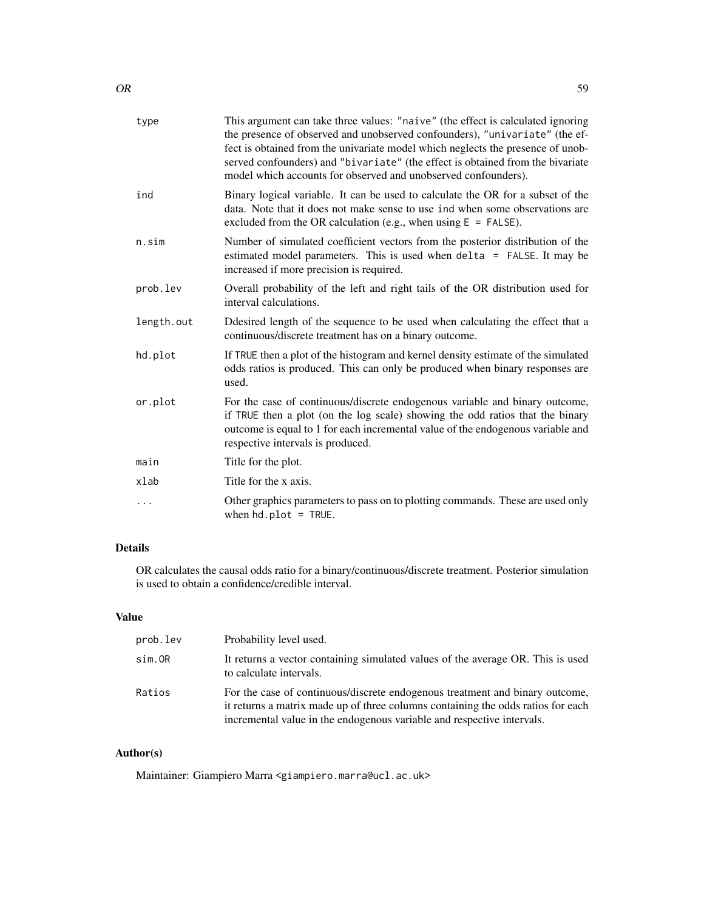| | |
|---|---|
| `type` | This argument can take three values: `"naive"` (the effect is calculated ignoring the presence of observed and unobserved confounders), `"univariate"` (the effect is obtained from the univariate model which neglects the presence of unobserved confounders) and `"bivariate"` (the effect is obtained from the bivariate model which accounts for observed and unobserved confounders). |
| `ind` | Binary logical variable. It can be used to calculate the OR for a subset of the data. Note that it does not make sense to use `ind` when some observations are excluded from the OR calculation (e.g., when using `E = FALSE`). |
| `n.sim` | Number of simulated coefficient vectors from the posterior distribution of the estimated model parameters. This is used when `delta = FALSE`. It may be increased if more precision is required. |
| `prob.lev` | Overall probability of the left and right tails of the OR distribution used for interval calculations. |
| `length.out` | Ddesired length of the sequence to be used when calculating the effect that a continuous/discrete treatment has on a binary outcome. |
| `hd.plot` | If `TRUE` then a plot of the histogram and kernel density estimate of the simulated odds ratios is produced. This can only be produced when binary responses are used. |
| `or.plot` | For the case of continuous/discrete endogenous variable and binary outcome, if `TRUE` then a plot (on the log scale) showing the odd ratios that the binary outcome is equal to 1 for each incremental value of the endogenous variable and respective intervals is produced. |
| `main` | Title for the plot. |
| `xlab` | Title for the x axis. |
| `...` | Other graphics parameters to pass on to plotting commands. These are used only when `hd.plot = TRUE`. |

## Details

OR calculates the causal odds ratio for a binary/continuous/discrete treatment. Posterior simulation is used to obtain a confidence/credible interval.

## Value

| | |
|---|---|
| `prob.lev` | Probability level used. |
| `sim.OR` | It returns a vector containing simulated values of the average OR. This is used to calculate intervals. |
| `Ratios` | For the case of continuous/discrete endogenous treatment and binary outcome, it returns a matrix made up of three columns containing the odds ratios for each incremental value in the endogenous variable and respective intervals. |

## Author(s)

Maintainer: Giampiero Marra <giampiero.marra@ucl.ac.uk>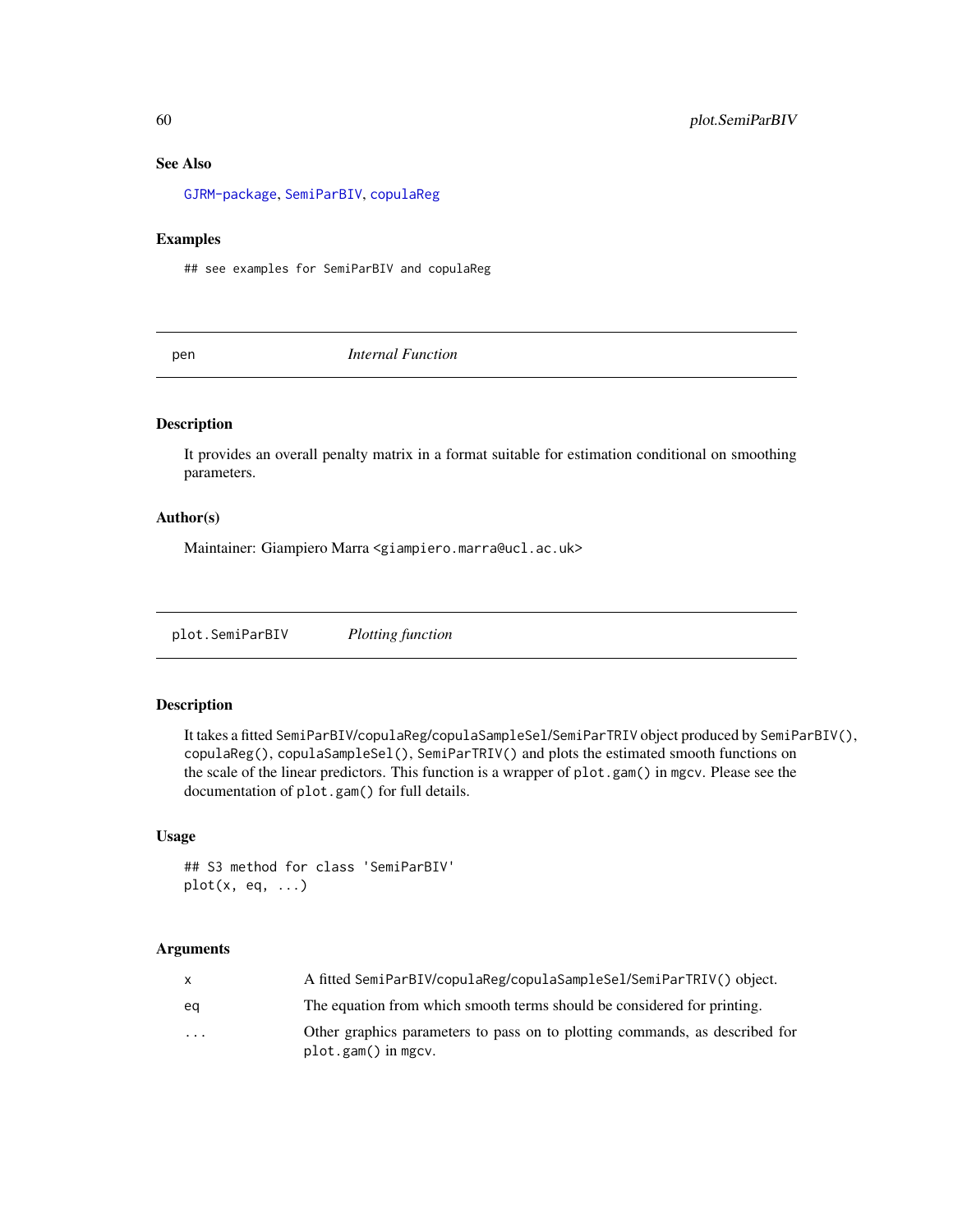### See Also

GJRM-package, SemiParBIV, copulaReg

### Examples

```
## see examples for SemiParBIV and copulaReg
```

---

## pen — *Internal Function*

### Description

It provides an overall penalty matrix in a format suitable for estimation conditional on smoothing parameters.

### Author(s)

Maintainer: Giampiero Marra <giampiero.marra@ucl.ac.uk>

---

## plot.SemiParBIV — *Plotting function*

### Description

It takes a fitted SemiParBIV/copulaReg/copulaSampleSel/SemiParTRIV object produced by SemiParBIV(), copulaReg(), copulaSampleSel(), SemiParTRIV() and plots the estimated smooth functions on the scale of the linear predictors. This function is a wrapper of plot.gam() in mgcv. Please see the documentation of plot.gam() for full details.

### Usage

```
## S3 method for class 'SemiParBIV'
plot(x, eq, ...)
```

### Arguments

| | |
|---|---|
| x | A fitted SemiParBIV/copulaReg/copulaSampleSel/SemiParTRIV() object. |
| eq | The equation from which smooth terms should be considered for printing. |
| ... | Other graphics parameters to pass on to plotting commands, as described for plot.gam() in mgcv. |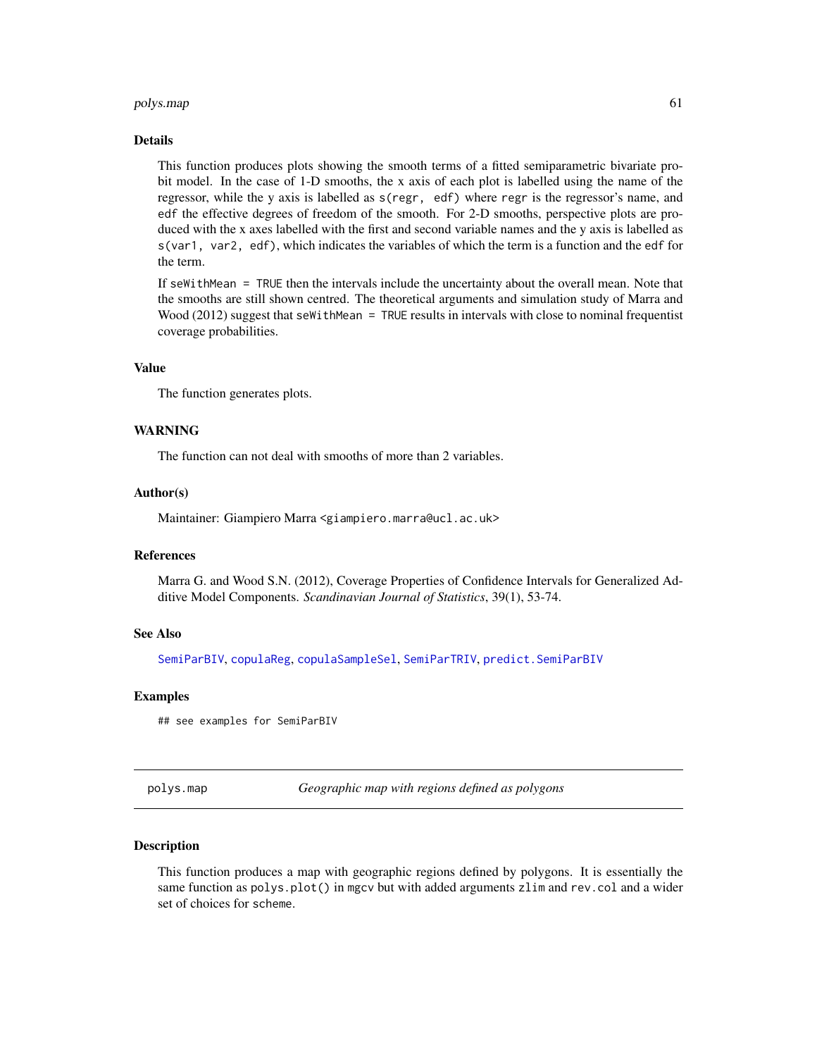## Details

This function produces plots showing the smooth terms of a fitted semiparametric bivariate probit model. In the case of 1-D smooths, the x axis of each plot is labelled using the name of the regressor, while the y axis is labelled as `s(regr, edf)` where `regr` is the regressor's name, and `edf` the effective degrees of freedom of the smooth. For 2-D smooths, perspective plots are produced with the x axes labelled with the first and second variable names and the y axis is labelled as `s(var1, var2, edf)`, which indicates the variables of which the term is a function and the `edf` for the term.

If `seWithMean = TRUE` then the intervals include the uncertainty about the overall mean. Note that the smooths are still shown centred. The theoretical arguments and simulation study of Marra and Wood (2012) suggest that `seWithMean = TRUE` results in intervals with close to nominal frequentist coverage probabilities.

## Value

The function generates plots.

## WARNING

The function can not deal with smooths of more than 2 variables.

## Author(s)

Maintainer: Giampiero Marra <giampiero.marra@ucl.ac.uk>

## References

Marra G. and Wood S.N. (2012), Coverage Properties of Confidence Intervals for Generalized Additive Model Components. *Scandinavian Journal of Statistics*, 39(1), 53-74.

## See Also

SemiParBIV, copulaReg, copulaSampleSel, SemiParTRIV, predict.SemiParBIV

## Examples

```
## see examples for SemiParBIV
```

---

# polys.map — *Geographic map with regions defined as polygons*

---

## Description

This function produces a map with geographic regions defined by polygons. It is essentially the same function as `polys.plot()` in `mgcv` but with added arguments `zlim` and `rev.col` and a wider set of choices for `scheme`.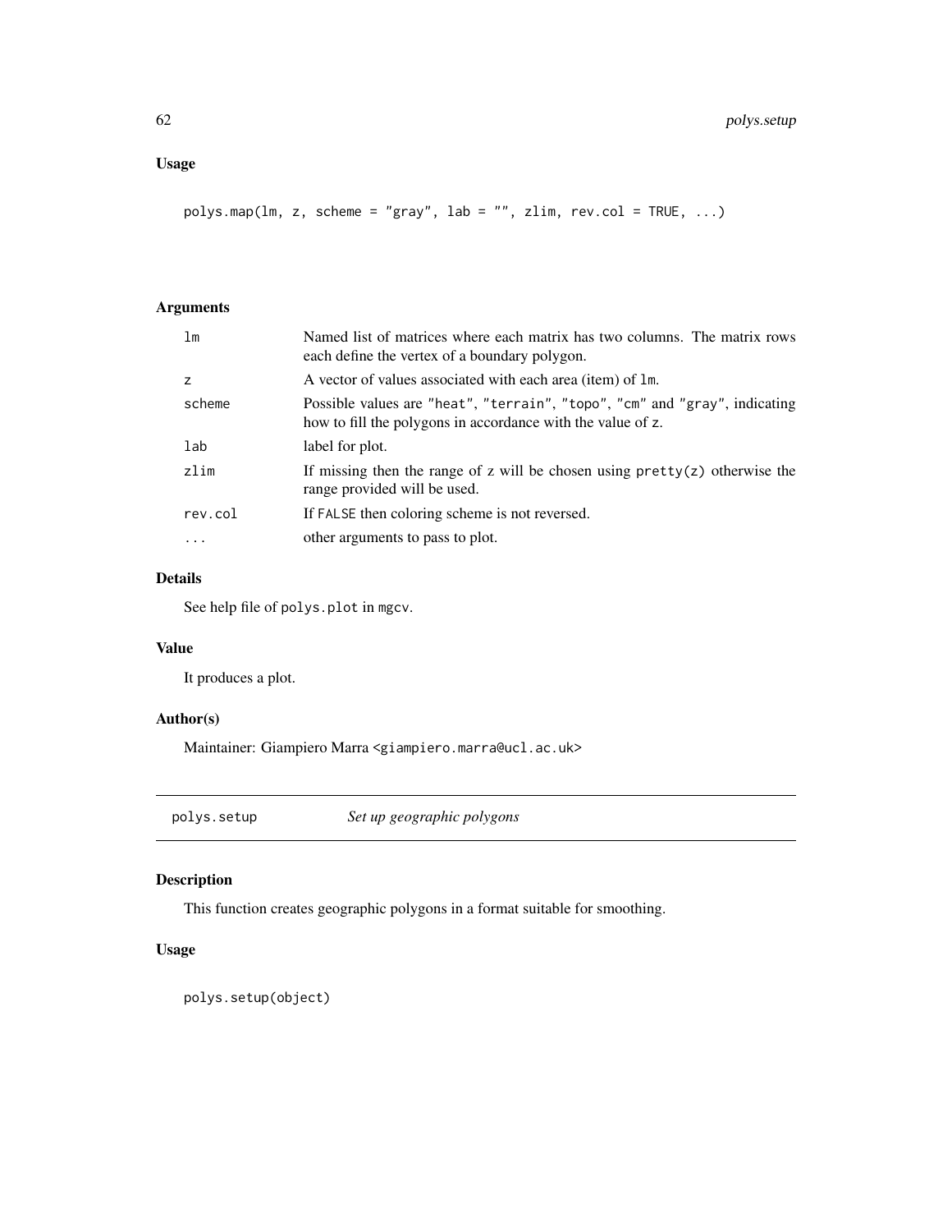## Usage

```
polys.map(lm, z, scheme = "gray", lab = "", zlim, rev.col = TRUE, ...)
```

## Arguments

| | |
|---|---|
| lm | Named list of matrices where each matrix has two columns. The matrix rows each define the vertex of a boundary polygon. |
| z | A vector of values associated with each area (item) of lm. |
| scheme | Possible values are "heat", "terrain", "topo", "cm" and "gray", indicating how to fill the polygons in accordance with the value of z. |
| lab | label for plot. |
| zlim | If missing then the range of z will be chosen using pretty(z) otherwise the range provided will be used. |
| rev.col | If FALSE then coloring scheme is not reversed. |
| ... | other arguments to pass to plot. |

## Details

See help file of polys.plot in mgcv.

## Value

It produces a plot.

## Author(s)

Maintainer: Giampiero Marra <giampiero.marra@ucl.ac.uk>

---

# polys.setup — *Set up geographic polygons*

## Description

This function creates geographic polygons in a format suitable for smoothing.

## Usage

```
polys.setup(object)
```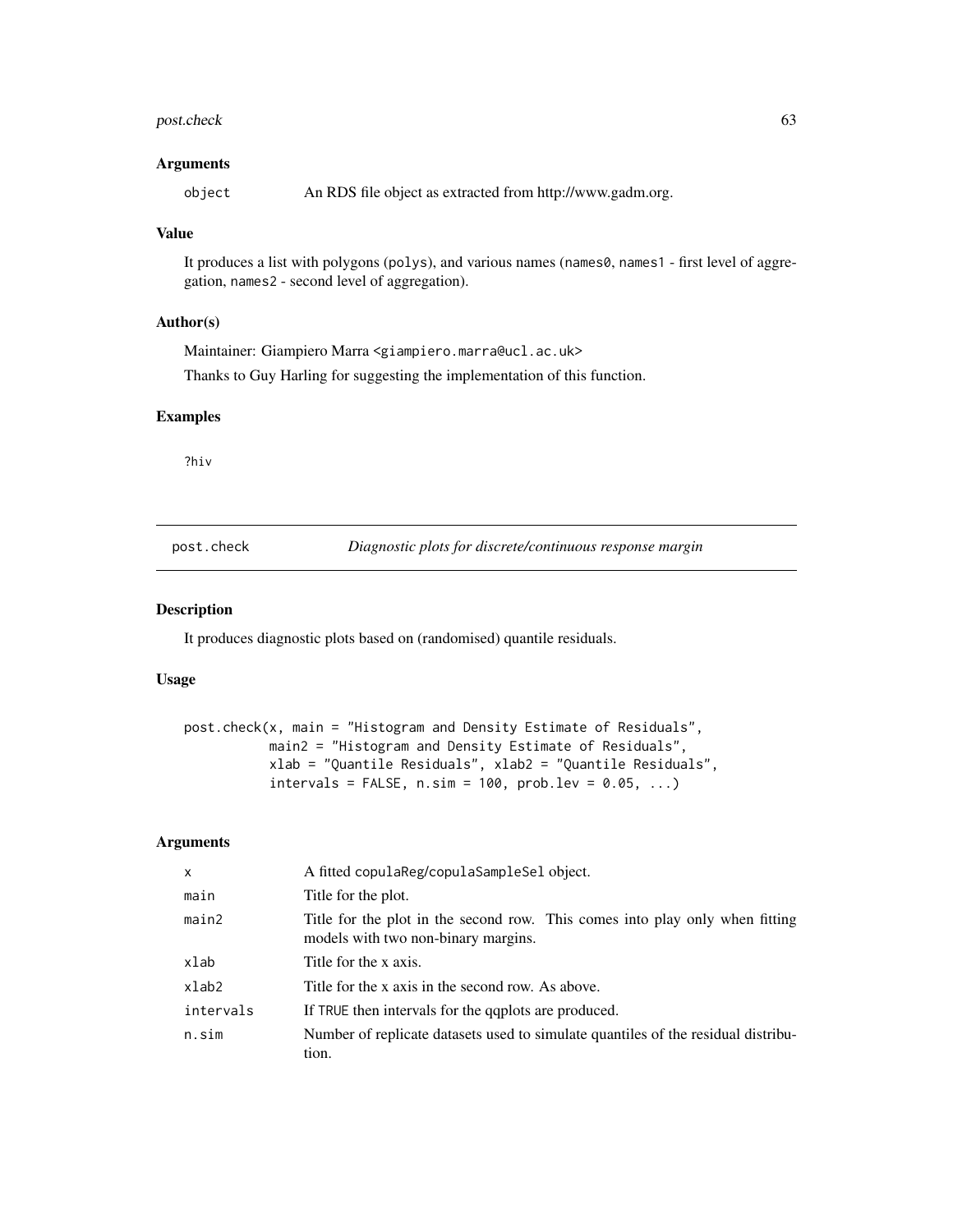## Arguments

| | |
|---|---|
| object | An RDS file object as extracted from http://www.gadm.org. |

## Value

It produces a list with polygons (polys), and various names (names0, names1 - first level of aggregation, names2 - second level of aggregation).

## Author(s)

Maintainer: Giampiero Marra <giampiero.marra@ucl.ac.uk>

Thanks to Guy Harling for suggesting the implementation of this function.

## Examples

```
?hiv
```

---

# post.check *Diagnostic plots for discrete/continuous response margin*

## Description

It produces diagnostic plots based on (randomised) quantile residuals.

## Usage

```
post.check(x, main = "Histogram and Density Estimate of Residuals",
           main2 = "Histogram and Density Estimate of Residuals",
           xlab = "Quantile Residuals", xlab2 = "Quantile Residuals",
           intervals = FALSE, n.sim = 100, prob.lev = 0.05, ...)
```

## Arguments

| | |
|---|---|
| x | A fitted copulaReg/copulaSampleSel object. |
| main | Title for the plot. |
| main2 | Title for the plot in the second row. This comes into play only when fitting models with two non-binary margins. |
| xlab | Title for the x axis. |
| xlab2 | Title for the x axis in the second row. As above. |
| intervals | If TRUE then intervals for the qqplots are produced. |
| n.sim | Number of replicate datasets used to simulate quantiles of the residual distribution. |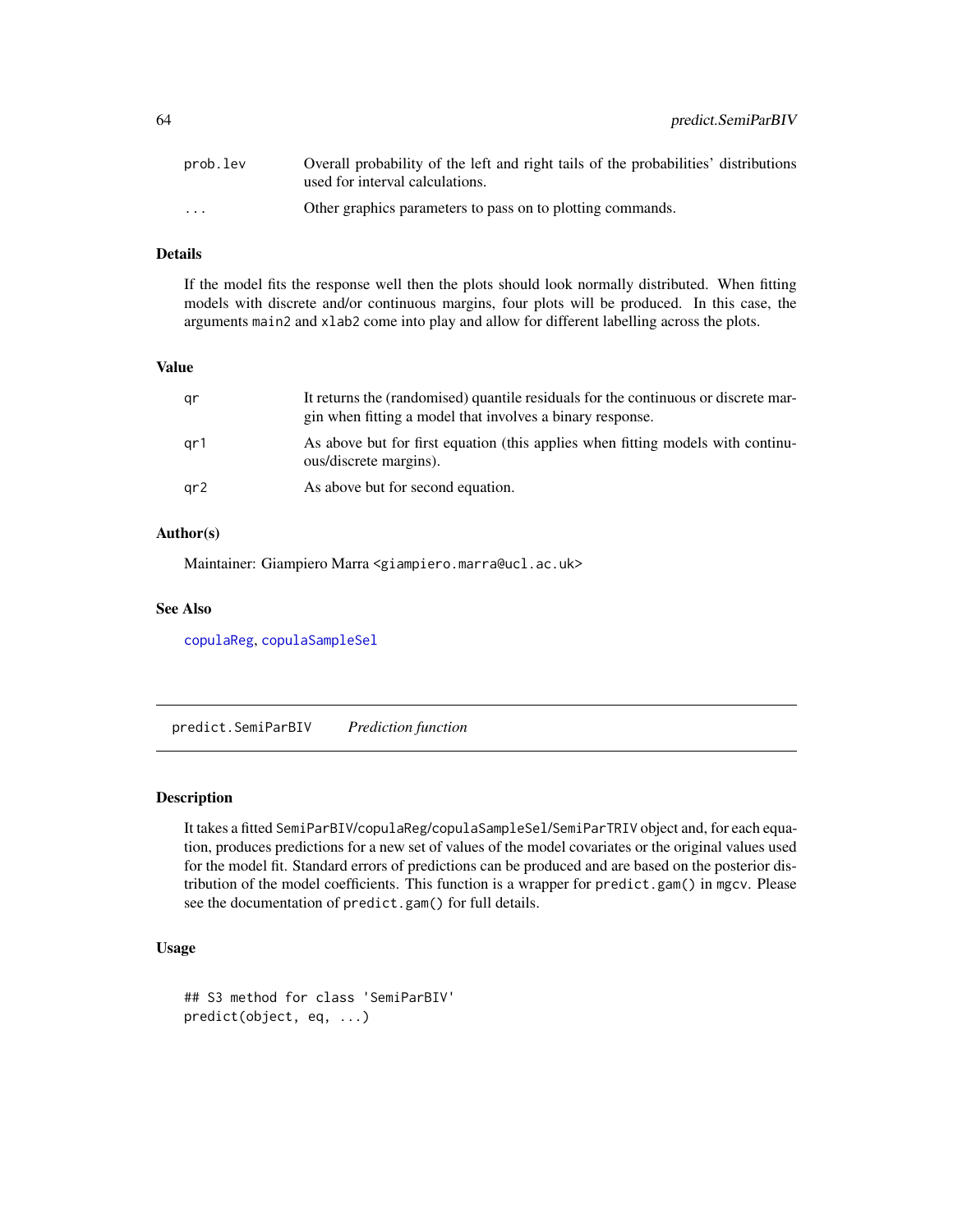| | |
|---|---|
| prob.lev | Overall probability of the left and right tails of the probabilities' distributions used for interval calculations. |
| ... | Other graphics parameters to pass on to plotting commands. |

### Details

If the model fits the response well then the plots should look normally distributed. When fitting models with discrete and/or continuous margins, four plots will be produced. In this case, the arguments main2 and xlab2 come into play and allow for different labelling across the plots.

### Value

| | |
|---|---|
| qr | It returns the (randomised) quantile residuals for the continuous or discrete margin when fitting a model that involves a binary response. |
| qr1 | As above but for first equation (this applies when fitting models with continuous/discrete margins). |
| qr2 | As above but for second equation. |

### Author(s)

Maintainer: Giampiero Marra <giampiero.marra@ucl.ac.uk>

### See Also

copulaReg, copulaSampleSel

---

## predict.SemiParBIV *Prediction function*

### Description

It takes a fitted SemiParBIV/copulaReg/copulaSampleSel/SemiParTRIV object and, for each equation, produces predictions for a new set of values of the model covariates or the original values used for the model fit. Standard errors of predictions can be produced and are based on the posterior distribution of the model coefficients. This function is a wrapper for predict.gam() in mgcv. Please see the documentation of predict.gam() for full details.

### Usage

```
## S3 method for class 'SemiParBIV'
predict(object, eq, ...)
```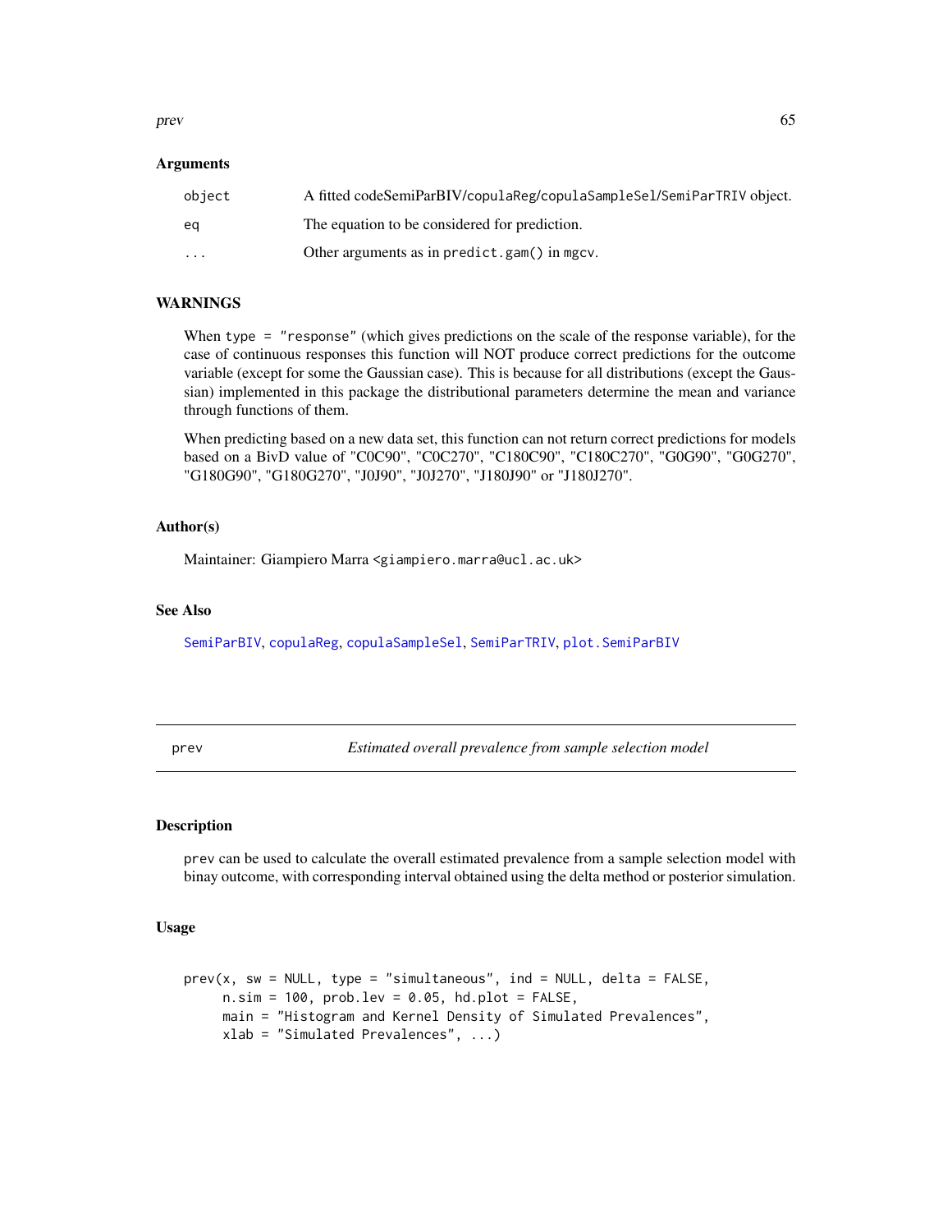### Arguments

| | |
|---|---|
| object | A fitted codeSemiParBIV/copulaReg/copulaSampleSel/SemiParTRIV object. |
| eq | The equation to be considered for prediction. |
| ... | Other arguments as in predict.gam() in mgcv. |

### WARNINGS

When type = "response" (which gives predictions on the scale of the response variable), for the case of continuous responses this function will NOT produce correct predictions for the outcome variable (except for some the Gaussian case). This is because for all distributions (except the Gaussian) implemented in this package the distributional parameters determine the mean and variance through functions of them.

When predicting based on a new data set, this function can not return correct predictions for models based on a BivD value of "C0C90", "C0C270", "C180C90", "C180C270", "G0G90", "G0G270", "G180G90", "G180G270", "J0J90", "J0J270", "J180J90" or "J180J270".

### Author(s)

Maintainer: Giampiero Marra <giampiero.marra@ucl.ac.uk>

### See Also

SemiParBIV, copulaReg, copulaSampleSel, SemiParTRIV, plot.SemiParBIV

---

## prev — *Estimated overall prevalence from sample selection model*

### Description

prev can be used to calculate the overall estimated prevalence from a sample selection model with binay outcome, with corresponding interval obtained using the delta method or posterior simulation.

### Usage

```
prev(x, sw = NULL, type = "simultaneous", ind = NULL, delta = FALSE,
     n.sim = 100, prob.lev = 0.05, hd.plot = FALSE,
     main = "Histogram and Kernel Density of Simulated Prevalences",
     xlab = "Simulated Prevalences", ...)
```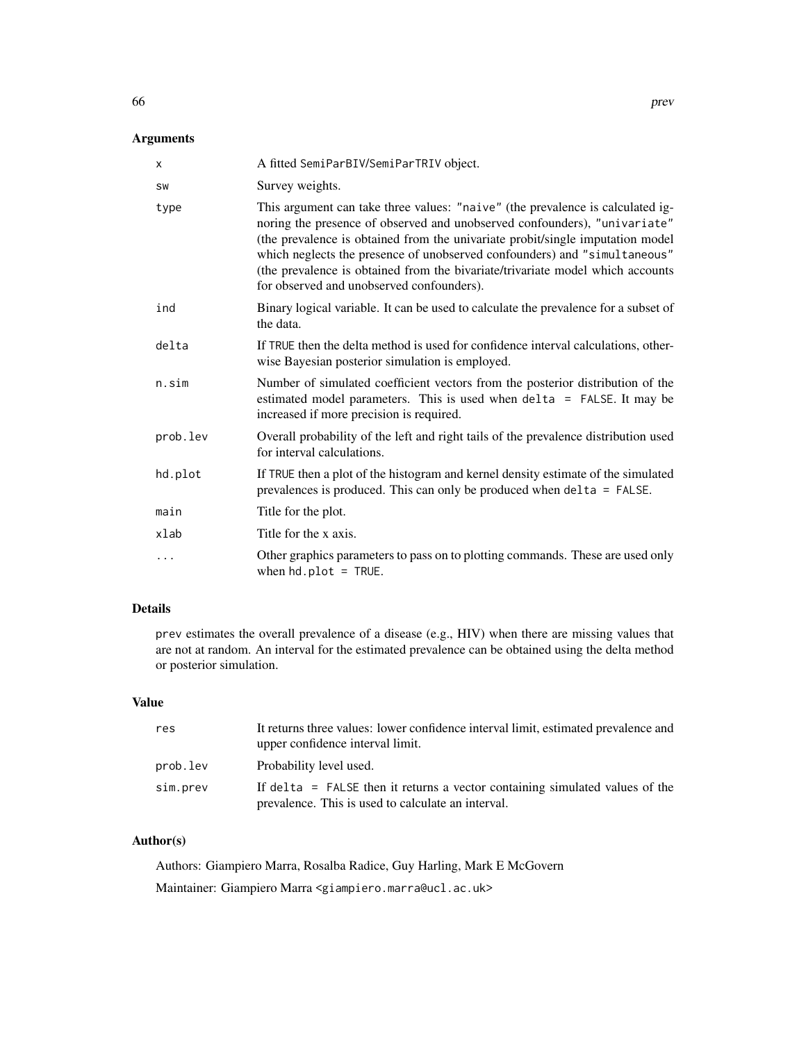## Arguments

| | |
|---|---|
| x | A fitted SemiParBIV/SemiParTRIV object. |
| sw | Survey weights. |
| type | This argument can take three values: "naive" (the prevalence is calculated ignoring the presence of observed and unobserved confounders), "univariate" (the prevalence is obtained from the univariate probit/single imputation model which neglects the presence of unobserved confounders) and "simultaneous" (the prevalence is obtained from the bivariate/trivariate model which accounts for observed and unobserved confounders). |
| ind | Binary logical variable. It can be used to calculate the prevalence for a subset of the data. |
| delta | If TRUE then the delta method is used for confidence interval calculations, otherwise Bayesian posterior simulation is employed. |
| n.sim | Number of simulated coefficient vectors from the posterior distribution of the estimated model parameters. This is used when delta = FALSE. It may be increased if more precision is required. |
| prob.lev | Overall probability of the left and right tails of the prevalence distribution used for interval calculations. |
| hd.plot | If TRUE then a plot of the histogram and kernel density estimate of the simulated prevalences is produced. This can only be produced when delta = FALSE. |
| main | Title for the plot. |
| xlab | Title for the x axis. |
| ... | Other graphics parameters to pass on to plotting commands. These are used only when hd.plot = TRUE. |

## Details

prev estimates the overall prevalence of a disease (e.g., HIV) when there are missing values that are not at random. An interval for the estimated prevalence can be obtained using the delta method or posterior simulation.

## Value

| | |
|---|---|
| res | It returns three values: lower confidence interval limit, estimated prevalence and upper confidence interval limit. |
| prob.lev | Probability level used. |
| sim.prev | If delta = FALSE then it returns a vector containing simulated values of the prevalence. This is used to calculate an interval. |

## Author(s)

Authors: Giampiero Marra, Rosalba Radice, Guy Harling, Mark E McGovern

Maintainer: Giampiero Marra <giampiero.marra@ucl.ac.uk>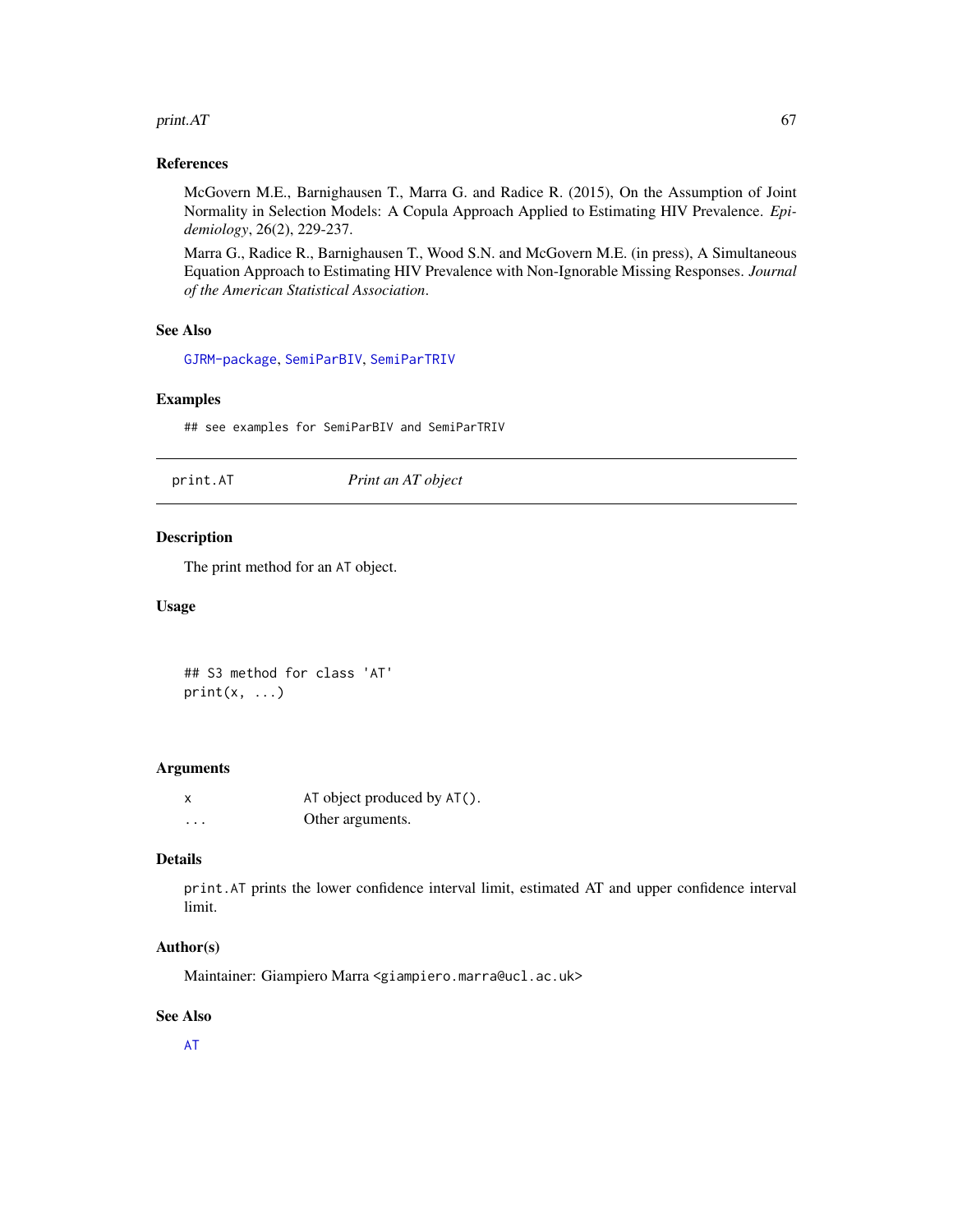### References

McGovern M.E., Barnighausen T., Marra G. and Radice R. (2015), On the Assumption of Joint Normality in Selection Models: A Copula Approach Applied to Estimating HIV Prevalence. *Epidemiology*, 26(2), 229-237.

Marra G., Radice R., Barnighausen T., Wood S.N. and McGovern M.E. (in press), A Simultaneous Equation Approach to Estimating HIV Prevalence with Non-Ignorable Missing Responses. *Journal of the American Statistical Association*.

### See Also

GJRM-package, SemiParBIV, SemiParTRIV

### Examples

```
## see examples for SemiParBIV and SemiParTRIV
```

---

## print.AT *Print an AT object*

### Description

The print method for an AT object.

### Usage

```
## S3 method for class 'AT'
print(x, ...)
```

### Arguments

| | |
|---|---|
| x | AT object produced by AT(). |
| ... | Other arguments. |

### Details

print.AT prints the lower confidence interval limit, estimated AT and upper confidence interval limit.

### Author(s)

Maintainer: Giampiero Marra <giampiero.marra@ucl.ac.uk>

### See Also

AT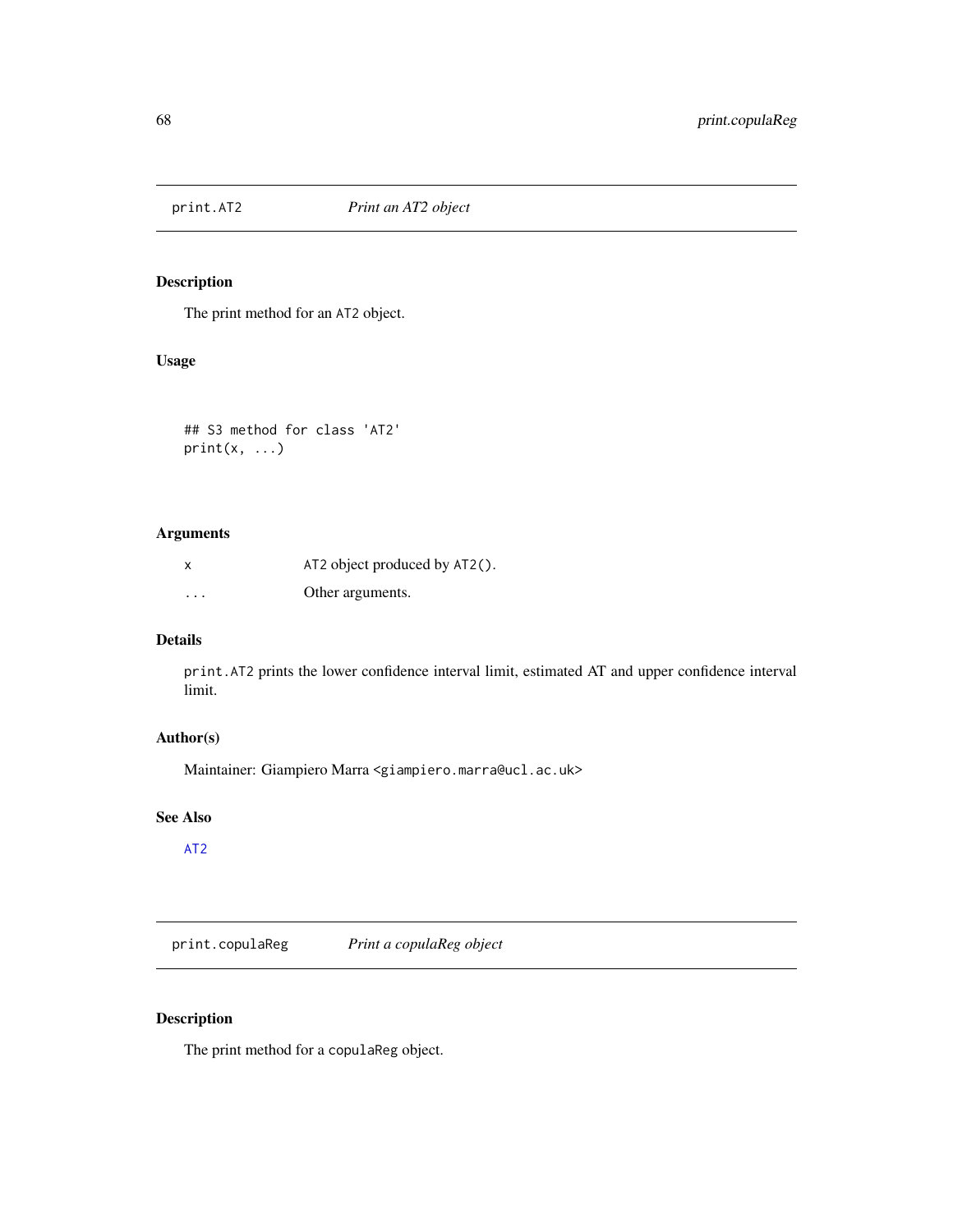## print.AT2 *Print an AT2 object*

### Description

The print method for an AT2 object.

### Usage

```
## S3 method for class 'AT2'
print(x, ...)
```

### Arguments

| | |
|---|---|
| x | AT2 object produced by AT2(). |
| ... | Other arguments. |

### Details

print.AT2 prints the lower confidence interval limit, estimated AT and upper confidence interval limit.

### Author(s)

Maintainer: Giampiero Marra <giampiero.marra@ucl.ac.uk>

### See Also

AT2

## print.copulaReg *Print a copulaReg object*

### Description

The print method for a copulaReg object.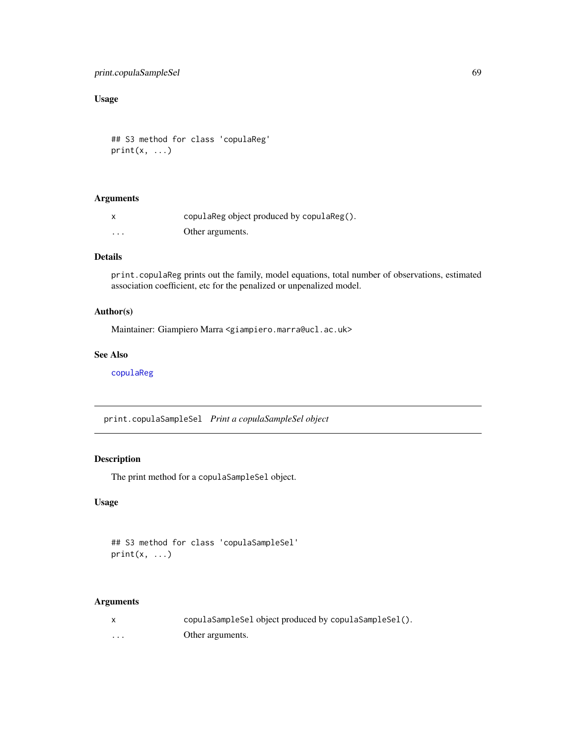### Usage

```
## S3 method for class 'copulaReg'
print(x, ...)
```

### Arguments

| | |
|---|---|
| x | copulaReg object produced by copulaReg(). |
| ... | Other arguments. |

### Details

print.copulaReg prints out the family, model equations, total number of observations, estimated association coefficient, etc for the penalized or unpenalized model.

### Author(s)

Maintainer: Giampiero Marra <giampiero.marra@ucl.ac.uk>

### See Also

copulaReg

---

## print.copulaSampleSel *Print a copulaSampleSel object*

---

### Description

The print method for a copulaSampleSel object.

### Usage

```
## S3 method for class 'copulaSampleSel'
print(x, ...)
```

### Arguments

| | |
|---|---|
| x | copulaSampleSel object produced by copulaSampleSel(). |
| ... | Other arguments. |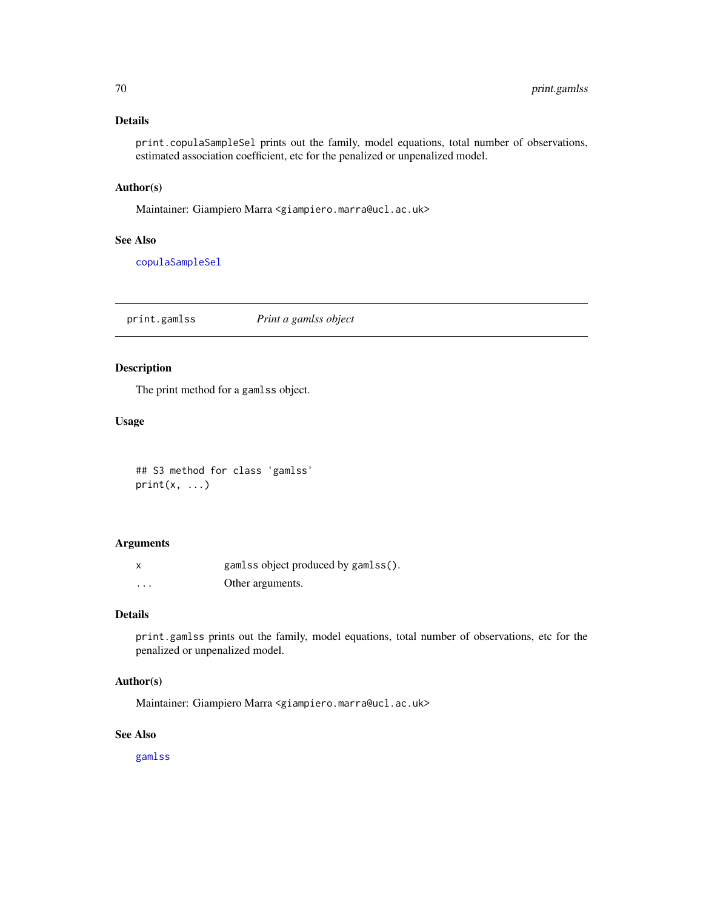### Details

`print.copulaSampleSel` prints out the family, model equations, total number of observations, estimated association coefficient, etc for the penalized or unpenalized model.

### Author(s)

Maintainer: Giampiero Marra <giampiero.marra@ucl.ac.uk>

### See Also

copulaSampleSel

---

## print.gamlss — *Print a gamlss object*

---

### Description

The print method for a `gamlss` object.

### Usage

```
## S3 method for class 'gamlss'
print(x, ...)
```

### Arguments

| | |
|---|---|
| x | `gamlss` object produced by `gamlss()`. |
| ... | Other arguments. |

### Details

`print.gamlss` prints out the family, model equations, total number of observations, etc for the penalized or unpenalized model.

### Author(s)

Maintainer: Giampiero Marra <giampiero.marra@ucl.ac.uk>

### See Also

gamlss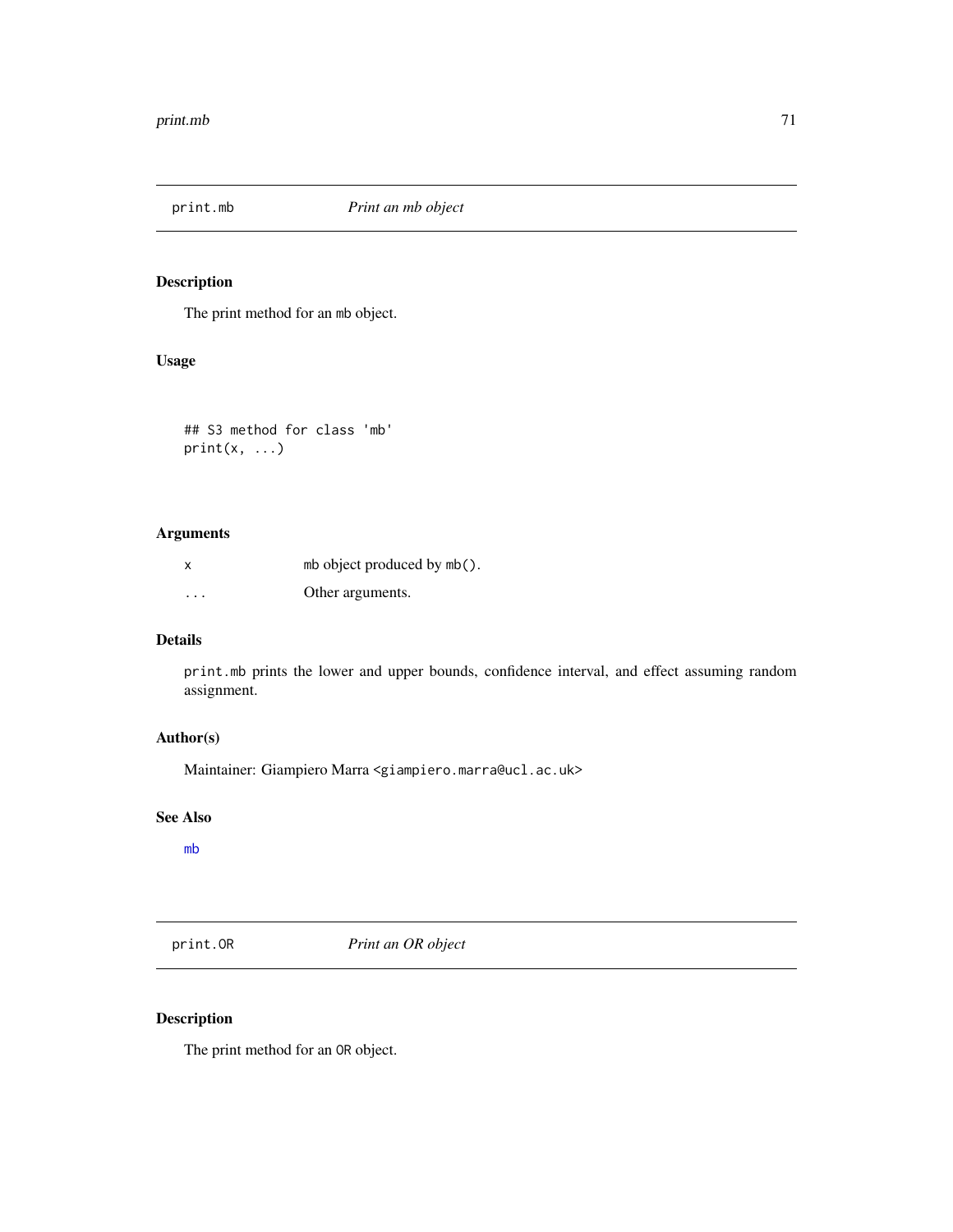## print.mb — *Print an mb object*

### Description

The print method for an mb object.

### Usage

```
## S3 method for class 'mb'
print(x, ...)
```

### Arguments

| | |
|---|---|
| x | mb object produced by mb(). |
| ... | Other arguments. |

### Details

print.mb prints the lower and upper bounds, confidence interval, and effect assuming random assignment.

### Author(s)

Maintainer: Giampiero Marra <giampiero.marra@ucl.ac.uk>

### See Also

mb

## print.OR — *Print an OR object*

### Description

The print method for an OR object.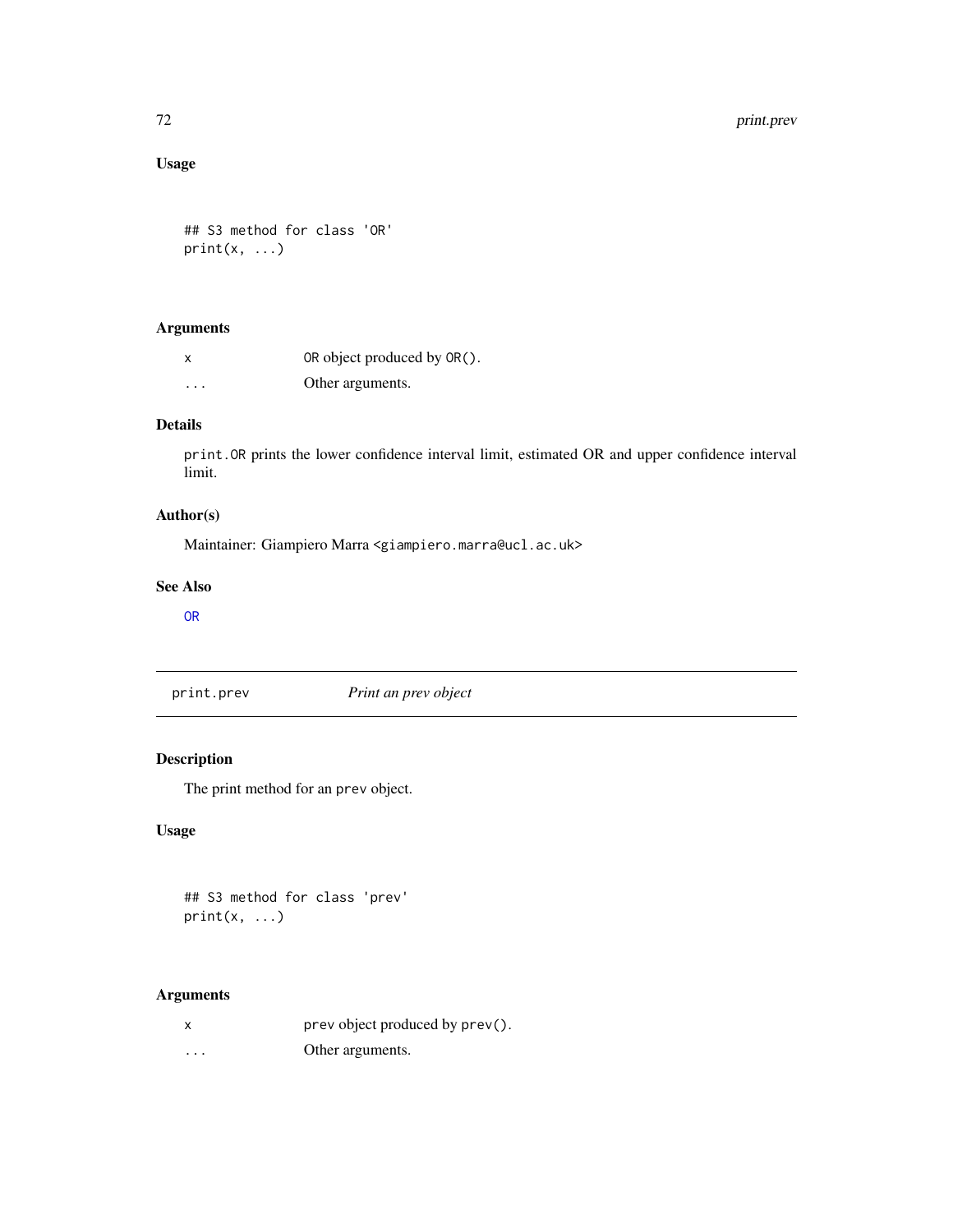## Usage

```
## S3 method for class 'OR'
print(x, ...)
```

## Arguments

| | |
|---|---|
| x | OR object produced by OR(). |
| ... | Other arguments. |

## Details

print.OR prints the lower confidence interval limit, estimated OR and upper confidence interval limit.

## Author(s)

Maintainer: Giampiero Marra <giampiero.marra@ucl.ac.uk>

## See Also

OR

---

# print.prev *Print an prev object*

## Description

The print method for an prev object.

## Usage

```
## S3 method for class 'prev'
print(x, ...)
```

## Arguments

| | |
|---|---|
| x | prev object produced by prev(). |
| ... | Other arguments. |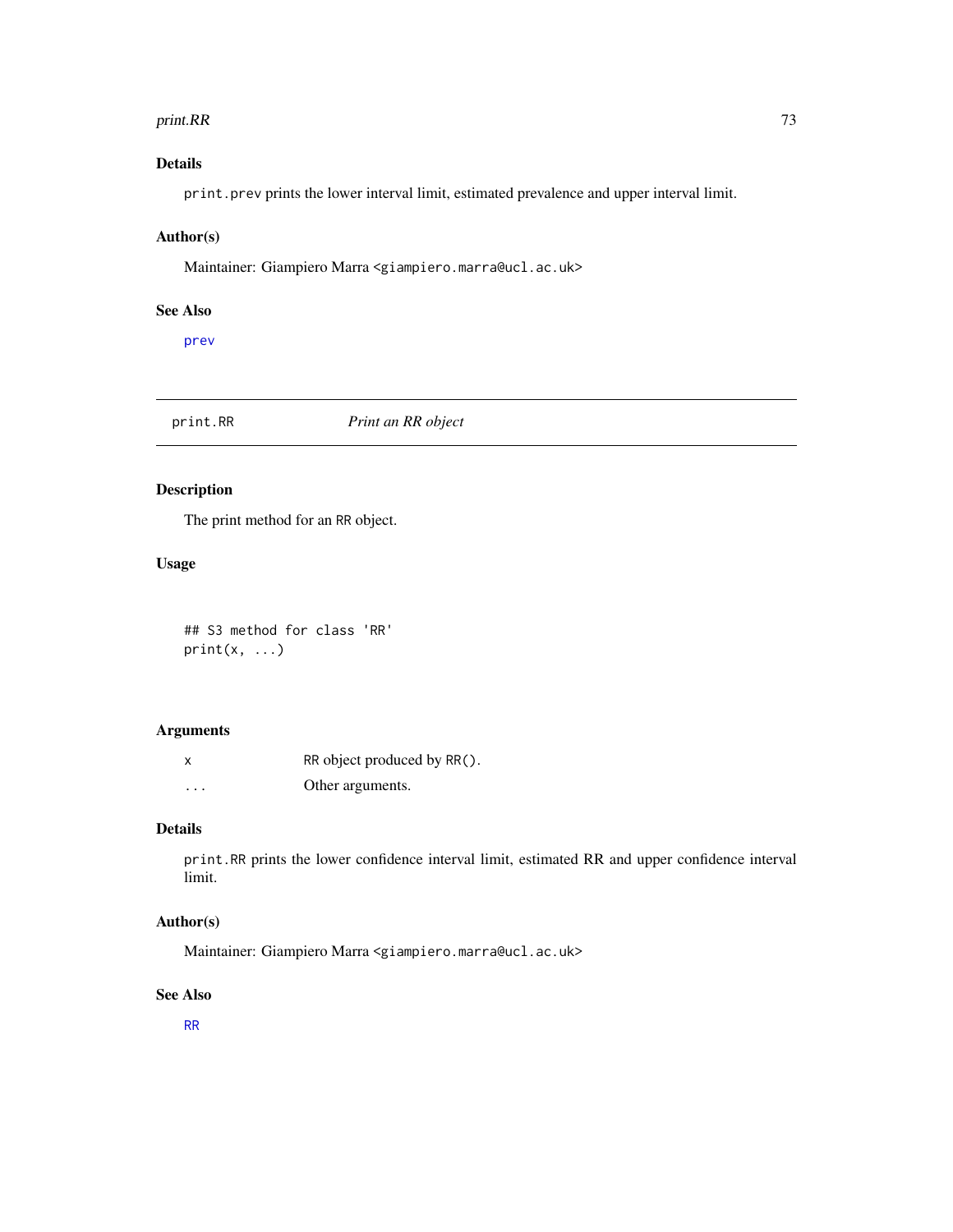## Details

print.prev prints the lower interval limit, estimated prevalence and upper interval limit.

## Author(s)

Maintainer: Giampiero Marra <giampiero.marra@ucl.ac.uk>

## See Also

prev

---

# print.RR *Print an RR object*

---

## Description

The print method for an RR object.

## Usage

```
## S3 method for class 'RR'
print(x, ...)
```

## Arguments

| | |
|---|---|
| x | RR object produced by RR(). |
| ... | Other arguments. |

## Details

print.RR prints the lower confidence interval limit, estimated RR and upper confidence interval limit.

## Author(s)

Maintainer: Giampiero Marra <giampiero.marra@ucl.ac.uk>

## See Also

RR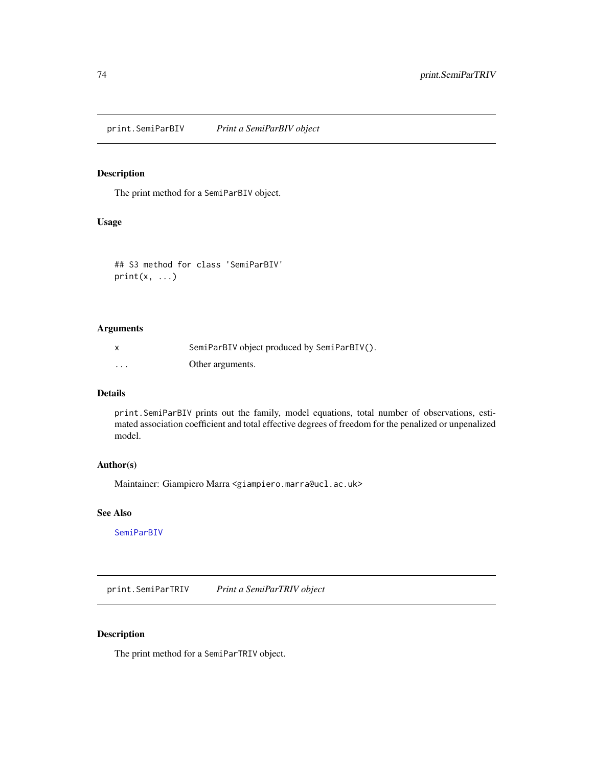## print.SemiParBIV *Print a SemiParBIV object*

### Description

The print method for a `SemiParBIV` object.

### Usage

```
## S3 method for class 'SemiParBIV'
print(x, ...)
```

### Arguments

| | |
|---|---|
| x | `SemiParBIV` object produced by `SemiParBIV()`. |
| ... | Other arguments. |

### Details

`print.SemiParBIV` prints out the family, model equations, total number of observations, estimated association coefficient and total effective degrees of freedom for the penalized or unpenalized model.

### Author(s)

Maintainer: Giampiero Marra <giampiero.marra@ucl.ac.uk>

### See Also

`SemiParBIV`

## print.SemiParTRIV *Print a SemiParTRIV object*

### Description

The print method for a `SemiParTRIV` object.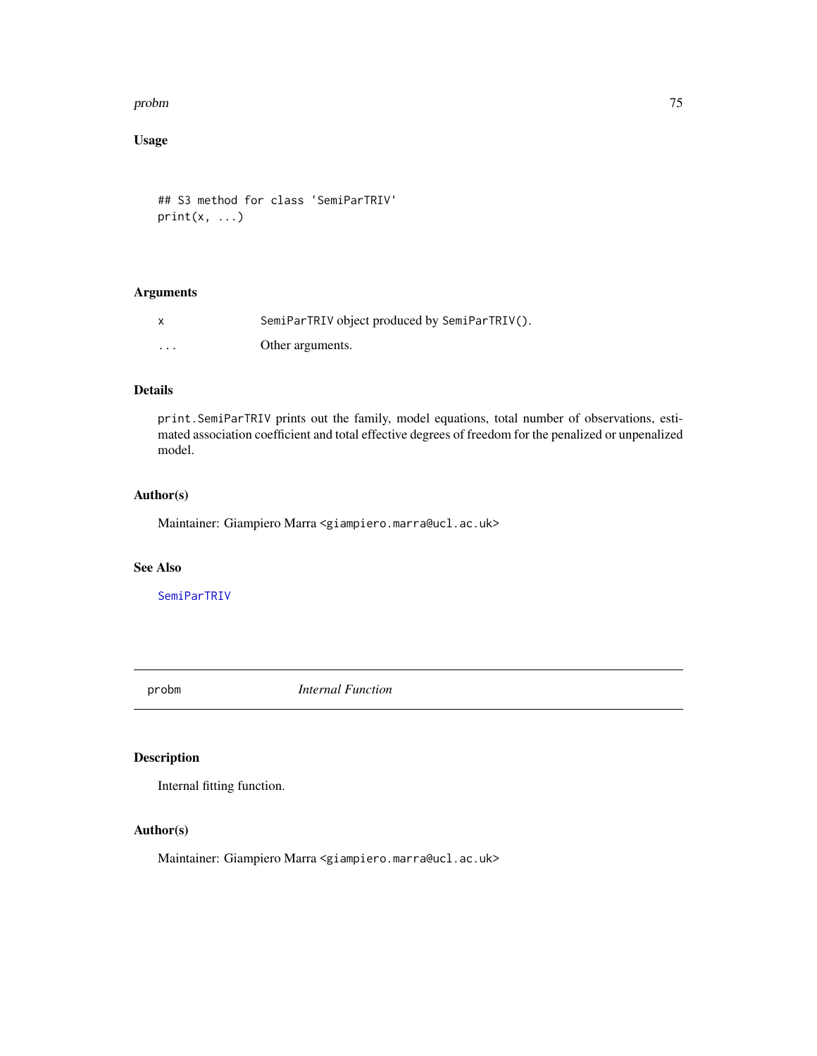## Usage

```
## S3 method for class 'SemiParTRIV'
print(x, ...)
```

## Arguments

| | |
|---|---|
| x | SemiParTRIV object produced by SemiParTRIV(). |
| ... | Other arguments. |

## Details

print.SemiParTRIV prints out the family, model equations, total number of observations, estimated association coefficient and total effective degrees of freedom for the penalized or unpenalized model.

## Author(s)

Maintainer: Giampiero Marra <giampiero.marra@ucl.ac.uk>

## See Also

SemiParTRIV

---

# probm *Internal Function*

## Description

Internal fitting function.

## Author(s)

Maintainer: Giampiero Marra <giampiero.marra@ucl.ac.uk>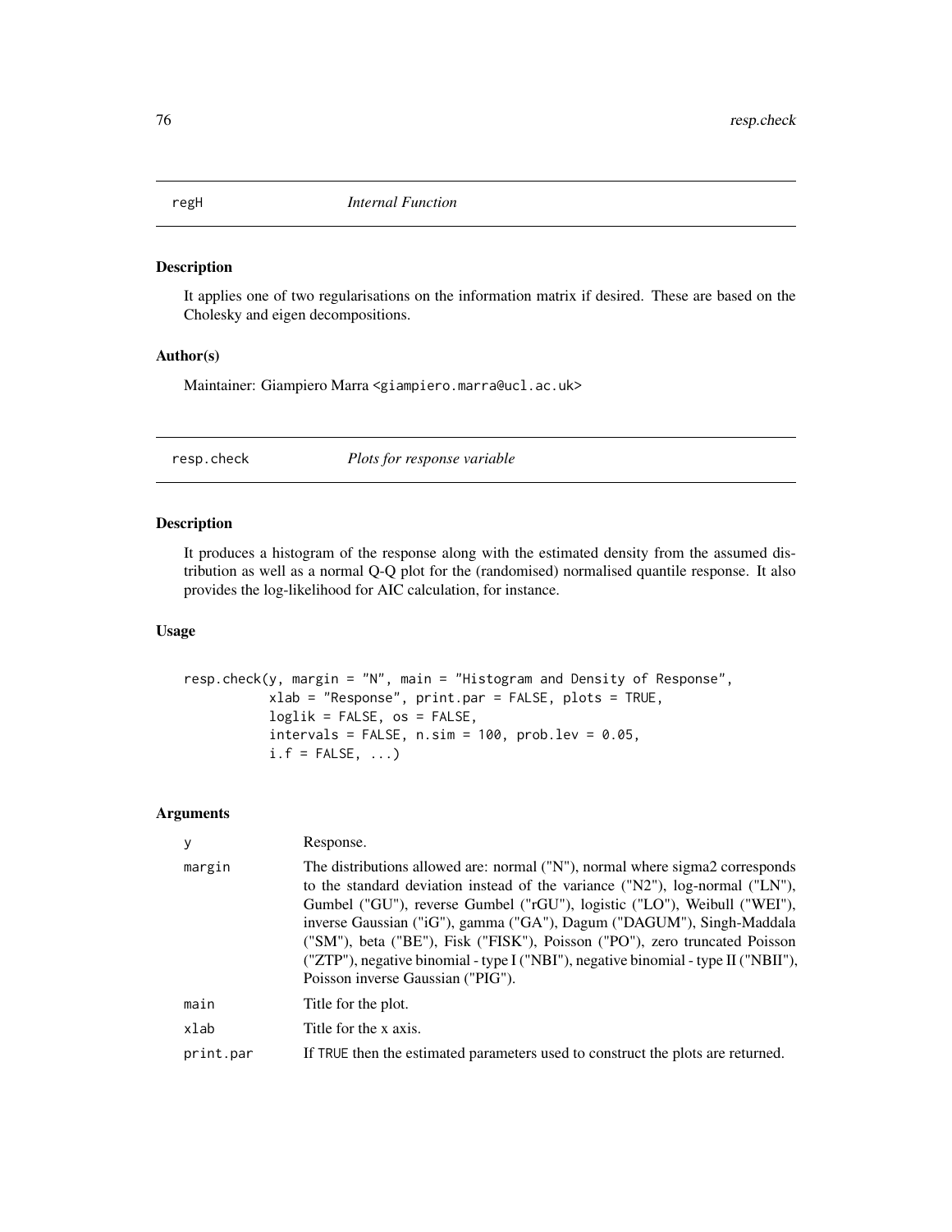## regH *Internal Function*

### Description

It applies one of two regularisations on the information matrix if desired. These are based on the Cholesky and eigen decompositions.

### Author(s)

Maintainer: Giampiero Marra <giampiero.marra@ucl.ac.uk>

## resp.check *Plots for response variable*

### Description

It produces a histogram of the response along with the estimated density from the assumed distribution as well as a normal Q-Q plot for the (randomised) normalised quantile response. It also provides the log-likelihood for AIC calculation, for instance.

### Usage

```
resp.check(y, margin = "N", main = "Histogram and Density of Response",
           xlab = "Response", print.par = FALSE, plots = TRUE,
           loglik = FALSE, os = FALSE,
           intervals = FALSE, n.sim = 100, prob.lev = 0.05,
           i.f = FALSE, ...)
```

### Arguments

| | |
|---|---|
| y | Response. |
| margin | The distributions allowed are: normal ("N"), normal where sigma2 corresponds to the standard deviation instead of the variance ("N2"), log-normal ("LN"), Gumbel ("GU"), reverse Gumbel ("rGU"), logistic ("LO"), Weibull ("WEI"), inverse Gaussian ("iG"), gamma ("GA"), Dagum ("DAGUM"), Singh-Maddala ("SM"), beta ("BE"), Fisk ("FISK"), Poisson ("PO"), zero truncated Poisson ("ZTP"), negative binomial - type I ("NBI"), negative binomial - type II ("NBII"), Poisson inverse Gaussian ("PIG"). |
| main | Title for the plot. |
| xlab | Title for the x axis. |
| print.par | If TRUE then the estimated parameters used to construct the plots are returned. |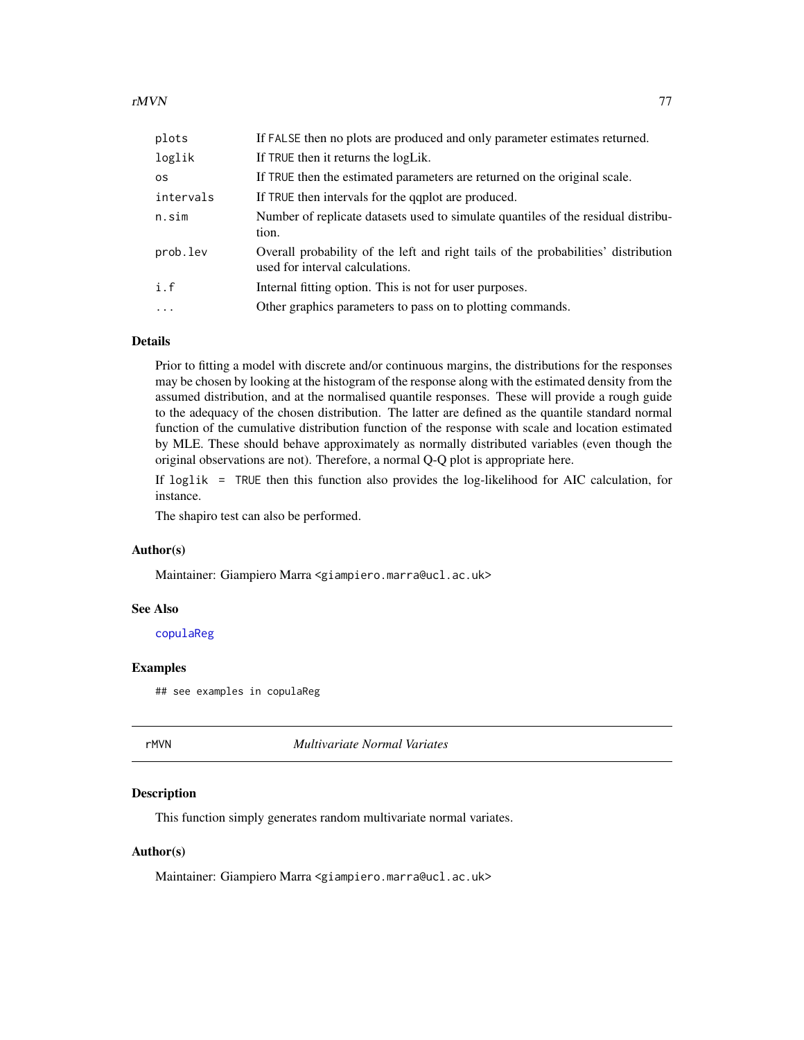| | |
|---|---|
| `plots` | If `FALSE` then no plots are produced and only parameter estimates returned. |
| `loglik` | If `TRUE` then it returns the logLik. |
| `os` | If `TRUE` then the estimated parameters are returned on the original scale. |
| `intervals` | If `TRUE` then intervals for the qqplot are produced. |
| `n.sim` | Number of replicate datasets used to simulate quantiles of the residual distribution. |
| `prob.lev` | Overall probability of the left and right tails of the probabilities' distribution used for interval calculations. |
| `i.f` | Internal fitting option. This is not for user purposes. |
| `...` | Other graphics parameters to pass on to plotting commands. |

### Details

Prior to fitting a model with discrete and/or continuous margins, the distributions for the responses may be chosen by looking at the histogram of the response along with the estimated density from the assumed distribution, and at the normalised quantile responses. These will provide a rough guide to the adequacy of the chosen distribution. The latter are defined as the quantile standard normal function of the cumulative distribution function of the response with scale and location estimated by MLE. These should behave approximately as normally distributed variables (even though the original observations are not). Therefore, a normal Q-Q plot is appropriate here.

If `loglik = TRUE` then this function also provides the log-likelihood for AIC calculation, for instance.

The shapiro test can also be performed.

### Author(s)

Maintainer: Giampiero Marra <giampiero.marra@ucl.ac.uk>

### See Also

copulaReg

### Examples

```
## see examples in copulaReg
```

---

## rMVN *Multivariate Normal Variates*

### Description

This function simply generates random multivariate normal variates.

### Author(s)

Maintainer: Giampiero Marra <giampiero.marra@ucl.ac.uk>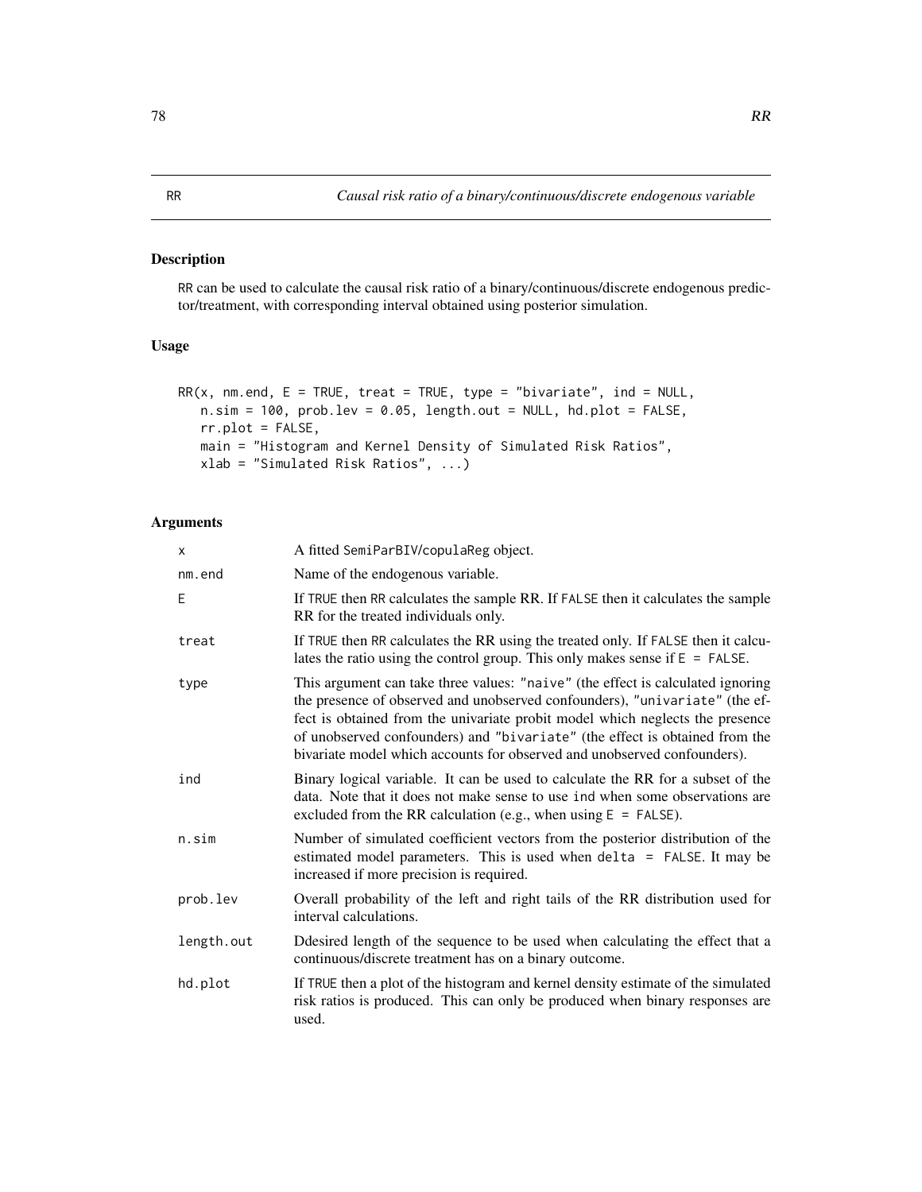## RR — *Causal risk ratio of a binary/continuous/discrete endogenous variable*

### Description

RR can be used to calculate the causal risk ratio of a binary/continuous/discrete endogenous predictor/treatment, with corresponding interval obtained using posterior simulation.

### Usage

```
RR(x, nm.end, E = TRUE, treat = TRUE, type = "bivariate", ind = NULL,
   n.sim = 100, prob.lev = 0.05, length.out = NULL, hd.plot = FALSE,
   rr.plot = FALSE,
   main = "Histogram and Kernel Density of Simulated Risk Ratios",
   xlab = "Simulated Risk Ratios", ...)
```

### Arguments

| | |
|---|---|
| x | A fitted SemiParBIV/copulaReg object. |
| nm.end | Name of the endogenous variable. |
| E | If TRUE then RR calculates the sample RR. If FALSE then it calculates the sample RR for the treated individuals only. |
| treat | If TRUE then RR calculates the RR using the treated only. If FALSE then it calculates the ratio using the control group. This only makes sense if E = FALSE. |
| type | This argument can take three values: "naive" (the effect is calculated ignoring the presence of observed and unobserved confounders), "univariate" (the effect is obtained from the univariate probit model which neglects the presence of unobserved confounders) and "bivariate" (the effect is obtained from the bivariate model which accounts for observed and unobserved confounders). |
| ind | Binary logical variable. It can be used to calculate the RR for a subset of the data. Note that it does not make sense to use ind when some observations are excluded from the RR calculation (e.g., when using E = FALSE). |
| n.sim | Number of simulated coefficient vectors from the posterior distribution of the estimated model parameters. This is used when delta = FALSE. It may be increased if more precision is required. |
| prob.lev | Overall probability of the left and right tails of the RR distribution used for interval calculations. |
| length.out | Ddesired length of the sequence to be used when calculating the effect that a continuous/discrete treatment has on a binary outcome. |
| hd.plot | If TRUE then a plot of the histogram and kernel density estimate of the simulated risk ratios is produced. This can only be produced when binary responses are used. |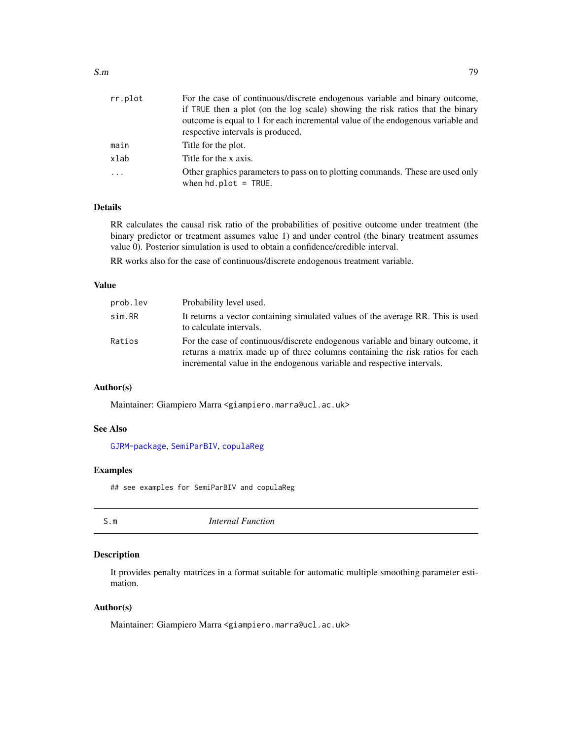| | |
|---|---|
| rr.plot | For the case of continuous/discrete endogenous variable and binary outcome, if TRUE then a plot (on the log scale) showing the risk ratios that the binary outcome is equal to 1 for each incremental value of the endogenous variable and respective intervals is produced. |
| main | Title for the plot. |
| xlab | Title for the x axis. |
| ... | Other graphics parameters to pass on to plotting commands. These are used only when hd.plot = TRUE. |

## Details

RR calculates the causal risk ratio of the probabilities of positive outcome under treatment (the binary predictor or treatment assumes value 1) and under control (the binary treatment assumes value 0). Posterior simulation is used to obtain a confidence/credible interval.

RR works also for the case of continuous/discrete endogenous treatment variable.

## Value

| | |
|---|---|
| prob.lev | Probability level used. |
| sim.RR | It returns a vector containing simulated values of the average RR. This is used to calculate intervals. |
| Ratios | For the case of continuous/discrete endogenous variable and binary outcome, it returns a matrix made up of three columns containing the risk ratios for each incremental value in the endogenous variable and respective intervals. |

## Author(s)

Maintainer: Giampiero Marra <giampiero.marra@ucl.ac.uk>

## See Also

GJRM-package, SemiParBIV, copulaReg

## Examples

```
## see examples for SemiParBIV and copulaReg
```

---

# S.m *Internal Function*

## Description

It provides penalty matrices in a format suitable for automatic multiple smoothing parameter estimation.

## Author(s)

Maintainer: Giampiero Marra <giampiero.marra@ucl.ac.uk>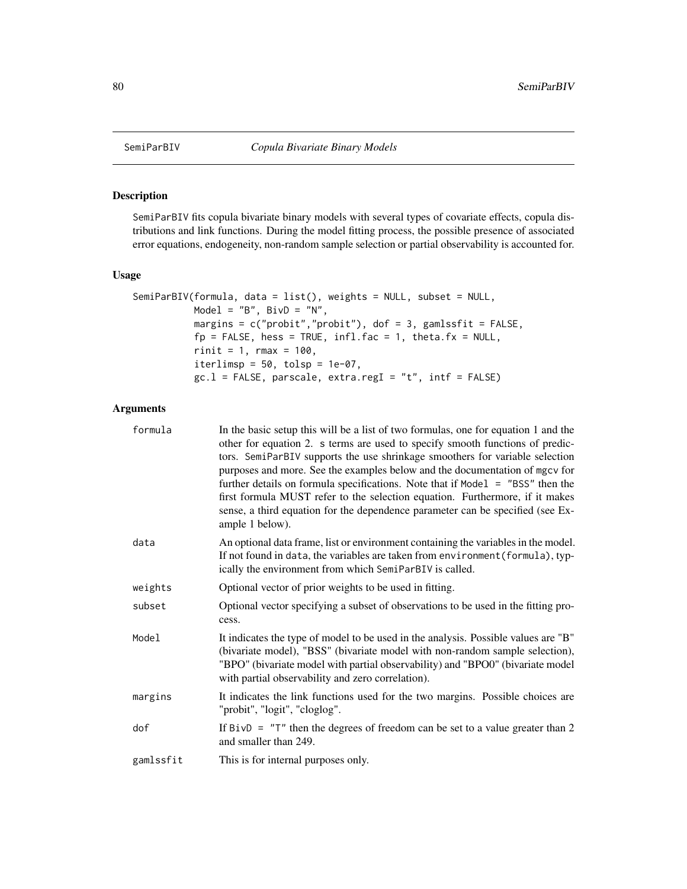SemiParBIV *Copula Bivariate Binary Models*

## Description

SemiParBIV fits copula bivariate binary models with several types of covariate effects, copula distributions and link functions. During the model fitting process, the possible presence of associated error equations, endogeneity, non-random sample selection or partial observability is accounted for.

## Usage

```
SemiParBIV(formula, data = list(), weights = NULL, subset = NULL,
           Model = "B", BivD = "N",
           margins = c("probit","probit"), dof = 3, gamlssfit = FALSE,
           fp = FALSE, hess = TRUE, infl.fac = 1, theta.fx = NULL,
           rinit = 1, rmax = 100,
           iterlimsp = 50, tolsp = 1e-07,
           gc.l = FALSE, parscale, extra.regI = "t", intf = FALSE)
```

## Arguments

| | |
|---|---|
| formula | In the basic setup this will be a list of two formulas, one for equation 1 and the other for equation 2. s terms are used to specify smooth functions of predictors. SemiParBIV supports the use shrinkage smoothers for variable selection purposes and more. See the examples below and the documentation of mgcv for further details on formula specifications. Note that if Model = "BSS" then the first formula MUST refer to the selection equation. Furthermore, if it makes sense, a third equation for the dependence parameter can be specified (see Example 1 below). |
| data | An optional data frame, list or environment containing the variables in the model. If not found in data, the variables are taken from environment(formula), typically the environment from which SemiParBIV is called. |
| weights | Optional vector of prior weights to be used in fitting. |
| subset | Optional vector specifying a subset of observations to be used in the fitting process. |
| Model | It indicates the type of model to be used in the analysis. Possible values are "B" (bivariate model), "BSS" (bivariate model with non-random sample selection), "BPO" (bivariate model with partial observability) and "BPO0" (bivariate model with partial observability and zero correlation). |
| margins | It indicates the link functions used for the two margins. Possible choices are "probit", "logit", "cloglog". |
| dof | If BivD = "T" then the degrees of freedom can be set to a value greater than 2 and smaller than 249. |
| gamlssfit | This is for internal purposes only. |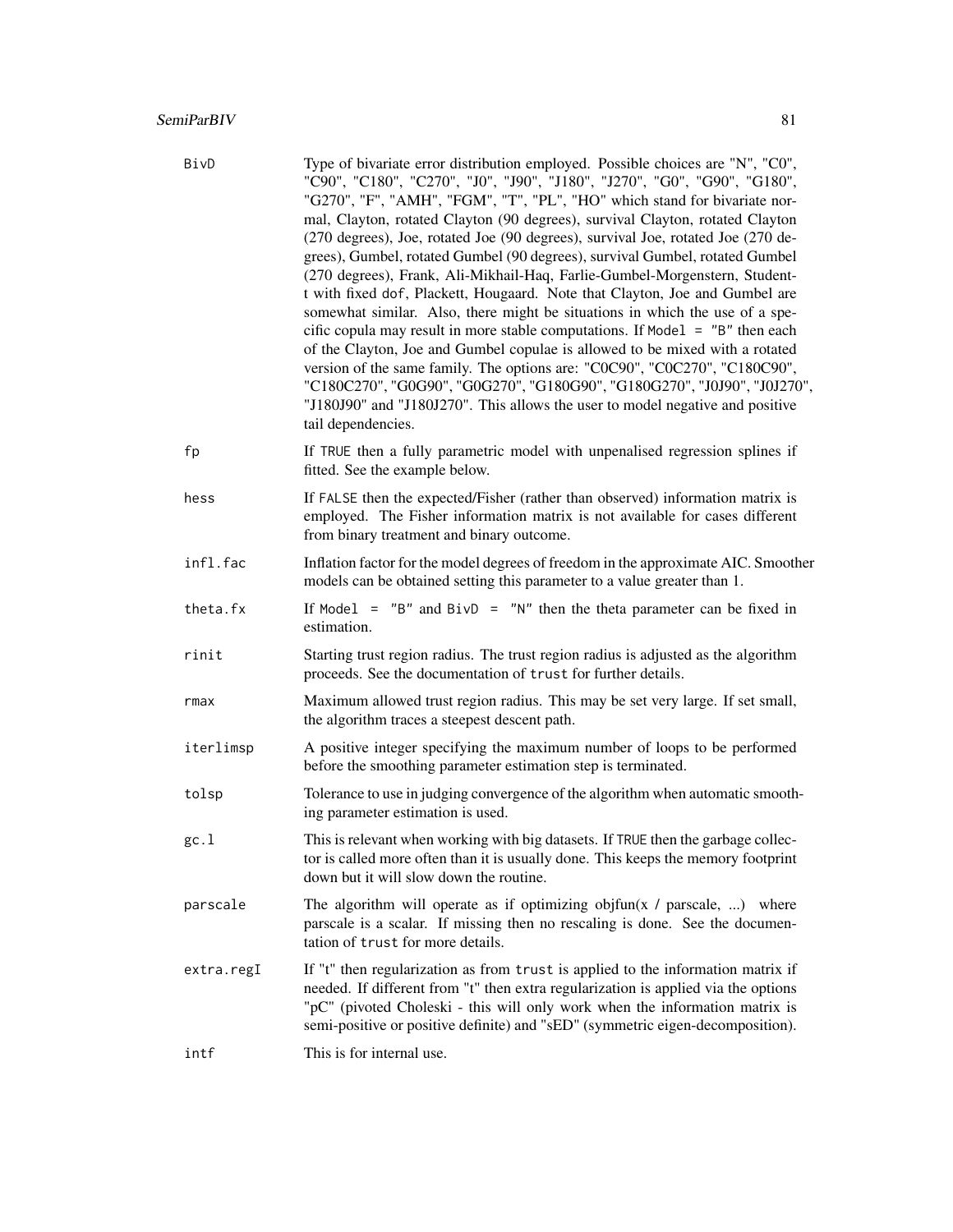| | |
|---|---|
| `BivD` | Type of bivariate error distribution employed. Possible choices are "N", "C0", "C90", "C180", "C270", "J0", "J90", "J180", "J270", "G0", "G90", "G180", "G270", "F", "AMH", "FGM", "T", "PL", "HO" which stand for bivariate normal, Clayton, rotated Clayton (90 degrees), survival Clayton, rotated Clayton (270 degrees), Joe, rotated Joe (90 degrees), survival Joe, rotated Joe (270 degrees), Gumbel, rotated Gumbel (90 degrees), survival Gumbel, rotated Gumbel (270 degrees), Frank, Ali-Mikhail-Haq, Farlie-Gumbel-Morgenstern, Student-t with fixed `dof`, Plackett, Hougaard. Note that Clayton, Joe and Gumbel are somewhat similar. Also, there might be situations in which the use of a specific copula may result in more stable computations. If `Model = "B"` then each of the Clayton, Joe and Gumbel copulae is allowed to be mixed with a rotated version of the same family. The options are: "C0C90", "C0C270", "C180C90", "C180C270", "G0G90", "G0G270", "G180G90", "G180G270", "J0J90", "J0J270", "J180J90" and "J180J270". This allows the user to model negative and positive tail dependencies. |
| `fp` | If `TRUE` then a fully parametric model with unpenalised regression splines if fitted. See the example below. |
| `hess` | If `FALSE` then the expected/Fisher (rather than observed) information matrix is employed. The Fisher information matrix is not available for cases different from binary treatment and binary outcome. |
| `infl.fac` | Inflation factor for the model degrees of freedom in the approximate AIC. Smoother models can be obtained setting this parameter to a value greater than 1. |
| `theta.fx` | If `Model = "B"` and `BivD = "N"` then the theta parameter can be fixed in estimation. |
| `rinit` | Starting trust region radius. The trust region radius is adjusted as the algorithm proceeds. See the documentation of `trust` for further details. |
| `rmax` | Maximum allowed trust region radius. This may be set very large. If set small, the algorithm traces a steepest descent path. |
| `iterlimsp` | A positive integer specifying the maximum number of loops to be performed before the smoothing parameter estimation step is terminated. |
| `tolsp` | Tolerance to use in judging convergence of the algorithm when automatic smoothing parameter estimation is used. |
| `gc.l` | This is relevant when working with big datasets. If `TRUE` then the garbage collector is called more often than it is usually done. This keeps the memory footprint down but it will slow down the routine. |
| `parscale` | The algorithm will operate as if optimizing objfun(x / parscale, ...) where parscale is a scalar. If missing then no rescaling is done. See the documentation of `trust` for more details. |
| `extra.regI` | If "t" then regularization as from `trust` is applied to the information matrix if needed. If different from "t" then extra regularization is applied via the options "pC" (pivoted Choleski - this will only work when the information matrix is semi-positive or positive definite) and "sED" (symmetric eigen-decomposition). |
| `intf` | This is for internal use. |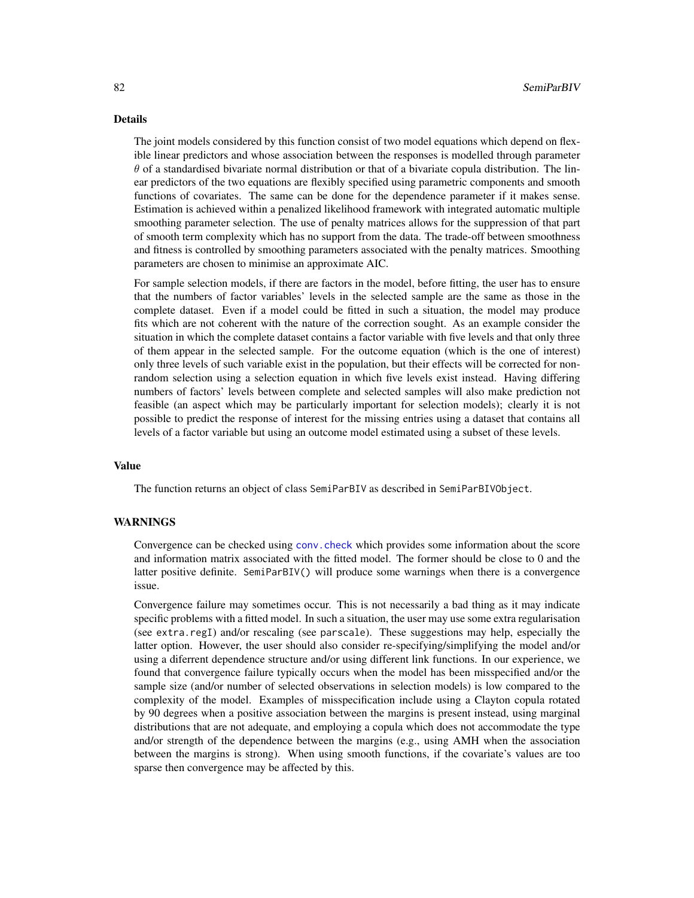## Details

The joint models considered by this function consist of two model equations which depend on flexible linear predictors and whose association between the responses is modelled through parameter $\theta$ of a standardised bivariate normal distribution or that of a bivariate copula distribution. The linear predictors of the two equations are flexibly specified using parametric components and smooth functions of covariates. The same can be done for the dependence parameter if it makes sense. Estimation is achieved within a penalized likelihood framework with integrated automatic multiple smoothing parameter selection. The use of penalty matrices allows for the suppression of that part of smooth term complexity which has no support from the data. The trade-off between smoothness and fitness is controlled by smoothing parameters associated with the penalty matrices. Smoothing parameters are chosen to minimise an approximate AIC.

For sample selection models, if there are factors in the model, before fitting, the user has to ensure that the numbers of factor variables' levels in the selected sample are the same as those in the complete dataset. Even if a model could be fitted in such a situation, the model may produce fits which are not coherent with the nature of the correction sought. As an example consider the situation in which the complete dataset contains a factor variable with five levels and that only three of them appear in the selected sample. For the outcome equation (which is the one of interest) only three levels of such variable exist in the population, but their effects will be corrected for non-random selection using a selection equation in which five levels exist instead. Having differing numbers of factors' levels between complete and selected samples will also make prediction not feasible (an aspect which may be particularly important for selection models); clearly it is not possible to predict the response of interest for the missing entries using a dataset that contains all levels of a factor variable but using an outcome model estimated using a subset of these levels.

## Value

The function returns an object of class `SemiParBIV` as described in `SemiParBIVObject`.

## WARNINGS

Convergence can be checked using `conv.check` which provides some information about the score and information matrix associated with the fitted model. The former should be close to 0 and the latter positive definite. `SemiParBIV()` will produce some warnings when there is a convergence issue.

Convergence failure may sometimes occur. This is not necessarily a bad thing as it may indicate specific problems with a fitted model. In such a situation, the user may use some extra regularisation (see `extra.regI`) and/or rescaling (see `parscale`). These suggestions may help, especially the latter option. However, the user should also consider re-specifying/simplifying the model and/or using a diferrent dependence structure and/or using different link functions. In our experience, we found that convergence failure typically occurs when the model has been misspecified and/or the sample size (and/or number of selected observations in selection models) is low compared to the complexity of the model. Examples of misspecification include using a Clayton copula rotated by 90 degrees when a positive association between the margins is present instead, using marginal distributions that are not adequate, and employing a copula which does not accommodate the type and/or strength of the dependence between the margins (e.g., using AMH when the association between the margins is strong). When using smooth functions, if the covariate's values are too sparse then convergence may be affected by this.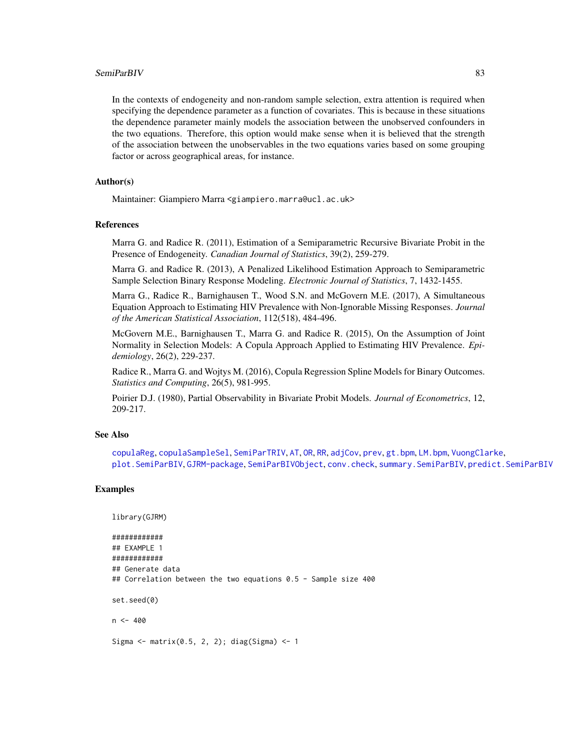In the contexts of endogeneity and non-random sample selection, extra attention is required when specifying the dependence parameter as a function of covariates. This is because in these situations the dependence parameter mainly models the association between the unobserved confounders in the two equations. Therefore, this option would make sense when it is believed that the strength of the association between the unobservables in the two equations varies based on some grouping factor or across geographical areas, for instance.

## Author(s)

Maintainer: Giampiero Marra <giampiero.marra@ucl.ac.uk>

## References

Marra G. and Radice R. (2011), Estimation of a Semiparametric Recursive Bivariate Probit in the Presence of Endogeneity. *Canadian Journal of Statistics*, 39(2), 259-279.

Marra G. and Radice R. (2013), A Penalized Likelihood Estimation Approach to Semiparametric Sample Selection Binary Response Modeling. *Electronic Journal of Statistics*, 7, 1432-1455.

Marra G., Radice R., Barnighausen T., Wood S.N. and McGovern M.E. (2017), A Simultaneous Equation Approach to Estimating HIV Prevalence with Non-Ignorable Missing Responses. *Journal of the American Statistical Association*, 112(518), 484-496.

McGovern M.E., Barnighausen T., Marra G. and Radice R. (2015), On the Assumption of Joint Normality in Selection Models: A Copula Approach Applied to Estimating HIV Prevalence. *Epidemiology*, 26(2), 229-237.

Radice R., Marra G. and Wojtys M. (2016), Copula Regression Spline Models for Binary Outcomes. *Statistics and Computing*, 26(5), 981-995.

Poirier D.J. (1980), Partial Observability in Bivariate Probit Models. *Journal of Econometrics*, 12, 209-217.

## See Also

copulaReg, copulaSampleSel, SemiParTRIV, AT, OR, RR, adjCov, prev, gt.bpm, LM.bpm, VuongClarke, plot.SemiParBIV, GJRM-package, SemiParBIVObject, conv.check, summary.SemiParBIV, predict.SemiParBIV

## Examples

```
library(GJRM)

############
## EXAMPLE 1
############
## Generate data
## Correlation between the two equations 0.5 - Sample size 400

set.seed(0)

n <- 400

Sigma <- matrix(0.5, 2, 2); diag(Sigma) <- 1
```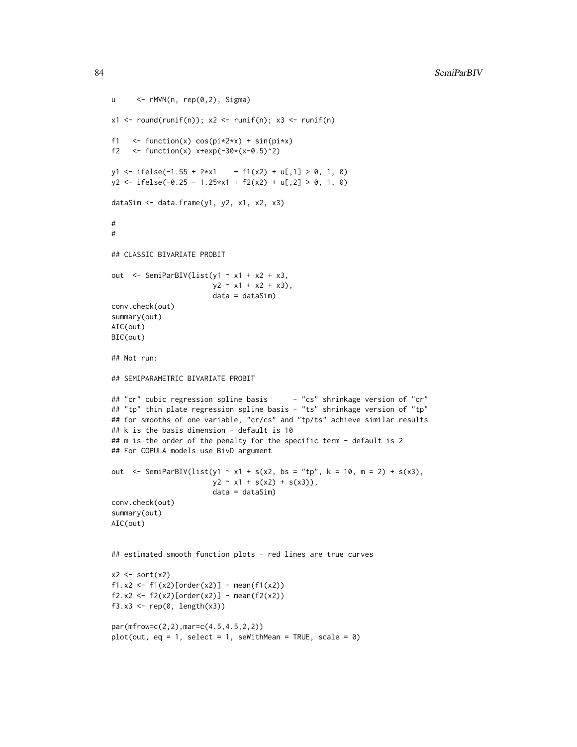```
u     <- rMVN(n, rep(0,2), Sigma)

x1 <- round(runif(n)); x2 <- runif(n); x3 <- runif(n)

f1   <- function(x) cos(pi*2*x) + sin(pi*x)
f2   <- function(x) x+exp(-30*(x-0.5)^2)

y1 <- ifelse(-1.55 + 2*x1    + f1(x2) + u[,1] > 0, 1, 0)
y2 <- ifelse(-0.25 - 1.25*x1 + f2(x2) + u[,2] > 0, 1, 0)

dataSim <- data.frame(y1, y2, x1, x2, x3)

#
#

## CLASSIC BIVARIATE PROBIT

out  <- SemiParBIV(list(y1 ~ x1 + x2 + x3,
                        y2 ~ x1 + x2 + x3),
                        data = dataSim)
conv.check(out)
summary(out)
AIC(out)
BIC(out)

## Not run:

## SEMIPARAMETRIC BIVARIATE PROBIT

## "cr" cubic regression spline basis      - "cs" shrinkage version of "cr"
## "tp" thin plate regression spline basis - "ts" shrinkage version of "tp"
## for smooths of one variable, "cr/cs" and "tp/ts" achieve similar results
## k is the basis dimension - default is 10
## m is the order of the penalty for the specific term - default is 2
## For COPULA models use BivD argument

out  <- SemiParBIV(list(y1 ~ x1 + s(x2, bs = "tp", k = 10, m = 2) + s(x3),
                        y2 ~ x1 + s(x2) + s(x3)),
                        data = dataSim)
conv.check(out)
summary(out)
AIC(out)


## estimated smooth function plots - red lines are true curves

x2 <- sort(x2)
f1.x2 <- f1(x2)[order(x2)] - mean(f1(x2))
f2.x2 <- f2(x2)[order(x2)] - mean(f2(x2))
f3.x3 <- rep(0, length(x3))

par(mfrow=c(2,2),mar=c(4.5,4.5,2,2))
plot(out, eq = 1, select = 1, seWithMean = TRUE, scale = 0)
```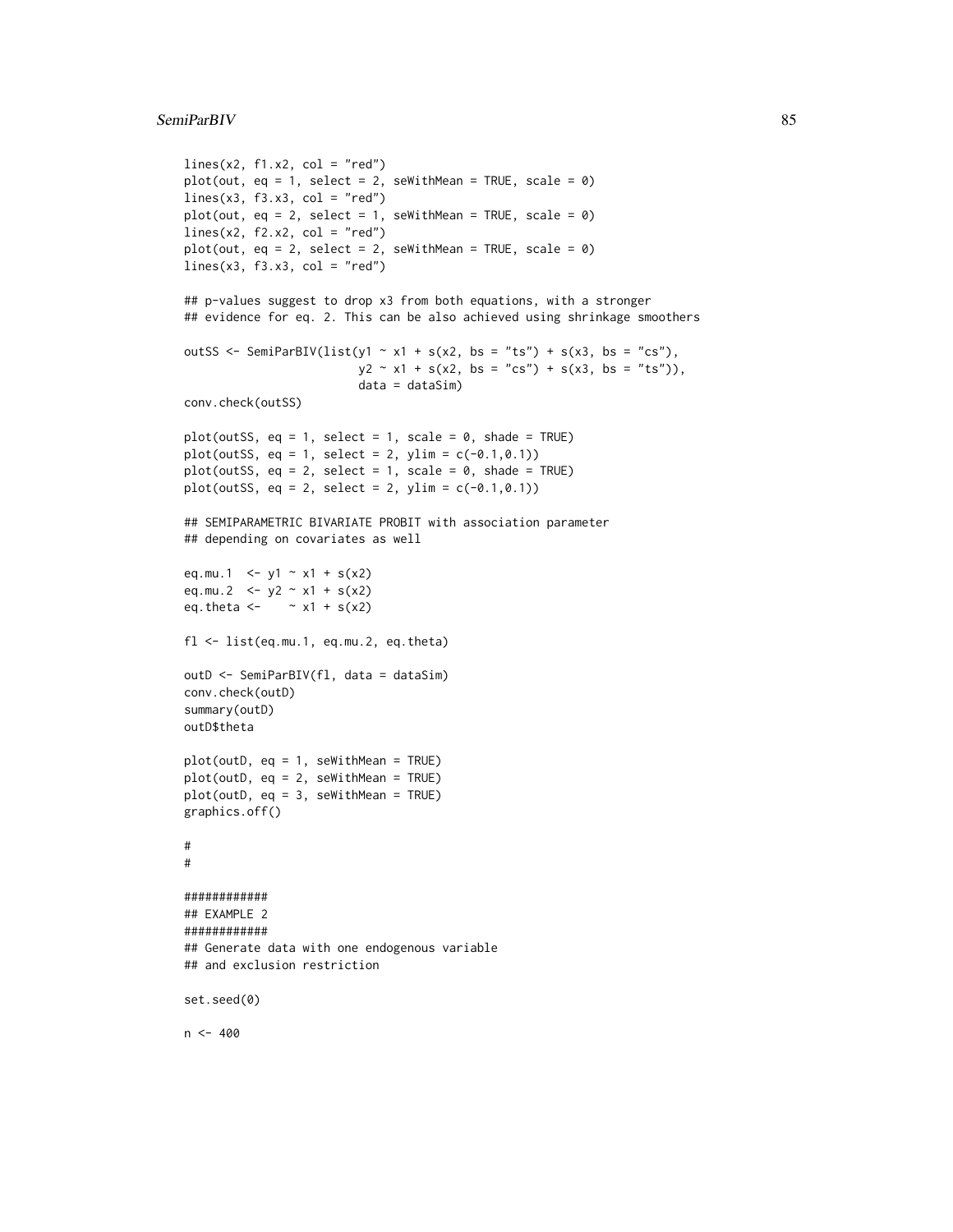```
lines(x2, f1.x2, col = "red")
plot(out, eq = 1, select = 2, seWithMean = TRUE, scale = 0)
lines(x3, f3.x3, col = "red")
plot(out, eq = 2, select = 1, seWithMean = TRUE, scale = 0)
lines(x2, f2.x2, col = "red")
plot(out, eq = 2, select = 2, seWithMean = TRUE, scale = 0)
lines(x3, f3.x3, col = "red")

## p-values suggest to drop x3 from both equations, with a stronger
## evidence for eq. 2. This can be also achieved using shrinkage smoothers

outSS <- SemiParBIV(list(y1 ~ x1 + s(x2, bs = "ts") + s(x3, bs = "cs"),
                         y2 ~ x1 + s(x2, bs = "cs") + s(x3, bs = "ts")),
                         data = dataSim)
conv.check(outSS)

plot(outSS, eq = 1, select = 1, scale = 0, shade = TRUE)
plot(outSS, eq = 1, select = 2, ylim = c(-0.1,0.1))
plot(outSS, eq = 2, select = 1, scale = 0, shade = TRUE)
plot(outSS, eq = 2, select = 2, ylim = c(-0.1,0.1))

## SEMIPARAMETRIC BIVARIATE PROBIT with association parameter
## depending on covariates as well

eq.mu.1  <- y1 ~ x1 + s(x2)
eq.mu.2  <- y2 ~ x1 + s(x2)
eq.theta <-    ~ x1 + s(x2)

fl <- list(eq.mu.1, eq.mu.2, eq.theta)

outD <- SemiParBIV(fl, data = dataSim)
conv.check(outD)
summary(outD)
outD$theta

plot(outD, eq = 1, seWithMean = TRUE)
plot(outD, eq = 2, seWithMean = TRUE)
plot(outD, eq = 3, seWithMean = TRUE)
graphics.off()

#
#

############
## EXAMPLE 2
############
## Generate data with one endogenous variable
## and exclusion restriction

set.seed(0)

n <- 400
```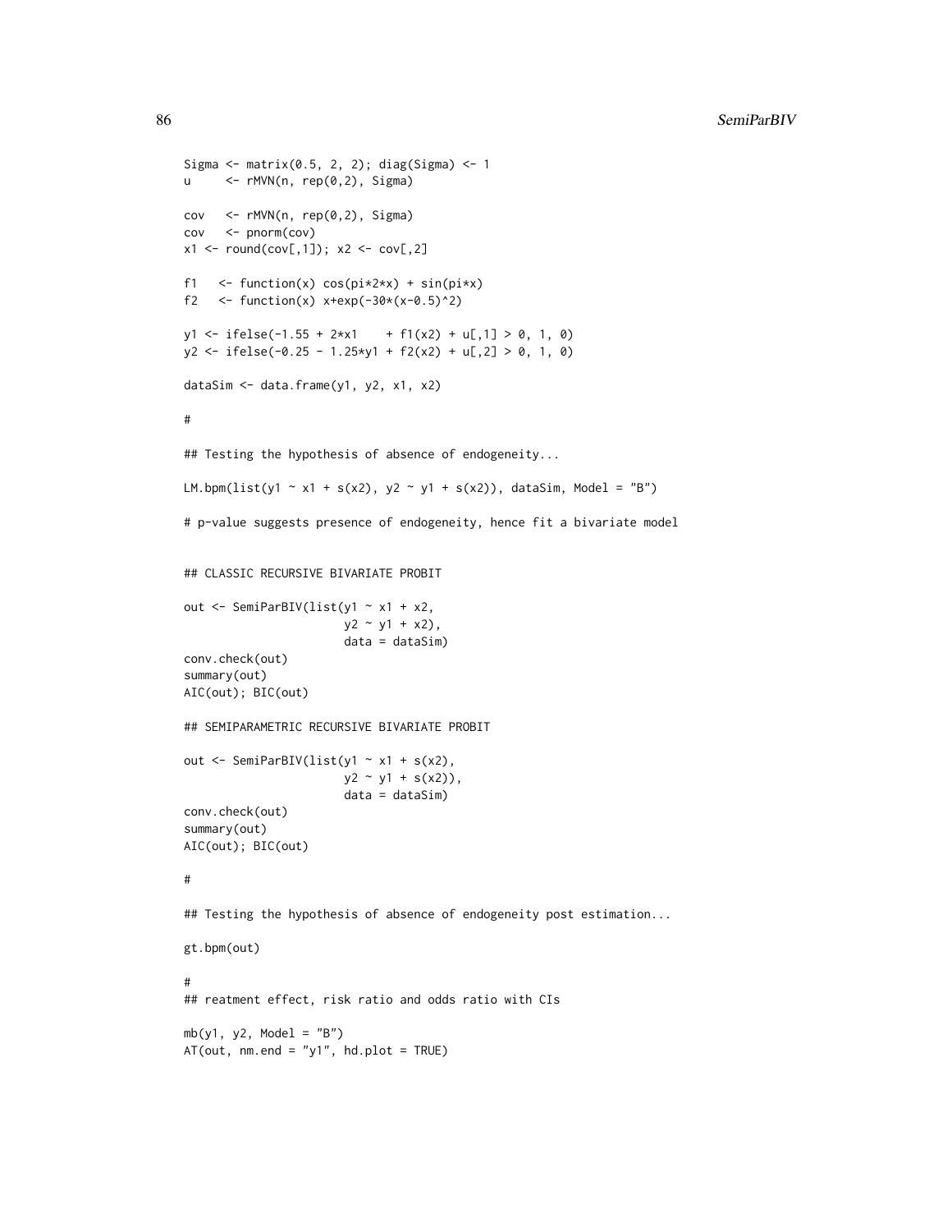```
Sigma <- matrix(0.5, 2, 2); diag(Sigma) <- 1
u     <- rMVN(n, rep(0,2), Sigma)

cov   <- rMVN(n, rep(0,2), Sigma)
cov   <- pnorm(cov)
x1 <- round(cov[,1]); x2 <- cov[,2]

f1   <- function(x) cos(pi*2*x) + sin(pi*x)
f2   <- function(x) x+exp(-30*(x-0.5)^2)

y1 <- ifelse(-1.55 + 2*x1    + f1(x2) + u[,1] > 0, 1, 0)
y2 <- ifelse(-0.25 - 1.25*y1 + f2(x2) + u[,2] > 0, 1, 0)

dataSim <- data.frame(y1, y2, x1, x2)

#

## Testing the hypothesis of absence of endogeneity...

LM.bpm(list(y1 ~ x1 + s(x2), y2 ~ y1 + s(x2)), dataSim, Model = "B")

# p-value suggests presence of endogeneity, hence fit a bivariate model


## CLASSIC RECURSIVE BIVARIATE PROBIT

out <- SemiParBIV(list(y1 ~ x1 + x2,
                       y2 ~ y1 + x2),
                       data = dataSim)
conv.check(out)
summary(out)
AIC(out); BIC(out)

## SEMIPARAMETRIC RECURSIVE BIVARIATE PROBIT

out <- SemiParBIV(list(y1 ~ x1 + s(x2),
                       y2 ~ y1 + s(x2)),
                       data = dataSim)
conv.check(out)
summary(out)
AIC(out); BIC(out)

#

## Testing the hypothesis of absence of endogeneity post estimation...

gt.bpm(out)

#
## reatment effect, risk ratio and odds ratio with CIs

mb(y1, y2, Model = "B")
AT(out, nm.end = "y1", hd.plot = TRUE)
```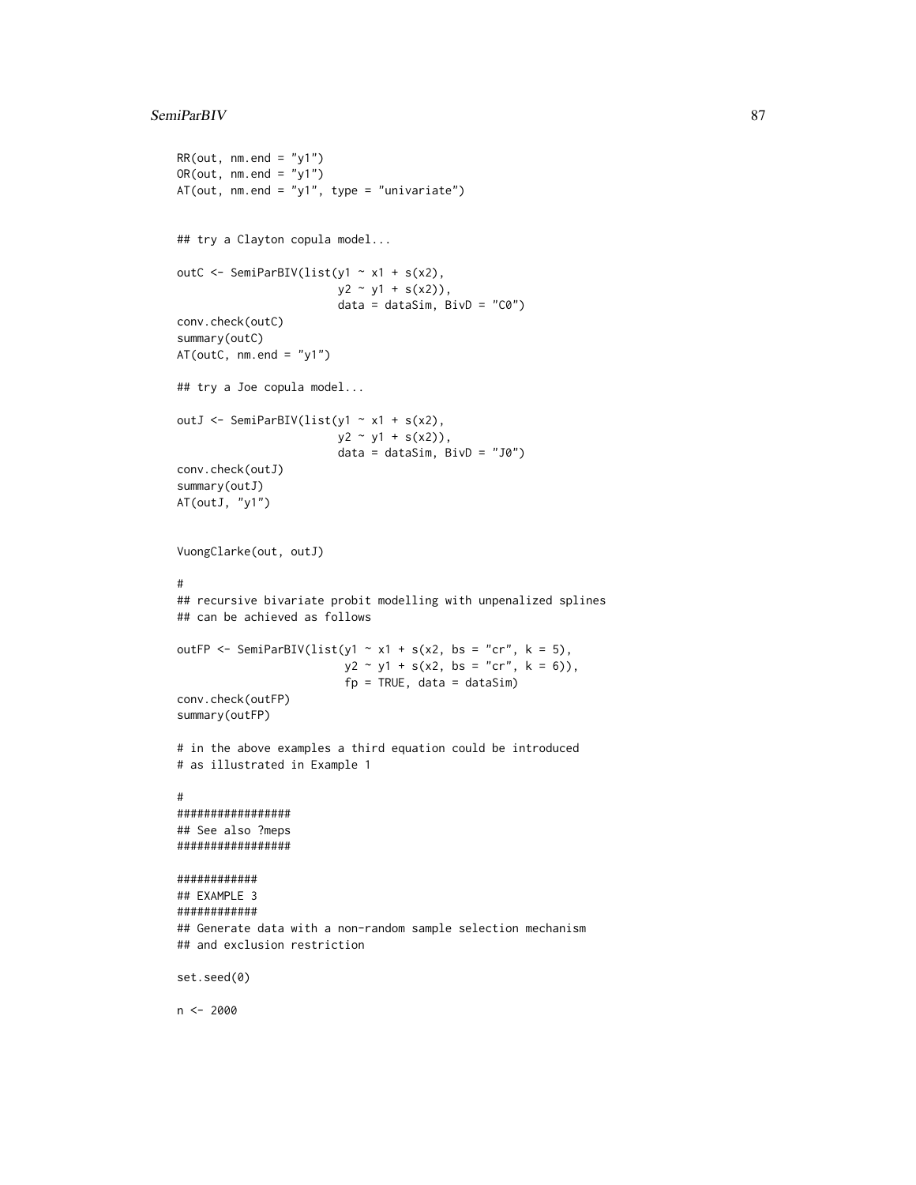```
RR(out, nm.end = "y1")
OR(out, nm.end = "y1")
AT(out, nm.end = "y1", type = "univariate")


## try a Clayton copula model...

outC <- SemiParBIV(list(y1 ~ x1 + s(x2),
                        y2 ~ y1 + s(x2)),
                        data = dataSim, BivD = "C0")
conv.check(outC)
summary(outC)
AT(outC, nm.end = "y1")

## try a Joe copula model...

outJ <- SemiParBIV(list(y1 ~ x1 + s(x2),
                        y2 ~ y1 + s(x2)),
                        data = dataSim, BivD = "J0")
conv.check(outJ)
summary(outJ)
AT(outJ, "y1")


VuongClarke(out, outJ)

#
## recursive bivariate probit modelling with unpenalized splines
## can be achieved as follows

outFP <- SemiParBIV(list(y1 ~ x1 + s(x2, bs = "cr", k = 5),
                         y2 ~ y1 + s(x2, bs = "cr", k = 6)),
                         fp = TRUE, data = dataSim)
conv.check(outFP)
summary(outFP)

# in the above examples a third equation could be introduced
# as illustrated in Example 1

#
#################
## See also ?meps
#################

############
## EXAMPLE 3
############
## Generate data with a non-random sample selection mechanism
## and exclusion restriction

set.seed(0)

n <- 2000
```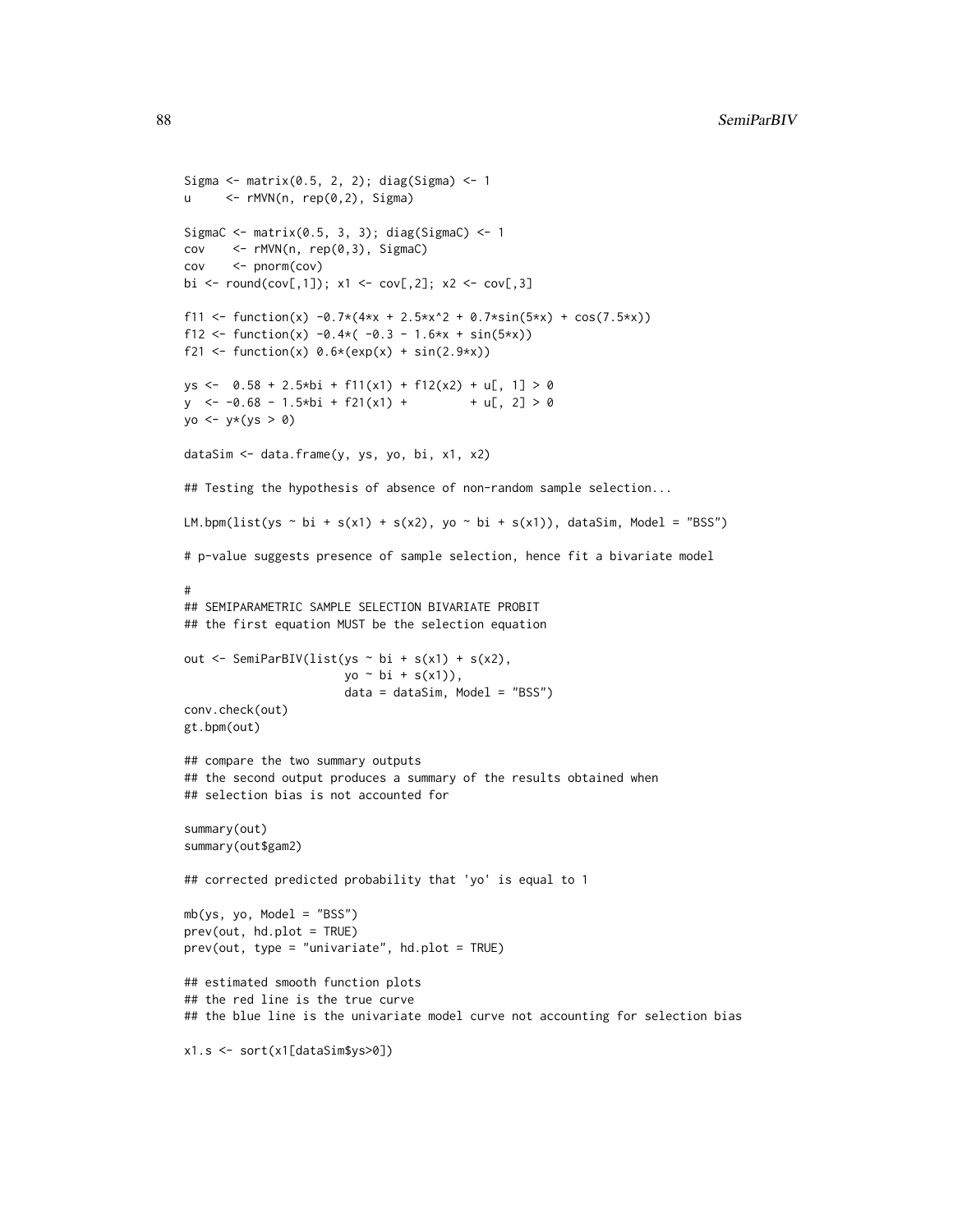```
Sigma <- matrix(0.5, 2, 2); diag(Sigma) <- 1
u     <- rMVN(n, rep(0,2), Sigma)

SigmaC <- matrix(0.5, 3, 3); diag(SigmaC) <- 1
cov    <- rMVN(n, rep(0,3), SigmaC)
cov    <- pnorm(cov)
bi <- round(cov[,1]); x1 <- cov[,2]; x2 <- cov[,3]

f11 <- function(x) -0.7*(4*x + 2.5*x^2 + 0.7*sin(5*x) + cos(7.5*x))
f12 <- function(x) -0.4*( -0.3 - 1.6*x + sin(5*x))
f21 <- function(x) 0.6*(exp(x) + sin(2.9*x))

ys <-  0.58 + 2.5*bi + f11(x1) + f12(x2) + u[, 1] > 0
y  <- -0.68 - 1.5*bi + f21(x1) +         + u[, 2] > 0
yo <- y*(ys > 0)

dataSim <- data.frame(y, ys, yo, bi, x1, x2)

## Testing the hypothesis of absence of non-random sample selection...

LM.bpm(list(ys ~ bi + s(x1) + s(x2), yo ~ bi + s(x1)), dataSim, Model = "BSS")

# p-value suggests presence of sample selection, hence fit a bivariate model

#
## SEMIPARAMETRIC SAMPLE SELECTION BIVARIATE PROBIT
## the first equation MUST be the selection equation

out <- SemiParBIV(list(ys ~ bi + s(x1) + s(x2),
                       yo ~ bi + s(x1)),
                       data = dataSim, Model = "BSS")
conv.check(out)
gt.bpm(out)

## compare the two summary outputs
## the second output produces a summary of the results obtained when
## selection bias is not accounted for

summary(out)
summary(out$gam2)

## corrected predicted probability that 'yo' is equal to 1

mb(ys, yo, Model = "BSS")
prev(out, hd.plot = TRUE)
prev(out, type = "univariate", hd.plot = TRUE)

## estimated smooth function plots
## the red line is the true curve
## the blue line is the univariate model curve not accounting for selection bias

x1.s <- sort(x1[dataSim$ys>0])
```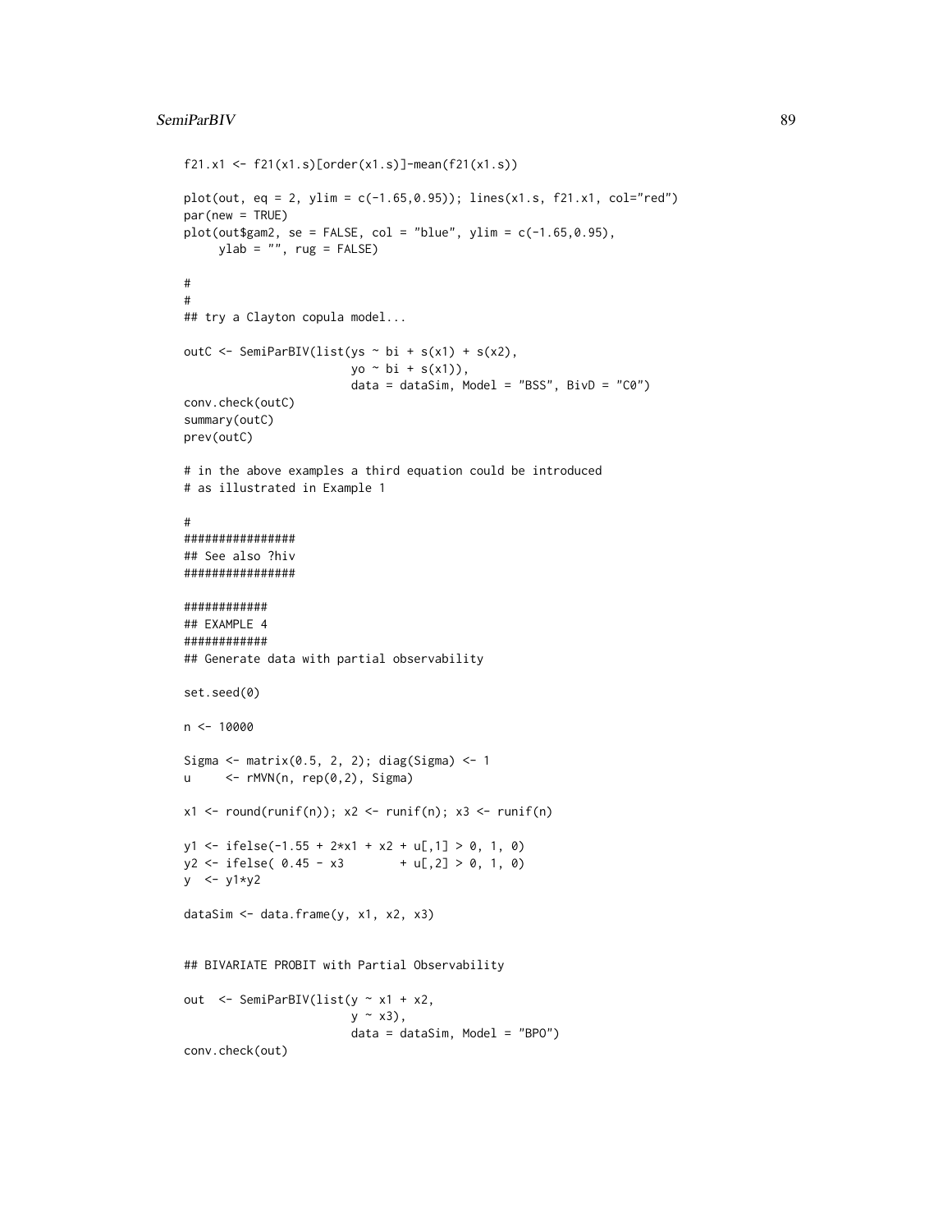```
f21.x1 <- f21(x1.s)[order(x1.s)]-mean(f21(x1.s))

plot(out, eq = 2, ylim = c(-1.65,0.95)); lines(x1.s, f21.x1, col="red")
par(new = TRUE)
plot(out$gam2, se = FALSE, col = "blue", ylim = c(-1.65,0.95),
     ylab = "", rug = FALSE)

#
#
## try a Clayton copula model...

outC <- SemiParBIV(list(ys ~ bi + s(x1) + s(x2),
                        yo ~ bi + s(x1)),
                        data = dataSim, Model = "BSS", BivD = "C0")
conv.check(outC)
summary(outC)
prev(outC)

# in the above examples a third equation could be introduced
# as illustrated in Example 1

#
################
## See also ?hiv
################

############
## EXAMPLE 4
############
## Generate data with partial observability

set.seed(0)

n <- 10000

Sigma <- matrix(0.5, 2, 2); diag(Sigma) <- 1
u     <- rMVN(n, rep(0,2), Sigma)

x1 <- round(runif(n)); x2 <- runif(n); x3 <- runif(n)

y1 <- ifelse(-1.55 + 2*x1 + x2 + u[,1] > 0, 1, 0)
y2 <- ifelse( 0.45 - x3        + u[,2] > 0, 1, 0)
y  <- y1*y2

dataSim <- data.frame(y, x1, x2, x3)


## BIVARIATE PROBIT with Partial Observability

out  <- SemiParBIV(list(y ~ x1 + x2,
                        y ~ x3),
                        data = dataSim, Model = "BPO")
conv.check(out)
```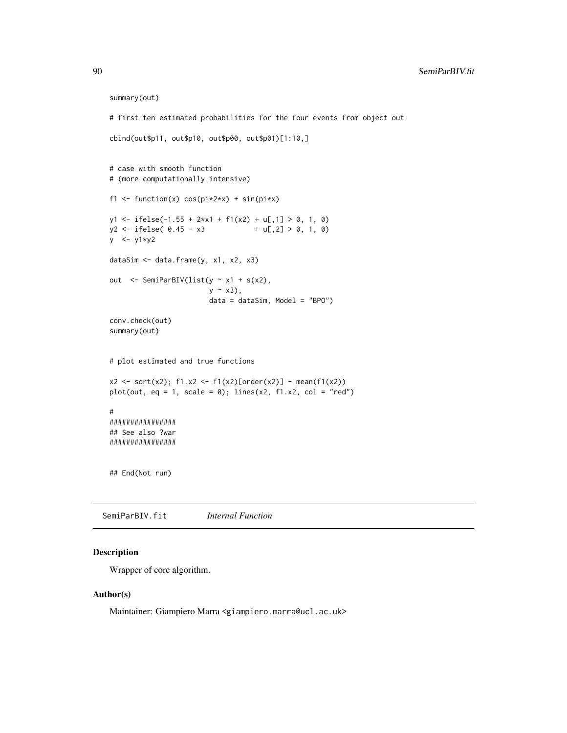```
summary(out)

# first ten estimated probabilities for the four events from object out

cbind(out$p11, out$p10, out$p00, out$p01)[1:10,]


# case with smooth function
# (more computationally intensive)

f1 <- function(x) cos(pi*2*x) + sin(pi*x)

y1 <- ifelse(-1.55 + 2*x1 + f1(x2) + u[,1] > 0, 1, 0)
y2 <- ifelse( 0.45 - x3            + u[,2] > 0, 1, 0)
y  <- y1*y2

dataSim <- data.frame(y, x1, x2, x3)

out  <- SemiParBIV(list(y ~ x1 + s(x2),
                        y ~ x3),
                        data = dataSim, Model = "BPO")

conv.check(out)
summary(out)


# plot estimated and true functions

x2 <- sort(x2); f1.x2 <- f1(x2)[order(x2)] - mean(f1(x2))
plot(out, eq = 1, scale = 0); lines(x2, f1.x2, col = "red")

#
################
## See also ?war
################


## End(Not run)
```

---

SemiParBIV.fit    *Internal Function*

---

## Description

Wrapper of core algorithm.

## Author(s)

Maintainer: Giampiero Marra <giampiero.marra@ucl.ac.uk>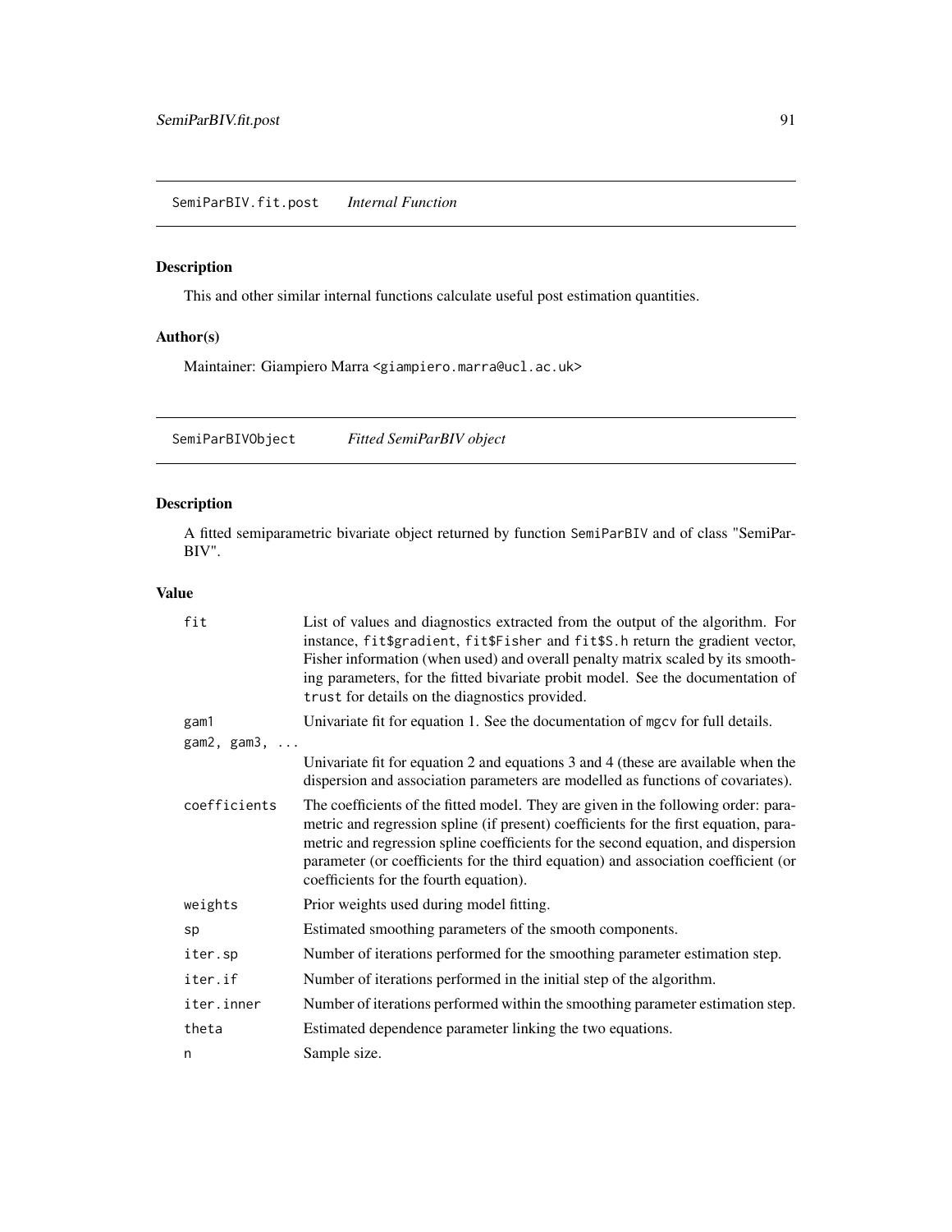## SemiParBIV.fit.post *Internal Function*

### Description

This and other similar internal functions calculate useful post estimation quantities.

### Author(s)

Maintainer: Giampiero Marra <giampiero.marra@ucl.ac.uk>

## SemiParBIVObject *Fitted SemiParBIV object*

### Description

A fitted semiparametric bivariate object returned by function SemiParBIV and of class "SemiParBIV".

### Value

| | |
|---|---|
| `fit` | List of values and diagnostics extracted from the output of the algorithm. For instance, `fit$gradient`, `fit$Fisher` and `fit$S.h` return the gradient vector, Fisher information (when used) and overall penalty matrix scaled by its smoothing parameters, for the fitted bivariate probit model. See the documentation of `trust` for details on the diagnostics provided. |
| `gam1` | Univariate fit for equation 1. See the documentation of `mgcv` for full details. |
| `gam2, gam3, ...` | Univariate fit for equation 2 and equations 3 and 4 (these are available when the dispersion and association parameters are modelled as functions of covariates). |
| `coefficients` | The coefficients of the fitted model. They are given in the following order: parametric and regression spline (if present) coefficients for the first equation, parametric and regression spline coefficients for the second equation, and dispersion parameter (or coefficients for the third equation) and association coefficient (or coefficients for the fourth equation). |
| `weights` | Prior weights used during model fitting. |
| `sp` | Estimated smoothing parameters of the smooth components. |
| `iter.sp` | Number of iterations performed for the smoothing parameter estimation step. |
| `iter.if` | Number of iterations performed in the initial step of the algorithm. |
| `iter.inner` | Number of iterations performed within the smoothing parameter estimation step. |
| `theta` | Estimated dependence parameter linking the two equations. |
| `n` | Sample size. |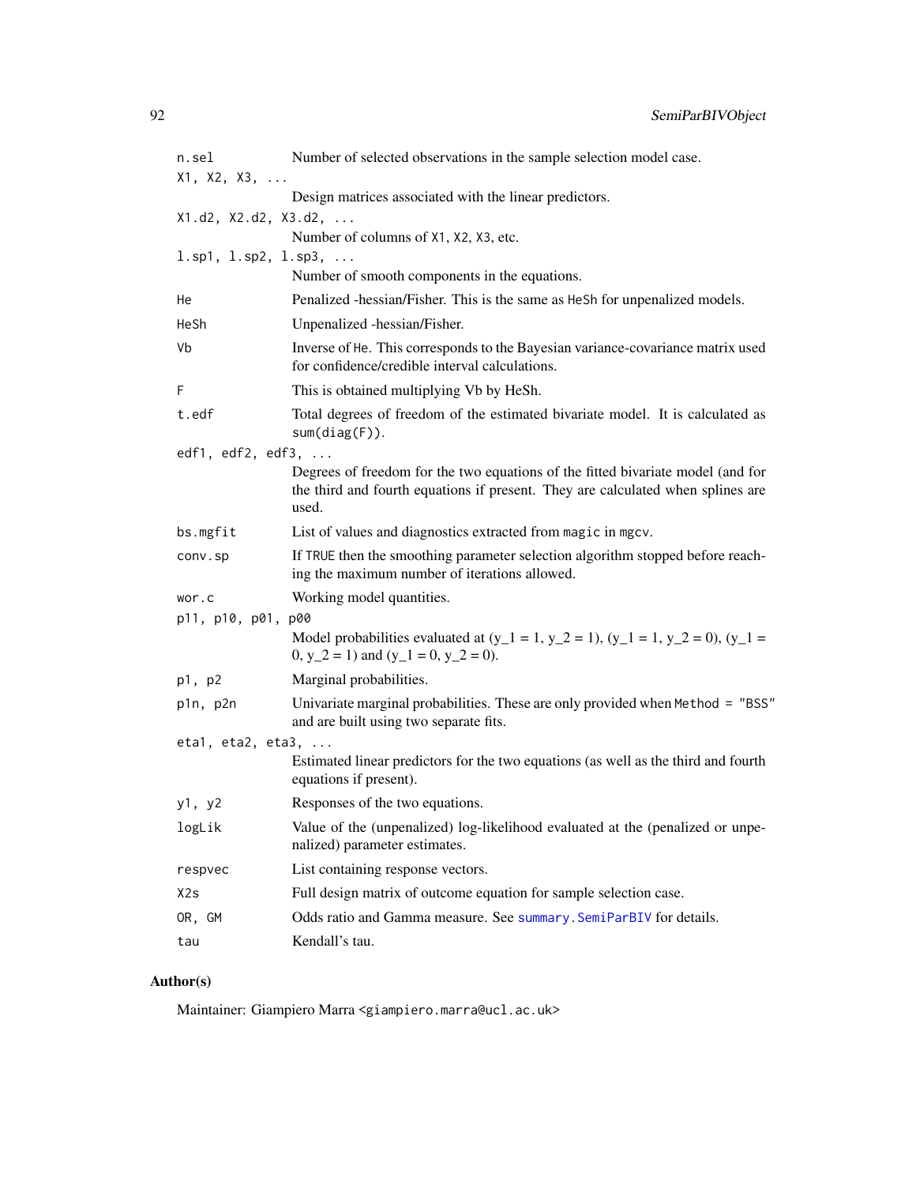`n.sel` Number of selected observations in the sample selection model case.

`X1, X2, X3, ...`
Design matrices associated with the linear predictors.

`X1.d2, X2.d2, X3.d2, ...`
Number of columns of `X1`, `X2`, `X3`, etc.

`l.sp1, l.sp2, l.sp3, ...`
Number of smooth components in the equations.

`He` Penalized -hessian/Fisher. This is the same as `HeSh` for unpenalized models.

`HeSh` Unpenalized -hessian/Fisher.

`Vb` Inverse of `He`. This corresponds to the Bayesian variance-covariance matrix used for confidence/credible interval calculations.

`F` This is obtained multiplying Vb by HeSh.

`t.edf` Total degrees of freedom of the estimated bivariate model. It is calculated as `sum(diag(F))`.

`edf1, edf2, edf3, ...`
Degrees of freedom for the two equations of the fitted bivariate model (and for the third and fourth equations if present. They are calculated when splines are used.

`bs.mgfit` List of values and diagnostics extracted from `magic` in `mgcv`.

`conv.sp` If `TRUE` then the smoothing parameter selection algorithm stopped before reaching the maximum number of iterations allowed.

`wor.c` Working model quantities.

`p11, p10, p01, p00`
Model probabilities evaluated at (y_1 = 1, y_2 = 1), (y_1 = 1, y_2 = 0), (y_1 = 0, y_2 = 1) and (y_1 = 0, y_2 = 0).

`p1, p2` Marginal probabilities.

`p1n, p2n` Univariate marginal probabilities. These are only provided when `Method = "BSS"` and are built using two separate fits.

`eta1, eta2, eta3, ...`
Estimated linear predictors for the two equations (as well as the third and fourth equations if present).

`y1, y2` Responses of the two equations.

`logLik` Value of the (unpenalized) log-likelihood evaluated at the (penalized or unpenalized) parameter estimates.

`respvec` List containing response vectors.

`X2s` Full design matrix of outcome equation for sample selection case.

`OR, GM` Odds ratio and Gamma measure. See `summary.SemiParBIV` for details.

`tau` Kendall's tau.

## Author(s)

Maintainer: Giampiero Marra <giampiero.marra@ucl.ac.uk>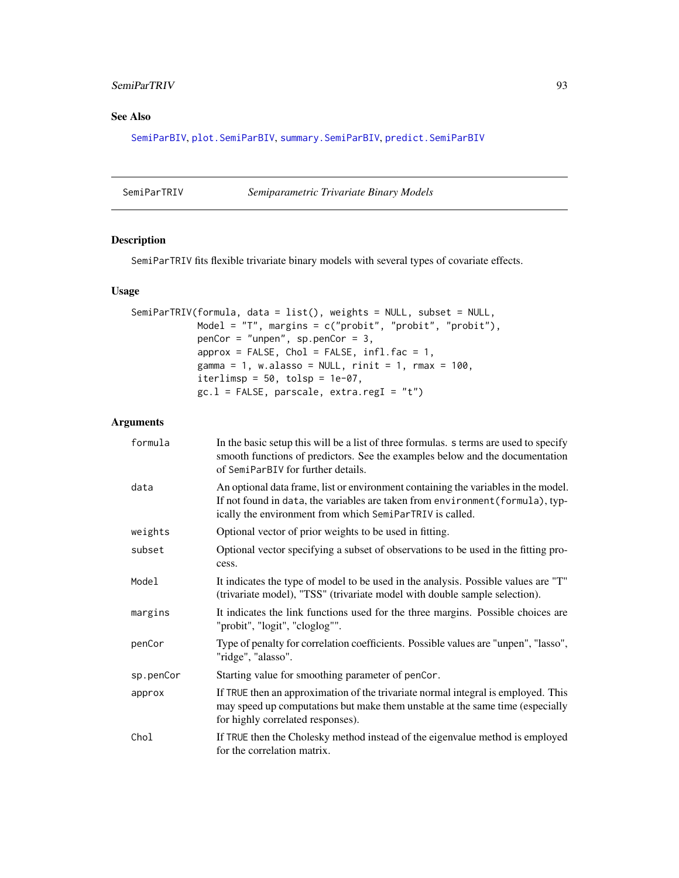### See Also

SemiParBIV, plot.SemiParBIV, summary.SemiParBIV, predict.SemiParBIV

---

## SemiParTRIV — *Semiparametric Trivariate Binary Models*

### Description

SemiParTRIV fits flexible trivariate binary models with several types of covariate effects.

### Usage

```
SemiParTRIV(formula, data = list(), weights = NULL, subset = NULL,
            Model = "T", margins = c("probit", "probit", "probit"),
            penCor = "unpen", sp.penCor = 3,
            approx = FALSE, Chol = FALSE, infl.fac = 1,
            gamma = 1, w.alasso = NULL, rinit = 1, rmax = 100,
            iterlimsp = 50, tolsp = 1e-07,
            gc.l = FALSE, parscale, extra.regI = "t")
```

### Arguments

| | |
|---|---|
| formula | In the basic setup this will be a list of three formulas. s terms are used to specify smooth functions of predictors. See the examples below and the documentation of SemiParBIV for further details. |
| data | An optional data frame, list or environment containing the variables in the model. If not found in data, the variables are taken from environment(formula), typically the environment from which SemiParTRIV is called. |
| weights | Optional vector of prior weights to be used in fitting. |
| subset | Optional vector specifying a subset of observations to be used in the fitting process. |
| Model | It indicates the type of model to be used in the analysis. Possible values are "T" (trivariate model), "TSS" (trivariate model with double sample selection). |
| margins | It indicates the link functions used for the three margins. Possible choices are "probit", "logit", "cloglog"". |
| penCor | Type of penalty for correlation coefficients. Possible values are "unpen", "lasso", "ridge", "alasso". |
| sp.penCor | Starting value for smoothing parameter of penCor. |
| approx | If TRUE then an approximation of the trivariate normal integral is employed. This may speed up computations but make them unstable at the same time (especially for highly correlated responses). |
| Chol | If TRUE then the Cholesky method instead of the eigenvalue method is employed for the correlation matrix. |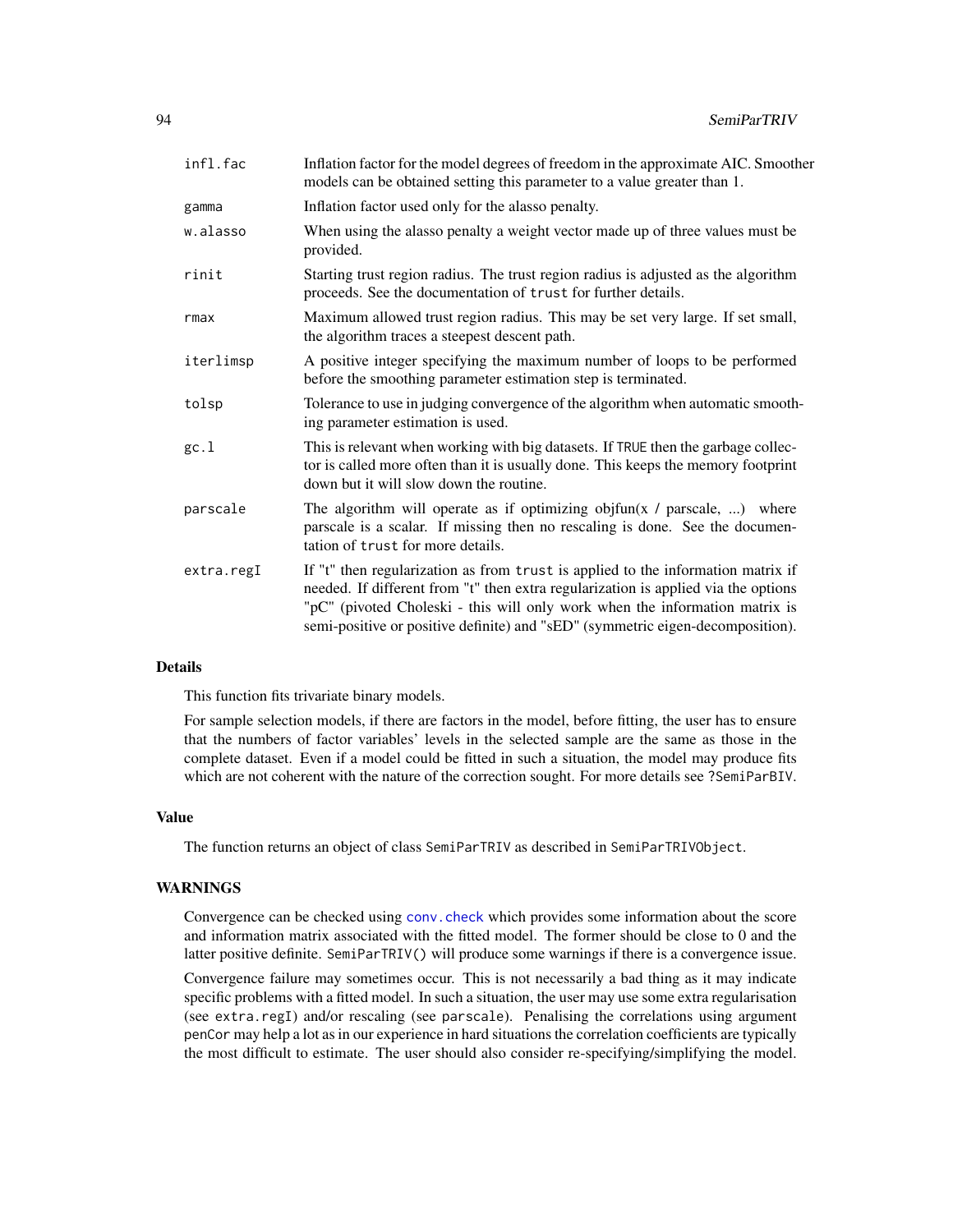| | |
|---|---|
| `infl.fac` | Inflation factor for the model degrees of freedom in the approximate AIC. Smoother models can be obtained setting this parameter to a value greater than 1. |
| `gamma` | Inflation factor used only for the alasso penalty. |
| `w.alasso` | When using the alasso penalty a weight vector made up of three values must be provided. |
| `rinit` | Starting trust region radius. The trust region radius is adjusted as the algorithm proceeds. See the documentation of `trust` for further details. |
| `rmax` | Maximum allowed trust region radius. This may be set very large. If set small, the algorithm traces a steepest descent path. |
| `iterlimsp` | A positive integer specifying the maximum number of loops to be performed before the smoothing parameter estimation step is terminated. |
| `tolsp` | Tolerance to use in judging convergence of the algorithm when automatic smoothing parameter estimation is used. |
| `gc.l` | This is relevant when working with big datasets. If `TRUE` then the garbage collector is called more often than it is usually done. This keeps the memory footprint down but it will slow down the routine. |
| `parscale` | The algorithm will operate as if optimizing objfun(x / parscale, ...) where parscale is a scalar. If missing then no rescaling is done. See the documentation of `trust` for more details. |
| `extra.regI` | If "t" then regularization as from `trust` is applied to the information matrix if needed. If different from "t" then extra regularization is applied via the options "pC" (pivoted Choleski - this will only work when the information matrix is semi-positive or positive definite) and "sED" (symmetric eigen-decomposition). |

## Details

This function fits trivariate binary models.

For sample selection models, if there are factors in the model, before fitting, the user has to ensure that the numbers of factor variables' levels in the selected sample are the same as those in the complete dataset. Even if a model could be fitted in such a situation, the model may produce fits which are not coherent with the nature of the correction sought. For more details see `?SemiParBIV`.

## Value

The function returns an object of class `SemiParTRIV` as described in `SemiParTRIVObject`.

## WARNINGS

Convergence can be checked using `conv.check` which provides some information about the score and information matrix associated with the fitted model. The former should be close to 0 and the latter positive definite. `SemiParTRIV()` will produce some warnings if there is a convergence issue.

Convergence failure may sometimes occur. This is not necessarily a bad thing as it may indicate specific problems with a fitted model. In such a situation, the user may use some extra regularisation (see `extra.regI`) and/or rescaling (see `parscale`). Penalising the correlations using argument `penCor` may help a lot as in our experience in hard situations the correlation coefficients are typically the most difficult to estimate. The user should also consider re-specifying/simplifying the model.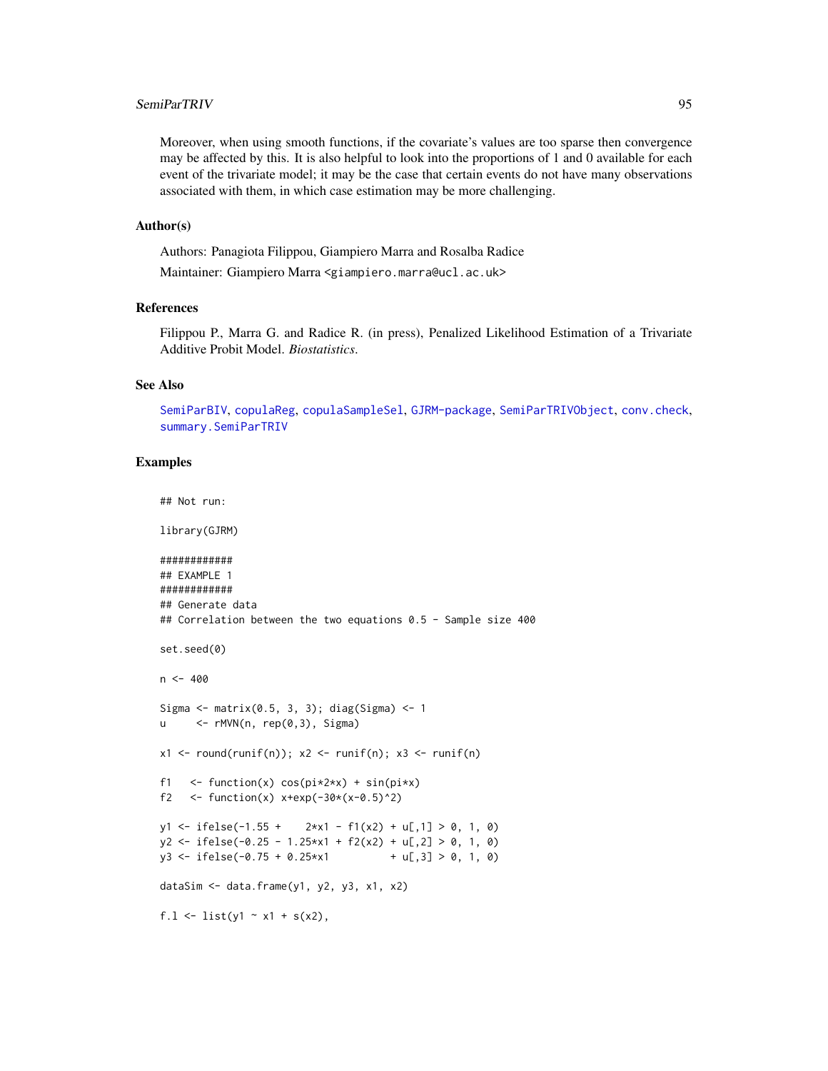Moreover, when using smooth functions, if the covariate's values are too sparse then convergence may be affected by this. It is also helpful to look into the proportions of 1 and 0 available for each event of the trivariate model; it may be the case that certain events do not have many observations associated with them, in which case estimation may be more challenging.

## Author(s)

Authors: Panagiota Filippou, Giampiero Marra and Rosalba Radice

Maintainer: Giampiero Marra <giampiero.marra@ucl.ac.uk>

## References

Filippou P., Marra G. and Radice R. (in press), Penalized Likelihood Estimation of a Trivariate Additive Probit Model. *Biostatistics*.

## See Also

SemiParBIV, copulaReg, copulaSampleSel, GJRM-package, SemiParTRIVObject, conv.check, summary.SemiParTRIV

## Examples

```
## Not run:

library(GJRM)

############
## EXAMPLE 1
############
## Generate data
## Correlation between the two equations 0.5 - Sample size 400

set.seed(0)

n <- 400

Sigma <- matrix(0.5, 3, 3); diag(Sigma) <- 1
u     <- rMVN(n, rep(0,3), Sigma)

x1 <- round(runif(n)); x2 <- runif(n); x3 <- runif(n)

f1   <- function(x) cos(pi*2*x) + sin(pi*x)
f2   <- function(x) x+exp(-30*(x-0.5)^2)

y1 <- ifelse(-1.55 +    2*x1 - f1(x2) + u[,1] > 0, 1, 0)
y2 <- ifelse(-0.25 - 1.25*x1 + f2(x2) + u[,2] > 0, 1, 0)
y3 <- ifelse(-0.75 + 0.25*x1          + u[,3] > 0, 1, 0)

dataSim <- data.frame(y1, y2, y3, x1, x2)

f.l <- list(y1 ~ x1 + s(x2),
```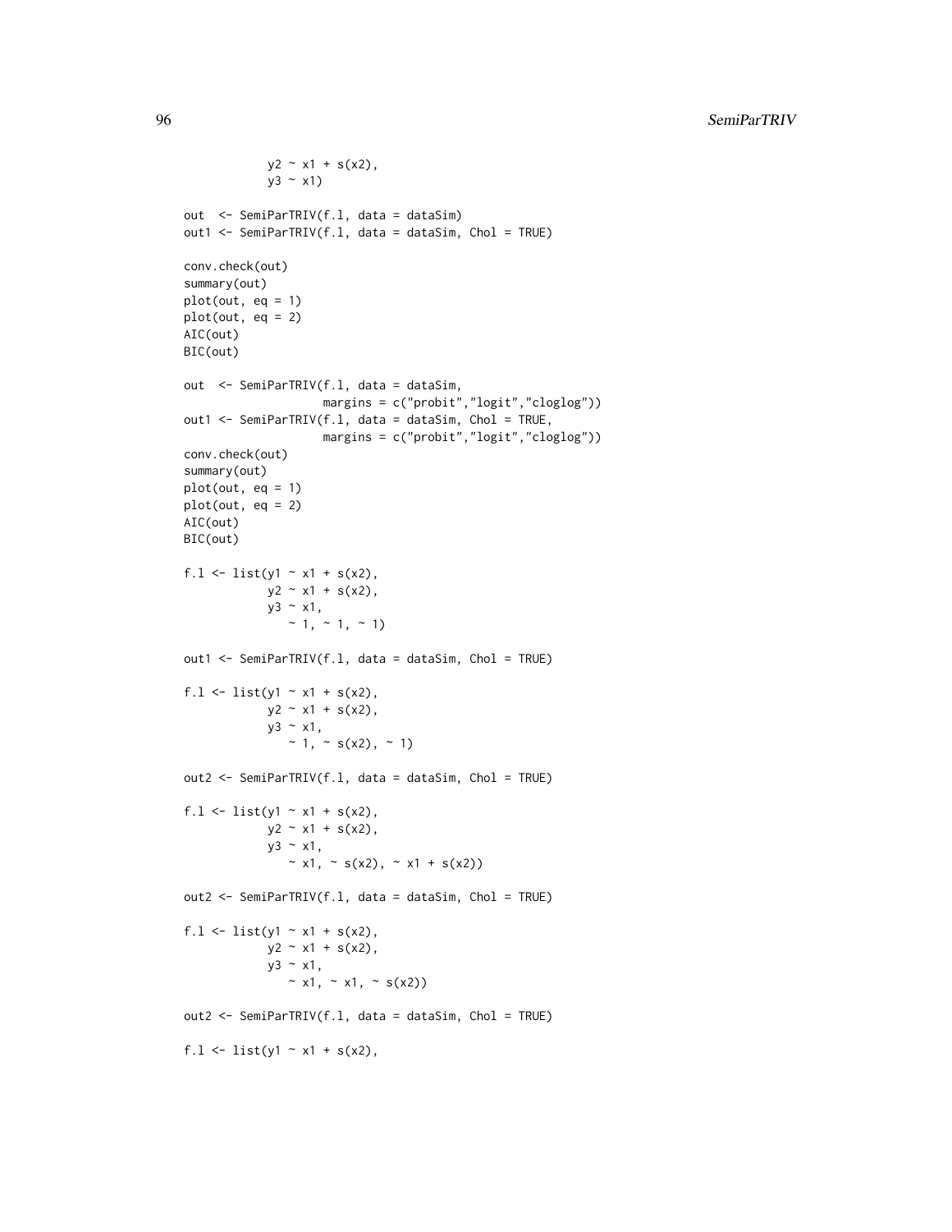```
            y2 ~ x1 + s(x2),
            y3 ~ x1)

out  <- SemiParTRIV(f.l, data = dataSim)
out1 <- SemiParTRIV(f.l, data = dataSim, Chol = TRUE)

conv.check(out)
summary(out)
plot(out, eq = 1)
plot(out, eq = 2)
AIC(out)
BIC(out)

out  <- SemiParTRIV(f.l, data = dataSim,
                    margins = c("probit","logit","cloglog"))
out1 <- SemiParTRIV(f.l, data = dataSim, Chol = TRUE,
                    margins = c("probit","logit","cloglog"))
conv.check(out)
summary(out)
plot(out, eq = 1)
plot(out, eq = 2)
AIC(out)
BIC(out)

f.l <- list(y1 ~ x1 + s(x2),
            y2 ~ x1 + s(x2),
            y3 ~ x1,
               ~ 1, ~ 1, ~ 1)

out1 <- SemiParTRIV(f.l, data = dataSim, Chol = TRUE)

f.l <- list(y1 ~ x1 + s(x2),
            y2 ~ x1 + s(x2),
            y3 ~ x1,
               ~ 1, ~ s(x2), ~ 1)

out2 <- SemiParTRIV(f.l, data = dataSim, Chol = TRUE)

f.l <- list(y1 ~ x1 + s(x2),
            y2 ~ x1 + s(x2),
            y3 ~ x1,
               ~ x1, ~ s(x2), ~ x1 + s(x2))

out2 <- SemiParTRIV(f.l, data = dataSim, Chol = TRUE)

f.l <- list(y1 ~ x1 + s(x2),
            y2 ~ x1 + s(x2),
            y3 ~ x1,
               ~ x1, ~ x1, ~ s(x2))

out2 <- SemiParTRIV(f.l, data = dataSim, Chol = TRUE)

f.l <- list(y1 ~ x1 + s(x2),
```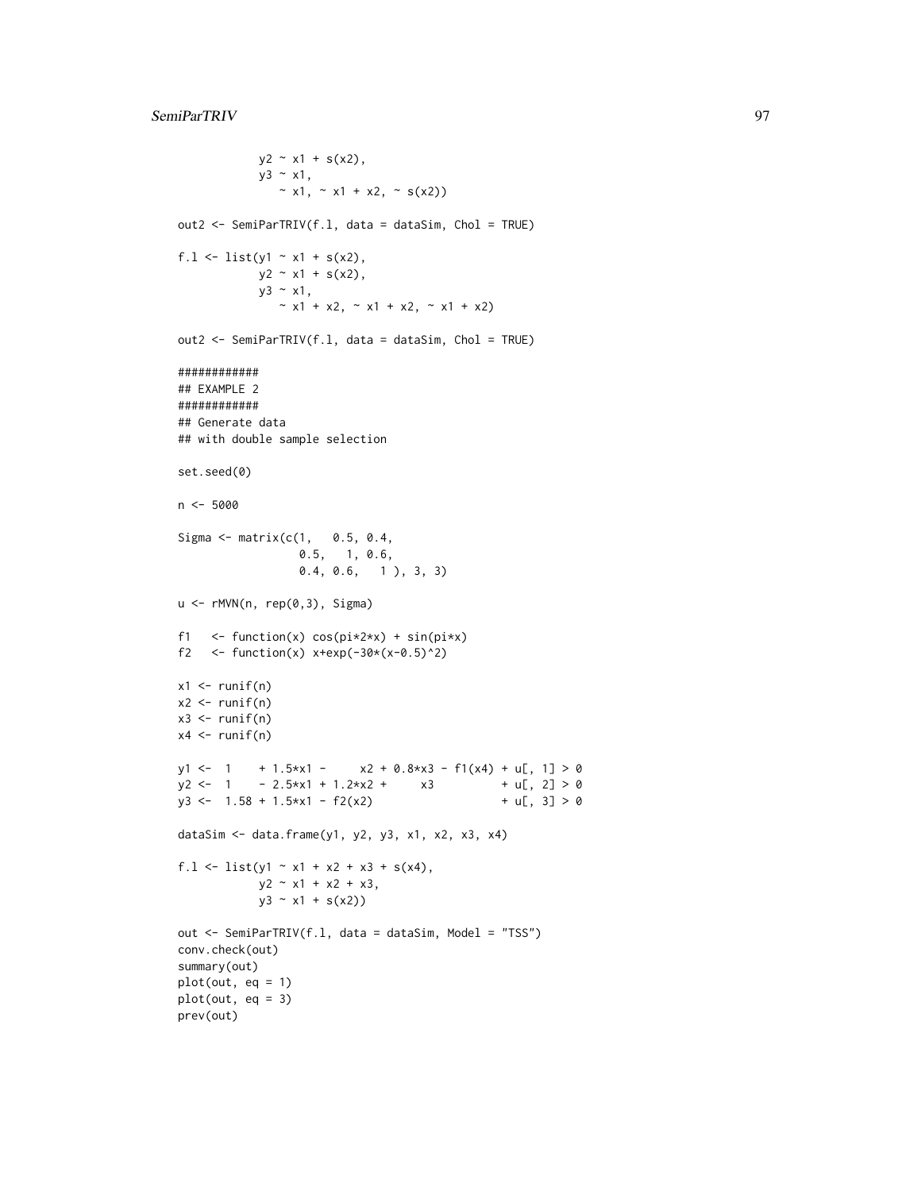```
            y2 ~ x1 + s(x2),
            y3 ~ x1,
               ~ x1, ~ x1 + x2, ~ s(x2))

out2 <- SemiParTRIV(f.l, data = dataSim, Chol = TRUE)

f.l <- list(y1 ~ x1 + s(x2),
            y2 ~ x1 + s(x2),
            y3 ~ x1,
               ~ x1 + x2, ~ x1 + x2, ~ x1 + x2)

out2 <- SemiParTRIV(f.l, data = dataSim, Chol = TRUE)

############
## EXAMPLE 2
############
## Generate data
## with double sample selection

set.seed(0)

n <- 5000

Sigma <- matrix(c(1,   0.5, 0.4,
                  0.5,   1, 0.6,
                  0.4, 0.6,   1 ), 3, 3)

u <- rMVN(n, rep(0,3), Sigma)

f1   <- function(x) cos(pi*2*x) + sin(pi*x)
f2   <- function(x) x+exp(-30*(x-0.5)^2)

x1 <- runif(n)
x2 <- runif(n)
x3 <- runif(n)
x4 <- runif(n)

y1 <-  1    + 1.5*x1 -     x2 + 0.8*x3 - f1(x4) + u[, 1] > 0
y2 <-  1    - 2.5*x1 + 1.2*x2 +     x3          + u[, 2] > 0
y3 <-  1.58 + 1.5*x1 - f2(x2)                   + u[, 3] > 0

dataSim <- data.frame(y1, y2, y3, x1, x2, x3, x4)

f.l <- list(y1 ~ x1 + x2 + x3 + s(x4),
            y2 ~ x1 + x2 + x3,
            y3 ~ x1 + s(x2))

out <- SemiParTRIV(f.l, data = dataSim, Model = "TSS")
conv.check(out)
summary(out)
plot(out, eq = 1)
plot(out, eq = 3)
prev(out)
```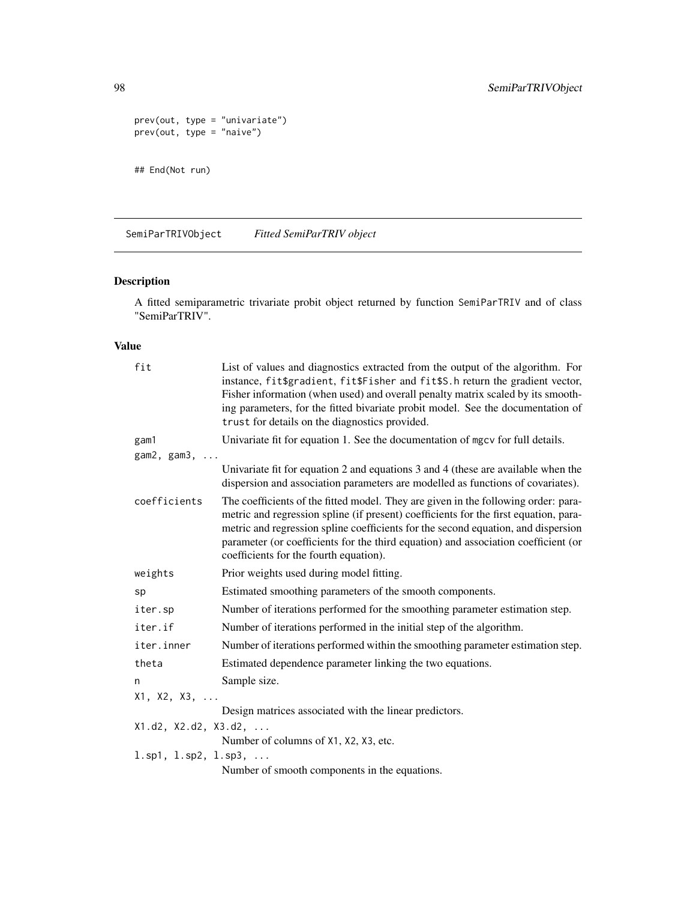```
prev(out, type = "univariate")
prev(out, type = "naive")


## End(Not run)
```

---

SemiParTRIVObject &nbsp;&nbsp;&nbsp; *Fitted SemiParTRIV object*

---

## Description

A fitted semiparametric trivariate probit object returned by function `SemiParTRIV` and of class "SemiParTRIV".

## Value

| | |
|---|---|
| `fit` | List of values and diagnostics extracted from the output of the algorithm. For instance, `fit$gradient`, `fit$Fisher` and `fit$S.h` return the gradient vector, Fisher information (when used) and overall penalty matrix scaled by its smoothing parameters, for the fitted bivariate probit model. See the documentation of `trust` for details on the diagnostics provided. |
| `gam1` | Univariate fit for equation 1. See the documentation of `mgcv` for full details. |
| `gam2, gam3, ...` | Univariate fit for equation 2 and equations 3 and 4 (these are available when the dispersion and association parameters are modelled as functions of covariates). |
| `coefficients` | The coefficients of the fitted model. They are given in the following order: parametric and regression spline (if present) coefficients for the first equation, parametric and regression spline coefficients for the second equation, and dispersion parameter (or coefficients for the third equation) and association coefficient (or coefficients for the fourth equation). |
| `weights` | Prior weights used during model fitting. |
| `sp` | Estimated smoothing parameters of the smooth components. |
| `iter.sp` | Number of iterations performed for the smoothing parameter estimation step. |
| `iter.if` | Number of iterations performed in the initial step of the algorithm. |
| `iter.inner` | Number of iterations performed within the smoothing parameter estimation step. |
| `theta` | Estimated dependence parameter linking the two equations. |
| `n` | Sample size. |
| `X1, X2, X3, ...` | Design matrices associated with the linear predictors. |
| `X1.d2, X2.d2, X3.d2, ...` | Number of columns of `X1`, `X2`, `X3`, etc. |
| `l.sp1, l.sp2, l.sp3, ...` | Number of smooth components in the equations. |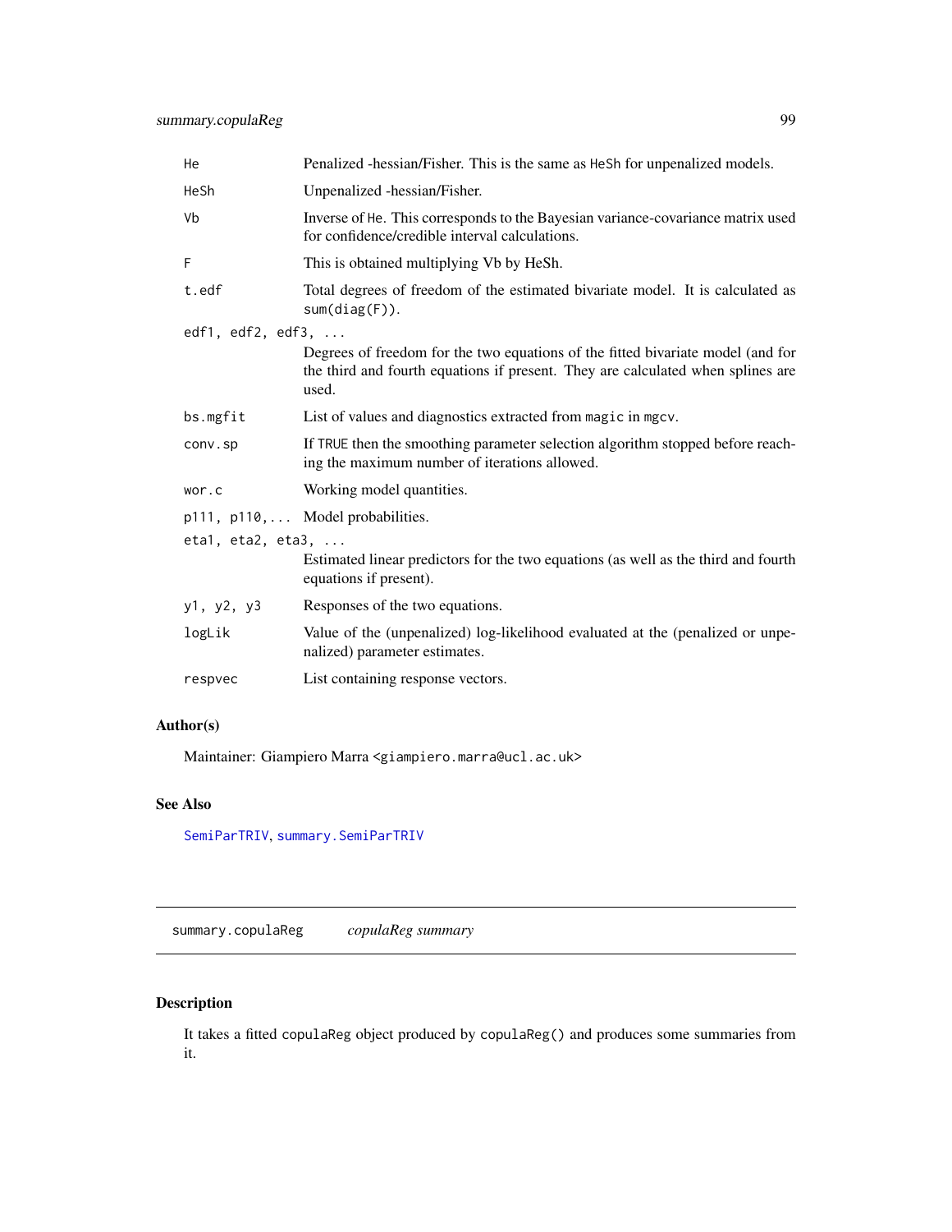| | |
|---|---|
| `He` | Penalized -hessian/Fisher. This is the same as `HeSh` for unpenalized models. |
| `HeSh` | Unpenalized -hessian/Fisher. |
| `Vb` | Inverse of `He`. This corresponds to the Bayesian variance-covariance matrix used for confidence/credible interval calculations. |
| `F` | This is obtained multiplying Vb by HeSh. |
| `t.edf` | Total degrees of freedom of the estimated bivariate model. It is calculated as `sum(diag(F))`. |
| `edf1, edf2, edf3, ...` | Degrees of freedom for the two equations of the fitted bivariate model (and for the third and fourth equations if present. They are calculated when splines are used. |
| `bs.mgfit` | List of values and diagnostics extracted from `magic` in `mgcv`. |
| `conv.sp` | If `TRUE` then the smoothing parameter selection algorithm stopped before reaching the maximum number of iterations allowed. |
| `wor.c` | Working model quantities. |
| `p111, p110,...` | Model probabilities. |
| `eta1, eta2, eta3, ...` | Estimated linear predictors for the two equations (as well as the third and fourth equations if present). |
| `y1, y2, y3` | Responses of the two equations. |
| `logLik` | Value of the (unpenalized) log-likelihood evaluated at the (penalized or unpenalized) parameter estimates. |
| `respvec` | List containing response vectors. |

## Author(s)

Maintainer: Giampiero Marra <giampiero.marra@ucl.ac.uk>

## See Also

SemiParTRIV, summary.SemiParTRIV

---

# summary.copulaReg *copulaReg summary*

## Description

It takes a fitted `copulaReg` object produced by `copulaReg()` and produces some summaries from it.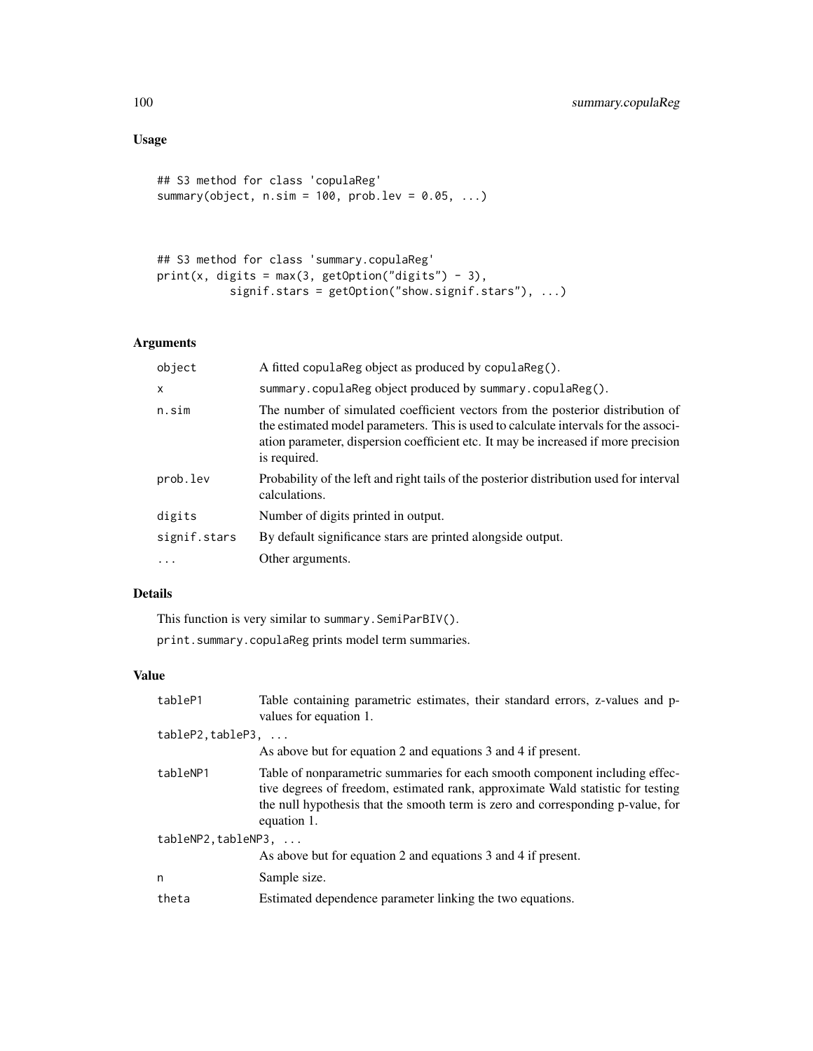## Usage

```
## S3 method for class 'copulaReg'
summary(object, n.sim = 100, prob.lev = 0.05, ...)


## S3 method for class 'summary.copulaReg'
print(x, digits = max(3, getOption("digits") - 3),
           signif.stars = getOption("show.signif.stars"), ...)
```

## Arguments

| | |
|---|---|
| `object` | A fitted `copulaReg` object as produced by `copulaReg()`. |
| `x` | `summary.copulaReg` object produced by `summary.copulaReg()`. |
| `n.sim` | The number of simulated coefficient vectors from the posterior distribution of the estimated model parameters. This is used to calculate intervals for the association parameter, dispersion coefficient etc. It may be increased if more precision is required. |
| `prob.lev` | Probability of the left and right tails of the posterior distribution used for interval calculations. |
| `digits` | Number of digits printed in output. |
| `signif.stars` | By default significance stars are printed alongside output. |
| `...` | Other arguments. |

## Details

This function is very similar to `summary.SemiParBIV()`.

`print.summary.copulaReg` prints model term summaries.

## Value

| | |
|---|---|
| `tableP1` | Table containing parametric estimates, their standard errors, z-values and p-values for equation 1. |
| `tableP2,tableP3, ...` | As above but for equation 2 and equations 3 and 4 if present. |
| `tableNP1` | Table of nonparametric summaries for each smooth component including effective degrees of freedom, estimated rank, approximate Wald statistic for testing the null hypothesis that the smooth term is zero and corresponding p-value, for equation 1. |
| `tableNP2,tableNP3, ...` | As above but for equation 2 and equations 3 and 4 if present. |
| `n` | Sample size. |
| `theta` | Estimated dependence parameter linking the two equations. |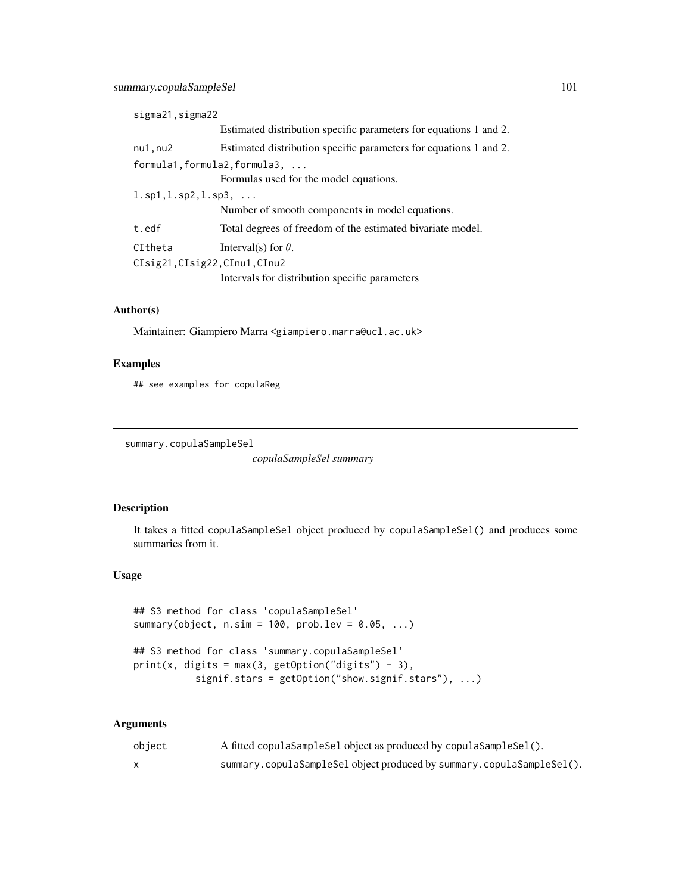sigma21,sigma22
: Estimated distribution specific parameters for equations 1 and 2.

nu1,nu2
: Estimated distribution specific parameters for equations 1 and 2.

formula1,formula2,formula3, ...
: Formulas used for the model equations.

l.sp1,l.sp2,l.sp3, ...
: Number of smooth components in model equations.

t.edf
: Total degrees of freedom of the estimated bivariate model.

CItheta
: Interval(s) for $\theta$.

CIsig21,CIsig22,CInu1,CInu2
: Intervals for distribution specific parameters

### Author(s)

Maintainer: Giampiero Marra <giampiero.marra@ucl.ac.uk>

### Examples

```
## see examples for copulaReg
```

---

## summary.copulaSampleSel — *copulaSampleSel summary*

### Description

It takes a fitted copulaSampleSel object produced by copulaSampleSel() and produces some summaries from it.

### Usage

```
## S3 method for class 'copulaSampleSel'
summary(object, n.sim = 100, prob.lev = 0.05, ...)

## S3 method for class 'summary.copulaSampleSel'
print(x, digits = max(3, getOption("digits") - 3),
           signif.stars = getOption("show.signif.stars"), ...)
```

### Arguments

object
: A fitted copulaSampleSel object as produced by copulaSampleSel().

x
: summary.copulaSampleSel object produced by summary.copulaSampleSel().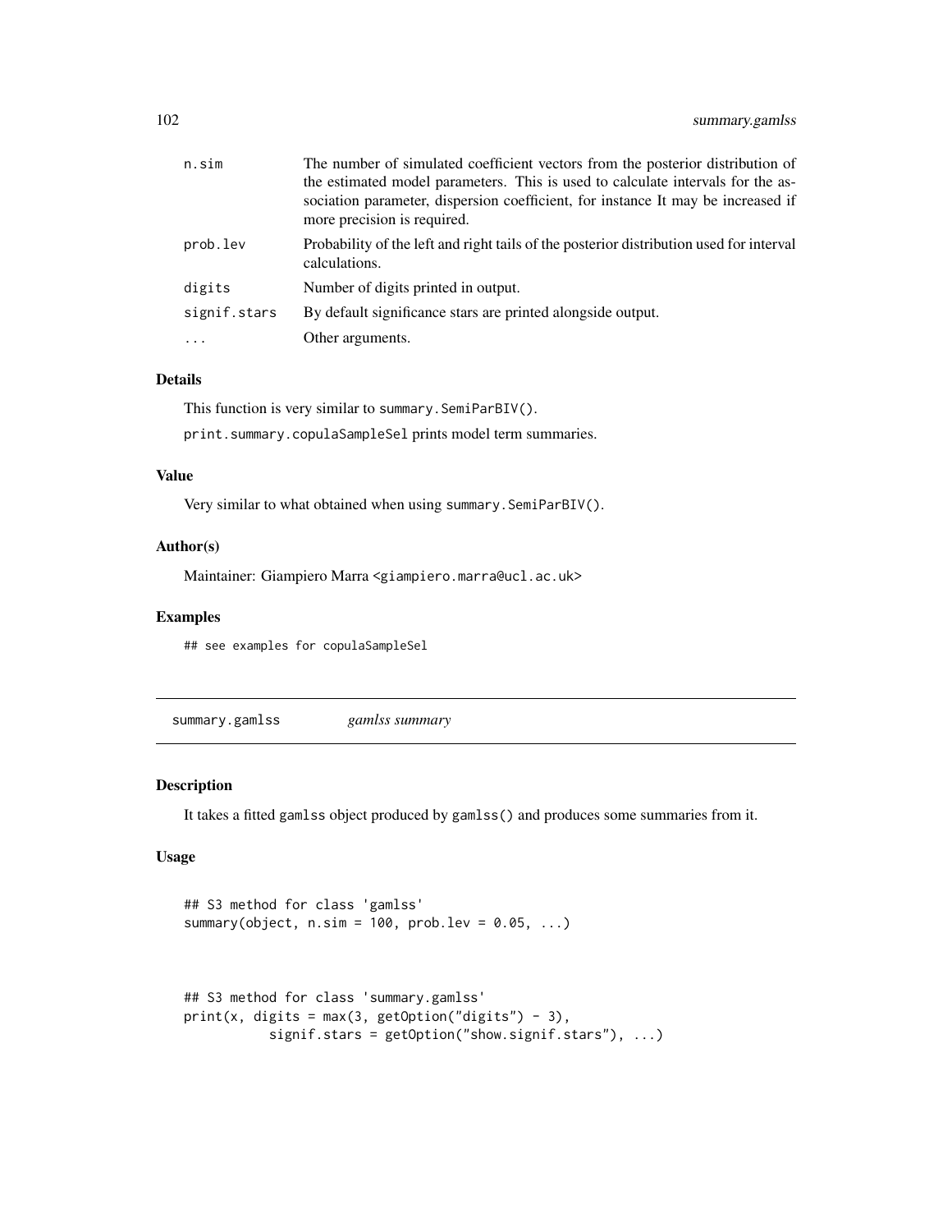| | |
|---|---|
| n.sim | The number of simulated coefficient vectors from the posterior distribution of the estimated model parameters. This is used to calculate intervals for the association parameter, dispersion coefficient, for instance It may be increased if more precision is required. |
| prob.lev | Probability of the left and right tails of the posterior distribution used for interval calculations. |
| digits | Number of digits printed in output. |
| signif.stars | By default significance stars are printed alongside output. |
| ... | Other arguments. |

### Details

This function is very similar to `summary.SemiParBIV()`.

`print.summary.copulaSampleSel` prints model term summaries.

### Value

Very similar to what obtained when using `summary.SemiParBIV()`.

### Author(s)

Maintainer: Giampiero Marra <giampiero.marra@ucl.ac.uk>

### Examples

```
## see examples for copulaSampleSel
```

---

## summary.gamlss &nbsp;&nbsp;&nbsp; *gamlss summary*

### Description

It takes a fitted `gamlss` object produced by `gamlss()` and produces some summaries from it.

### Usage

```
## S3 method for class 'gamlss'
summary(object, n.sim = 100, prob.lev = 0.05, ...)


## S3 method for class 'summary.gamlss'
print(x, digits = max(3, getOption("digits") - 3),
           signif.stars = getOption("show.signif.stars"), ...)
```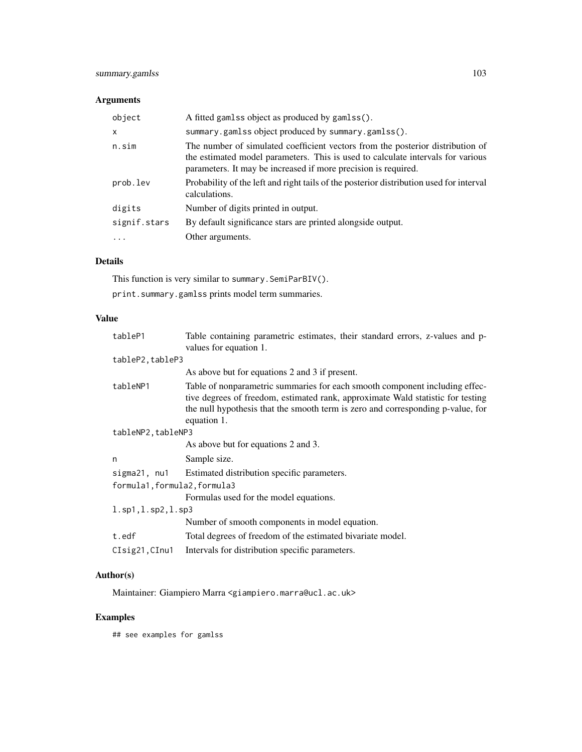## Arguments

| | |
|---|---|
| `object` | A fitted gamlss object as produced by `gamlss()`. |
| `x` | `summary.gamlss` object produced by `summary.gamlss()`. |
| `n.sim` | The number of simulated coefficient vectors from the posterior distribution of the estimated model parameters. This is used to calculate intervals for various parameters. It may be increased if more precision is required. |
| `prob.lev` | Probability of the left and right tails of the posterior distribution used for interval calculations. |
| `digits` | Number of digits printed in output. |
| `signif.stars` | By default significance stars are printed alongside output. |
| `...` | Other arguments. |

## Details

This function is very similar to `summary.SemiParBIV()`.

`print.summary.gamlss` prints model term summaries.

## Value

| | |
|---|---|
| `tableP1` | Table containing parametric estimates, their standard errors, z-values and p-values for equation 1. |
| `tableP2,tableP3` | As above but for equations 2 and 3 if present. |
| `tableNP1` | Table of nonparametric summaries for each smooth component including effective degrees of freedom, estimated rank, approximate Wald statistic for testing the null hypothesis that the smooth term is zero and corresponding p-value, for equation 1. |
| `tableNP2,tableNP3` | As above but for equations 2 and 3. |
| `n` | Sample size. |
| `sigma21, nu1` | Estimated distribution specific parameters. |
| `formula1,formula2,formula3` | Formulas used for the model equations. |
| `l.sp1,l.sp2,l.sp3` | Number of smooth components in model equation. |
| `t.edf` | Total degrees of freedom of the estimated bivariate model. |
| `CIsig21,CInu1` | Intervals for distribution specific parameters. |

## Author(s)

Maintainer: Giampiero Marra <giampiero.marra@ucl.ac.uk>

## Examples

```
## see examples for gamlss
```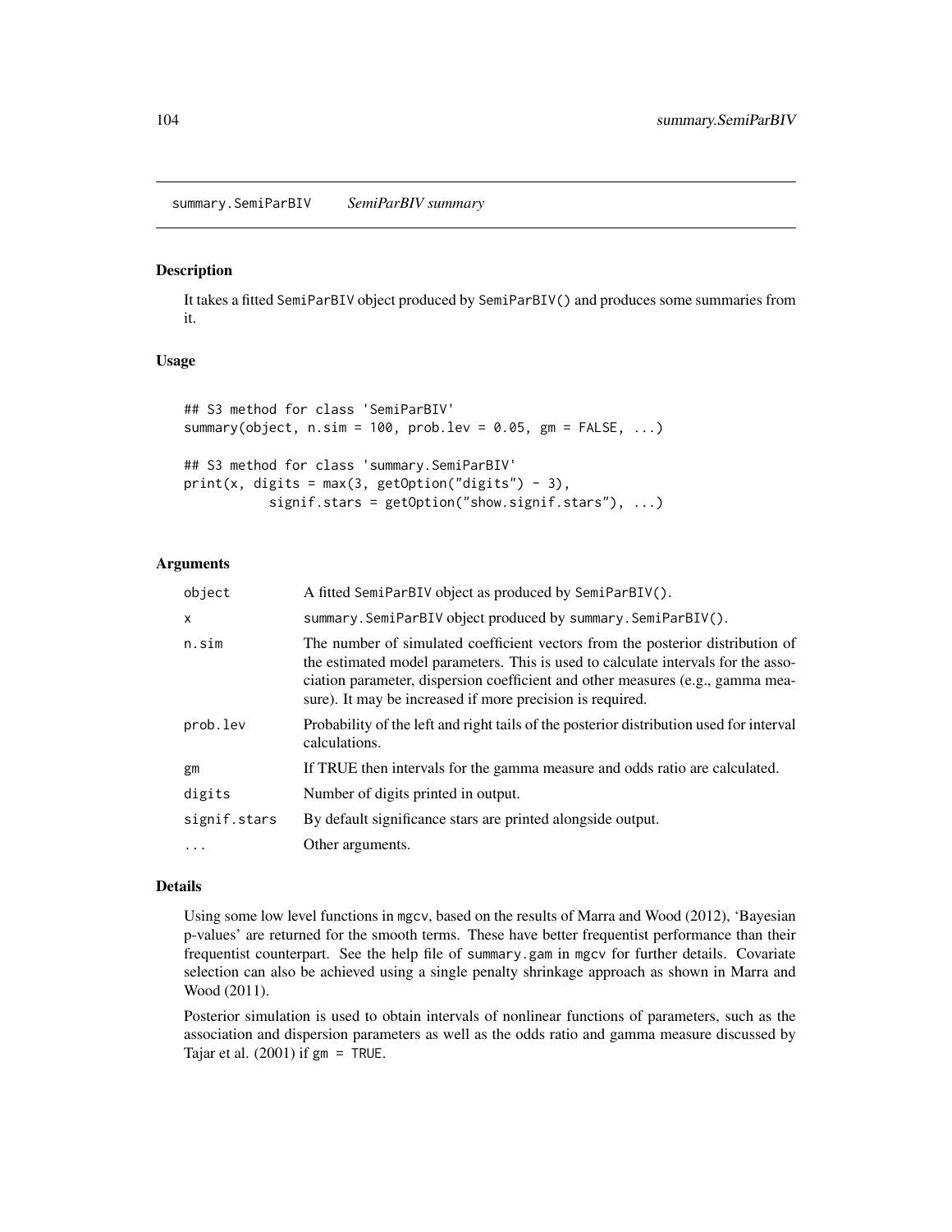summary.SemiParBIV *SemiParBIV summary*

## Description

It takes a fitted SemiParBIV object produced by SemiParBIV() and produces some summaries from it.

## Usage

```
## S3 method for class 'SemiParBIV'
summary(object, n.sim = 100, prob.lev = 0.05, gm = FALSE, ...)

## S3 method for class 'summary.SemiParBIV'
print(x, digits = max(3, getOption("digits") - 3),
           signif.stars = getOption("show.signif.stars"), ...)
```

## Arguments

| | |
|---|---|
| object | A fitted SemiParBIV object as produced by SemiParBIV(). |
| x | summary.SemiParBIV object produced by summary.SemiParBIV(). |
| n.sim | The number of simulated coefficient vectors from the posterior distribution of the estimated model parameters. This is used to calculate intervals for the association parameter, dispersion coefficient and other measures (e.g., gamma measure). It may be increased if more precision is required. |
| prob.lev | Probability of the left and right tails of the posterior distribution used for interval calculations. |
| gm | If TRUE then intervals for the gamma measure and odds ratio are calculated. |
| digits | Number of digits printed in output. |
| signif.stars | By default significance stars are printed alongside output. |
| ... | Other arguments. |

## Details

Using some low level functions in mgcv, based on the results of Marra and Wood (2012), 'Bayesian p-values' are returned for the smooth terms. These have better frequentist performance than their frequentist counterpart. See the help file of summary.gam in mgcv for further details. Covariate selection can also be achieved using a single penalty shrinkage approach as shown in Marra and Wood (2011).

Posterior simulation is used to obtain intervals of nonlinear functions of parameters, such as the association and dispersion parameters as well as the odds ratio and gamma measure discussed by Tajar et al. (2001) if gm = TRUE.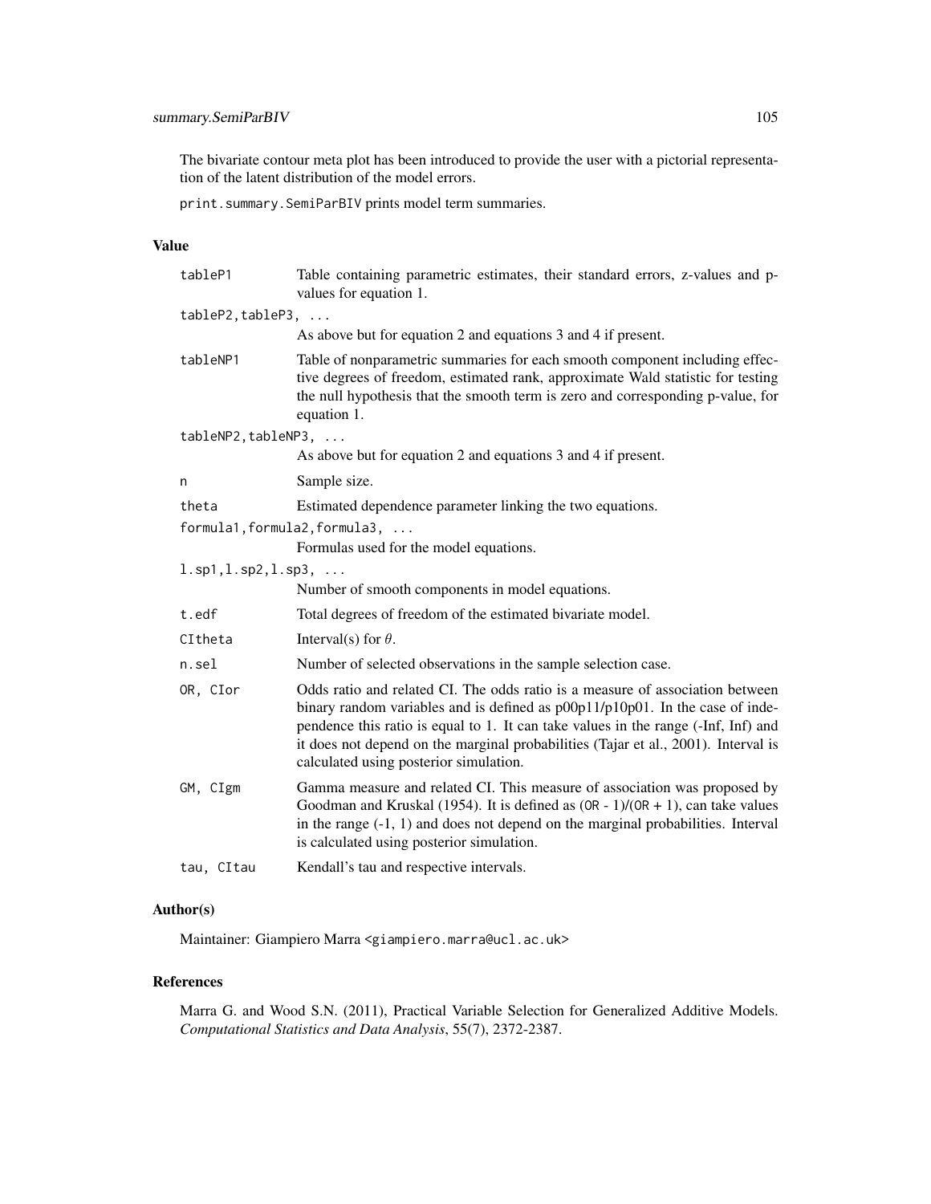The bivariate contour meta plot has been introduced to provide the user with a pictorial representation of the latent distribution of the model errors.

`print.summary.SemiParBIV` prints model term summaries.

## Value

`tableP1` Table containing parametric estimates, their standard errors, z-values and p-values for equation 1.

`tableP2,tableP3, ...` As above but for equation 2 and equations 3 and 4 if present.

`tableNP1` Table of nonparametric summaries for each smooth component including effective degrees of freedom, estimated rank, approximate Wald statistic for testing the null hypothesis that the smooth term is zero and corresponding p-value, for equation 1.

`tableNP2,tableNP3, ...` As above but for equation 2 and equations 3 and 4 if present.

`n` Sample size.

`theta` Estimated dependence parameter linking the two equations.

`formula1,formula2,formula3, ...` Formulas used for the model equations.

`l.sp1,l.sp2,l.sp3, ...` Number of smooth components in model equations.

`t.edf` Total degrees of freedom of the estimated bivariate model.

`CItheta` Interval(s) for $\theta$.

`n.sel` Number of selected observations in the sample selection case.

`OR, CIor` Odds ratio and related CI. The odds ratio is a measure of association between binary random variables and is defined as p00p11/p10p01. In the case of independence this ratio is equal to 1. It can take values in the range (-Inf, Inf) and it does not depend on the marginal probabilities (Tajar et al., 2001). Interval is calculated using posterior simulation.

`GM, CIgm` Gamma measure and related CI. This measure of association was proposed by Goodman and Kruskal (1954). It is defined as `(OR - 1)/(OR + 1)`, can take values in the range (-1, 1) and does not depend on the marginal probabilities. Interval is calculated using posterior simulation.

`tau, CItau` Kendall's tau and respective intervals.

## Author(s)

Maintainer: Giampiero Marra <giampiero.marra@ucl.ac.uk>

## References

Marra G. and Wood S.N. (2011), Practical Variable Selection for Generalized Additive Models. *Computational Statistics and Data Analysis*, 55(7), 2372-2387.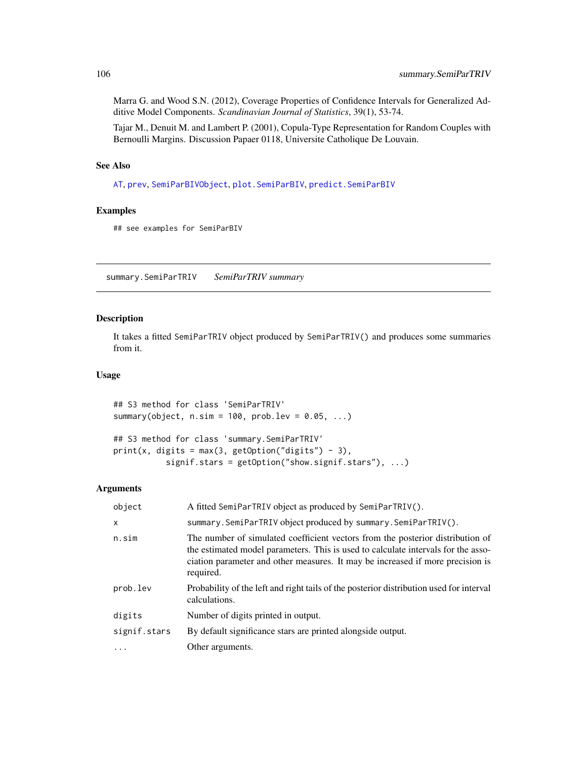Marra G. and Wood S.N. (2012), Coverage Properties of Confidence Intervals for Generalized Additive Model Components. *Scandinavian Journal of Statistics*, 39(1), 53-74.

Tajar M., Denuit M. and Lambert P. (2001), Copula-Type Representation for Random Couples with Bernoulli Margins. Discussion Papaer 0118, Universite Catholique De Louvain.

### See Also

AT, prev, SemiParBIVObject, plot.SemiParBIV, predict.SemiParBIV

### Examples

```
## see examples for SemiParBIV
```

## summary.SemiParTRIV *SemiParTRIV summary*

### Description

It takes a fitted SemiParTRIV object produced by SemiParTRIV() and produces some summaries from it.

### Usage

```
## S3 method for class 'SemiParTRIV'
summary(object, n.sim = 100, prob.lev = 0.05, ...)

## S3 method for class 'summary.SemiParTRIV'
print(x, digits = max(3, getOption("digits") - 3),
           signif.stars = getOption("show.signif.stars"), ...)
```

### Arguments

| | |
|---|---|
| object | A fitted SemiParTRIV object as produced by SemiParTRIV(). |
| x | summary.SemiParTRIV object produced by summary.SemiParTRIV(). |
| n.sim | The number of simulated coefficient vectors from the posterior distribution of the estimated model parameters. This is used to calculate intervals for the association parameter and other measures. It may be increased if more precision is required. |
| prob.lev | Probability of the left and right tails of the posterior distribution used for interval calculations. |
| digits | Number of digits printed in output. |
| signif.stars | By default significance stars are printed alongside output. |
| ... | Other arguments. |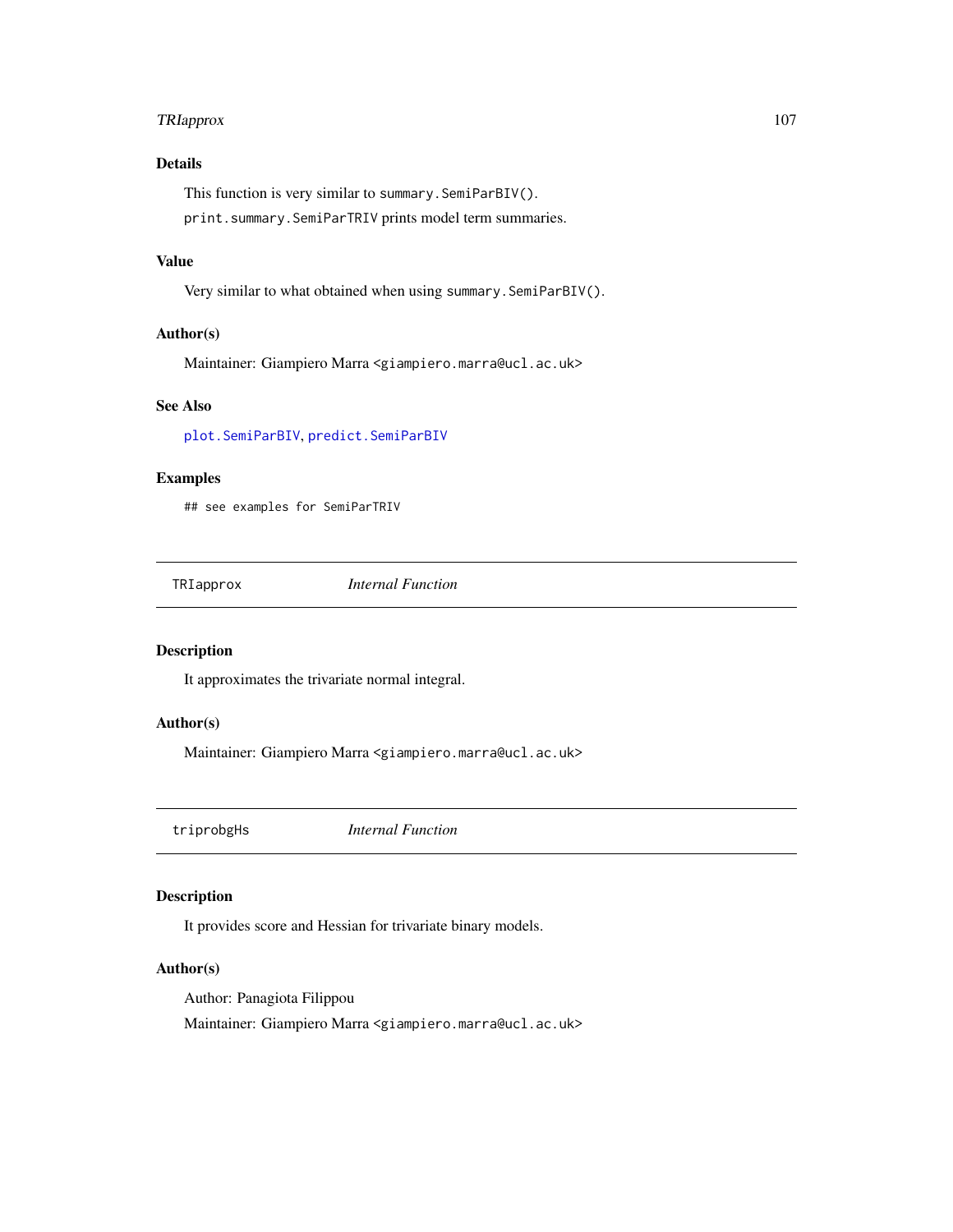### Details

This function is very similar to `summary.SemiParBIV()`.

`print.summary.SemiParTRIV` prints model term summaries.

### Value

Very similar to what obtained when using `summary.SemiParBIV()`.

### Author(s)

Maintainer: Giampiero Marra <giampiero.marra@ucl.ac.uk>

### See Also

`plot.SemiParBIV`, `predict.SemiParBIV`

### Examples

```
## see examples for SemiParTRIV
```

---

## TRIapprox *Internal Function*

---

### Description

It approximates the trivariate normal integral.

### Author(s)

Maintainer: Giampiero Marra <giampiero.marra@ucl.ac.uk>

---

## triprobgHs *Internal Function*

---

### Description

It provides score and Hessian for trivariate binary models.

### Author(s)

Author: Panagiota Filippou

Maintainer: Giampiero Marra <giampiero.marra@ucl.ac.uk>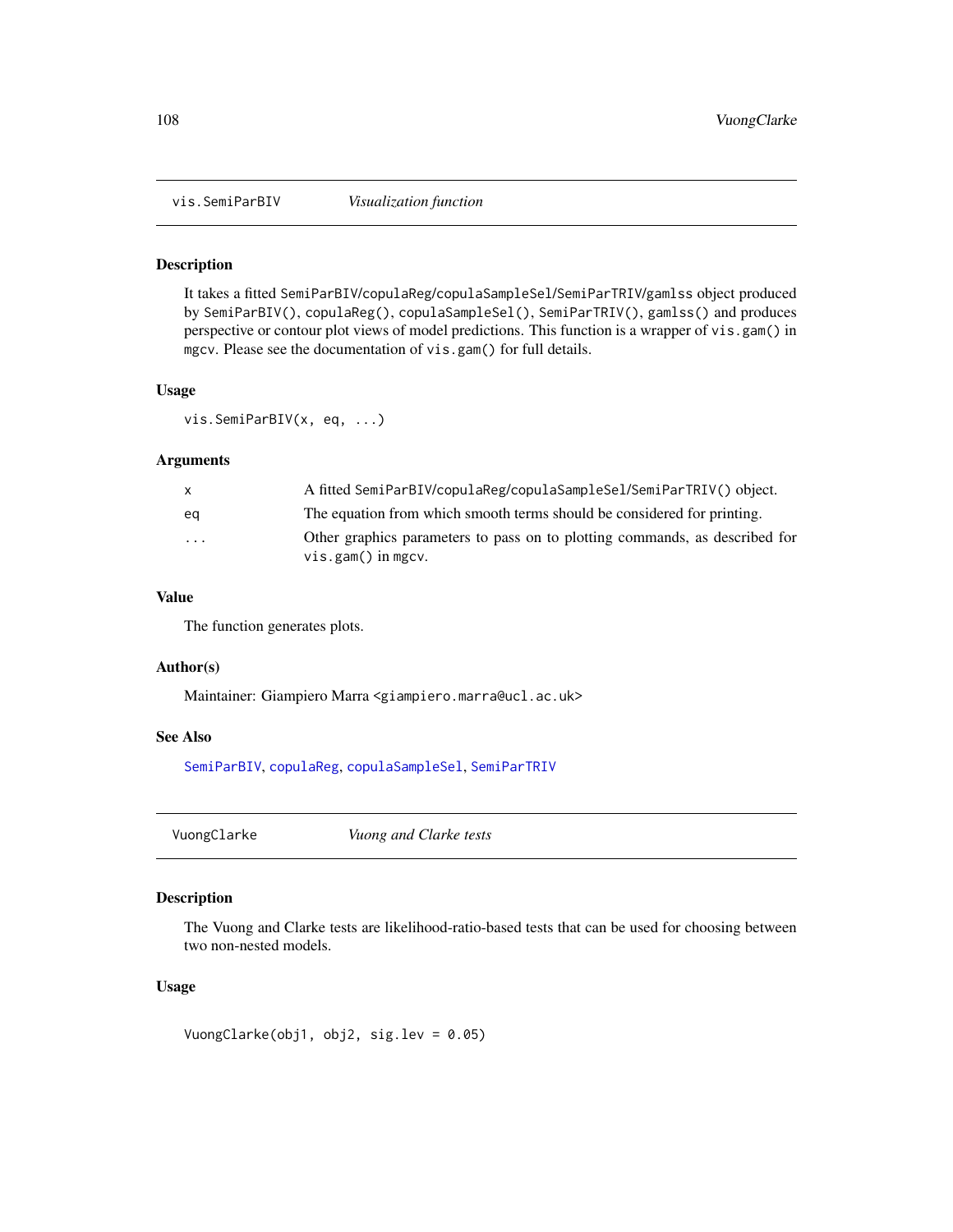## vis.SemiParBIV *Visualization function*

### Description

It takes a fitted SemiParBIV/copulaReg/copulaSampleSel/SemiParTRIV/gamlss object produced by SemiParBIV(), copulaReg(), copulaSampleSel(), SemiParTRIV(), gamlss() and produces perspective or contour plot views of model predictions. This function is a wrapper of vis.gam() in mgcv. Please see the documentation of vis.gam() for full details.

### Usage

```
vis.SemiParBIV(x, eq, ...)
```

### Arguments

| | |
|---|---|
| x | A fitted SemiParBIV/copulaReg/copulaSampleSel/SemiParTRIV() object. |
| eq | The equation from which smooth terms should be considered for printing. |
| ... | Other graphics parameters to pass on to plotting commands, as described for vis.gam() in mgcv. |

### Value

The function generates plots.

### Author(s)

Maintainer: Giampiero Marra <giampiero.marra@ucl.ac.uk>

### See Also

SemiParBIV, copulaReg, copulaSampleSel, SemiParTRIV

## VuongClarke *Vuong and Clarke tests*

### Description

The Vuong and Clarke tests are likelihood-ratio-based tests that can be used for choosing between two non-nested models.

### Usage

```
VuongClarke(obj1, obj2, sig.lev = 0.05)
```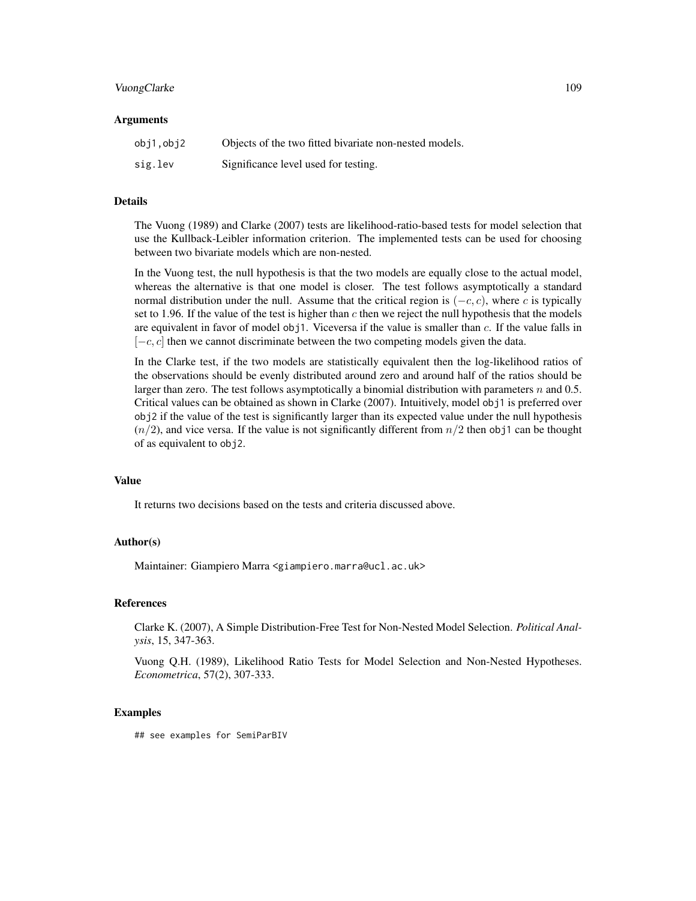## Arguments

| | |
|---|---|
| obj1,obj2 | Objects of the two fitted bivariate non-nested models. |
| sig.lev | Significance level used for testing. |

## Details

The Vuong (1989) and Clarke (2007) tests are likelihood-ratio-based tests for model selection that use the Kullback-Leibler information criterion. The implemented tests can be used for choosing between two bivariate models which are non-nested.

In the Vuong test, the null hypothesis is that the two models are equally close to the actual model, whereas the alternative is that one model is closer. The test follows asymptotically a standard normal distribution under the null. Assume that the critical region is $(-c, c)$, where $c$ is typically set to 1.96. If the value of the test is higher than $c$ then we reject the null hypothesis that the models are equivalent in favor of model `obj1`. Viceversa if the value is smaller than $c$. If the value falls in $[-c, c]$ then we cannot discriminate between the two competing models given the data.

In the Clarke test, if the two models are statistically equivalent then the log-likelihood ratios of the observations should be evenly distributed around zero and around half of the ratios should be larger than zero. The test follows asymptotically a binomial distribution with parameters $n$ and 0.5. Critical values can be obtained as shown in Clarke (2007). Intuitively, model `obj1` is preferred over `obj2` if the value of the test is significantly larger than its expected value under the null hypothesis $(n/2)$, and vice versa. If the value is not significantly different from $n/2$ then `obj1` can be thought of as equivalent to `obj2`.

## Value

It returns two decisions based on the tests and criteria discussed above.

## Author(s)

Maintainer: Giampiero Marra <giampiero.marra@ucl.ac.uk>

## References

Clarke K. (2007), A Simple Distribution-Free Test for Non-Nested Model Selection. *Political Analysis*, 15, 347-363.

Vuong Q.H. (1989), Likelihood Ratio Tests for Model Selection and Non-Nested Hypotheses. *Econometrica*, 57(2), 307-333.

## Examples

```
## see examples for SemiParBIV
```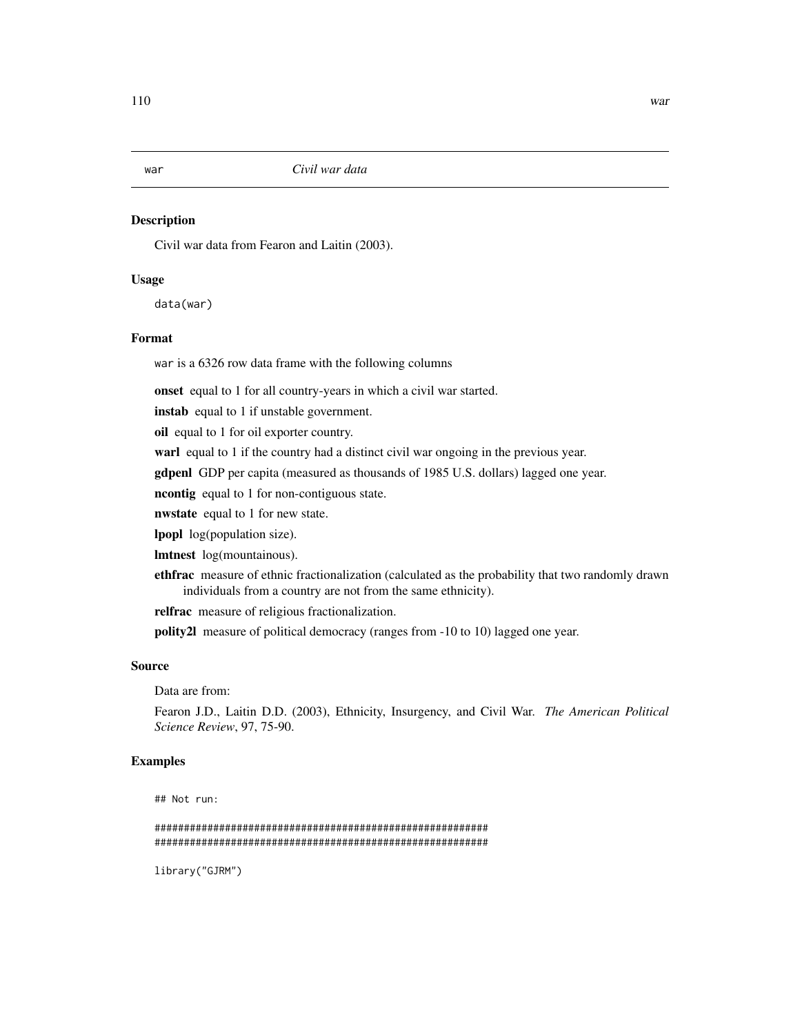war *Civil war data*

### Description

Civil war data from Fearon and Laitin (2003).

### Usage

```
data(war)
```

### Format

war is a 6326 row data frame with the following columns

**onset** equal to 1 for all country-years in which a civil war started.

**instab** equal to 1 if unstable government.

**oil** equal to 1 for oil exporter country.

**warl** equal to 1 if the country had a distinct civil war ongoing in the previous year.

**gdpenl** GDP per capita (measured as thousands of 1985 U.S. dollars) lagged one year.

**ncontig** equal to 1 for non-contiguous state.

**nwstate** equal to 1 for new state.

**lpopl** log(population size).

**lmtnest** log(mountainous).

**ethfrac** measure of ethnic fractionalization (calculated as the probability that two randomly drawn individuals from a country are not from the same ethnicity).

**relfrac** measure of religious fractionalization.

**polity2l** measure of political democracy (ranges from -10 to 10) lagged one year.

### Source

Data are from:

Fearon J.D., Laitin D.D. (2003), Ethnicity, Insurgency, and Civil War. *The American Political Science Review*, 97, 75-90.

### Examples

```
## Not run:

##########################################################
##########################################################

library("GJRM")
```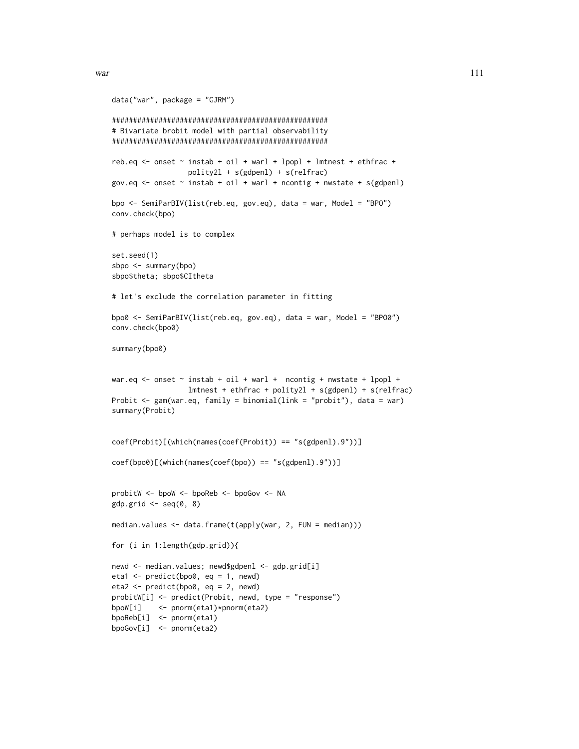```
data("war", package = "GJRM")

###################################################
# Bivariate brobit model with partial observability
###################################################

reb.eq <- onset ~ instab + oil + warl + lpopl + lmtnest + ethfrac +
                  polity2l + s(gdpenl) + s(relfrac)
gov.eq <- onset ~ instab + oil + warl + ncontig + nwstate + s(gdpenl)

bpo <- SemiParBIV(list(reb.eq, gov.eq), data = war, Model = "BPO")
conv.check(bpo)

# perhaps model is to complex

set.seed(1)
sbpo <- summary(bpo)
sbpo$theta; sbpo$CItheta

# let's exclude the correlation parameter in fitting

bpo0 <- SemiParBIV(list(reb.eq, gov.eq), data = war, Model = "BPO0")
conv.check(bpo0)

summary(bpo0)


war.eq <- onset ~ instab + oil + warl +  ncontig + nwstate + lpopl +
                  lmtnest + ethfrac + polity2l + s(gdpenl) + s(relfrac)
Probit <- gam(war.eq, family = binomial(link = "probit"), data = war)
summary(Probit)


coef(Probit)[(which(names(coef(Probit)) == "s(gdpenl).9"))]

coef(bpo0)[(which(names(coef(bpo)) == "s(gdpenl).9"))]


probitW <- bpoW <- bpoReb <- bpoGov <- NA
gdp.grid <- seq(0, 8)

median.values <- data.frame(t(apply(war, 2, FUN = median)))

for (i in 1:length(gdp.grid)){

newd <- median.values; newd$gdpenl <- gdp.grid[i]
eta1 <- predict(bpo0, eq = 1, newd)
eta2 <- predict(bpo0, eq = 2, newd)
probitW[i] <- predict(Probit, newd, type = "response")
bpoW[i]    <- pnorm(eta1)*pnorm(eta2)
bpoReb[i]  <- pnorm(eta1)
bpoGov[i]  <- pnorm(eta2)
```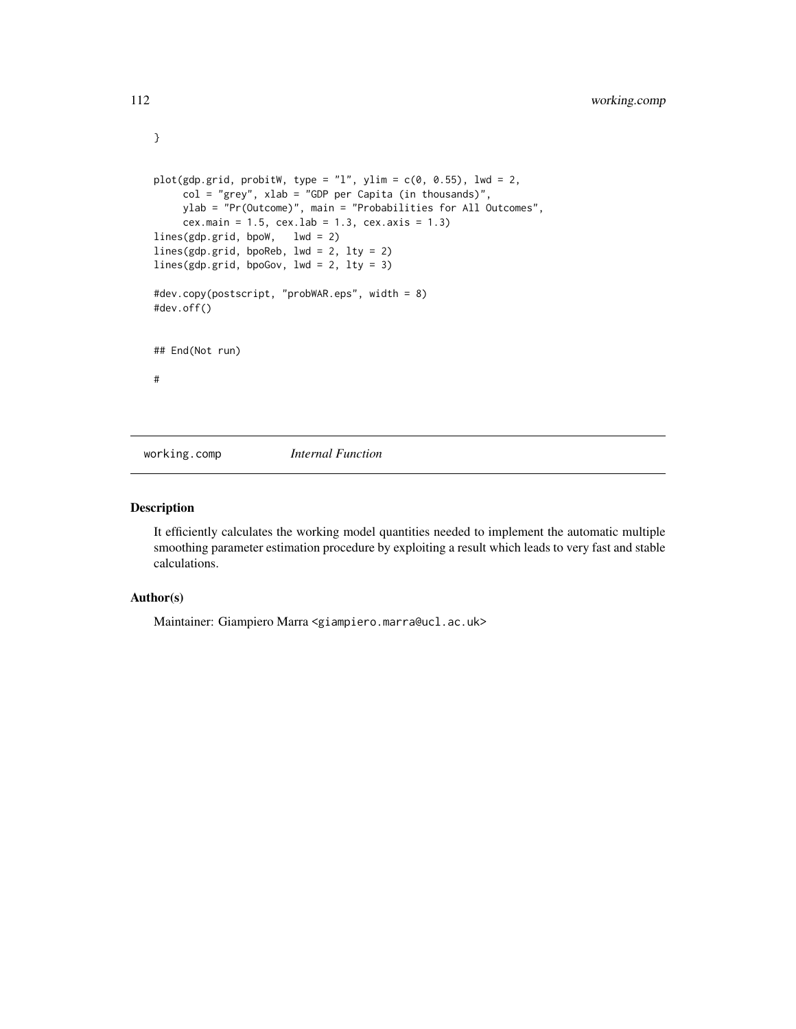```
}

plot(gdp.grid, probitW, type = "l", ylim = c(0, 0.55), lwd = 2,
     col = "grey", xlab = "GDP per Capita (in thousands)",
     ylab = "Pr(Outcome)", main = "Probabilities for All Outcomes",
     cex.main = 1.5, cex.lab = 1.3, cex.axis = 1.3)
lines(gdp.grid, bpoW,   lwd = 2)
lines(gdp.grid, bpoReb, lwd = 2, lty = 2)
lines(gdp.grid, bpoGov, lwd = 2, lty = 3)

#dev.copy(postscript, "probWAR.eps", width = 8)
#dev.off()


## End(Not run)

#
```

## working.comp    *Internal Function*

### Description

It efficiently calculates the working model quantities needed to implement the automatic multiple smoothing parameter estimation procedure by exploiting a result which leads to very fast and stable calculations.

### Author(s)

Maintainer: Giampiero Marra <giampiero.marra@ucl.ac.uk>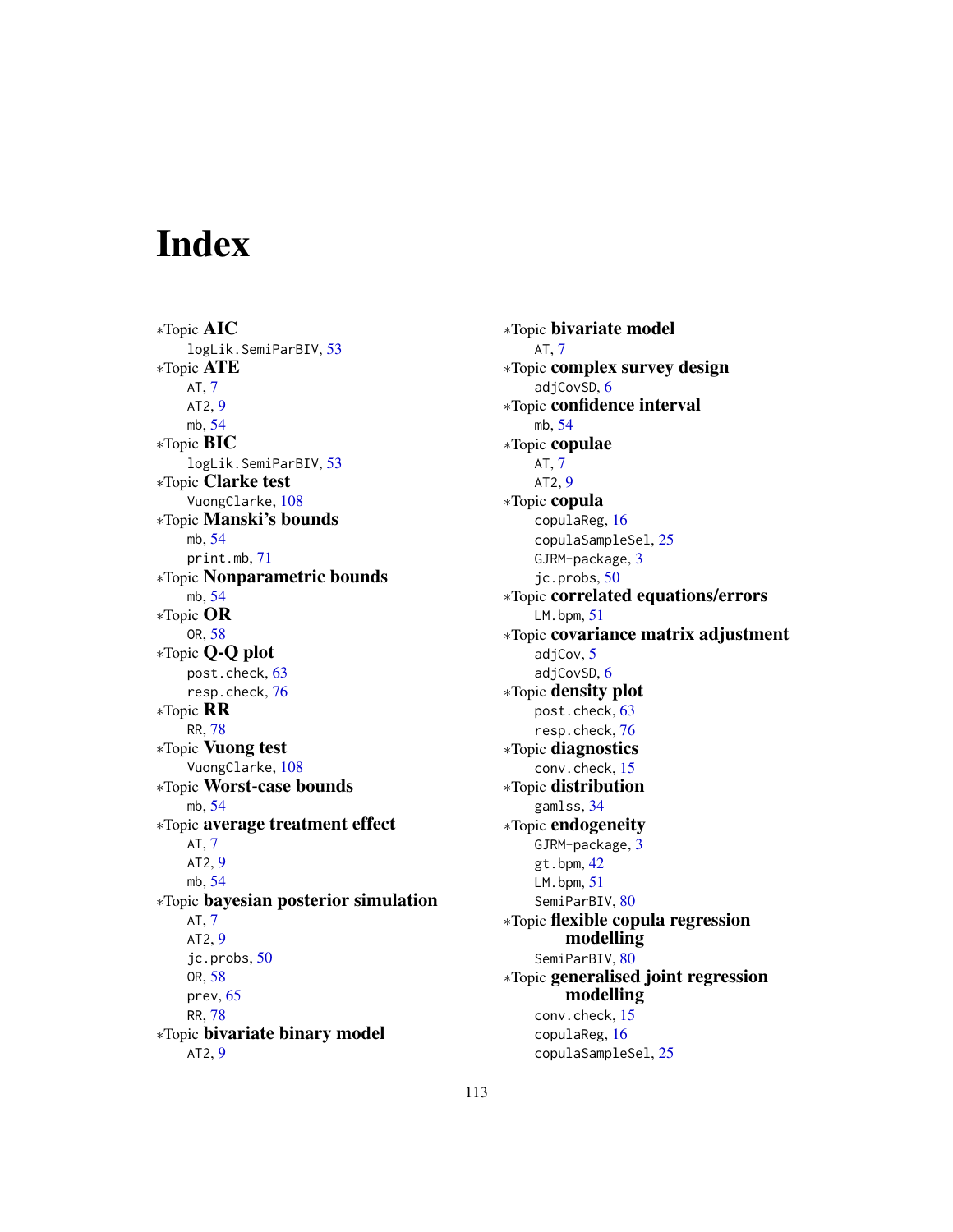# Index

*Topic **AIC**
  logLik.SemiParBIV, 53
*Topic **ATE**
  AT, 7
  AT2, 9
  mb, 54
*Topic **BIC**
  logLik.SemiParBIV, 53
*Topic **Clarke test**
  VuongClarke, 108
*Topic **Manski's bounds**
  mb, 54
  print.mb, 71
*Topic **Nonparametric bounds**
  mb, 54
*Topic **OR**
  OR, 58
*Topic **Q-Q plot**
  post.check, 63
  resp.check, 76
*Topic **RR**
  RR, 78
*Topic **Vuong test**
  VuongClarke, 108
*Topic **Worst-case bounds**
  mb, 54
*Topic **average treatment effect**
  AT, 7
  AT2, 9
  mb, 54
*Topic **bayesian posterior simulation**
  AT, 7
  AT2, 9
  jc.probs, 50
  OR, 58
  prev, 65
  RR, 78
*Topic **bivariate binary model**
  AT2, 9
*Topic **bivariate model**
  AT, 7
*Topic **complex survey design**
  adjCovSD, 6
*Topic **confidence interval**
  mb, 54
*Topic **copulae**
  AT, 7
  AT2, 9
*Topic **copula**
  copulaReg, 16
  copulaSampleSel, 25
  GJRM-package, 3
  jc.probs, 50
*Topic **correlated equations/errors**
  LM.bpm, 51
*Topic **covariance matrix adjustment**
  adjCov, 5
  adjCovSD, 6
*Topic **density plot**
  post.check, 63
  resp.check, 76
*Topic **diagnostics**
  conv.check, 15
*Topic **distribution**
  gamlss, 34
*Topic **endogeneity**
  GJRM-package, 3
  gt.bpm, 42
  LM.bpm, 51
  SemiParBIV, 80
*Topic **flexible copula regression modelling**
  SemiParBIV, 80
*Topic **generalised joint regression modelling**
  conv.check, 15
  copulaReg, 16
  copulaSampleSel, 25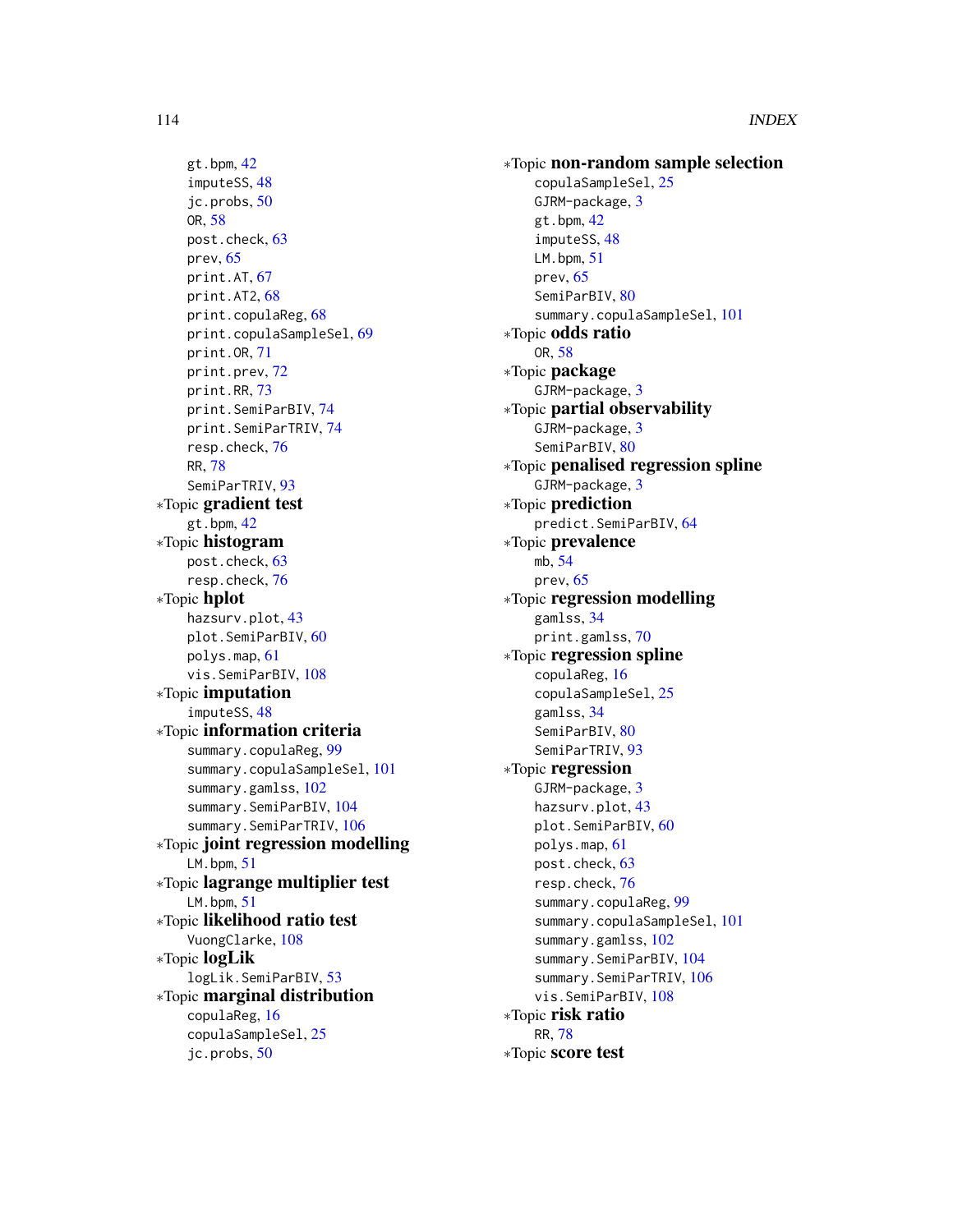gt.bpm, 42
imputeSS, 48
jc.probs, 50
OR, 58
post.check, 63
prev, 65
print.AT, 67
print.AT2, 68
print.copulaReg, 68
print.copulaSampleSel, 69
print.OR, 71
print.prev, 72
print.RR, 73
print.SemiParBIV, 74
print.SemiParTRIV, 74
resp.check, 76
RR, 78
SemiParTRIV, 93

*Topic **gradient test**
gt.bpm, 42

*Topic **histogram**
post.check, 63
resp.check, 76

*Topic **hplot**
hazsurv.plot, 43
plot.SemiParBIV, 60
polys.map, 61
vis.SemiParBIV, 108

*Topic **imputation**
imputeSS, 48

*Topic **information criteria**
summary.copulaReg, 99
summary.copulaSampleSel, 101
summary.gamlss, 102
summary.SemiParBIV, 104
summary.SemiParTRIV, 106

*Topic **joint regression modelling**
LM.bpm, 51

*Topic **lagrange multiplier test**
LM.bpm, 51

*Topic **likelihood ratio test**
VuongClarke, 108

*Topic **logLik**
logLik.SemiParBIV, 53

*Topic **marginal distribution**
copulaReg, 16
copulaSampleSel, 25
jc.probs, 50

*Topic **non-random sample selection**
copulaSampleSel, 25
GJRM-package, 3
gt.bpm, 42
imputeSS, 48
LM.bpm, 51
prev, 65
SemiParBIV, 80
summary.copulaSampleSel, 101

*Topic **odds ratio**
OR, 58

*Topic **package**
GJRM-package, 3

*Topic **partial observability**
GJRM-package, 3
SemiParBIV, 80

*Topic **penalised regression spline**
GJRM-package, 3

*Topic **prediction**
predict.SemiParBIV, 64

*Topic **prevalence**
mb, 54
prev, 65

*Topic **regression modelling**
gamlss, 34
print.gamlss, 70

*Topic **regression spline**
copulaReg, 16
copulaSampleSel, 25
gamlss, 34
SemiParBIV, 80
SemiParTRIV, 93

*Topic **regression**
GJRM-package, 3
hazsurv.plot, 43
plot.SemiParBIV, 60
polys.map, 61
post.check, 63
resp.check, 76
summary.copulaReg, 99
summary.copulaSampleSel, 101
summary.gamlss, 102
summary.SemiParBIV, 104
summary.SemiParTRIV, 106
vis.SemiParBIV, 108

*Topic **risk ratio**
RR, 78

*Topic **score test**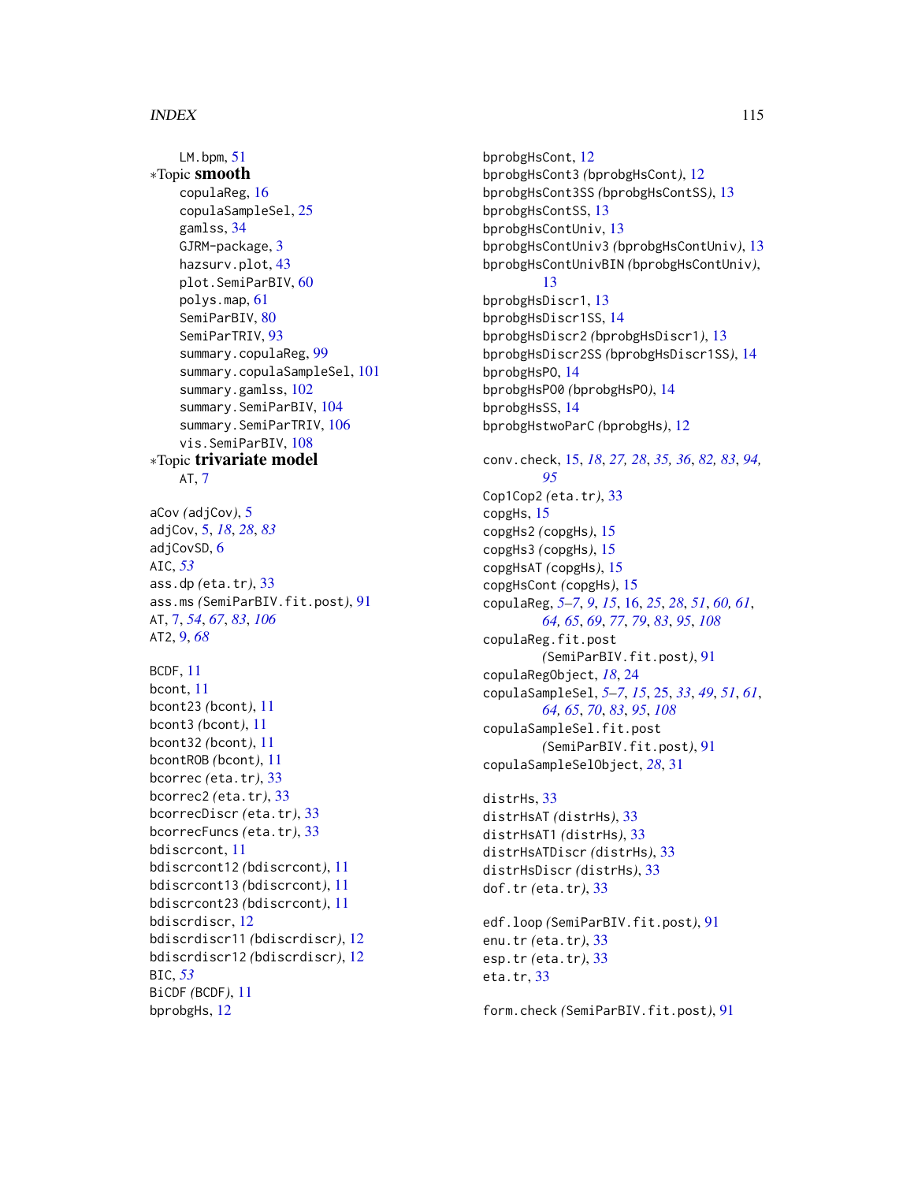LM.bpm, 51

∗Topic **smooth**

copulaReg, 16
copulaSampleSel, 25
gamlss, 34
GJRM-package, 3
hazsurv.plot, 43
plot.SemiParBIV, 60
polys.map, 61
SemiParBIV, 80
SemiParTRIV, 93
summary.copulaReg, 99
summary.copulaSampleSel, 101
summary.gamlss, 102
summary.SemiParBIV, 104
summary.SemiParTRIV, 106
vis.SemiParBIV, 108

∗Topic **trivariate model**

AT, 7

aCov *(adjCov)*, 5
adjCov, 5, *18*, *28*, *83*
adjCovSD, 6
AIC, *53*
ass.dp *(eta.tr)*, 33
ass.ms *(SemiParBIV.fit.post)*, 91
AT, 7, *54*, *67*, *83*, *106*
AT2, 9, *68*

BCDF, 11
bcont, 11
bcont23 *(bcont)*, 11
bcont3 *(bcont)*, 11
bcont32 *(bcont)*, 11
bcontROB *(bcont)*, 11
bcorrec *(eta.tr)*, 33
bcorrec2 *(eta.tr)*, 33
bcorrecDiscr *(eta.tr)*, 33
bcorrecFuncs *(eta.tr)*, 33
bdiscrcont, 11
bdiscrcont12 *(bdiscrcont)*, 11
bdiscrcont13 *(bdiscrcont)*, 11
bdiscrcont23 *(bdiscrcont)*, 11
bdiscrdiscr, 12
bdiscrdiscr11 *(bdiscrdiscr)*, 12
bdiscrdiscr12 *(bdiscrdiscr)*, 12
BIC, *53*
BiCDF *(BCDF)*, 11
bprobgHs, 12
bprobgHsCont, 12
bprobgHsCont3 *(bprobgHsCont)*, 12
bprobgHsCont3SS *(bprobgHsContSS)*, 13
bprobgHsContSS, 13
bprobgHsContUniv, 13
bprobgHsContUniv3 *(bprobgHsContUniv)*, 13
bprobgHsContUnivBIN *(bprobgHsContUniv)*, 13
bprobgHsDiscr1, 13
bprobgHsDiscr1SS, 14
bprobgHsDiscr2 *(bprobgHsDiscr1)*, 13
bprobgHsDiscr2SS *(bprobgHsDiscr1SS)*, 14
bprobgHsPO, 14
bprobgHsPO0 *(bprobgHsPO)*, 14
bprobgHsSS, 14
bprobgHstwoParC *(bprobgHs)*, 12

conv.check, 15, *18*, *27*, *28*, *35*, *36*, *82*, *83*, *94*, *95*
Cop1Cop2 *(eta.tr)*, 33
copgHs, 15
copgHs2 *(copgHs)*, 15
copgHs3 *(copgHs)*, 15
copgHsAT *(copgHs)*, 15
copgHsCont *(copgHs)*, 15
copulaReg, *5–7*, *9*, *15*, 16, *25*, *28*, *51*, *60*, *61*, *64*, *65*, *69*, *77*, *79*, *83*, *95*, *108*
copulaReg.fit.post *(SemiParBIV.fit.post)*, 91
copulaRegObject, *18*, 24
copulaSampleSel, *5–7*, *15*, 25, *33*, *49*, *51*, *61*, *64*, *65*, *70*, *83*, *95*, *108*
copulaSampleSel.fit.post *(SemiParBIV.fit.post)*, 91
copulaSampleSelObject, *28*, 31

distrHs, 33
distrHsAT *(distrHs)*, 33
distrHsAT1 *(distrHs)*, 33
distrHsATDiscr *(distrHs)*, 33
distrHsDiscr *(distrHs)*, 33
dof.tr *(eta.tr)*, 33

edf.loop *(SemiParBIV.fit.post)*, 91
enu.tr *(eta.tr)*, 33
esp.tr *(eta.tr)*, 33
eta.tr, 33

form.check *(SemiParBIV.fit.post)*, 91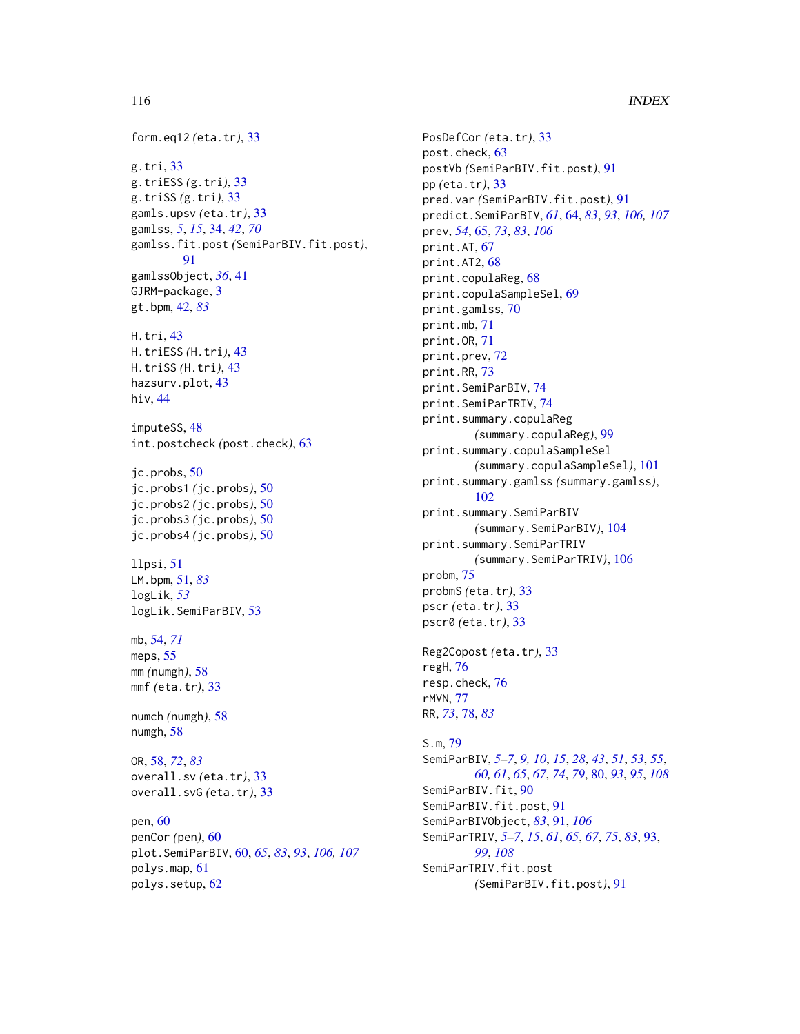form.eq12 *(eta.tr)*, 33

g.tri, 33
g.triESS *(g.tri)*, 33
g.triSS *(g.tri)*, 33
gamls.upsv *(eta.tr)*, 33
gamlss, *5*, *15*, 34, *42*, *70*
gamlss.fit.post *(SemiParBIV.fit.post)*, 91
gamlssObject, *36*, 41
GJRM-package, 3
gt.bpm, 42, *83*

H.tri, 43
H.triESS *(H.tri)*, 43
H.triSS *(H.tri)*, 43
hazsurv.plot, 43
hiv, 44

imputeSS, 48
int.postcheck *(post.check)*, 63

jc.probs, 50
jc.probs1 *(jc.probs)*, 50
jc.probs2 *(jc.probs)*, 50
jc.probs3 *(jc.probs)*, 50
jc.probs4 *(jc.probs)*, 50

llpsi, 51
LM.bpm, 51, *83*
logLik, *53*
logLik.SemiParBIV, 53

mb, 54, *71*
meps, 55
mm *(numgh)*, 58
mmf *(eta.tr)*, 33

numch *(numgh)*, 58
numgh, 58

OR, 58, *72*, *83*
overall.sv *(eta.tr)*, 33
overall.svG *(eta.tr)*, 33

pen, 60
penCor *(pen)*, 60
plot.SemiParBIV, 60, *65*, *83*, *93*, *106, 107*
polys.map, 61
polys.setup, 62
PosDefCor *(eta.tr)*, 33
post.check, 63
postVb *(SemiParBIV.fit.post)*, 91
pp *(eta.tr)*, 33
pred.var *(SemiParBIV.fit.post)*, 91
predict.SemiParBIV, *61*, 64, *83*, *93*, *106, 107*
prev, *54*, 65, *73*, *83*, *106*
print.AT, 67
print.AT2, 68
print.copulaReg, 68
print.copulaSampleSel, 69
print.gamlss, 70
print.mb, 71
print.OR, 71
print.prev, 72
print.RR, 73
print.SemiParBIV, 74
print.SemiParTRIV, 74
print.summary.copulaReg *(summary.copulaReg)*, 99
print.summary.copulaSampleSel *(summary.copulaSampleSel)*, 101
print.summary.gamlss *(summary.gamlss)*, 102
print.summary.SemiParBIV *(summary.SemiParBIV)*, 104
print.summary.SemiParTRIV *(summary.SemiParTRIV)*, 106
probm, 75
probmS *(eta.tr)*, 33
pscr *(eta.tr)*, 33
pscr0 *(eta.tr)*, 33

Reg2Copost *(eta.tr)*, 33
regH, 76
resp.check, 76
rMVN, 77
RR, *73*, 78, *83*

S.m, 79
SemiParBIV, *5–7*, *9*, *10*, *15*, *28*, *43*, *51*, *53*, *55*, *60*, *61*, *65*, *67*, *74*, *79*, 80, *93*, *95*, *108*
SemiParBIV.fit, 90
SemiParBIV.fit.post, 91
SemiParBIVObject, *83*, 91, *106*
SemiParTRIV, *5–7*, *15*, *61*, *65*, *67*, *75*, *83*, 93, *99*, *108*
SemiParTRIV.fit.post *(SemiParBIV.fit.post)*, 91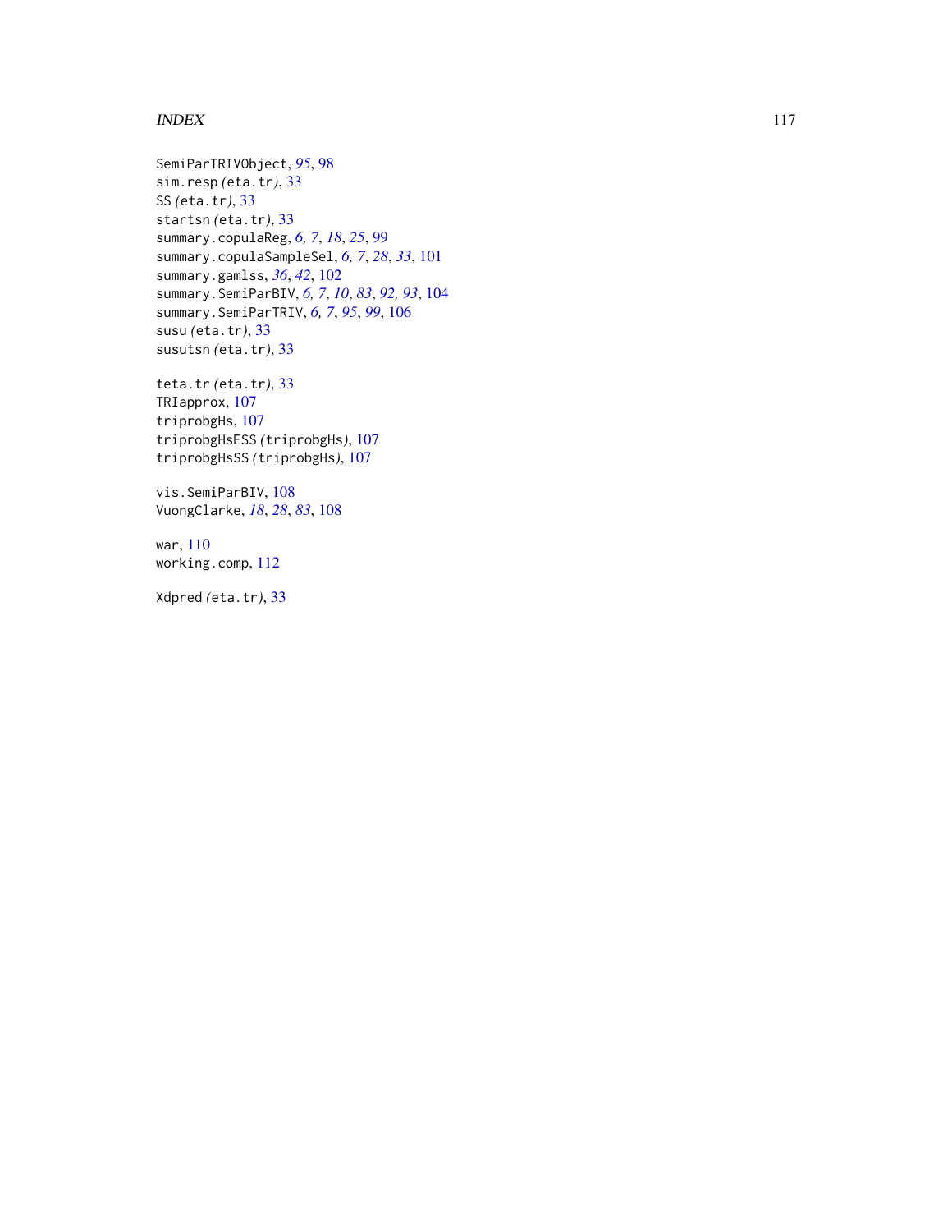SemiParTRIVObject, *95*, 98
sim.resp *(eta.tr)*, 33
SS *(eta.tr)*, 33
startsn *(eta.tr)*, 33
summary.copulaReg, *6, 7*, *18*, *25*, 99
summary.copulaSampleSel, *6, 7*, *28*, *33*, 101
summary.gamlss, *36*, *42*, 102
summary.SemiParBIV, *6, 7*, *10*, *83*, *92, 93*, 104
summary.SemiParTRIV, *6, 7*, *95*, *99*, 106
susu *(eta.tr)*, 33
susutsn *(eta.tr)*, 33

teta.tr *(eta.tr)*, 33
TRIapprox, 107
triprobgHs, 107
triprobgHsESS *(triprobgHs)*, 107
triprobgHsSS *(triprobgHs)*, 107

vis.SemiParBIV, 108
VuongClarke, *18*, *28*, *83*, 108

war, 110
working.comp, 112

Xdpred *(eta.tr)*, 33